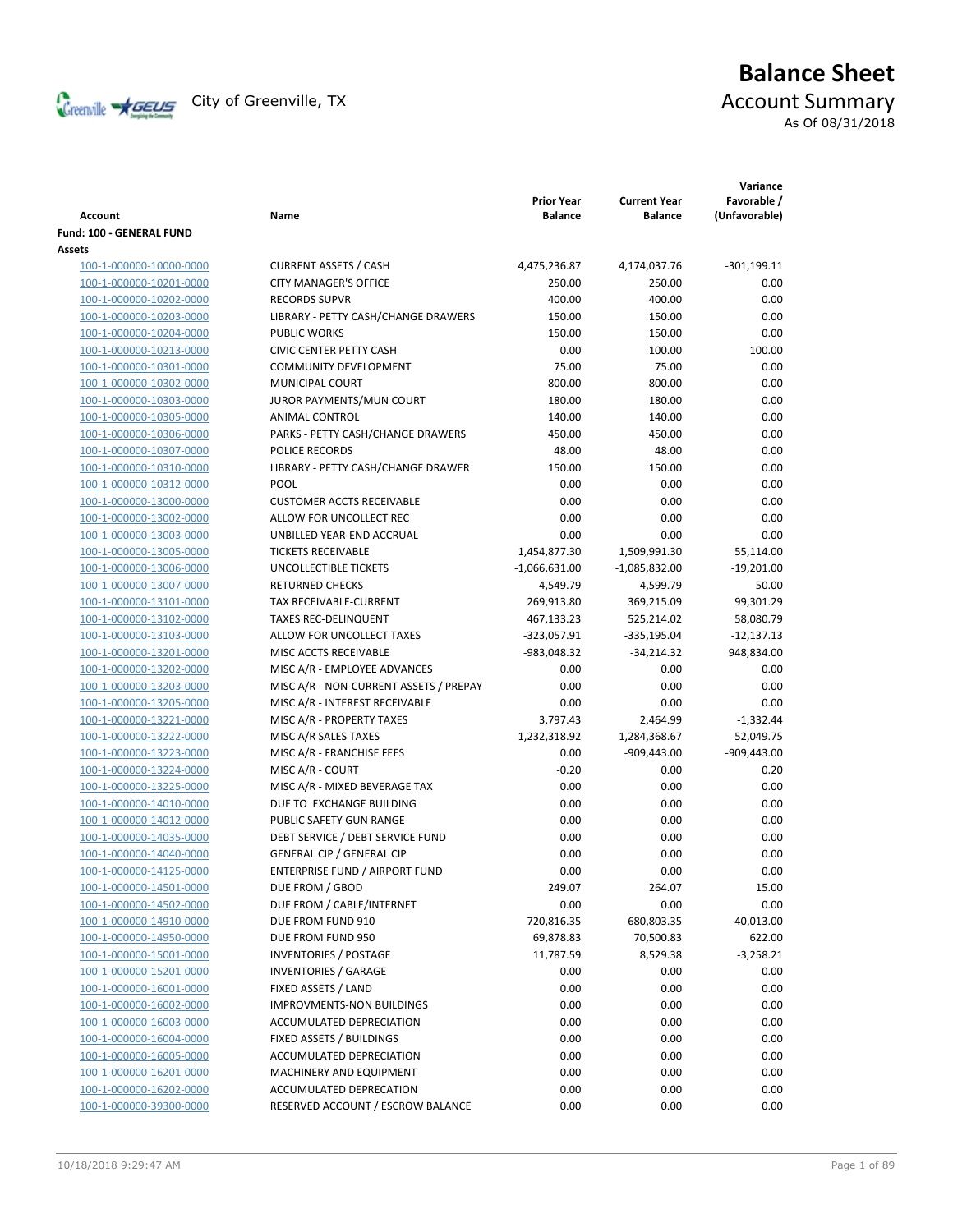City of Greenville, TX

# Balance Sheet
## Account Summary
As Of 08/31/2018

| Account | Name | Prior Year Balance | Current Year Balance | Variance Favorable / (Unfavorable) |
|---|---|---|---|---|
| **Fund: 100 - GENERAL FUND** | | | | |
| **Assets** | | | | |
| 100-1-000000-10000-0000 | CURRENT ASSETS / CASH | 4,475,236.87 | 4,174,037.76 | -301,199.11 |
| 100-1-000000-10201-0000 | CITY MANAGER'S OFFICE | 250.00 | 250.00 | 0.00 |
| 100-1-000000-10202-0000 | RECORDS SUPVR | 400.00 | 400.00 | 0.00 |
| 100-1-000000-10203-0000 | LIBRARY - PETTY CASH/CHANGE DRAWERS | 150.00 | 150.00 | 0.00 |
| 100-1-000000-10204-0000 | PUBLIC WORKS | 150.00 | 150.00 | 0.00 |
| 100-1-000000-10213-0000 | CIVIC CENTER PETTY CASH | 0.00 | 100.00 | 100.00 |
| 100-1-000000-10301-0000 | COMMUNITY DEVELOPMENT | 75.00 | 75.00 | 0.00 |
| 100-1-000000-10302-0000 | MUNICIPAL COURT | 800.00 | 800.00 | 0.00 |
| 100-1-000000-10303-0000 | JUROR PAYMENTS/MUN COURT | 180.00 | 180.00 | 0.00 |
| 100-1-000000-10305-0000 | ANIMAL CONTROL | 140.00 | 140.00 | 0.00 |
| 100-1-000000-10306-0000 | PARKS - PETTY CASH/CHANGE DRAWERS | 450.00 | 450.00 | 0.00 |
| 100-1-000000-10307-0000 | POLICE RECORDS | 48.00 | 48.00 | 0.00 |
| 100-1-000000-10310-0000 | LIBRARY - PETTY CASH/CHANGE DRAWER | 150.00 | 150.00 | 0.00 |
| 100-1-000000-10312-0000 | POOL | 0.00 | 0.00 | 0.00 |
| 100-1-000000-13000-0000 | CUSTOMER ACCTS RECEIVABLE | 0.00 | 0.00 | 0.00 |
| 100-1-000000-13002-0000 | ALLOW FOR UNCOLLECT REC | 0.00 | 0.00 | 0.00 |
| 100-1-000000-13003-0000 | UNBILLED YEAR-END ACCRUAL | 0.00 | 0.00 | 0.00 |
| 100-1-000000-13005-0000 | TICKETS RECEIVABLE | 1,454,877.30 | 1,509,991.30 | 55,114.00 |
| 100-1-000000-13006-0000 | UNCOLLECTIBLE TICKETS | -1,066,631.00 | -1,085,832.00 | -19,201.00 |
| 100-1-000000-13007-0000 | RETURNED CHECKS | 4,549.79 | 4,599.79 | 50.00 |
| 100-1-000000-13101-0000 | TAX RECEIVABLE-CURRENT | 269,913.80 | 369,215.09 | 99,301.29 |
| 100-1-000000-13102-0000 | TAXES REC-DELINQUENT | 467,133.23 | 525,214.02 | 58,080.79 |
| 100-1-000000-13103-0000 | ALLOW FOR UNCOLLECT TAXES | -323,057.91 | -335,195.04 | -12,137.13 |
| 100-1-000000-13201-0000 | MISC ACCTS RECEIVABLE | -983,048.32 | -34,214.32 | 948,834.00 |
| 100-1-000000-13202-0000 | MISC A/R - EMPLOYEE ADVANCES | 0.00 | 0.00 | 0.00 |
| 100-1-000000-13203-0000 | MISC A/R - NON-CURRENT ASSETS / PREPAY | 0.00 | 0.00 | 0.00 |
| 100-1-000000-13205-0000 | MISC A/R - INTEREST RECEIVABLE | 0.00 | 0.00 | 0.00 |
| 100-1-000000-13221-0000 | MISC A/R - PROPERTY TAXES | 3,797.43 | 2,464.99 | -1,332.44 |
| 100-1-000000-13222-0000 | MISC A/R SALES TAXES | 1,232,318.92 | 1,284,368.67 | 52,049.75 |
| 100-1-000000-13223-0000 | MISC A/R - FRANCHISE FEES | 0.00 | -909,443.00 | -909,443.00 |
| 100-1-000000-13224-0000 | MISC A/R - COURT | -0.20 | 0.00 | 0.20 |
| 100-1-000000-13225-0000 | MISC A/R - MIXED BEVERAGE TAX | 0.00 | 0.00 | 0.00 |
| 100-1-000000-14010-0000 | DUE TO EXCHANGE BUILDING | 0.00 | 0.00 | 0.00 |
| 100-1-000000-14012-0000 | PUBLIC SAFETY GUN RANGE | 0.00 | 0.00 | 0.00 |
| 100-1-000000-14035-0000 | DEBT SERVICE / DEBT SERVICE FUND | 0.00 | 0.00 | 0.00 |
| 100-1-000000-14040-0000 | GENERAL CIP / GENERAL CIP | 0.00 | 0.00 | 0.00 |
| 100-1-000000-14125-0000 | ENTERPRISE FUND / AIRPORT FUND | 0.00 | 0.00 | 0.00 |
| 100-1-000000-14501-0000 | DUE FROM / GBOD | 249.07 | 264.07 | 15.00 |
| 100-1-000000-14502-0000 | DUE FROM / CABLE/INTERNET | 0.00 | 0.00 | 0.00 |
| 100-1-000000-14910-0000 | DUE FROM FUND 910 | 720,816.35 | 680,803.35 | -40,013.00 |
| 100-1-000000-14950-0000 | DUE FROM FUND 950 | 69,878.83 | 70,500.83 | 622.00 |
| 100-1-000000-15001-0000 | INVENTORIES / POSTAGE | 11,787.59 | 8,529.38 | -3,258.21 |
| 100-1-000000-15201-0000 | INVENTORIES / GARAGE | 0.00 | 0.00 | 0.00 |
| 100-1-000000-16001-0000 | FIXED ASSETS / LAND | 0.00 | 0.00 | 0.00 |
| 100-1-000000-16002-0000 | IMPROVMENTS-NON BUILDINGS | 0.00 | 0.00 | 0.00 |
| 100-1-000000-16003-0000 | ACCUMULATED DEPRECIATION | 0.00 | 0.00 | 0.00 |
| 100-1-000000-16004-0000 | FIXED ASSETS / BUILDINGS | 0.00 | 0.00 | 0.00 |
| 100-1-000000-16005-0000 | ACCUMULATED DEPRECIATION | 0.00 | 0.00 | 0.00 |
| 100-1-000000-16201-0000 | MACHINERY AND EQUIPMENT | 0.00 | 0.00 | 0.00 |
| 100-1-000000-16202-0000 | ACCUMULATED DEPRECATION | 0.00 | 0.00 | 0.00 |
| 100-1-000000-39300-0000 | RESERVED ACCOUNT / ESCROW BALANCE | 0.00 | 0.00 | 0.00 |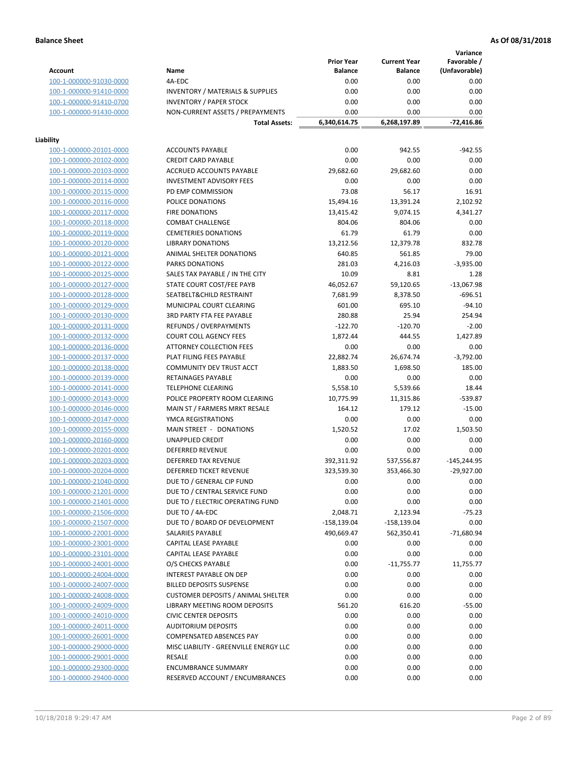**Balance Sheet** **As Of 08/31/2018**

| Account | Name | Prior Year Balance | Current Year Balance | Variance Favorable / (Unfavorable) |
|---|---|---|---|---|
| 100-1-000000-91030-0000 | 4A-EDC | 0.00 | 0.00 | 0.00 |
| 100-1-000000-91410-0000 | INVENTORY / MATERIALS & SUPPLIES | 0.00 | 0.00 | 0.00 |
| 100-1-000000-91410-0700 | INVENTORY / PAPER STOCK | 0.00 | 0.00 | 0.00 |
| 100-1-000000-91430-0000 | NON-CURRENT ASSETS / PREPAYMENTS | 0.00 | 0.00 | 0.00 |
| | **Total Assets:** | **6,340,614.75** | **6,268,197.89** | **-72,416.86** |

**Liability**

| Account | Name | Prior Year Balance | Current Year Balance | Variance Favorable / (Unfavorable) |
|---|---|---|---|---|
| 100-1-000000-20101-0000 | ACCOUNTS PAYABLE | 0.00 | 942.55 | -942.55 |
| 100-1-000000-20102-0000 | CREDIT CARD PAYABLE | 0.00 | 0.00 | 0.00 |
| 100-1-000000-20103-0000 | ACCRUED ACCOUNTS PAYABLE | 29,682.60 | 29,682.60 | 0.00 |
| 100-1-000000-20114-0000 | INVESTMENT ADVISORY FEES | 0.00 | 0.00 | 0.00 |
| 100-1-000000-20115-0000 | PD EMP COMMISSION | 73.08 | 56.17 | 16.91 |
| 100-1-000000-20116-0000 | POLICE DONATIONS | 15,494.16 | 13,391.24 | 2,102.92 |
| 100-1-000000-20117-0000 | FIRE DONATIONS | 13,415.42 | 9,074.15 | 4,341.27 |
| 100-1-000000-20118-0000 | COMBAT CHALLENGE | 804.06 | 804.06 | 0.00 |
| 100-1-000000-20119-0000 | CEMETERIES DONATIONS | 61.79 | 61.79 | 0.00 |
| 100-1-000000-20120-0000 | LIBRARY DONATIONS | 13,212.56 | 12,379.78 | 832.78 |
| 100-1-000000-20121-0000 | ANIMAL SHELTER DONATIONS | 640.85 | 561.85 | 79.00 |
| 100-1-000000-20122-0000 | PARKS DONATIONS | 281.03 | 4,216.03 | -3,935.00 |
| 100-1-000000-20125-0000 | SALES TAX PAYABLE / IN THE CITY | 10.09 | 8.81 | 1.28 |
| 100-1-000000-20127-0000 | STATE COURT COST/FEE PAYB | 46,052.67 | 59,120.65 | -13,067.98 |
| 100-1-000000-20128-0000 | SEATBELT&CHILD RESTRAINT | 7,681.99 | 8,378.50 | -696.51 |
| 100-1-000000-20129-0000 | MUNICIPAL COURT CLEARING | 601.00 | 695.10 | -94.10 |
| 100-1-000000-20130-0000 | 3RD PARTY FTA FEE PAYABLE | 280.88 | 25.94 | 254.94 |
| 100-1-000000-20131-0000 | REFUNDS / OVERPAYMENTS | -122.70 | -120.70 | -2.00 |
| 100-1-000000-20132-0000 | COURT COLL AGENCY FEES | 1,872.44 | 444.55 | 1,427.89 |
| 100-1-000000-20136-0000 | ATTORNEY COLLECTION FEES | 0.00 | 0.00 | 0.00 |
| 100-1-000000-20137-0000 | PLAT FILING FEES PAYABLE | 22,882.74 | 26,674.74 | -3,792.00 |
| 100-1-000000-20138-0000 | COMMUNITY DEV TRUST ACCT | 1,883.50 | 1,698.50 | 185.00 |
| 100-1-000000-20139-0000 | RETAINAGES PAYABLE | 0.00 | 0.00 | 0.00 |
| 100-1-000000-20141-0000 | TELEPHONE CLEARING | 5,558.10 | 5,539.66 | 18.44 |
| 100-1-000000-20143-0000 | POLICE PROPERTY ROOM CLEARING | 10,775.99 | 11,315.86 | -539.87 |
| 100-1-000000-20146-0000 | MAIN ST / FARMERS MRKT RESALE | 164.12 | 179.12 | -15.00 |
| 100-1-000000-20147-0000 | YMCA REGISTRATIONS | 0.00 | 0.00 | 0.00 |
| 100-1-000000-20155-0000 | MAIN STREET - DONATIONS | 1,520.52 | 17.02 | 1,503.50 |
| 100-1-000000-20160-0000 | UNAPPLIED CREDIT | 0.00 | 0.00 | 0.00 |
| 100-1-000000-20201-0000 | DEFERRED REVENUE | 0.00 | 0.00 | 0.00 |
| 100-1-000000-20203-0000 | DEFERRED TAX REVENUE | 392,311.92 | 537,556.87 | -145,244.95 |
| 100-1-000000-20204-0000 | DEFERRED TICKET REVENUE | 323,539.30 | 353,466.30 | -29,927.00 |
| 100-1-000000-21040-0000 | DUE TO / GENERAL CIP FUND | 0.00 | 0.00 | 0.00 |
| 100-1-000000-21201-0000 | DUE TO / CENTRAL SERVICE FUND | 0.00 | 0.00 | 0.00 |
| 100-1-000000-21401-0000 | DUE TO / ELECTRIC OPERATING FUND | 0.00 | 0.00 | 0.00 |
| 100-1-000000-21506-0000 | DUE TO / 4A-EDC | 2,048.71 | 2,123.94 | -75.23 |
| 100-1-000000-21507-0000 | DUE TO / BOARD OF DEVELOPMENT | -158,139.04 | -158,139.04 | 0.00 |
| 100-1-000000-22001-0000 | SALARIES PAYABLE | 490,669.47 | 562,350.41 | -71,680.94 |
| 100-1-000000-23001-0000 | CAPITAL LEASE PAYABLE | 0.00 | 0.00 | 0.00 |
| 100-1-000000-23101-0000 | CAPITAL LEASE PAYABLE | 0.00 | 0.00 | 0.00 |
| 100-1-000000-24001-0000 | O/S CHECKS PAYABLE | 0.00 | -11,755.77 | 11,755.77 |
| 100-1-000000-24004-0000 | INTEREST PAYABLE ON DEP | 0.00 | 0.00 | 0.00 |
| 100-1-000000-24007-0000 | BILLED DEPOSITS SUSPENSE | 0.00 | 0.00 | 0.00 |
| 100-1-000000-24008-0000 | CUSTOMER DEPOSITS / ANIMAL SHELTER | 0.00 | 0.00 | 0.00 |
| 100-1-000000-24009-0000 | LIBRARY MEETING ROOM DEPOSITS | 561.20 | 616.20 | -55.00 |
| 100-1-000000-24010-0000 | CIVIC CENTER DEPOSITS | 0.00 | 0.00 | 0.00 |
| 100-1-000000-24011-0000 | AUDITORIUM DEPOSITS | 0.00 | 0.00 | 0.00 |
| 100-1-000000-26001-0000 | COMPENSATED ABSENCES PAY | 0.00 | 0.00 | 0.00 |
| 100-1-000000-29000-0000 | MISC LIABILITY - GREENVILLE ENERGY LLC | 0.00 | 0.00 | 0.00 |
| 100-1-000000-29001-0000 | RESALE | 0.00 | 0.00 | 0.00 |
| 100-1-000000-29300-0000 | ENCUMBRANCE SUMMARY | 0.00 | 0.00 | 0.00 |
| 100-1-000000-29400-0000 | RESERVED ACCOUNT / ENCUMBRANCES | 0.00 | 0.00 | 0.00 |

10/18/2018 9:29:47 AM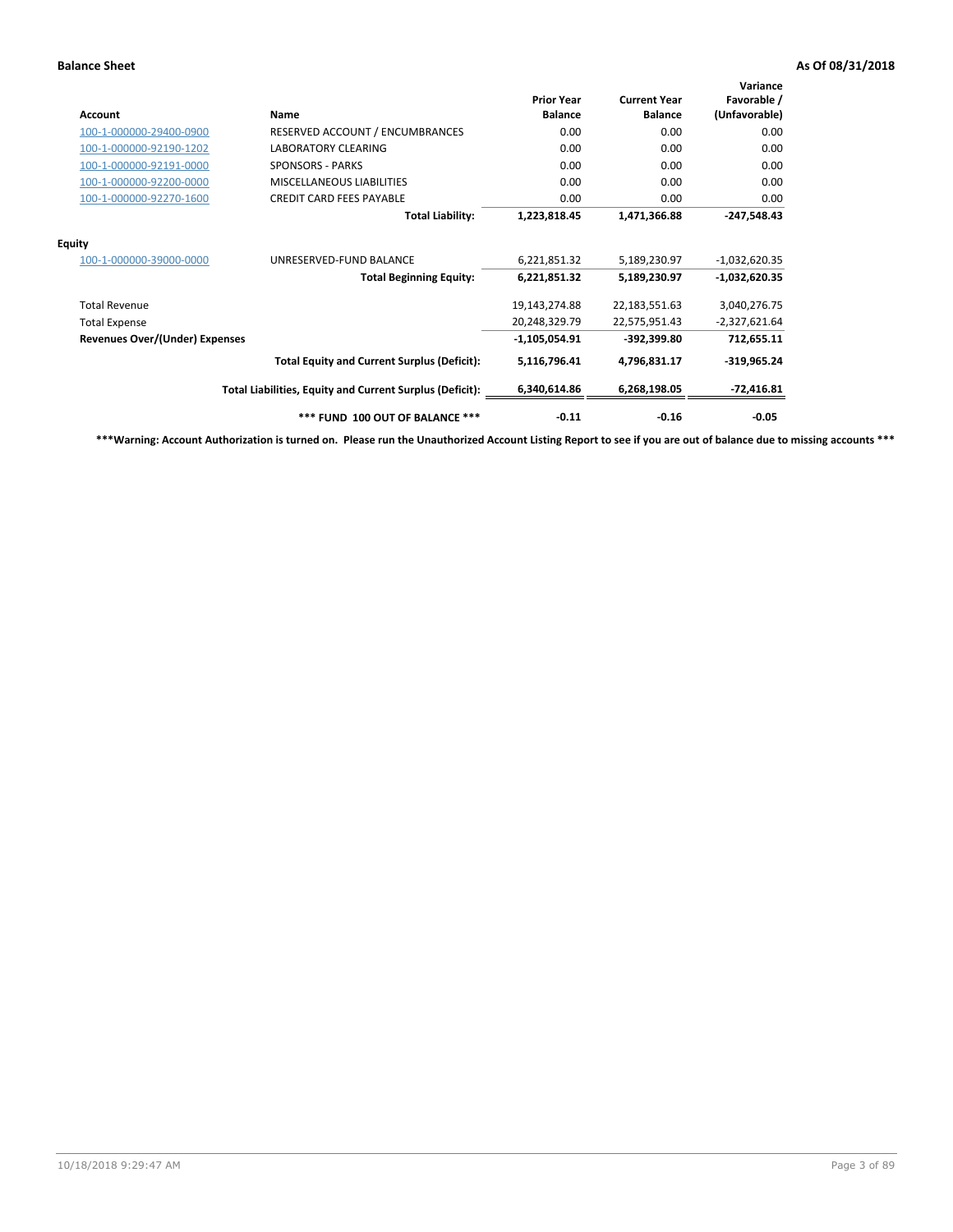**Balance Sheet** **As Of 08/31/2018**

| Account | Name | Prior Year Balance | Current Year Balance | Variance Favorable / (Unfavorable) |
|---|---|---|---|---|
| 100-1-000000-29400-0900 | RESERVED ACCOUNT / ENCUMBRANCES | 0.00 | 0.00 | 0.00 |
| 100-1-000000-92190-1202 | LABORATORY CLEARING | 0.00 | 0.00 | 0.00 |
| 100-1-000000-92191-0000 | SPONSORS - PARKS | 0.00 | 0.00 | 0.00 |
| 100-1-000000-92200-0000 | MISCELLANEOUS LIABILITIES | 0.00 | 0.00 | 0.00 |
| 100-1-000000-92270-1600 | CREDIT CARD FEES PAYABLE | 0.00 | 0.00 | 0.00 |
| | **Total Liability:** | **1,223,818.45** | **1,471,366.88** | **-247,548.43** |
| **Equity** | | | | |
| 100-1-000000-39000-0000 | UNRESERVED-FUND BALANCE | 6,221,851.32 | 5,189,230.97 | -1,032,620.35 |
| | **Total Beginning Equity:** | **6,221,851.32** | **5,189,230.97** | **-1,032,620.35** |
| Total Revenue | | 19,143,274.88 | 22,183,551.63 | 3,040,276.75 |
| Total Expense | | 20,248,329.79 | 22,575,951.43 | -2,327,621.64 |
| **Revenues Over/(Under) Expenses** | | **-1,105,054.91** | **-392,399.80** | **712,655.11** |
| | **Total Equity and Current Surplus (Deficit):** | **5,116,796.41** | **4,796,831.17** | **-319,965.24** |
| | **Total Liabilities, Equity and Current Surplus (Deficit):** | **6,340,614.86** | **6,268,198.05** | **-72,416.81** |
| | ***** FUND 100 OUT OF BALANCE ***** | **-0.11** | **-0.16** | **-0.05** |

*****Warning: Account Authorization is turned on. Please run the Unauthorized Account Listing Report to see if you are out of balance due to missing accounts *****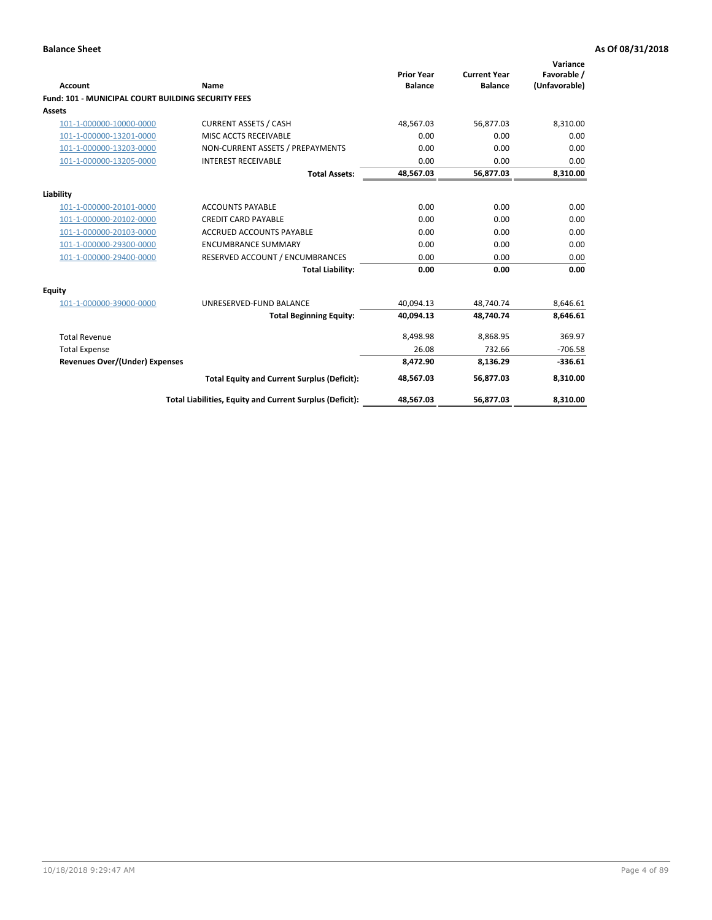**Balance Sheet** | **As Of 08/31/2018**

| Account | Name | Prior Year Balance | Current Year Balance | Variance Favorable / (Unfavorable) |
|---|---|---|---|---|
| **Fund: 101 - MUNICIPAL COURT BUILDING SECURITY FEES** | | | | |
| **Assets** | | | | |
| 101-1-000000-10000-0000 | CURRENT ASSETS / CASH | 48,567.03 | 56,877.03 | 8,310.00 |
| 101-1-000000-13201-0000 | MISC ACCTS RECEIVABLE | 0.00 | 0.00 | 0.00 |
| 101-1-000000-13203-0000 | NON-CURRENT ASSETS / PREPAYMENTS | 0.00 | 0.00 | 0.00 |
| 101-1-000000-13205-0000 | INTEREST RECEIVABLE | 0.00 | 0.00 | 0.00 |
| | **Total Assets:** | **48,567.03** | **56,877.03** | **8,310.00** |
| **Liability** | | | | |
| 101-1-000000-20101-0000 | ACCOUNTS PAYABLE | 0.00 | 0.00 | 0.00 |
| 101-1-000000-20102-0000 | CREDIT CARD PAYABLE | 0.00 | 0.00 | 0.00 |
| 101-1-000000-20103-0000 | ACCRUED ACCOUNTS PAYABLE | 0.00 | 0.00 | 0.00 |
| 101-1-000000-29300-0000 | ENCUMBRANCE SUMMARY | 0.00 | 0.00 | 0.00 |
| 101-1-000000-29400-0000 | RESERVED ACCOUNT / ENCUMBRANCES | 0.00 | 0.00 | 0.00 |
| | **Total Liability:** | **0.00** | **0.00** | **0.00** |
| **Equity** | | | | |
| 101-1-000000-39000-0000 | UNRESERVED-FUND BALANCE | 40,094.13 | 48,740.74 | 8,646.61 |
| | **Total Beginning Equity:** | **40,094.13** | **48,740.74** | **8,646.61** |
| Total Revenue | | 8,498.98 | 8,868.95 | 369.97 |
| Total Expense | | 26.08 | 732.66 | -706.58 |
| **Revenues Over/(Under) Expenses** | | **8,472.90** | **8,136.29** | **-336.61** |
| | **Total Equity and Current Surplus (Deficit):** | **48,567.03** | **56,877.03** | **8,310.00** |
| | **Total Liabilities, Equity and Current Surplus (Deficit):** | **48,567.03** | **56,877.03** | **8,310.00** |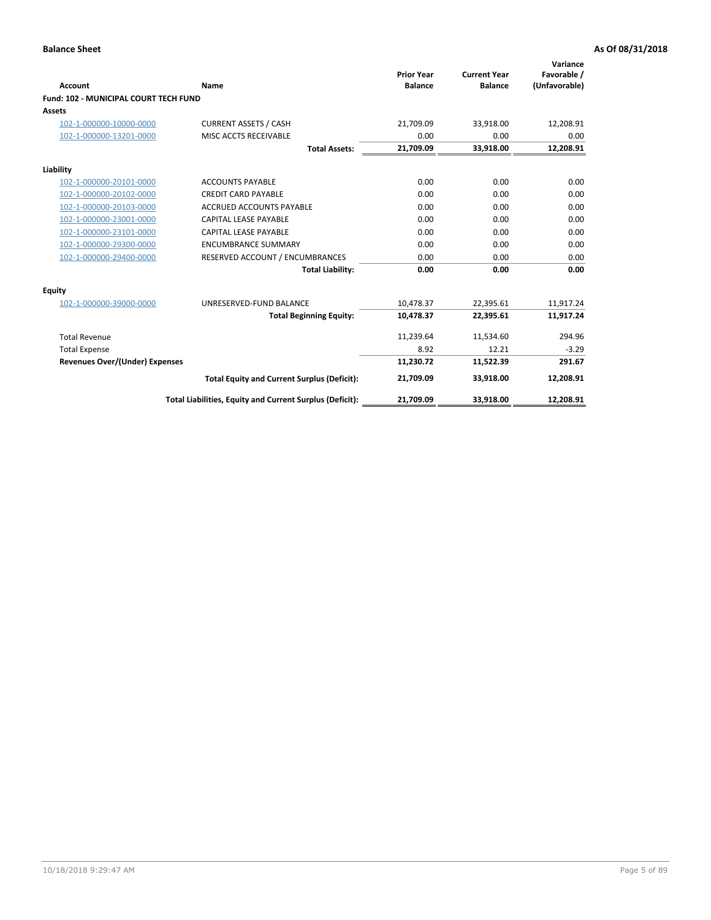**Balance Sheet** **As Of 08/31/2018**

| Account | Name | Prior Year Balance | Current Year Balance | Variance Favorable / (Unfavorable) |
|---|---|---|---|---|
| **Fund: 102 - MUNICIPAL COURT TECH FUND** | | | | |
| **Assets** | | | | |
| 102-1-000000-10000-0000 | CURRENT ASSETS / CASH | 21,709.09 | 33,918.00 | 12,208.91 |
| 102-1-000000-13201-0000 | MISC ACCTS RECEIVABLE | 0.00 | 0.00 | 0.00 |
| | **Total Assets:** | **21,709.09** | **33,918.00** | **12,208.91** |
| **Liability** | | | | |
| 102-1-000000-20101-0000 | ACCOUNTS PAYABLE | 0.00 | 0.00 | 0.00 |
| 102-1-000000-20102-0000 | CREDIT CARD PAYABLE | 0.00 | 0.00 | 0.00 |
| 102-1-000000-20103-0000 | ACCRUED ACCOUNTS PAYABLE | 0.00 | 0.00 | 0.00 |
| 102-1-000000-23001-0000 | CAPITAL LEASE PAYABLE | 0.00 | 0.00 | 0.00 |
| 102-1-000000-23101-0000 | CAPITAL LEASE PAYABLE | 0.00 | 0.00 | 0.00 |
| 102-1-000000-29300-0000 | ENCUMBRANCE SUMMARY | 0.00 | 0.00 | 0.00 |
| 102-1-000000-29400-0000 | RESERVED ACCOUNT / ENCUMBRANCES | 0.00 | 0.00 | 0.00 |
| | **Total Liability:** | **0.00** | **0.00** | **0.00** |
| **Equity** | | | | |
| 102-1-000000-39000-0000 | UNRESERVED-FUND BALANCE | 10,478.37 | 22,395.61 | 11,917.24 |
| | **Total Beginning Equity:** | **10,478.37** | **22,395.61** | **11,917.24** |
| Total Revenue | | 11,239.64 | 11,534.60 | 294.96 |
| Total Expense | | 8.92 | 12.21 | -3.29 |
| **Revenues Over/(Under) Expenses** | | **11,230.72** | **11,522.39** | **291.67** |
| | **Total Equity and Current Surplus (Deficit):** | **21,709.09** | **33,918.00** | **12,208.91** |
| | **Total Liabilities, Equity and Current Surplus (Deficit):** | **21,709.09** | **33,918.00** | **12,208.91** |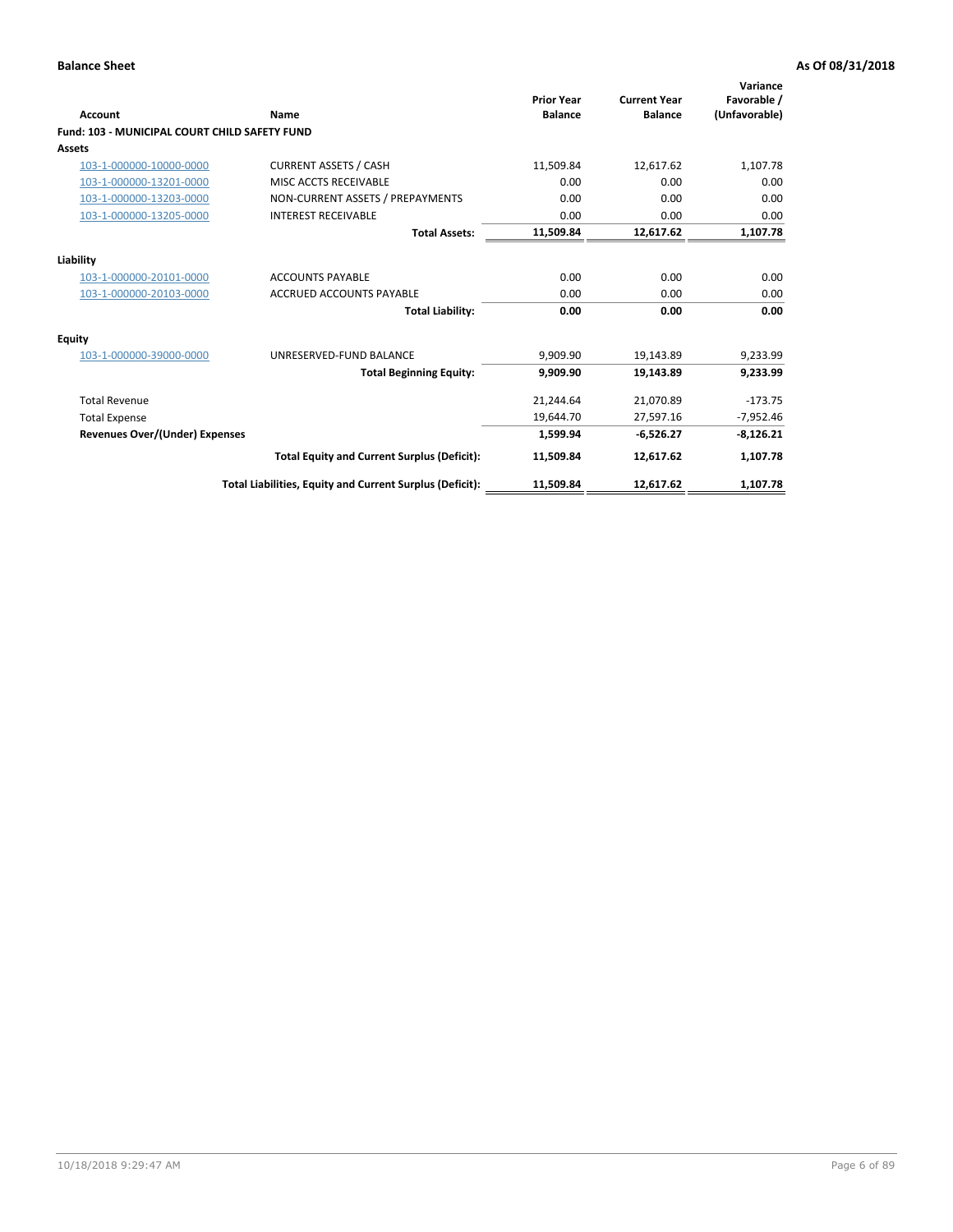| Account | Name | Prior Year Balance | Current Year Balance | Variance Favorable / (Unfavorable) |
|---|---|---|---|---|
| **Fund: 103 - MUNICIPAL COURT CHILD SAFETY FUND** | | | | |
| **Assets** | | | | |
| 103-1-000000-10000-0000 | CURRENT ASSETS / CASH | 11,509.84 | 12,617.62 | 1,107.78 |
| 103-1-000000-13201-0000 | MISC ACCTS RECEIVABLE | 0.00 | 0.00 | 0.00 |
| 103-1-000000-13203-0000 | NON-CURRENT ASSETS / PREPAYMENTS | 0.00 | 0.00 | 0.00 |
| 103-1-000000-13205-0000 | INTEREST RECEIVABLE | 0.00 | 0.00 | 0.00 |
| | **Total Assets:** | **11,509.84** | **12,617.62** | **1,107.78** |
| **Liability** | | | | |
| 103-1-000000-20101-0000 | ACCOUNTS PAYABLE | 0.00 | 0.00 | 0.00 |
| 103-1-000000-20103-0000 | ACCRUED ACCOUNTS PAYABLE | 0.00 | 0.00 | 0.00 |
| | **Total Liability:** | **0.00** | **0.00** | **0.00** |
| **Equity** | | | | |
| 103-1-000000-39000-0000 | UNRESERVED-FUND BALANCE | 9,909.90 | 19,143.89 | 9,233.99 |
| | **Total Beginning Equity:** | **9,909.90** | **19,143.89** | **9,233.99** |
| Total Revenue | | 21,244.64 | 21,070.89 | -173.75 |
| Total Expense | | 19,644.70 | 27,597.16 | -7,952.46 |
| **Revenues Over/(Under) Expenses** | | **1,599.94** | **-6,526.27** | **-8,126.21** |
| | **Total Equity and Current Surplus (Deficit):** | **11,509.84** | **12,617.62** | **1,107.78** |
| | **Total Liabilities, Equity and Current Surplus (Deficit):** | **11,509.84** | **12,617.62** | **1,107.78** |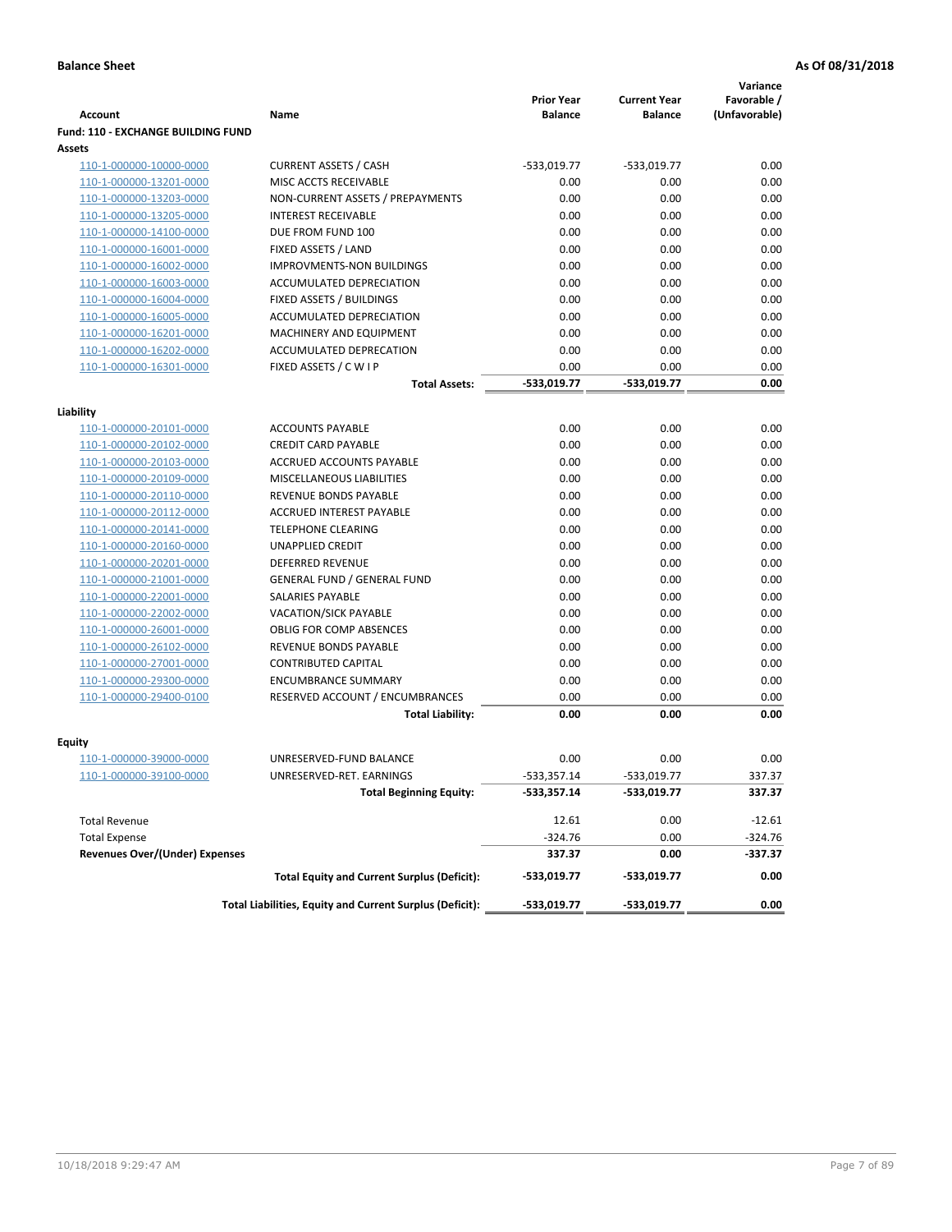**Balance Sheet** **As Of 08/31/2018**

| Account | Name | Prior Year Balance | Current Year Balance | Variance Favorable / (Unfavorable) |
|---|---|---|---|---|
| **Fund: 110 - EXCHANGE BUILDING FUND** | | | | |
| **Assets** | | | | |
| 110-1-000000-10000-0000 | CURRENT ASSETS / CASH | -533,019.77 | -533,019.77 | 0.00 |
| 110-1-000000-13201-0000 | MISC ACCTS RECEIVABLE | 0.00 | 0.00 | 0.00 |
| 110-1-000000-13203-0000 | NON-CURRENT ASSETS / PREPAYMENTS | 0.00 | 0.00 | 0.00 |
| 110-1-000000-13205-0000 | INTEREST RECEIVABLE | 0.00 | 0.00 | 0.00 |
| 110-1-000000-14100-0000 | DUE FROM FUND 100 | 0.00 | 0.00 | 0.00 |
| 110-1-000000-16001-0000 | FIXED ASSETS / LAND | 0.00 | 0.00 | 0.00 |
| 110-1-000000-16002-0000 | IMPROVMENTS-NON BUILDINGS | 0.00 | 0.00 | 0.00 |
| 110-1-000000-16003-0000 | ACCUMULATED DEPRECIATION | 0.00 | 0.00 | 0.00 |
| 110-1-000000-16004-0000 | FIXED ASSETS / BUILDINGS | 0.00 | 0.00 | 0.00 |
| 110-1-000000-16005-0000 | ACCUMULATED DEPRECIATION | 0.00 | 0.00 | 0.00 |
| 110-1-000000-16201-0000 | MACHINERY AND EQUIPMENT | 0.00 | 0.00 | 0.00 |
| 110-1-000000-16202-0000 | ACCUMULATED DEPRECATION | 0.00 | 0.00 | 0.00 |
| 110-1-000000-16301-0000 | FIXED ASSETS / C W I P | 0.00 | 0.00 | 0.00 |
| | **Total Assets:** | **-533,019.77** | **-533,019.77** | **0.00** |
| **Liability** | | | | |
| 110-1-000000-20101-0000 | ACCOUNTS PAYABLE | 0.00 | 0.00 | 0.00 |
| 110-1-000000-20102-0000 | CREDIT CARD PAYABLE | 0.00 | 0.00 | 0.00 |
| 110-1-000000-20103-0000 | ACCRUED ACCOUNTS PAYABLE | 0.00 | 0.00 | 0.00 |
| 110-1-000000-20109-0000 | MISCELLANEOUS LIABILITIES | 0.00 | 0.00 | 0.00 |
| 110-1-000000-20110-0000 | REVENUE BONDS PAYABLE | 0.00 | 0.00 | 0.00 |
| 110-1-000000-20112-0000 | ACCRUED INTEREST PAYABLE | 0.00 | 0.00 | 0.00 |
| 110-1-000000-20141-0000 | TELEPHONE CLEARING | 0.00 | 0.00 | 0.00 |
| 110-1-000000-20160-0000 | UNAPPLIED CREDIT | 0.00 | 0.00 | 0.00 |
| 110-1-000000-20201-0000 | DEFERRED REVENUE | 0.00 | 0.00 | 0.00 |
| 110-1-000000-21001-0000 | GENERAL FUND / GENERAL FUND | 0.00 | 0.00 | 0.00 |
| 110-1-000000-22001-0000 | SALARIES PAYABLE | 0.00 | 0.00 | 0.00 |
| 110-1-000000-22002-0000 | VACATION/SICK PAYABLE | 0.00 | 0.00 | 0.00 |
| 110-1-000000-26001-0000 | OBLIG FOR COMP ABSENCES | 0.00 | 0.00 | 0.00 |
| 110-1-000000-26102-0000 | REVENUE BONDS PAYABLE | 0.00 | 0.00 | 0.00 |
| 110-1-000000-27001-0000 | CONTRIBUTED CAPITAL | 0.00 | 0.00 | 0.00 |
| 110-1-000000-29300-0000 | ENCUMBRANCE SUMMARY | 0.00 | 0.00 | 0.00 |
| 110-1-000000-29400-0100 | RESERVED ACCOUNT / ENCUMBRANCES | 0.00 | 0.00 | 0.00 |
| | **Total Liability:** | **0.00** | **0.00** | **0.00** |
| **Equity** | | | | |
| 110-1-000000-39000-0000 | UNRESERVED-FUND BALANCE | 0.00 | 0.00 | 0.00 |
| 110-1-000000-39100-0000 | UNRESERVED-RET. EARNINGS | -533,357.14 | -533,019.77 | 337.37 |
| | **Total Beginning Equity:** | **-533,357.14** | **-533,019.77** | **337.37** |
| Total Revenue | | 12.61 | 0.00 | -12.61 |
| Total Expense | | -324.76 | 0.00 | -324.76 |
| **Revenues Over/(Under) Expenses** | | **337.37** | **0.00** | **-337.37** |
| | **Total Equity and Current Surplus (Deficit):** | **-533,019.77** | **-533,019.77** | **0.00** |
| | **Total Liabilities, Equity and Current Surplus (Deficit):** | **-533,019.77** | **-533,019.77** | **0.00** |

10/18/2018 9:29:47 AM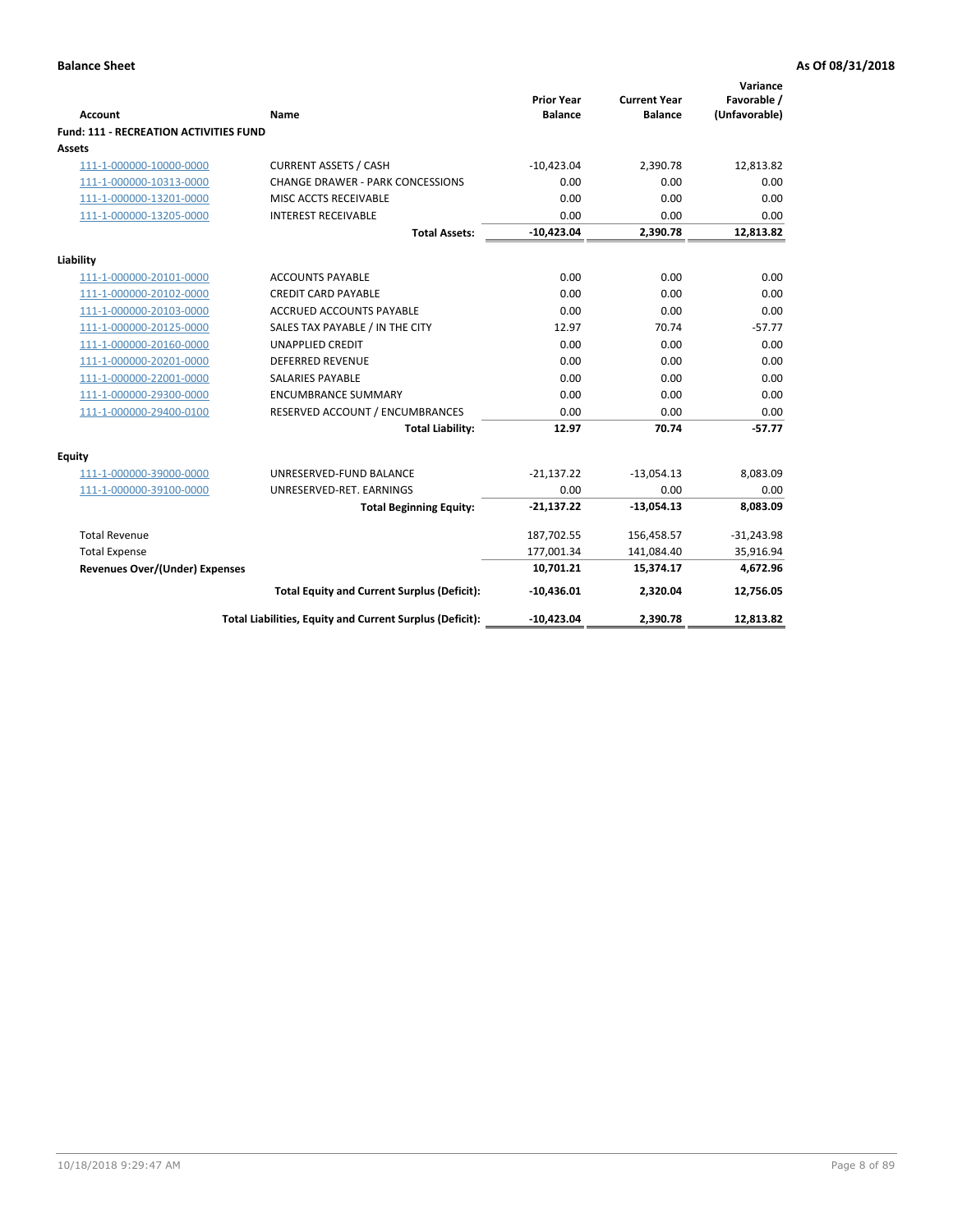**Balance Sheet** **As Of 08/31/2018**

| Account | Name | Prior Year Balance | Current Year Balance | Variance Favorable / (Unfavorable) |
|---|---|---|---|---|
| **Fund: 111 - RECREATION ACTIVITIES FUND** | | | | |
| **Assets** | | | | |
| 111-1-000000-10000-0000 | CURRENT ASSETS / CASH | -10,423.04 | 2,390.78 | 12,813.82 |
| 111-1-000000-10313-0000 | CHANGE DRAWER - PARK CONCESSIONS | 0.00 | 0.00 | 0.00 |
| 111-1-000000-13201-0000 | MISC ACCTS RECEIVABLE | 0.00 | 0.00 | 0.00 |
| 111-1-000000-13205-0000 | INTEREST RECEIVABLE | 0.00 | 0.00 | 0.00 |
| | **Total Assets:** | **-10,423.04** | **2,390.78** | **12,813.82** |
| **Liability** | | | | |
| 111-1-000000-20101-0000 | ACCOUNTS PAYABLE | 0.00 | 0.00 | 0.00 |
| 111-1-000000-20102-0000 | CREDIT CARD PAYABLE | 0.00 | 0.00 | 0.00 |
| 111-1-000000-20103-0000 | ACCRUED ACCOUNTS PAYABLE | 0.00 | 0.00 | 0.00 |
| 111-1-000000-20125-0000 | SALES TAX PAYABLE / IN THE CITY | 12.97 | 70.74 | -57.77 |
| 111-1-000000-20160-0000 | UNAPPLIED CREDIT | 0.00 | 0.00 | 0.00 |
| 111-1-000000-20201-0000 | DEFERRED REVENUE | 0.00 | 0.00 | 0.00 |
| 111-1-000000-22001-0000 | SALARIES PAYABLE | 0.00 | 0.00 | 0.00 |
| 111-1-000000-29300-0000 | ENCUMBRANCE SUMMARY | 0.00 | 0.00 | 0.00 |
| 111-1-000000-29400-0100 | RESERVED ACCOUNT / ENCUMBRANCES | 0.00 | 0.00 | 0.00 |
| | **Total Liability:** | **12.97** | **70.74** | **-57.77** |
| **Equity** | | | | |
| 111-1-000000-39000-0000 | UNRESERVED-FUND BALANCE | -21,137.22 | -13,054.13 | 8,083.09 |
| 111-1-000000-39100-0000 | UNRESERVED-RET. EARNINGS | 0.00 | 0.00 | 0.00 |
| | **Total Beginning Equity:** | **-21,137.22** | **-13,054.13** | **8,083.09** |
| Total Revenue | | 187,702.55 | 156,458.57 | -31,243.98 |
| Total Expense | | 177,001.34 | 141,084.40 | 35,916.94 |
| **Revenues Over/(Under) Expenses** | | **10,701.21** | **15,374.17** | **4,672.96** |
| | **Total Equity and Current Surplus (Deficit):** | **-10,436.01** | **2,320.04** | **12,756.05** |
| | **Total Liabilities, Equity and Current Surplus (Deficit):** | **-10,423.04** | **2,390.78** | **12,813.82** |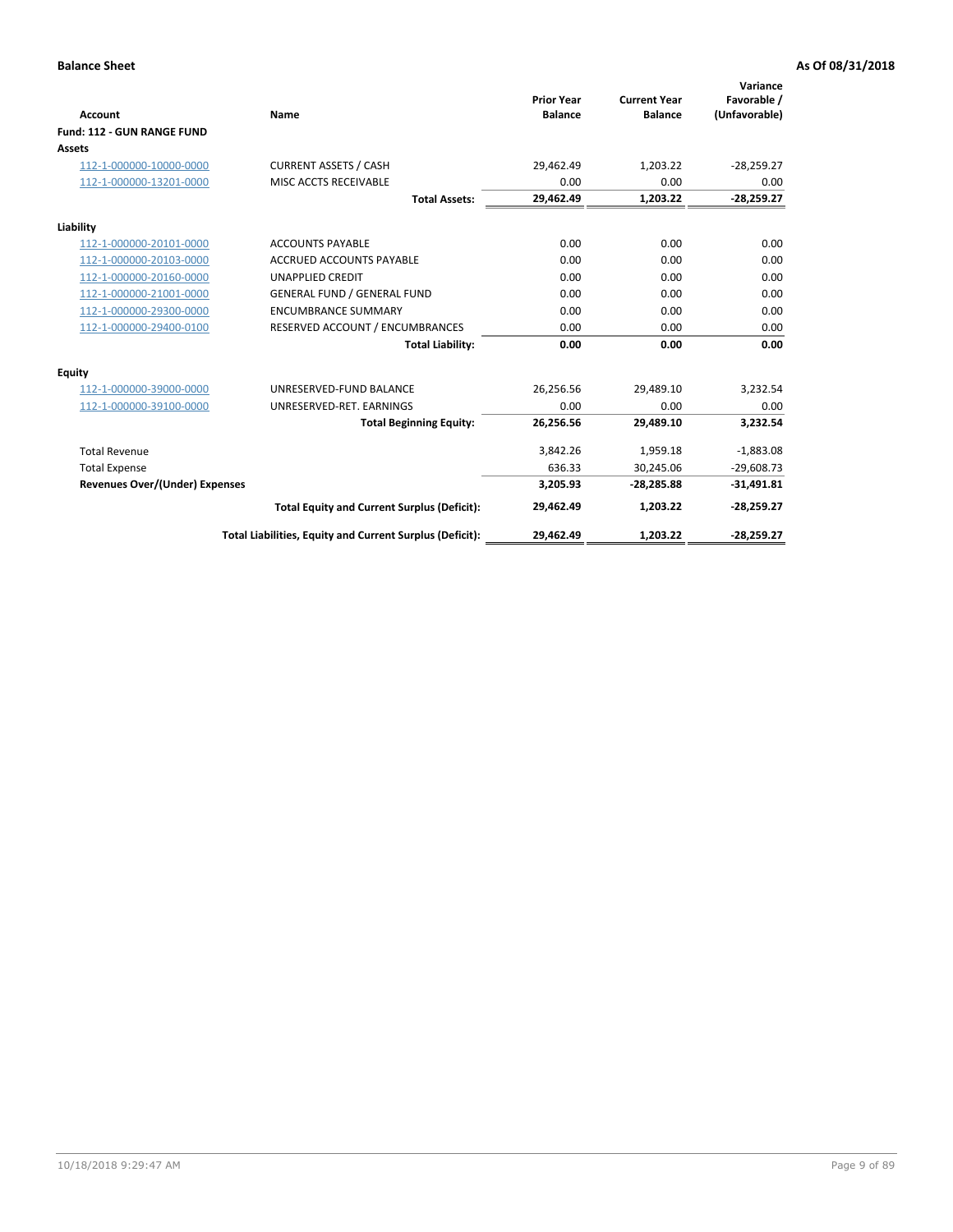**Balance Sheet** **As Of 08/31/2018**

| Account | Name | Prior Year Balance | Current Year Balance | Variance Favorable / (Unfavorable) |
|---|---|---|---|---|
| **Fund: 112 - GUN RANGE FUND** | | | | |
| **Assets** | | | | |
| 112-1-000000-10000-0000 | CURRENT ASSETS / CASH | 29,462.49 | 1,203.22 | -28,259.27 |
| 112-1-000000-13201-0000 | MISC ACCTS RECEIVABLE | 0.00 | 0.00 | 0.00 |
| | **Total Assets:** | **29,462.49** | **1,203.22** | **-28,259.27** |
| **Liability** | | | | |
| 112-1-000000-20101-0000 | ACCOUNTS PAYABLE | 0.00 | 0.00 | 0.00 |
| 112-1-000000-20103-0000 | ACCRUED ACCOUNTS PAYABLE | 0.00 | 0.00 | 0.00 |
| 112-1-000000-20160-0000 | UNAPPLIED CREDIT | 0.00 | 0.00 | 0.00 |
| 112-1-000000-21001-0000 | GENERAL FUND / GENERAL FUND | 0.00 | 0.00 | 0.00 |
| 112-1-000000-29300-0000 | ENCUMBRANCE SUMMARY | 0.00 | 0.00 | 0.00 |
| 112-1-000000-29400-0100 | RESERVED ACCOUNT / ENCUMBRANCES | 0.00 | 0.00 | 0.00 |
| | **Total Liability:** | **0.00** | **0.00** | **0.00** |
| **Equity** | | | | |
| 112-1-000000-39000-0000 | UNRESERVED-FUND BALANCE | 26,256.56 | 29,489.10 | 3,232.54 |
| 112-1-000000-39100-0000 | UNRESERVED-RET. EARNINGS | 0.00 | 0.00 | 0.00 |
| | **Total Beginning Equity:** | **26,256.56** | **29,489.10** | **3,232.54** |
| Total Revenue | | 3,842.26 | 1,959.18 | -1,883.08 |
| Total Expense | | 636.33 | 30,245.06 | -29,608.73 |
| **Revenues Over/(Under) Expenses** | | **3,205.93** | **-28,285.88** | **-31,491.81** |
| | **Total Equity and Current Surplus (Deficit):** | **29,462.49** | **1,203.22** | **-28,259.27** |
| | **Total Liabilities, Equity and Current Surplus (Deficit):** | **29,462.49** | **1,203.22** | **-28,259.27** |

10/18/2018 9:29:47 AM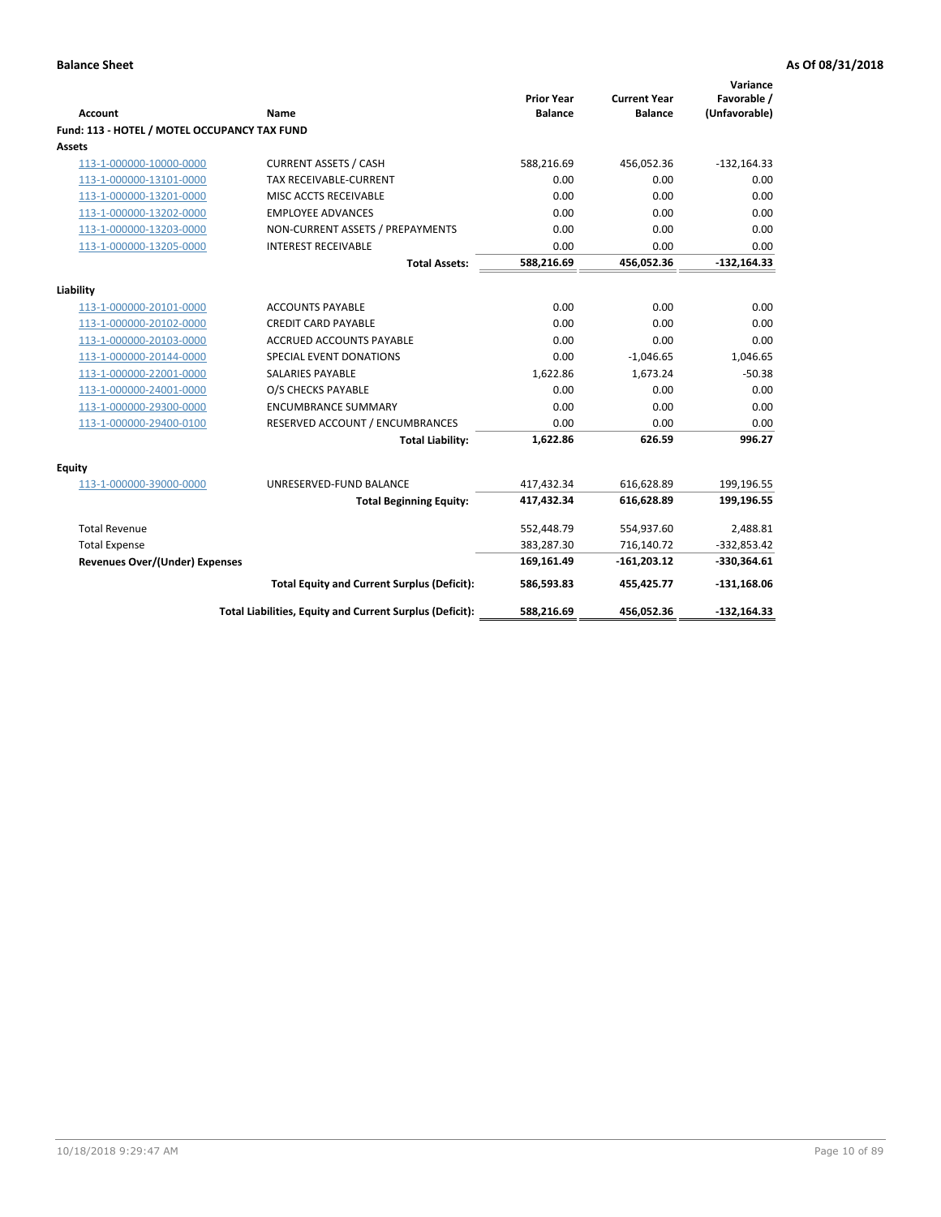**Balance Sheet** | **As Of 08/31/2018**

| Account | Name | Prior Year Balance | Current Year Balance | Variance Favorable / (Unfavorable) |
|---|---|---|---|---|
| **Fund: 113 - HOTEL / MOTEL OCCUPANCY TAX FUND** | | | | |
| **Assets** | | | | |
| 113-1-000000-10000-0000 | CURRENT ASSETS / CASH | 588,216.69 | 456,052.36 | -132,164.33 |
| 113-1-000000-13101-0000 | TAX RECEIVABLE-CURRENT | 0.00 | 0.00 | 0.00 |
| 113-1-000000-13201-0000 | MISC ACCTS RECEIVABLE | 0.00 | 0.00 | 0.00 |
| 113-1-000000-13202-0000 | EMPLOYEE ADVANCES | 0.00 | 0.00 | 0.00 |
| 113-1-000000-13203-0000 | NON-CURRENT ASSETS / PREPAYMENTS | 0.00 | 0.00 | 0.00 |
| 113-1-000000-13205-0000 | INTEREST RECEIVABLE | 0.00 | 0.00 | 0.00 |
| | **Total Assets:** | **588,216.69** | **456,052.36** | **-132,164.33** |
| **Liability** | | | | |
| 113-1-000000-20101-0000 | ACCOUNTS PAYABLE | 0.00 | 0.00 | 0.00 |
| 113-1-000000-20102-0000 | CREDIT CARD PAYABLE | 0.00 | 0.00 | 0.00 |
| 113-1-000000-20103-0000 | ACCRUED ACCOUNTS PAYABLE | 0.00 | 0.00 | 0.00 |
| 113-1-000000-20144-0000 | SPECIAL EVENT DONATIONS | 0.00 | -1,046.65 | 1,046.65 |
| 113-1-000000-22001-0000 | SALARIES PAYABLE | 1,622.86 | 1,673.24 | -50.38 |
| 113-1-000000-24001-0000 | O/S CHECKS PAYABLE | 0.00 | 0.00 | 0.00 |
| 113-1-000000-29300-0000 | ENCUMBRANCE SUMMARY | 0.00 | 0.00 | 0.00 |
| 113-1-000000-29400-0100 | RESERVED ACCOUNT / ENCUMBRANCES | 0.00 | 0.00 | 0.00 |
| | **Total Liability:** | **1,622.86** | **626.59** | **996.27** |
| **Equity** | | | | |
| 113-1-000000-39000-0000 | UNRESERVED-FUND BALANCE | 417,432.34 | 616,628.89 | 199,196.55 |
| | **Total Beginning Equity:** | **417,432.34** | **616,628.89** | **199,196.55** |
| Total Revenue | | 552,448.79 | 554,937.60 | 2,488.81 |
| Total Expense | | 383,287.30 | 716,140.72 | -332,853.42 |
| **Revenues Over/(Under) Expenses** | | **169,161.49** | **-161,203.12** | **-330,364.61** |
| | **Total Equity and Current Surplus (Deficit):** | **586,593.83** | **455,425.77** | **-131,168.06** |
| | **Total Liabilities, Equity and Current Surplus (Deficit):** | **588,216.69** | **456,052.36** | **-132,164.33** |

10/18/2018 9:29:47 AM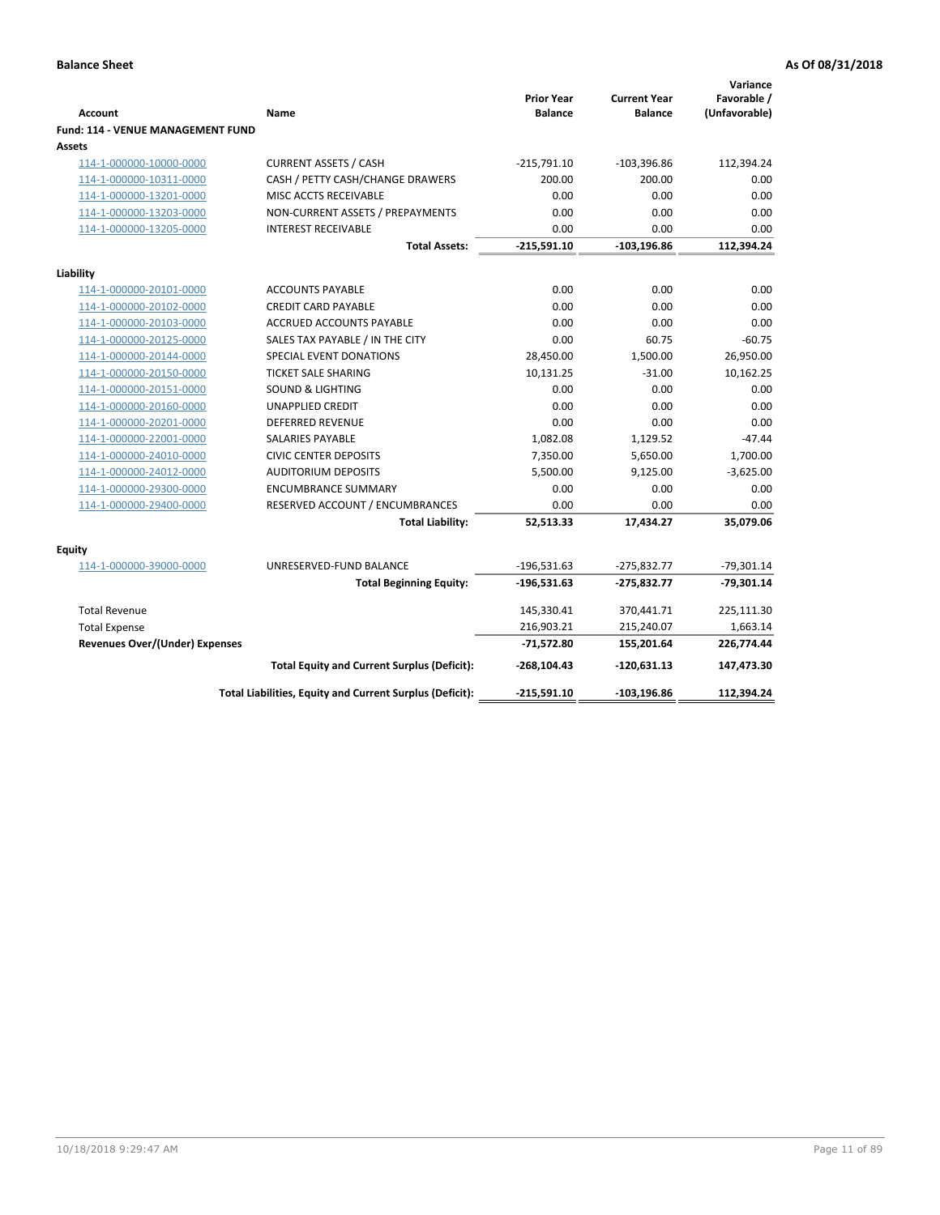**Balance Sheet** **As Of 08/31/2018**

| Account | Name | Prior Year Balance | Current Year Balance | Variance Favorable / (Unfavorable) |
|---|---|---|---|---|
| **Fund: 114 - VENUE MANAGEMENT FUND** | | | | |
| **Assets** | | | | |
| 114-1-000000-10000-0000 | CURRENT ASSETS / CASH | -215,791.10 | -103,396.86 | 112,394.24 |
| 114-1-000000-10311-0000 | CASH / PETTY CASH/CHANGE DRAWERS | 200.00 | 200.00 | 0.00 |
| 114-1-000000-13201-0000 | MISC ACCTS RECEIVABLE | 0.00 | 0.00 | 0.00 |
| 114-1-000000-13203-0000 | NON-CURRENT ASSETS / PREPAYMENTS | 0.00 | 0.00 | 0.00 |
| 114-1-000000-13205-0000 | INTEREST RECEIVABLE | 0.00 | 0.00 | 0.00 |
| | **Total Assets:** | **-215,591.10** | **-103,196.86** | **112,394.24** |
| **Liability** | | | | |
| 114-1-000000-20101-0000 | ACCOUNTS PAYABLE | 0.00 | 0.00 | 0.00 |
| 114-1-000000-20102-0000 | CREDIT CARD PAYABLE | 0.00 | 0.00 | 0.00 |
| 114-1-000000-20103-0000 | ACCRUED ACCOUNTS PAYABLE | 0.00 | 0.00 | 0.00 |
| 114-1-000000-20125-0000 | SALES TAX PAYABLE / IN THE CITY | 0.00 | 60.75 | -60.75 |
| 114-1-000000-20144-0000 | SPECIAL EVENT DONATIONS | 28,450.00 | 1,500.00 | 26,950.00 |
| 114-1-000000-20150-0000 | TICKET SALE SHARING | 10,131.25 | -31.00 | 10,162.25 |
| 114-1-000000-20151-0000 | SOUND & LIGHTING | 0.00 | 0.00 | 0.00 |
| 114-1-000000-20160-0000 | UNAPPLIED CREDIT | 0.00 | 0.00 | 0.00 |
| 114-1-000000-20201-0000 | DEFERRED REVENUE | 0.00 | 0.00 | 0.00 |
| 114-1-000000-22001-0000 | SALARIES PAYABLE | 1,082.08 | 1,129.52 | -47.44 |
| 114-1-000000-24010-0000 | CIVIC CENTER DEPOSITS | 7,350.00 | 5,650.00 | 1,700.00 |
| 114-1-000000-24012-0000 | AUDITORIUM DEPOSITS | 5,500.00 | 9,125.00 | -3,625.00 |
| 114-1-000000-29300-0000 | ENCUMBRANCE SUMMARY | 0.00 | 0.00 | 0.00 |
| 114-1-000000-29400-0000 | RESERVED ACCOUNT / ENCUMBRANCES | 0.00 | 0.00 | 0.00 |
| | **Total Liability:** | **52,513.33** | **17,434.27** | **35,079.06** |
| **Equity** | | | | |
| 114-1-000000-39000-0000 | UNRESERVED-FUND BALANCE | -196,531.63 | -275,832.77 | -79,301.14 |
| | **Total Beginning Equity:** | **-196,531.63** | **-275,832.77** | **-79,301.14** |
| Total Revenue | | 145,330.41 | 370,441.71 | 225,111.30 |
| Total Expense | | 216,903.21 | 215,240.07 | 1,663.14 |
| **Revenues Over/(Under) Expenses** | | **-71,572.80** | **155,201.64** | **226,774.44** |
| | **Total Equity and Current Surplus (Deficit):** | **-268,104.43** | **-120,631.13** | **147,473.30** |
| | **Total Liabilities, Equity and Current Surplus (Deficit):** | **-215,591.10** | **-103,196.86** | **112,394.24** |

10/18/2018 9:29:47 AM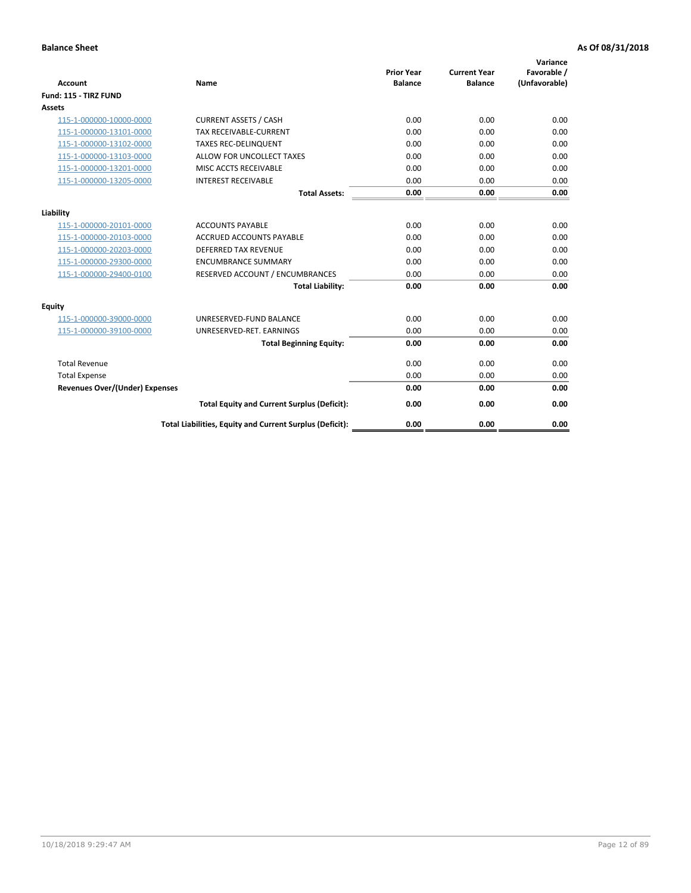**Balance Sheet** **As Of 08/31/2018**

| Account | Name | Prior Year Balance | Current Year Balance | Variance Favorable / (Unfavorable) |
|---|---|---|---|---|
| **Fund: 115 - TIRZ FUND** | | | | |
| **Assets** | | | | |
| 115-1-000000-10000-0000 | CURRENT ASSETS / CASH | 0.00 | 0.00 | 0.00 |
| 115-1-000000-13101-0000 | TAX RECEIVABLE-CURRENT | 0.00 | 0.00 | 0.00 |
| 115-1-000000-13102-0000 | TAXES REC-DELINQUENT | 0.00 | 0.00 | 0.00 |
| 115-1-000000-13103-0000 | ALLOW FOR UNCOLLECT TAXES | 0.00 | 0.00 | 0.00 |
| 115-1-000000-13201-0000 | MISC ACCTS RECEIVABLE | 0.00 | 0.00 | 0.00 |
| 115-1-000000-13205-0000 | INTEREST RECEIVABLE | 0.00 | 0.00 | 0.00 |
| | **Total Assets:** | **0.00** | **0.00** | **0.00** |
| **Liability** | | | | |
| 115-1-000000-20101-0000 | ACCOUNTS PAYABLE | 0.00 | 0.00 | 0.00 |
| 115-1-000000-20103-0000 | ACCRUED ACCOUNTS PAYABLE | 0.00 | 0.00 | 0.00 |
| 115-1-000000-20203-0000 | DEFERRED TAX REVENUE | 0.00 | 0.00 | 0.00 |
| 115-1-000000-29300-0000 | ENCUMBRANCE SUMMARY | 0.00 | 0.00 | 0.00 |
| 115-1-000000-29400-0100 | RESERVED ACCOUNT / ENCUMBRANCES | 0.00 | 0.00 | 0.00 |
| | **Total Liability:** | **0.00** | **0.00** | **0.00** |
| **Equity** | | | | |
| 115-1-000000-39000-0000 | UNRESERVED-FUND BALANCE | 0.00 | 0.00 | 0.00 |
| 115-1-000000-39100-0000 | UNRESERVED-RET. EARNINGS | 0.00 | 0.00 | 0.00 |
| | **Total Beginning Equity:** | **0.00** | **0.00** | **0.00** |
| Total Revenue | | 0.00 | 0.00 | 0.00 |
| Total Expense | | 0.00 | 0.00 | 0.00 |
| **Revenues Over/(Under) Expenses** | | **0.00** | **0.00** | **0.00** |
| | **Total Equity and Current Surplus (Deficit):** | **0.00** | **0.00** | **0.00** |
| | **Total Liabilities, Equity and Current Surplus (Deficit):** | **0.00** | **0.00** | **0.00** |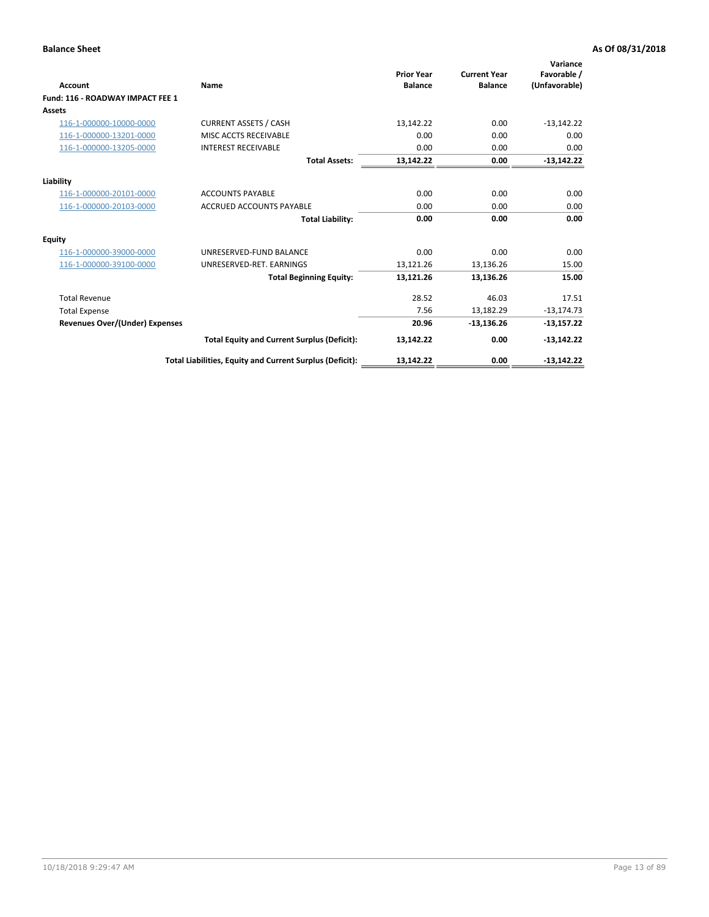**Balance Sheet** **As Of 08/31/2018**

| Account | Name | Prior Year Balance | Current Year Balance | Variance Favorable / (Unfavorable) |
|---|---|---|---|---|
| **Fund: 116 - ROADWAY IMPACT FEE 1** | | | | |
| **Assets** | | | | |
| 116-1-000000-10000-0000 | CURRENT ASSETS / CASH | 13,142.22 | 0.00 | -13,142.22 |
| 116-1-000000-13201-0000 | MISC ACCTS RECEIVABLE | 0.00 | 0.00 | 0.00 |
| 116-1-000000-13205-0000 | INTEREST RECEIVABLE | 0.00 | 0.00 | 0.00 |
| | **Total Assets:** | **13,142.22** | **0.00** | **-13,142.22** |
| **Liability** | | | | |
| 116-1-000000-20101-0000 | ACCOUNTS PAYABLE | 0.00 | 0.00 | 0.00 |
| 116-1-000000-20103-0000 | ACCRUED ACCOUNTS PAYABLE | 0.00 | 0.00 | 0.00 |
| | **Total Liability:** | **0.00** | **0.00** | **0.00** |
| **Equity** | | | | |
| 116-1-000000-39000-0000 | UNRESERVED-FUND BALANCE | 0.00 | 0.00 | 0.00 |
| 116-1-000000-39100-0000 | UNRESERVED-RET. EARNINGS | 13,121.26 | 13,136.26 | 15.00 |
| | **Total Beginning Equity:** | **13,121.26** | **13,136.26** | **15.00** |
| Total Revenue | | 28.52 | 46.03 | 17.51 |
| Total Expense | | 7.56 | 13,182.29 | -13,174.73 |
| **Revenues Over/(Under) Expenses** | | **20.96** | **-13,136.26** | **-13,157.22** |
| | **Total Equity and Current Surplus (Deficit):** | **13,142.22** | **0.00** | **-13,142.22** |
| | **Total Liabilities, Equity and Current Surplus (Deficit):** | **13,142.22** | **0.00** | **-13,142.22** |

10/18/2018 9:29:47 AM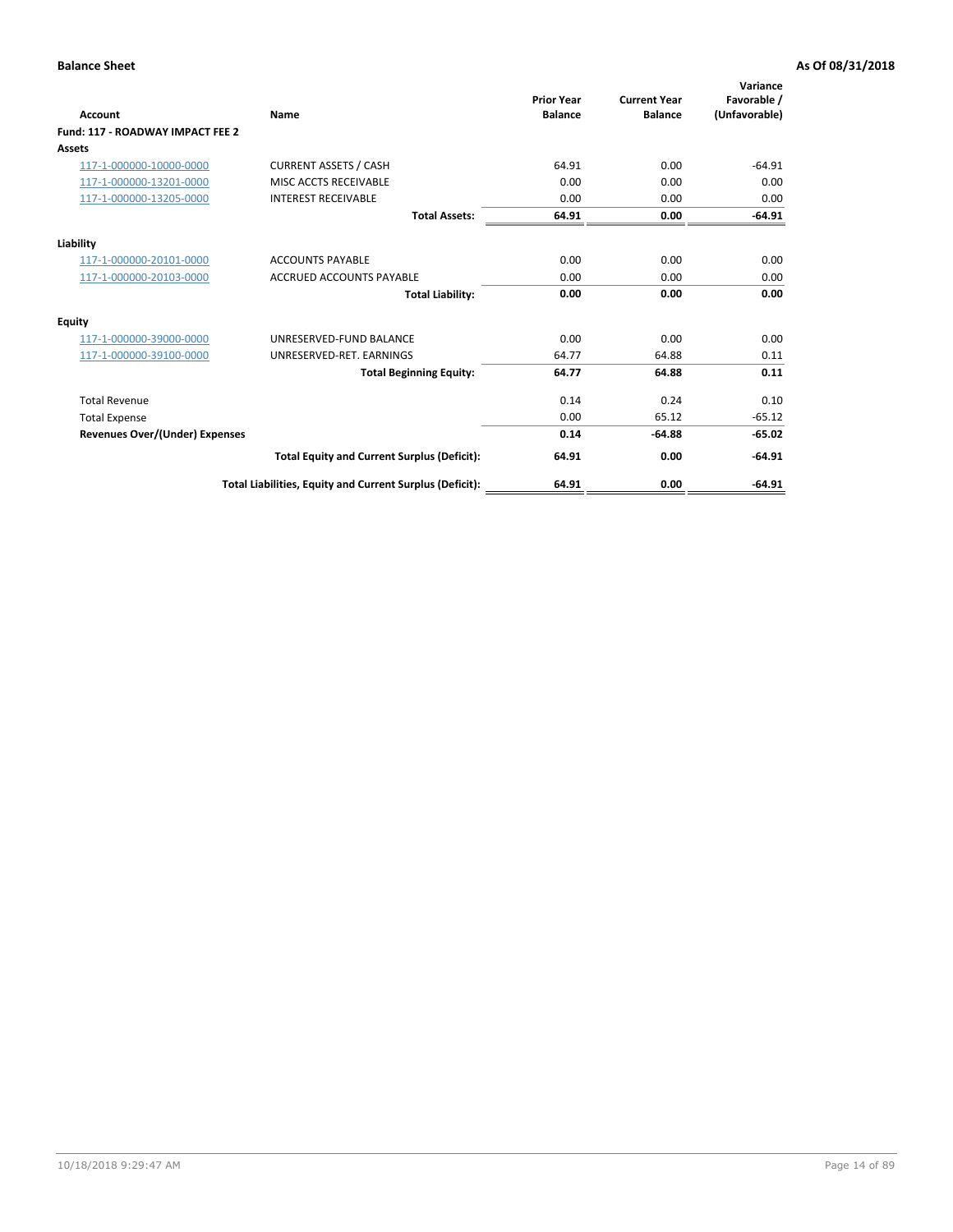**Balance Sheet** **As Of 08/31/2018**

| Account | Name | Prior Year Balance | Current Year Balance | Variance Favorable / (Unfavorable) |
|---|---|---|---|---|
| **Fund: 117 - ROADWAY IMPACT FEE 2** | | | | |
| **Assets** | | | | |
| 117-1-000000-10000-0000 | CURRENT ASSETS / CASH | 64.91 | 0.00 | -64.91 |
| 117-1-000000-13201-0000 | MISC ACCTS RECEIVABLE | 0.00 | 0.00 | 0.00 |
| 117-1-000000-13205-0000 | INTEREST RECEIVABLE | 0.00 | 0.00 | 0.00 |
| | **Total Assets:** | **64.91** | **0.00** | **-64.91** |
| **Liability** | | | | |
| 117-1-000000-20101-0000 | ACCOUNTS PAYABLE | 0.00 | 0.00 | 0.00 |
| 117-1-000000-20103-0000 | ACCRUED ACCOUNTS PAYABLE | 0.00 | 0.00 | 0.00 |
| | **Total Liability:** | **0.00** | **0.00** | **0.00** |
| **Equity** | | | | |
| 117-1-000000-39000-0000 | UNRESERVED-FUND BALANCE | 0.00 | 0.00 | 0.00 |
| 117-1-000000-39100-0000 | UNRESERVED-RET. EARNINGS | 64.77 | 64.88 | 0.11 |
| | **Total Beginning Equity:** | **64.77** | **64.88** | **0.11** |
| Total Revenue | | 0.14 | 0.24 | 0.10 |
| Total Expense | | 0.00 | 65.12 | -65.12 |
| **Revenues Over/(Under) Expenses** | | **0.14** | **-64.88** | **-65.02** |
| | **Total Equity and Current Surplus (Deficit):** | **64.91** | **0.00** | **-64.91** |
| | **Total Liabilities, Equity and Current Surplus (Deficit):** | **64.91** | **0.00** | **-64.91** |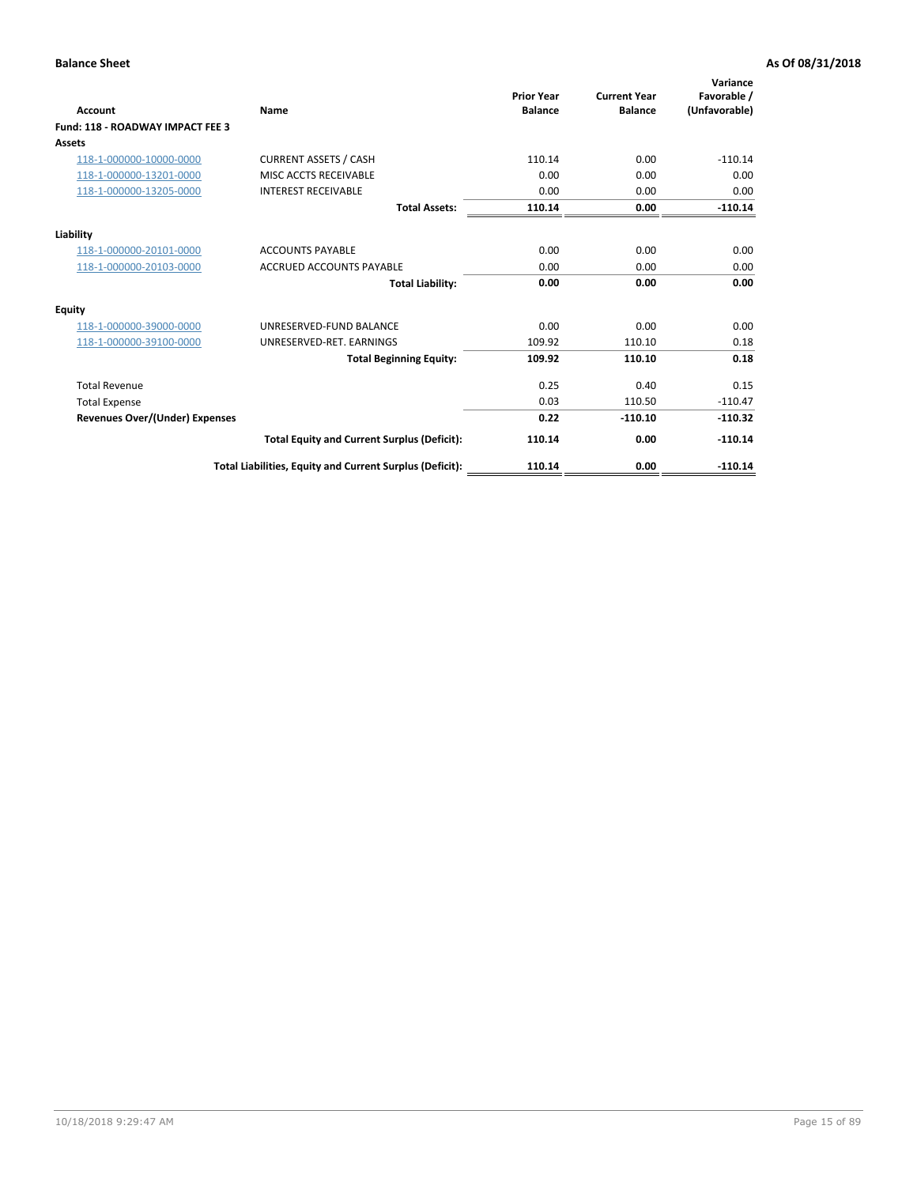**Balance Sheet** **As Of 08/31/2018**

| Account | Name | Prior Year Balance | Current Year Balance | Variance Favorable / (Unfavorable) |
|---|---|---|---|---|
| **Fund: 118 - ROADWAY IMPACT FEE 3** | | | | |
| **Assets** | | | | |
| 118-1-000000-10000-0000 | CURRENT ASSETS / CASH | 110.14 | 0.00 | -110.14 |
| 118-1-000000-13201-0000 | MISC ACCTS RECEIVABLE | 0.00 | 0.00 | 0.00 |
| 118-1-000000-13205-0000 | INTEREST RECEIVABLE | 0.00 | 0.00 | 0.00 |
| | **Total Assets:** | **110.14** | **0.00** | **-110.14** |
| **Liability** | | | | |
| 118-1-000000-20101-0000 | ACCOUNTS PAYABLE | 0.00 | 0.00 | 0.00 |
| 118-1-000000-20103-0000 | ACCRUED ACCOUNTS PAYABLE | 0.00 | 0.00 | 0.00 |
| | **Total Liability:** | **0.00** | **0.00** | **0.00** |
| **Equity** | | | | |
| 118-1-000000-39000-0000 | UNRESERVED-FUND BALANCE | 0.00 | 0.00 | 0.00 |
| 118-1-000000-39100-0000 | UNRESERVED-RET. EARNINGS | 109.92 | 110.10 | 0.18 |
| | **Total Beginning Equity:** | **109.92** | **110.10** | **0.18** |
| Total Revenue | | 0.25 | 0.40 | 0.15 |
| Total Expense | | 0.03 | 110.50 | -110.47 |
| **Revenues Over/(Under) Expenses** | | **0.22** | **-110.10** | **-110.32** |
| | **Total Equity and Current Surplus (Deficit):** | **110.14** | **0.00** | **-110.14** |
| | **Total Liabilities, Equity and Current Surplus (Deficit):** | **110.14** | **0.00** | **-110.14** |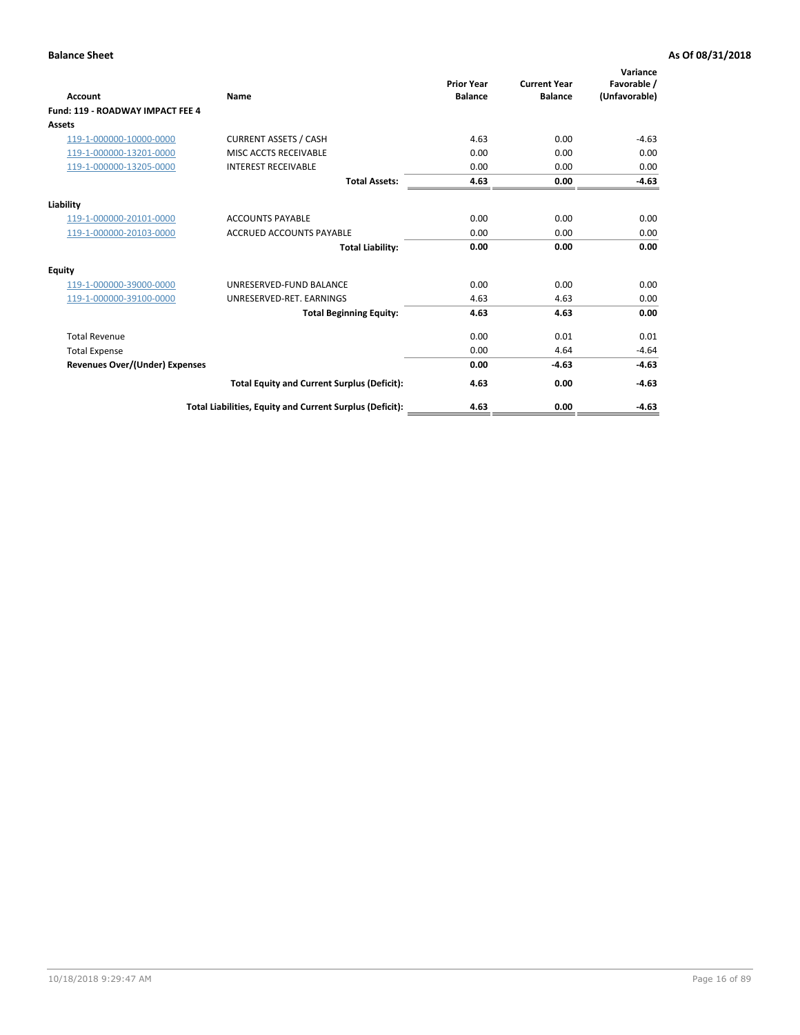**Balance Sheet** **As Of 08/31/2018**

| Account | Name | Prior Year Balance | Current Year Balance | Variance Favorable / (Unfavorable) |
|---|---|---|---|---|
| **Fund: 119 - ROADWAY IMPACT FEE 4** | | | | |
| **Assets** | | | | |
| 119-1-000000-10000-0000 | CURRENT ASSETS / CASH | 4.63 | 0.00 | -4.63 |
| 119-1-000000-13201-0000 | MISC ACCTS RECEIVABLE | 0.00 | 0.00 | 0.00 |
| 119-1-000000-13205-0000 | INTEREST RECEIVABLE | 0.00 | 0.00 | 0.00 |
| | **Total Assets:** | **4.63** | **0.00** | **-4.63** |
| **Liability** | | | | |
| 119-1-000000-20101-0000 | ACCOUNTS PAYABLE | 0.00 | 0.00 | 0.00 |
| 119-1-000000-20103-0000 | ACCRUED ACCOUNTS PAYABLE | 0.00 | 0.00 | 0.00 |
| | **Total Liability:** | **0.00** | **0.00** | **0.00** |
| **Equity** | | | | |
| 119-1-000000-39000-0000 | UNRESERVED-FUND BALANCE | 0.00 | 0.00 | 0.00 |
| 119-1-000000-39100-0000 | UNRESERVED-RET. EARNINGS | 4.63 | 4.63 | 0.00 |
| | **Total Beginning Equity:** | **4.63** | **4.63** | **0.00** |
| Total Revenue | | 0.00 | 0.01 | 0.01 |
| Total Expense | | 0.00 | 4.64 | -4.64 |
| **Revenues Over/(Under) Expenses** | | **0.00** | **-4.63** | **-4.63** |
| | **Total Equity and Current Surplus (Deficit):** | **4.63** | **0.00** | **-4.63** |
| | **Total Liabilities, Equity and Current Surplus (Deficit):** | **4.63** | **0.00** | **-4.63** |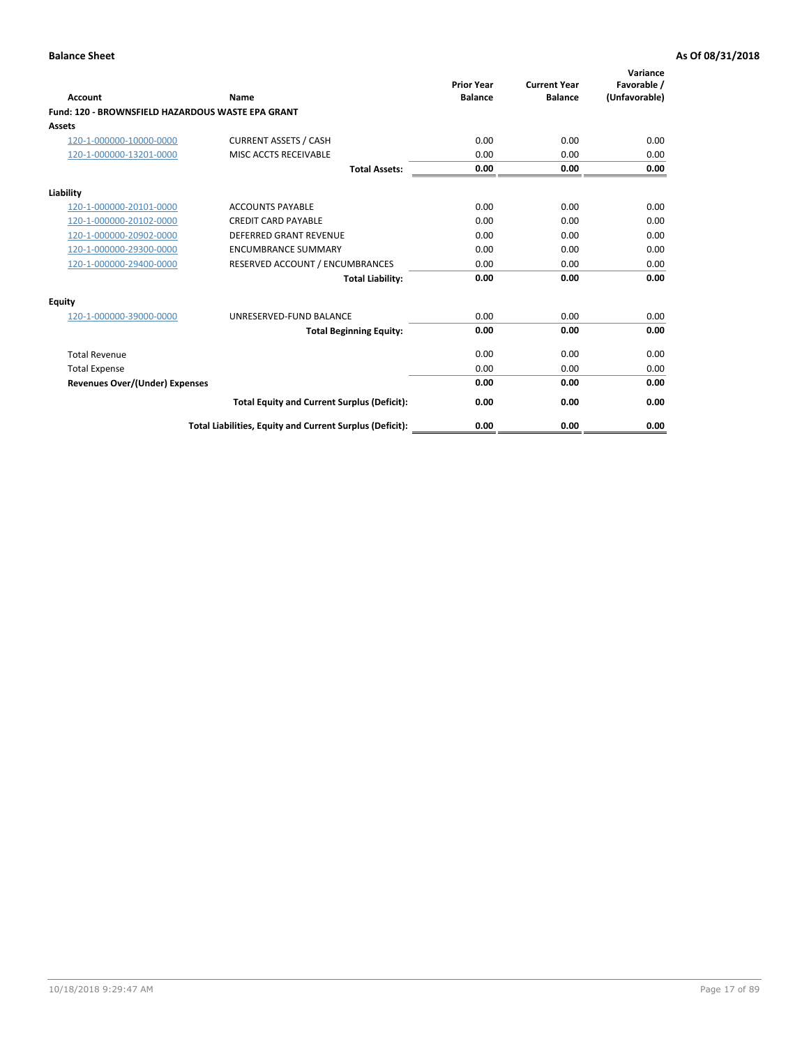**Balance Sheet** **As Of 08/31/2018**

| Account | Name | Prior Year Balance | Current Year Balance | Variance Favorable / (Unfavorable) |
|---|---|---|---|---|
| **Fund: 120 - BROWNSFIELD HAZARDOUS WASTE EPA GRANT** | | | | |
| **Assets** | | | | |
| 120-1-000000-10000-0000 | CURRENT ASSETS / CASH | 0.00 | 0.00 | 0.00 |
| 120-1-000000-13201-0000 | MISC ACCTS RECEIVABLE | 0.00 | 0.00 | 0.00 |
| | **Total Assets:** | **0.00** | **0.00** | **0.00** |
| **Liability** | | | | |
| 120-1-000000-20101-0000 | ACCOUNTS PAYABLE | 0.00 | 0.00 | 0.00 |
| 120-1-000000-20102-0000 | CREDIT CARD PAYABLE | 0.00 | 0.00 | 0.00 |
| 120-1-000000-20902-0000 | DEFERRED GRANT REVENUE | 0.00 | 0.00 | 0.00 |
| 120-1-000000-29300-0000 | ENCUMBRANCE SUMMARY | 0.00 | 0.00 | 0.00 |
| 120-1-000000-29400-0000 | RESERVED ACCOUNT / ENCUMBRANCES | 0.00 | 0.00 | 0.00 |
| | **Total Liability:** | **0.00** | **0.00** | **0.00** |
| **Equity** | | | | |
| 120-1-000000-39000-0000 | UNRESERVED-FUND BALANCE | 0.00 | 0.00 | 0.00 |
| | **Total Beginning Equity:** | **0.00** | **0.00** | **0.00** |
| Total Revenue | | 0.00 | 0.00 | 0.00 |
| Total Expense | | 0.00 | 0.00 | 0.00 |
| **Revenues Over/(Under) Expenses** | | **0.00** | **0.00** | **0.00** |
| | **Total Equity and Current Surplus (Deficit):** | **0.00** | **0.00** | **0.00** |
| | **Total Liabilities, Equity and Current Surplus (Deficit):** | **0.00** | **0.00** | **0.00** |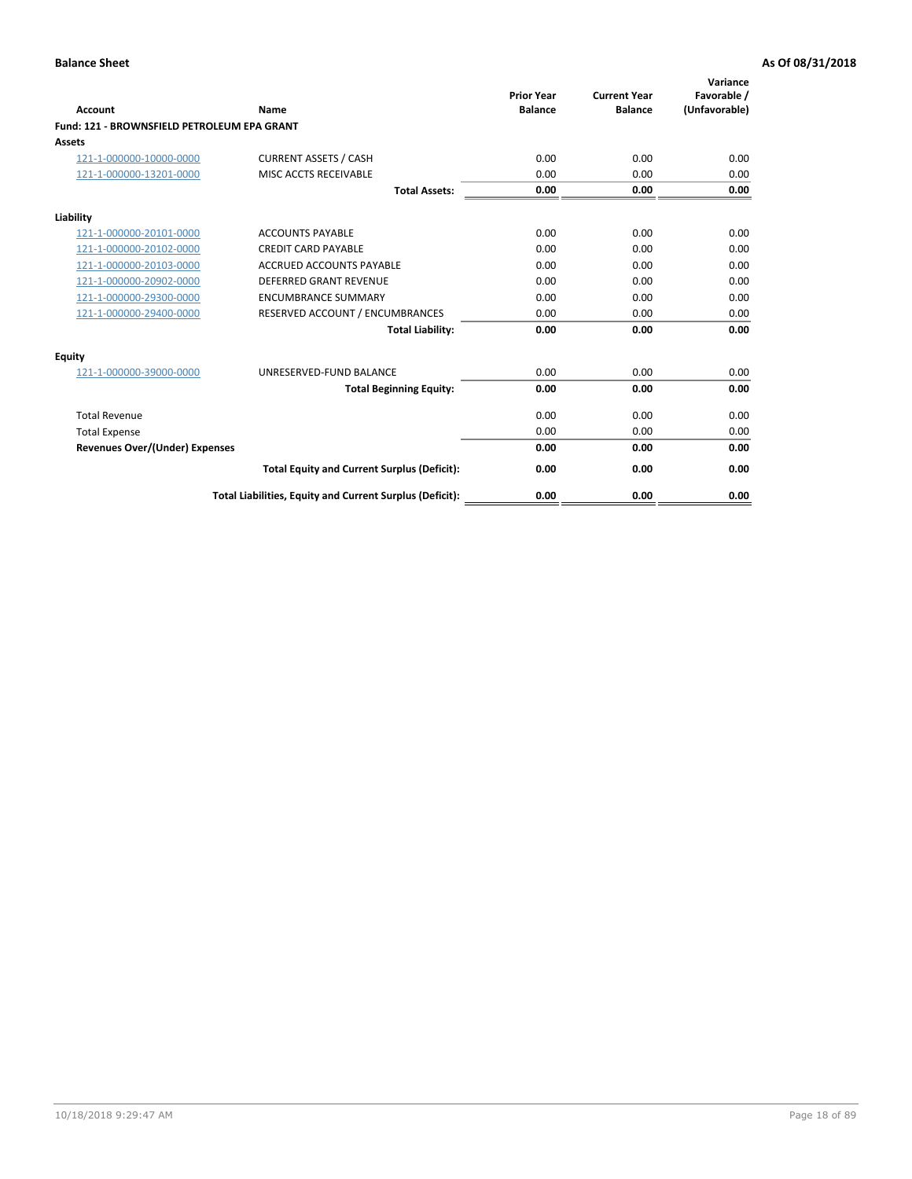**Balance Sheet** **As Of 08/31/2018**

| Account | Name | Prior Year Balance | Current Year Balance | Variance Favorable / (Unfavorable) |
|---|---|---|---|---|
| **Fund: 121 - BROWNSFIELD PETROLEUM EPA GRANT** | | | | |
| **Assets** | | | | |
| 121-1-000000-10000-0000 | CURRENT ASSETS / CASH | 0.00 | 0.00 | 0.00 |
| 121-1-000000-13201-0000 | MISC ACCTS RECEIVABLE | 0.00 | 0.00 | 0.00 |
| | **Total Assets:** | **0.00** | **0.00** | **0.00** |
| **Liability** | | | | |
| 121-1-000000-20101-0000 | ACCOUNTS PAYABLE | 0.00 | 0.00 | 0.00 |
| 121-1-000000-20102-0000 | CREDIT CARD PAYABLE | 0.00 | 0.00 | 0.00 |
| 121-1-000000-20103-0000 | ACCRUED ACCOUNTS PAYABLE | 0.00 | 0.00 | 0.00 |
| 121-1-000000-20902-0000 | DEFERRED GRANT REVENUE | 0.00 | 0.00 | 0.00 |
| 121-1-000000-29300-0000 | ENCUMBRANCE SUMMARY | 0.00 | 0.00 | 0.00 |
| 121-1-000000-29400-0000 | RESERVED ACCOUNT / ENCUMBRANCES | 0.00 | 0.00 | 0.00 |
| | **Total Liability:** | **0.00** | **0.00** | **0.00** |
| **Equity** | | | | |
| 121-1-000000-39000-0000 | UNRESERVED-FUND BALANCE | 0.00 | 0.00 | 0.00 |
| | **Total Beginning Equity:** | **0.00** | **0.00** | **0.00** |
| Total Revenue | | 0.00 | 0.00 | 0.00 |
| Total Expense | | 0.00 | 0.00 | 0.00 |
| **Revenues Over/(Under) Expenses** | | **0.00** | **0.00** | **0.00** |
| | **Total Equity and Current Surplus (Deficit):** | **0.00** | **0.00** | **0.00** |
| | **Total Liabilities, Equity and Current Surplus (Deficit):** | **0.00** | **0.00** | **0.00** |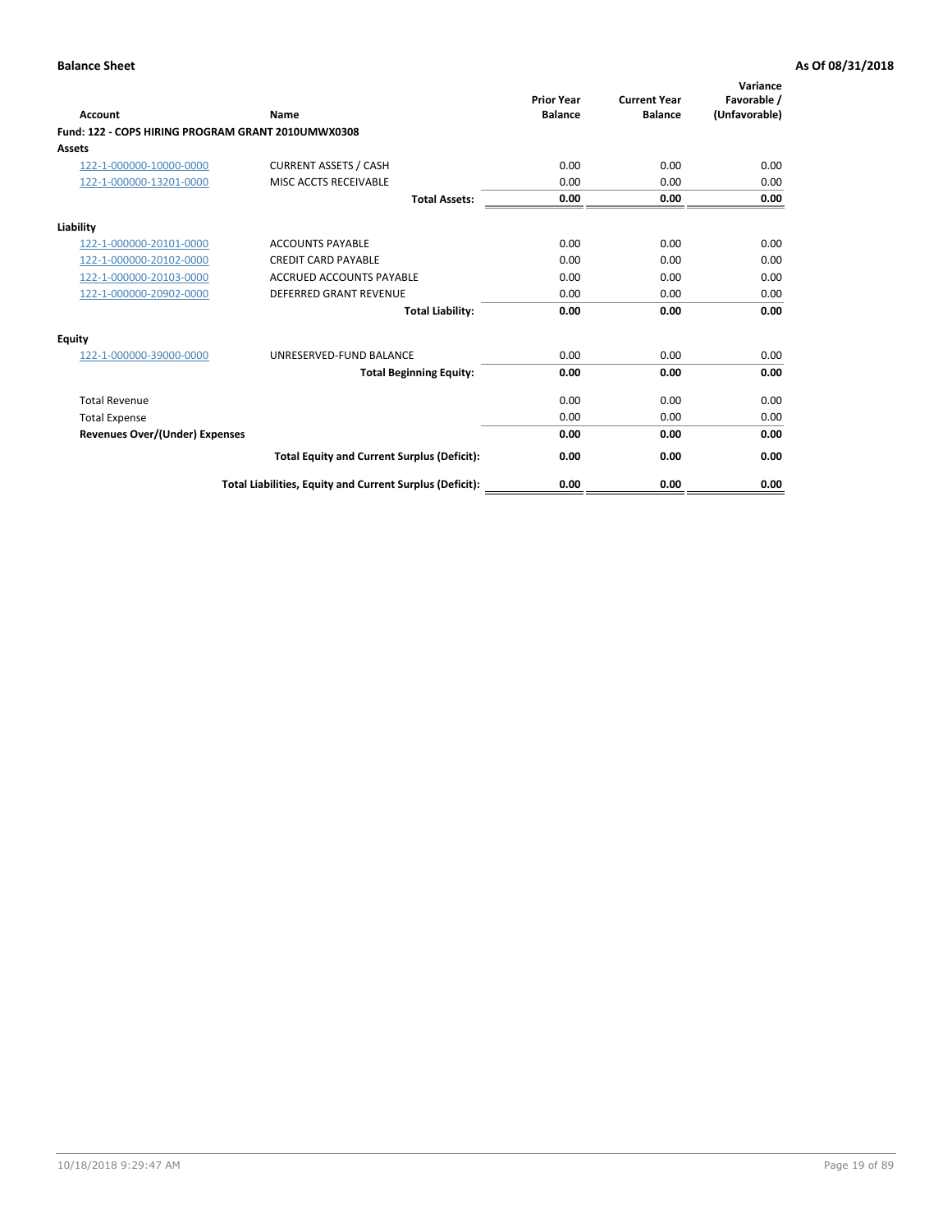**Balance Sheet** **As Of 08/31/2018**

| Account | Name | Prior Year Balance | Current Year Balance | Variance Favorable / (Unfavorable) |
|---|---|---|---|---|
| **Fund: 122 - COPS HIRING PROGRAM GRANT 2010UMWX0308** | | | | |
| **Assets** | | | | |
| 122-1-000000-10000-0000 | CURRENT ASSETS / CASH | 0.00 | 0.00 | 0.00 |
| 122-1-000000-13201-0000 | MISC ACCTS RECEIVABLE | 0.00 | 0.00 | 0.00 |
| | **Total Assets:** | **0.00** | **0.00** | **0.00** |
| **Liability** | | | | |
| 122-1-000000-20101-0000 | ACCOUNTS PAYABLE | 0.00 | 0.00 | 0.00 |
| 122-1-000000-20102-0000 | CREDIT CARD PAYABLE | 0.00 | 0.00 | 0.00 |
| 122-1-000000-20103-0000 | ACCRUED ACCOUNTS PAYABLE | 0.00 | 0.00 | 0.00 |
| 122-1-000000-20902-0000 | DEFERRED GRANT REVENUE | 0.00 | 0.00 | 0.00 |
| | **Total Liability:** | **0.00** | **0.00** | **0.00** |
| **Equity** | | | | |
| 122-1-000000-39000-0000 | UNRESERVED-FUND BALANCE | 0.00 | 0.00 | 0.00 |
| | **Total Beginning Equity:** | **0.00** | **0.00** | **0.00** |
| Total Revenue | | 0.00 | 0.00 | 0.00 |
| Total Expense | | 0.00 | 0.00 | 0.00 |
| **Revenues Over/(Under) Expenses** | | **0.00** | **0.00** | **0.00** |
| | **Total Equity and Current Surplus (Deficit):** | **0.00** | **0.00** | **0.00** |
| | **Total Liabilities, Equity and Current Surplus (Deficit):** | **0.00** | **0.00** | **0.00** |

10/18/2018 9:29:47 AM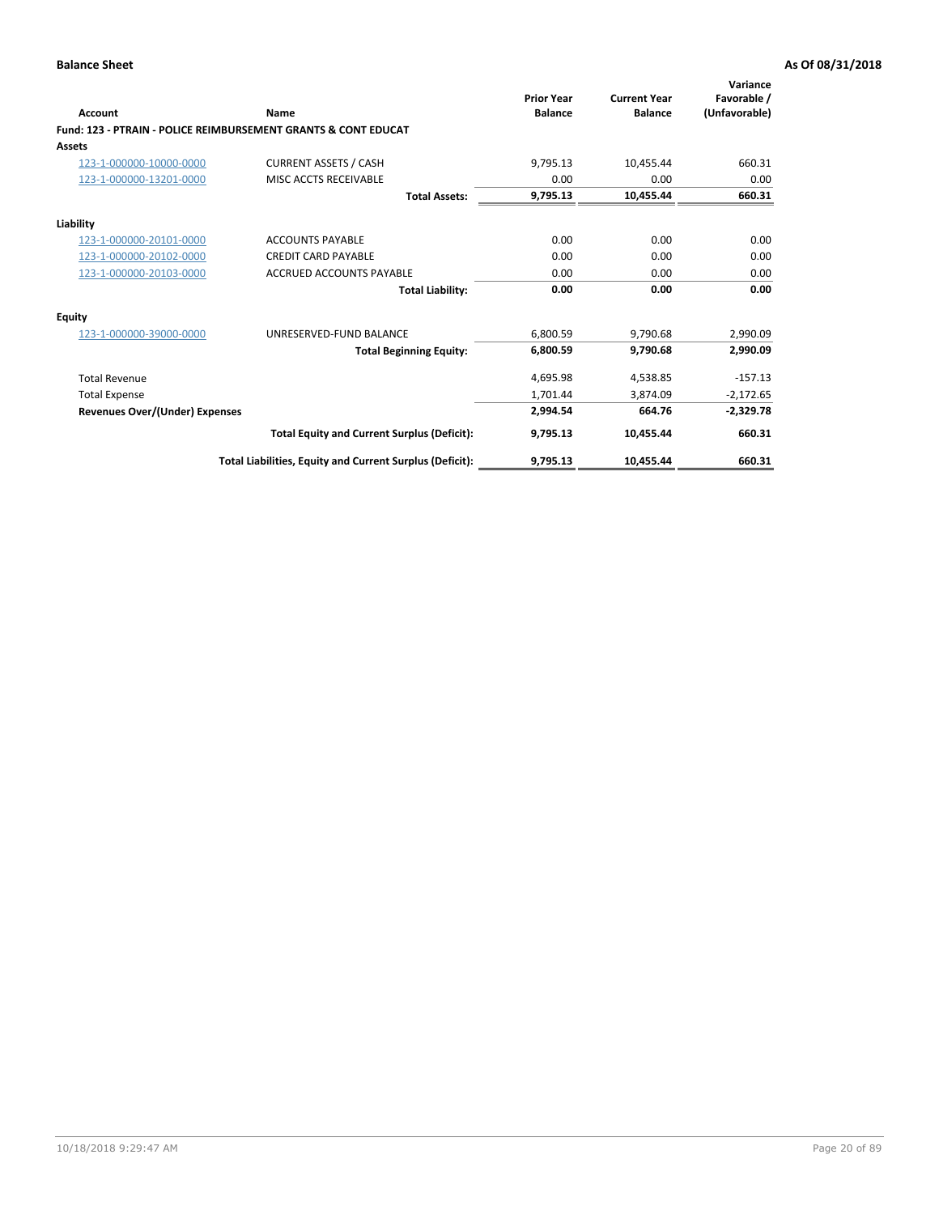**Balance Sheet** **As Of 08/31/2018**

| Account | Name | Prior Year Balance | Current Year Balance | Variance Favorable / (Unfavorable) |
|---|---|---|---|---|
| **Fund: 123 - PTRAIN - POLICE REIMBURSEMENT GRANTS & CONT EDUCAT** | | | | |
| **Assets** | | | | |
| 123-1-000000-10000-0000 | CURRENT ASSETS / CASH | 9,795.13 | 10,455.44 | 660.31 |
| 123-1-000000-13201-0000 | MISC ACCTS RECEIVABLE | 0.00 | 0.00 | 0.00 |
| | **Total Assets:** | **9,795.13** | **10,455.44** | **660.31** |
| **Liability** | | | | |
| 123-1-000000-20101-0000 | ACCOUNTS PAYABLE | 0.00 | 0.00 | 0.00 |
| 123-1-000000-20102-0000 | CREDIT CARD PAYABLE | 0.00 | 0.00 | 0.00 |
| 123-1-000000-20103-0000 | ACCRUED ACCOUNTS PAYABLE | 0.00 | 0.00 | 0.00 |
| | **Total Liability:** | **0.00** | **0.00** | **0.00** |
| **Equity** | | | | |
| 123-1-000000-39000-0000 | UNRESERVED-FUND BALANCE | 6,800.59 | 9,790.68 | 2,990.09 |
| | **Total Beginning Equity:** | **6,800.59** | **9,790.68** | **2,990.09** |
| Total Revenue | | 4,695.98 | 4,538.85 | -157.13 |
| Total Expense | | 1,701.44 | 3,874.09 | -2,172.65 |
| **Revenues Over/(Under) Expenses** | | **2,994.54** | **664.76** | **-2,329.78** |
| | **Total Equity and Current Surplus (Deficit):** | **9,795.13** | **10,455.44** | **660.31** |
| | **Total Liabilities, Equity and Current Surplus (Deficit):** | **9,795.13** | **10,455.44** | **660.31** |

10/18/2018 9:29:47 AM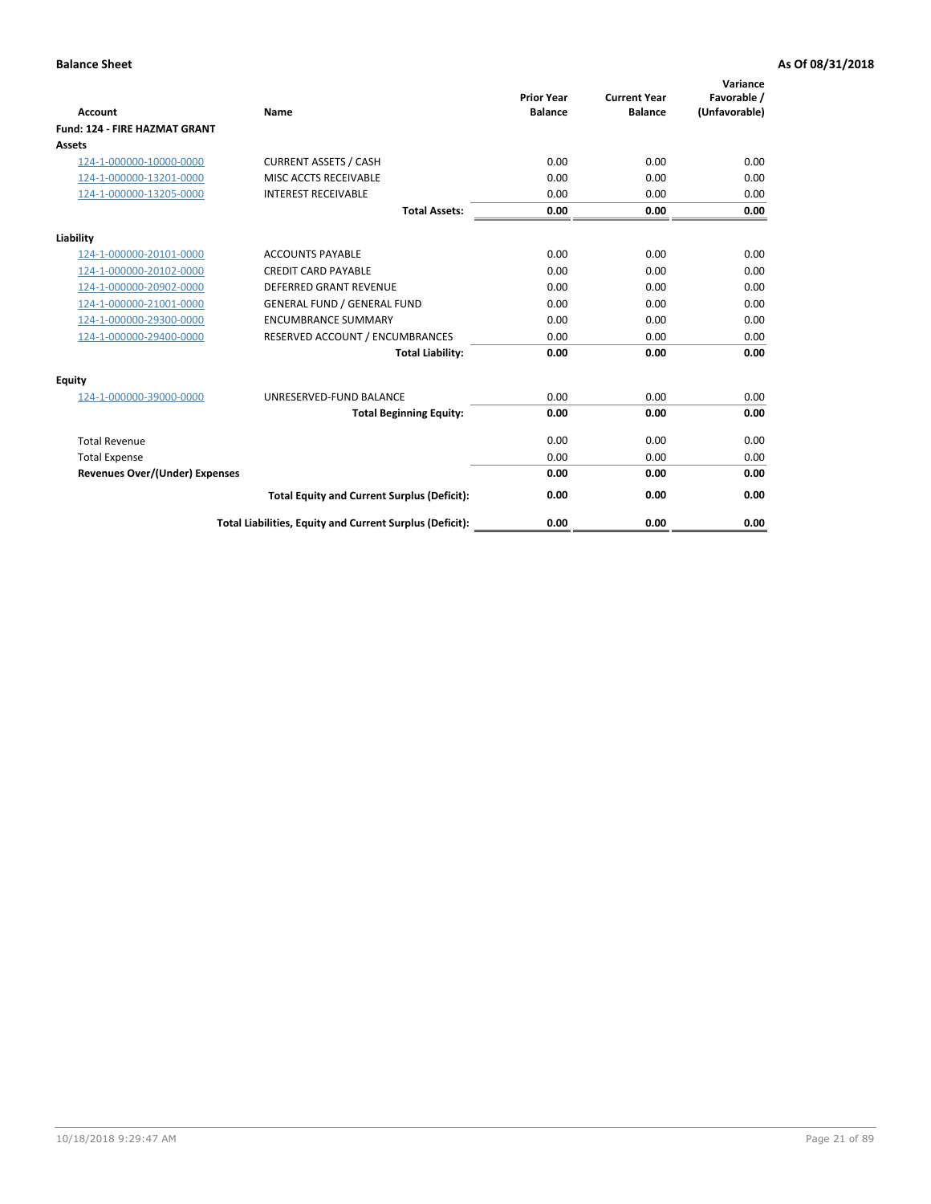**Balance Sheet** | **As Of 08/31/2018**

| Account | Name | Prior Year Balance | Current Year Balance | Variance Favorable / (Unfavorable) |
|---|---|---|---|---|
| **Fund: 124 - FIRE HAZMAT GRANT** | | | | |
| **Assets** | | | | |
| 124-1-000000-10000-0000 | CURRENT ASSETS / CASH | 0.00 | 0.00 | 0.00 |
| 124-1-000000-13201-0000 | MISC ACCTS RECEIVABLE | 0.00 | 0.00 | 0.00 |
| 124-1-000000-13205-0000 | INTEREST RECEIVABLE | 0.00 | 0.00 | 0.00 |
| | **Total Assets:** | **0.00** | **0.00** | **0.00** |
| **Liability** | | | | |
| 124-1-000000-20101-0000 | ACCOUNTS PAYABLE | 0.00 | 0.00 | 0.00 |
| 124-1-000000-20102-0000 | CREDIT CARD PAYABLE | 0.00 | 0.00 | 0.00 |
| 124-1-000000-20902-0000 | DEFERRED GRANT REVENUE | 0.00 | 0.00 | 0.00 |
| 124-1-000000-21001-0000 | GENERAL FUND / GENERAL FUND | 0.00 | 0.00 | 0.00 |
| 124-1-000000-29300-0000 | ENCUMBRANCE SUMMARY | 0.00 | 0.00 | 0.00 |
| 124-1-000000-29400-0000 | RESERVED ACCOUNT / ENCUMBRANCES | 0.00 | 0.00 | 0.00 |
| | **Total Liability:** | **0.00** | **0.00** | **0.00** |
| **Equity** | | | | |
| 124-1-000000-39000-0000 | UNRESERVED-FUND BALANCE | 0.00 | 0.00 | 0.00 |
| | **Total Beginning Equity:** | **0.00** | **0.00** | **0.00** |
| Total Revenue | | 0.00 | 0.00 | 0.00 |
| Total Expense | | 0.00 | 0.00 | 0.00 |
| **Revenues Over/(Under) Expenses** | | **0.00** | **0.00** | **0.00** |
| | **Total Equity and Current Surplus (Deficit):** | **0.00** | **0.00** | **0.00** |
| | **Total Liabilities, Equity and Current Surplus (Deficit):** | **0.00** | **0.00** | **0.00** |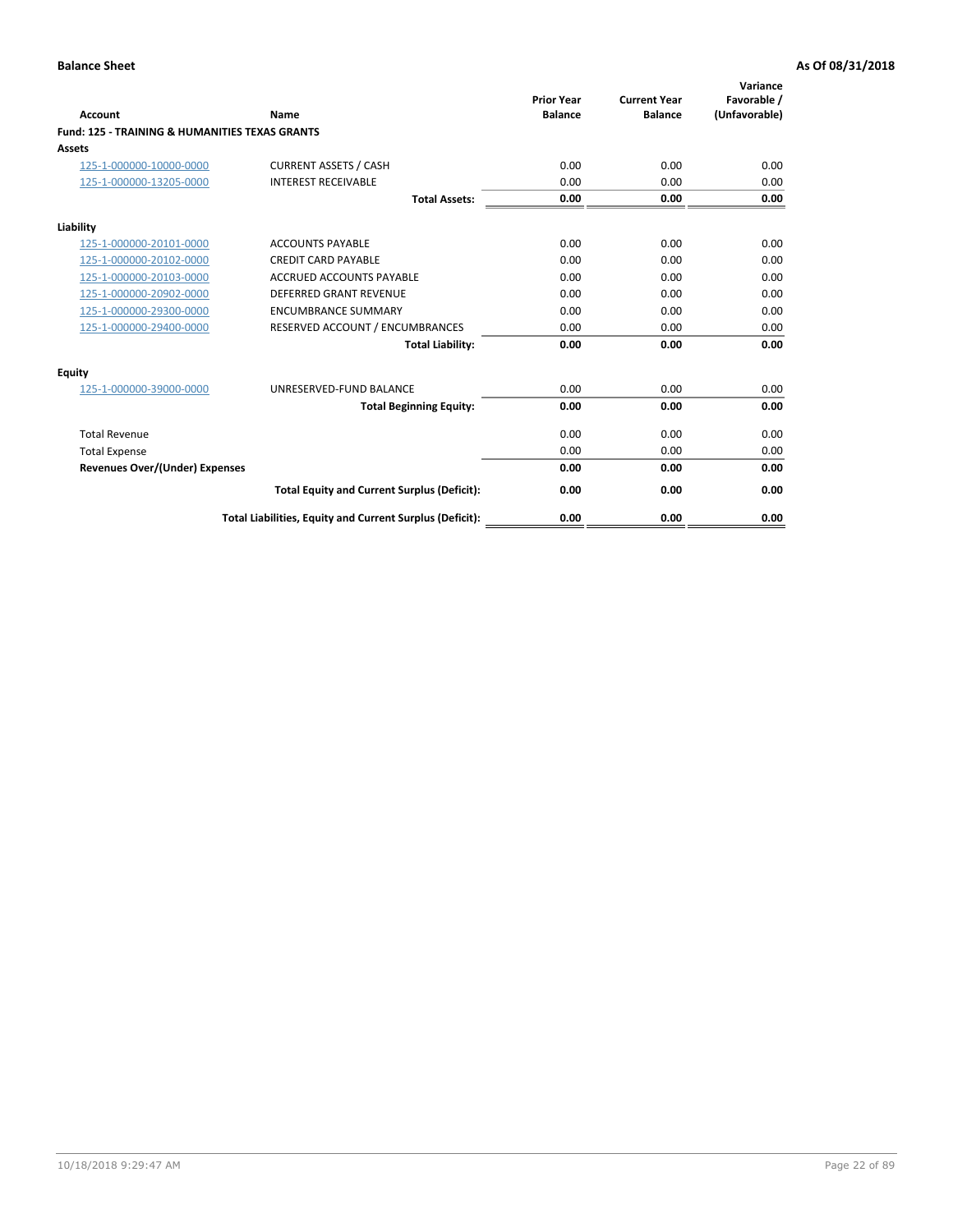**Balance Sheet** | **As Of 08/31/2018**

| Account | Name | Prior Year Balance | Current Year Balance | Variance Favorable / (Unfavorable) |
|---|---|---|---|---|
| **Fund: 125 - TRAINING & HUMANITIES TEXAS GRANTS** | | | | |
| **Assets** | | | | |
| 125-1-000000-10000-0000 | CURRENT ASSETS / CASH | 0.00 | 0.00 | 0.00 |
| 125-1-000000-13205-0000 | INTEREST RECEIVABLE | 0.00 | 0.00 | 0.00 |
| | **Total Assets:** | **0.00** | **0.00** | **0.00** |
| **Liability** | | | | |
| 125-1-000000-20101-0000 | ACCOUNTS PAYABLE | 0.00 | 0.00 | 0.00 |
| 125-1-000000-20102-0000 | CREDIT CARD PAYABLE | 0.00 | 0.00 | 0.00 |
| 125-1-000000-20103-0000 | ACCRUED ACCOUNTS PAYABLE | 0.00 | 0.00 | 0.00 |
| 125-1-000000-20902-0000 | DEFERRED GRANT REVENUE | 0.00 | 0.00 | 0.00 |
| 125-1-000000-29300-0000 | ENCUMBRANCE SUMMARY | 0.00 | 0.00 | 0.00 |
| 125-1-000000-29400-0000 | RESERVED ACCOUNT / ENCUMBRANCES | 0.00 | 0.00 | 0.00 |
| | **Total Liability:** | **0.00** | **0.00** | **0.00** |
| **Equity** | | | | |
| 125-1-000000-39000-0000 | UNRESERVED-FUND BALANCE | 0.00 | 0.00 | 0.00 |
| | **Total Beginning Equity:** | **0.00** | **0.00** | **0.00** |
| Total Revenue | | 0.00 | 0.00 | 0.00 |
| Total Expense | | 0.00 | 0.00 | 0.00 |
| **Revenues Over/(Under) Expenses** | | **0.00** | **0.00** | **0.00** |
| | **Total Equity and Current Surplus (Deficit):** | **0.00** | **0.00** | **0.00** |
| | **Total Liabilities, Equity and Current Surplus (Deficit):** | **0.00** | **0.00** | **0.00** |

10/18/2018 9:29:47 AM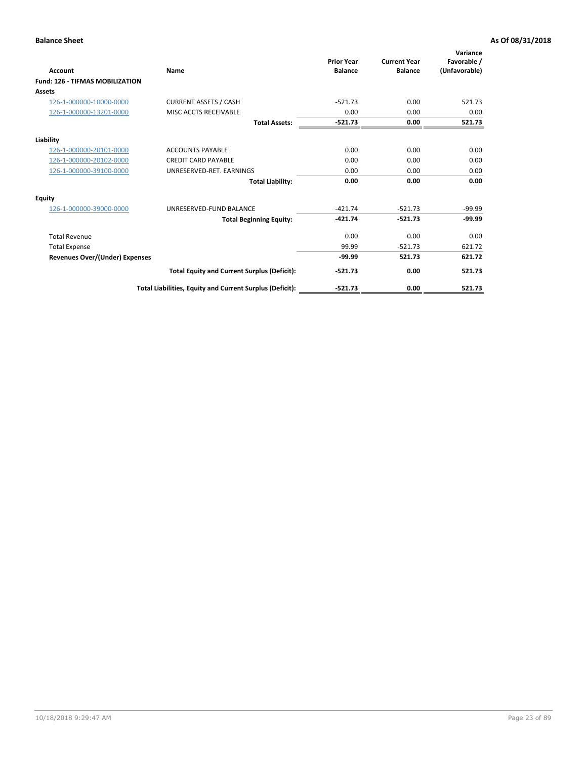**Balance Sheet** **As Of 08/31/2018**

| Account | Name | Prior Year Balance | Current Year Balance | Variance Favorable / (Unfavorable) |
|---|---|---|---|---|
| **Fund: 126 - TIFMAS MOBILIZATION** | | | | |
| **Assets** | | | | |
| 126-1-000000-10000-0000 | CURRENT ASSETS / CASH | -521.73 | 0.00 | 521.73 |
| 126-1-000000-13201-0000 | MISC ACCTS RECEIVABLE | 0.00 | 0.00 | 0.00 |
| | **Total Assets:** | **-521.73** | **0.00** | **521.73** |
| **Liability** | | | | |
| 126-1-000000-20101-0000 | ACCOUNTS PAYABLE | 0.00 | 0.00 | 0.00 |
| 126-1-000000-20102-0000 | CREDIT CARD PAYABLE | 0.00 | 0.00 | 0.00 |
| 126-1-000000-39100-0000 | UNRESERVED-RET. EARNINGS | 0.00 | 0.00 | 0.00 |
| | **Total Liability:** | **0.00** | **0.00** | **0.00** |
| **Equity** | | | | |
| 126-1-000000-39000-0000 | UNRESERVED-FUND BALANCE | -421.74 | -521.73 | -99.99 |
| | **Total Beginning Equity:** | **-421.74** | **-521.73** | **-99.99** |
| Total Revenue | | 0.00 | 0.00 | 0.00 |
| Total Expense | | 99.99 | -521.73 | 621.72 |
| **Revenues Over/(Under) Expenses** | | **-99.99** | **521.73** | **621.72** |
| | **Total Equity and Current Surplus (Deficit):** | **-521.73** | **0.00** | **521.73** |
| | **Total Liabilities, Equity and Current Surplus (Deficit):** | **-521.73** | **0.00** | **521.73** |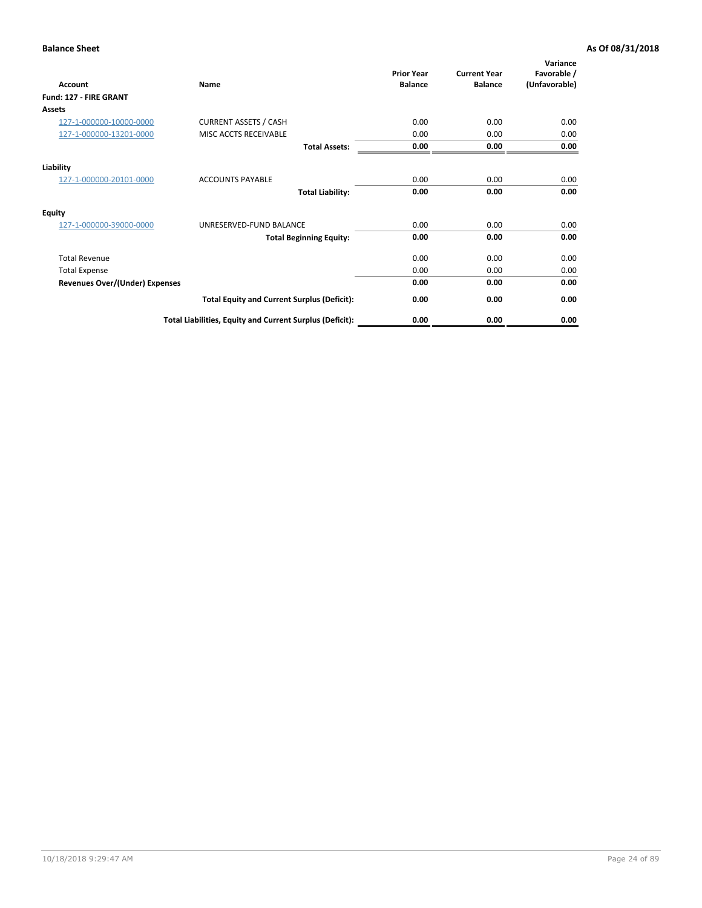**Balance Sheet** **As Of 08/31/2018**

| Account | Name | Prior Year Balance | Current Year Balance | Variance Favorable / (Unfavorable) |
|---|---|---|---|---|
| **Fund: 127 - FIRE GRANT** | | | | |
| **Assets** | | | | |
| 127-1-000000-10000-0000 | CURRENT ASSETS / CASH | 0.00 | 0.00 | 0.00 |
| 127-1-000000-13201-0000 | MISC ACCTS RECEIVABLE | 0.00 | 0.00 | 0.00 |
| | **Total Assets:** | **0.00** | **0.00** | **0.00** |
| **Liability** | | | | |
| 127-1-000000-20101-0000 | ACCOUNTS PAYABLE | 0.00 | 0.00 | 0.00 |
| | **Total Liability:** | **0.00** | **0.00** | **0.00** |
| **Equity** | | | | |
| 127-1-000000-39000-0000 | UNRESERVED-FUND BALANCE | 0.00 | 0.00 | 0.00 |
| | **Total Beginning Equity:** | **0.00** | **0.00** | **0.00** |
| Total Revenue | | 0.00 | 0.00 | 0.00 |
| Total Expense | | 0.00 | 0.00 | 0.00 |
| **Revenues Over/(Under) Expenses** | | **0.00** | **0.00** | **0.00** |
| | **Total Equity and Current Surplus (Deficit):** | **0.00** | **0.00** | **0.00** |
| | **Total Liabilities, Equity and Current Surplus (Deficit):** | **0.00** | **0.00** | **0.00** |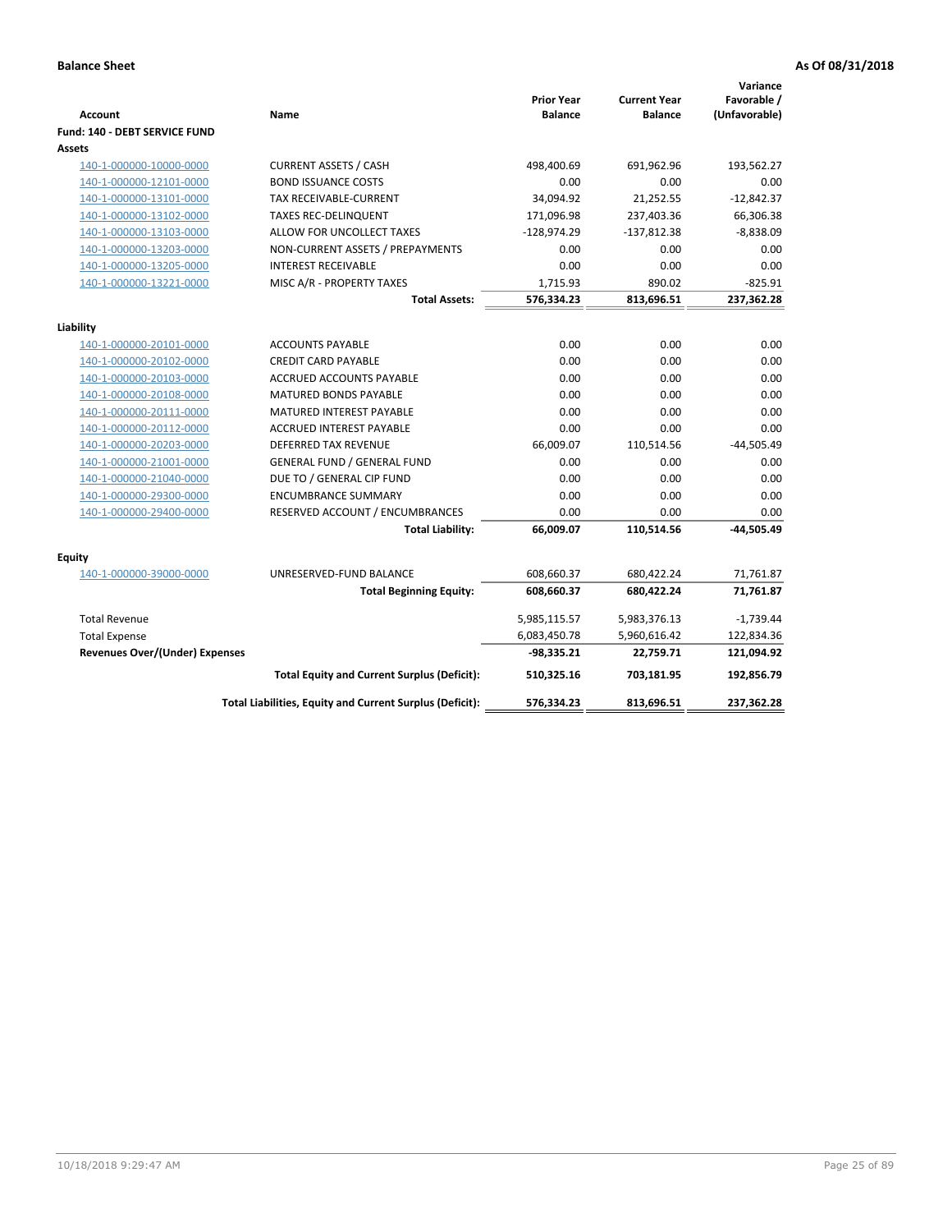**Balance Sheet** **As Of 08/31/2018**

| Account | Name | Prior Year Balance | Current Year Balance | Variance Favorable / (Unfavorable) |
|---|---|---|---|---|
| **Fund: 140 - DEBT SERVICE FUND** | | | | |
| **Assets** | | | | |
| 140-1-000000-10000-0000 | CURRENT ASSETS / CASH | 498,400.69 | 691,962.96 | 193,562.27 |
| 140-1-000000-12101-0000 | BOND ISSUANCE COSTS | 0.00 | 0.00 | 0.00 |
| 140-1-000000-13101-0000 | TAX RECEIVABLE-CURRENT | 34,094.92 | 21,252.55 | -12,842.37 |
| 140-1-000000-13102-0000 | TAXES REC-DELINQUENT | 171,096.98 | 237,403.36 | 66,306.38 |
| 140-1-000000-13103-0000 | ALLOW FOR UNCOLLECT TAXES | -128,974.29 | -137,812.38 | -8,838.09 |
| 140-1-000000-13203-0000 | NON-CURRENT ASSETS / PREPAYMENTS | 0.00 | 0.00 | 0.00 |
| 140-1-000000-13205-0000 | INTEREST RECEIVABLE | 0.00 | 0.00 | 0.00 |
| 140-1-000000-13221-0000 | MISC A/R - PROPERTY TAXES | 1,715.93 | 890.02 | -825.91 |
| | **Total Assets:** | **576,334.23** | **813,696.51** | **237,362.28** |
| **Liability** | | | | |
| 140-1-000000-20101-0000 | ACCOUNTS PAYABLE | 0.00 | 0.00 | 0.00 |
| 140-1-000000-20102-0000 | CREDIT CARD PAYABLE | 0.00 | 0.00 | 0.00 |
| 140-1-000000-20103-0000 | ACCRUED ACCOUNTS PAYABLE | 0.00 | 0.00 | 0.00 |
| 140-1-000000-20108-0000 | MATURED BONDS PAYABLE | 0.00 | 0.00 | 0.00 |
| 140-1-000000-20111-0000 | MATURED INTEREST PAYABLE | 0.00 | 0.00 | 0.00 |
| 140-1-000000-20112-0000 | ACCRUED INTEREST PAYABLE | 0.00 | 0.00 | 0.00 |
| 140-1-000000-20203-0000 | DEFERRED TAX REVENUE | 66,009.07 | 110,514.56 | -44,505.49 |
| 140-1-000000-21001-0000 | GENERAL FUND / GENERAL FUND | 0.00 | 0.00 | 0.00 |
| 140-1-000000-21040-0000 | DUE TO / GENERAL CIP FUND | 0.00 | 0.00 | 0.00 |
| 140-1-000000-29300-0000 | ENCUMBRANCE SUMMARY | 0.00 | 0.00 | 0.00 |
| 140-1-000000-29400-0000 | RESERVED ACCOUNT / ENCUMBRANCES | 0.00 | 0.00 | 0.00 |
| | **Total Liability:** | **66,009.07** | **110,514.56** | **-44,505.49** |
| **Equity** | | | | |
| 140-1-000000-39000-0000 | UNRESERVED-FUND BALANCE | 608,660.37 | 680,422.24 | 71,761.87 |
| | **Total Beginning Equity:** | **608,660.37** | **680,422.24** | **71,761.87** |
| Total Revenue | | 5,985,115.57 | 5,983,376.13 | -1,739.44 |
| Total Expense | | 6,083,450.78 | 5,960,616.42 | 122,834.36 |
| **Revenues Over/(Under) Expenses** | | **-98,335.21** | **22,759.71** | **121,094.92** |
| | **Total Equity and Current Surplus (Deficit):** | **510,325.16** | **703,181.95** | **192,856.79** |
| | **Total Liabilities, Equity and Current Surplus (Deficit):** | **576,334.23** | **813,696.51** | **237,362.28** |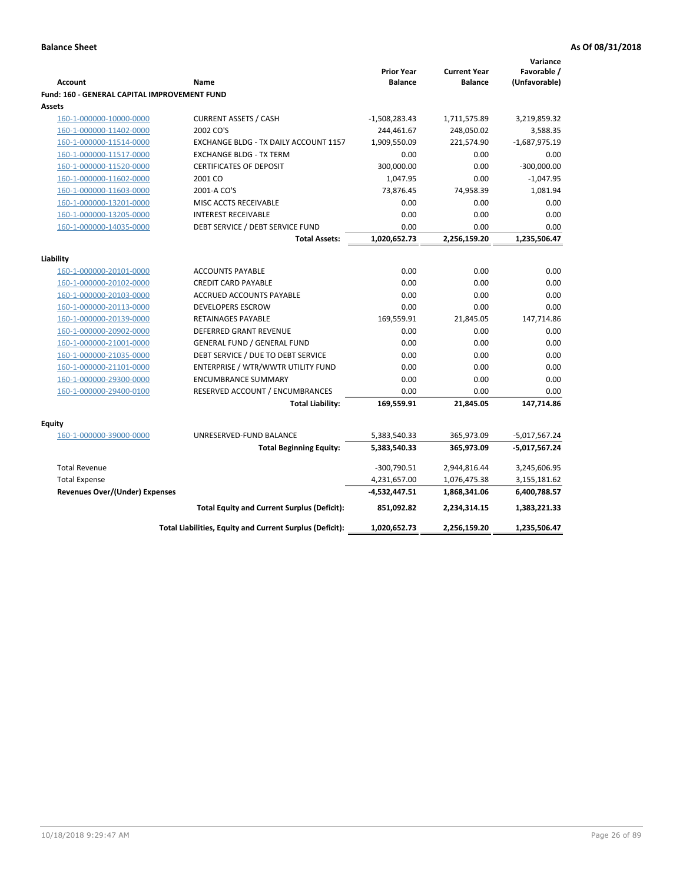**Balance Sheet** **As Of 08/31/2018**

| Account | Name | Prior Year Balance | Current Year Balance | Variance Favorable / (Unfavorable) |
|---|---|---|---|---|
| **Fund: 160 - GENERAL CAPITAL IMPROVEMENT FUND** | | | | |
| **Assets** | | | | |
| 160-1-000000-10000-0000 | CURRENT ASSETS / CASH | -1,508,283.43 | 1,711,575.89 | 3,219,859.32 |
| 160-1-000000-11402-0000 | 2002 CO'S | 244,461.67 | 248,050.02 | 3,588.35 |
| 160-1-000000-11514-0000 | EXCHANGE BLDG - TX DAILY ACCOUNT 1157 | 1,909,550.09 | 221,574.90 | -1,687,975.19 |
| 160-1-000000-11517-0000 | EXCHANGE BLDG - TX TERM | 0.00 | 0.00 | 0.00 |
| 160-1-000000-11520-0000 | CERTIFICATES OF DEPOSIT | 300,000.00 | 0.00 | -300,000.00 |
| 160-1-000000-11602-0000 | 2001 CO | 1,047.95 | 0.00 | -1,047.95 |
| 160-1-000000-11603-0000 | 2001-A CO'S | 73,876.45 | 74,958.39 | 1,081.94 |
| 160-1-000000-13201-0000 | MISC ACCTS RECEIVABLE | 0.00 | 0.00 | 0.00 |
| 160-1-000000-13205-0000 | INTEREST RECEIVABLE | 0.00 | 0.00 | 0.00 |
| 160-1-000000-14035-0000 | DEBT SERVICE / DEBT SERVICE FUND | 0.00 | 0.00 | 0.00 |
| | **Total Assets:** | **1,020,652.73** | **2,256,159.20** | **1,235,506.47** |
| **Liability** | | | | |
| 160-1-000000-20101-0000 | ACCOUNTS PAYABLE | 0.00 | 0.00 | 0.00 |
| 160-1-000000-20102-0000 | CREDIT CARD PAYABLE | 0.00 | 0.00 | 0.00 |
| 160-1-000000-20103-0000 | ACCRUED ACCOUNTS PAYABLE | 0.00 | 0.00 | 0.00 |
| 160-1-000000-20113-0000 | DEVELOPERS ESCROW | 0.00 | 0.00 | 0.00 |
| 160-1-000000-20139-0000 | RETAINAGES PAYABLE | 169,559.91 | 21,845.05 | 147,714.86 |
| 160-1-000000-20902-0000 | DEFERRED GRANT REVENUE | 0.00 | 0.00 | 0.00 |
| 160-1-000000-21001-0000 | GENERAL FUND / GENERAL FUND | 0.00 | 0.00 | 0.00 |
| 160-1-000000-21035-0000 | DEBT SERVICE / DUE TO DEBT SERVICE | 0.00 | 0.00 | 0.00 |
| 160-1-000000-21101-0000 | ENTERPRISE / WTR/WWTR UTILITY FUND | 0.00 | 0.00 | 0.00 |
| 160-1-000000-29300-0000 | ENCUMBRANCE SUMMARY | 0.00 | 0.00 | 0.00 |
| 160-1-000000-29400-0100 | RESERVED ACCOUNT / ENCUMBRANCES | 0.00 | 0.00 | 0.00 |
| | **Total Liability:** | **169,559.91** | **21,845.05** | **147,714.86** |
| **Equity** | | | | |
| 160-1-000000-39000-0000 | UNRESERVED-FUND BALANCE | 5,383,540.33 | 365,973.09 | -5,017,567.24 |
| | **Total Beginning Equity:** | **5,383,540.33** | **365,973.09** | **-5,017,567.24** |
| Total Revenue | | -300,790.51 | 2,944,816.44 | 3,245,606.95 |
| Total Expense | | 4,231,657.00 | 1,076,475.38 | 3,155,181.62 |
| **Revenues Over/(Under) Expenses** | | **-4,532,447.51** | **1,868,341.06** | **6,400,788.57** |
| | **Total Equity and Current Surplus (Deficit):** | **851,092.82** | **2,234,314.15** | **1,383,221.33** |
| | **Total Liabilities, Equity and Current Surplus (Deficit):** | **1,020,652.73** | **2,256,159.20** | **1,235,506.47** |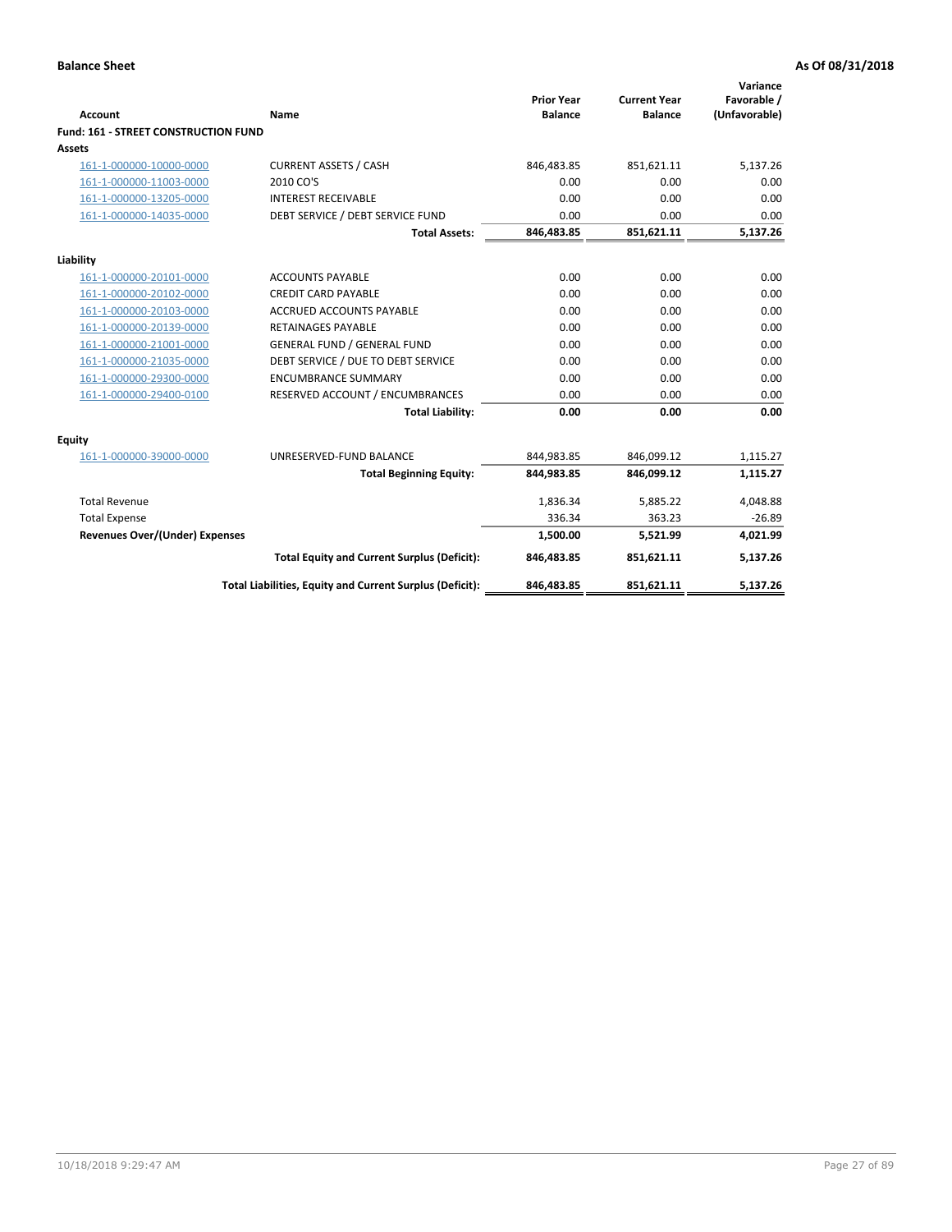**Balance Sheet** **As Of 08/31/2018**

| Account | Name | Prior Year Balance | Current Year Balance | Variance Favorable / (Unfavorable) |
|---|---|---|---|---|
| **Fund: 161 - STREET CONSTRUCTION FUND** | | | | |
| **Assets** | | | | |
| 161-1-000000-10000-0000 | CURRENT ASSETS / CASH | 846,483.85 | 851,621.11 | 5,137.26 |
| 161-1-000000-11003-0000 | 2010 CO'S | 0.00 | 0.00 | 0.00 |
| 161-1-000000-13205-0000 | INTEREST RECEIVABLE | 0.00 | 0.00 | 0.00 |
| 161-1-000000-14035-0000 | DEBT SERVICE / DEBT SERVICE FUND | 0.00 | 0.00 | 0.00 |
| | **Total Assets:** | **846,483.85** | **851,621.11** | **5,137.26** |
| **Liability** | | | | |
| 161-1-000000-20101-0000 | ACCOUNTS PAYABLE | 0.00 | 0.00 | 0.00 |
| 161-1-000000-20102-0000 | CREDIT CARD PAYABLE | 0.00 | 0.00 | 0.00 |
| 161-1-000000-20103-0000 | ACCRUED ACCOUNTS PAYABLE | 0.00 | 0.00 | 0.00 |
| 161-1-000000-20139-0000 | RETAINAGES PAYABLE | 0.00 | 0.00 | 0.00 |
| 161-1-000000-21001-0000 | GENERAL FUND / GENERAL FUND | 0.00 | 0.00 | 0.00 |
| 161-1-000000-21035-0000 | DEBT SERVICE / DUE TO DEBT SERVICE | 0.00 | 0.00 | 0.00 |
| 161-1-000000-29300-0000 | ENCUMBRANCE SUMMARY | 0.00 | 0.00 | 0.00 |
| 161-1-000000-29400-0100 | RESERVED ACCOUNT / ENCUMBRANCES | 0.00 | 0.00 | 0.00 |
| | **Total Liability:** | **0.00** | **0.00** | **0.00** |
| **Equity** | | | | |
| 161-1-000000-39000-0000 | UNRESERVED-FUND BALANCE | 844,983.85 | 846,099.12 | 1,115.27 |
| | **Total Beginning Equity:** | **844,983.85** | **846,099.12** | **1,115.27** |
| Total Revenue | | 1,836.34 | 5,885.22 | 4,048.88 |
| Total Expense | | 336.34 | 363.23 | -26.89 |
| **Revenues Over/(Under) Expenses** | | **1,500.00** | **5,521.99** | **4,021.99** |
| | **Total Equity and Current Surplus (Deficit):** | **846,483.85** | **851,621.11** | **5,137.26** |
| | **Total Liabilities, Equity and Current Surplus (Deficit):** | **846,483.85** | **851,621.11** | **5,137.26** |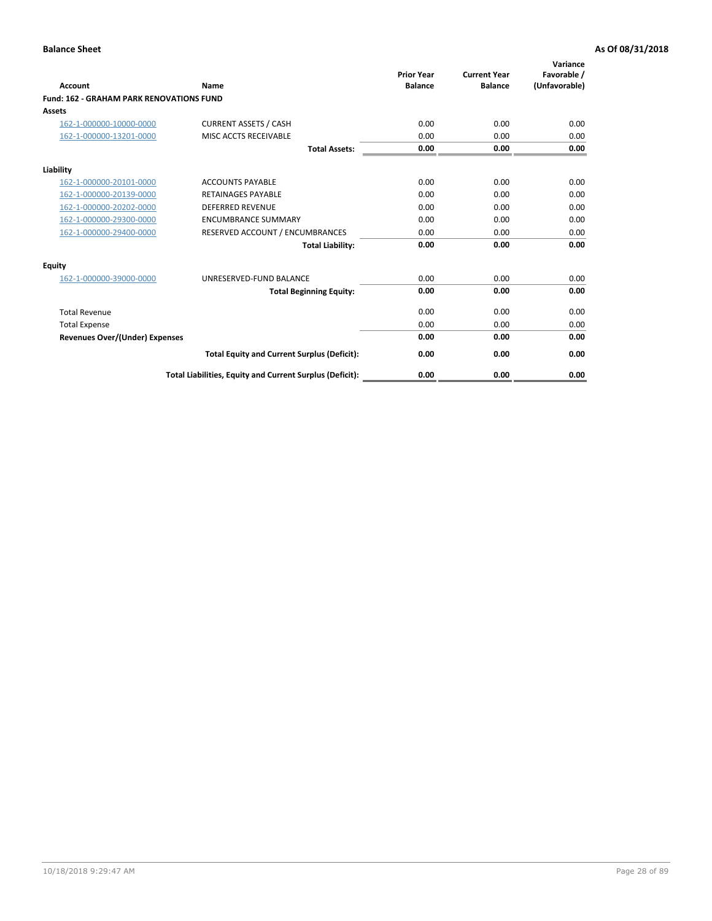**Balance Sheet** **As Of 08/31/2018**

| Account | Name | Prior Year Balance | Current Year Balance | Variance Favorable / (Unfavorable) |
|---|---|---|---|---|
| **Fund: 162 - GRAHAM PARK RENOVATIONS FUND** | | | | |
| **Assets** | | | | |
| 162-1-000000-10000-0000 | CURRENT ASSETS / CASH | 0.00 | 0.00 | 0.00 |
| 162-1-000000-13201-0000 | MISC ACCTS RECEIVABLE | 0.00 | 0.00 | 0.00 |
| | **Total Assets:** | **0.00** | **0.00** | **0.00** |
| **Liability** | | | | |
| 162-1-000000-20101-0000 | ACCOUNTS PAYABLE | 0.00 | 0.00 | 0.00 |
| 162-1-000000-20139-0000 | RETAINAGES PAYABLE | 0.00 | 0.00 | 0.00 |
| 162-1-000000-20202-0000 | DEFERRED REVENUE | 0.00 | 0.00 | 0.00 |
| 162-1-000000-29300-0000 | ENCUMBRANCE SUMMARY | 0.00 | 0.00 | 0.00 |
| 162-1-000000-29400-0000 | RESERVED ACCOUNT / ENCUMBRANCES | 0.00 | 0.00 | 0.00 |
| | **Total Liability:** | **0.00** | **0.00** | **0.00** |
| **Equity** | | | | |
| 162-1-000000-39000-0000 | UNRESERVED-FUND BALANCE | 0.00 | 0.00 | 0.00 |
| | **Total Beginning Equity:** | **0.00** | **0.00** | **0.00** |
| Total Revenue | | 0.00 | 0.00 | 0.00 |
| Total Expense | | 0.00 | 0.00 | 0.00 |
| **Revenues Over/(Under) Expenses** | | **0.00** | **0.00** | **0.00** |
| | **Total Equity and Current Surplus (Deficit):** | **0.00** | **0.00** | **0.00** |
| | **Total Liabilities, Equity and Current Surplus (Deficit):** | **0.00** | **0.00** | **0.00** |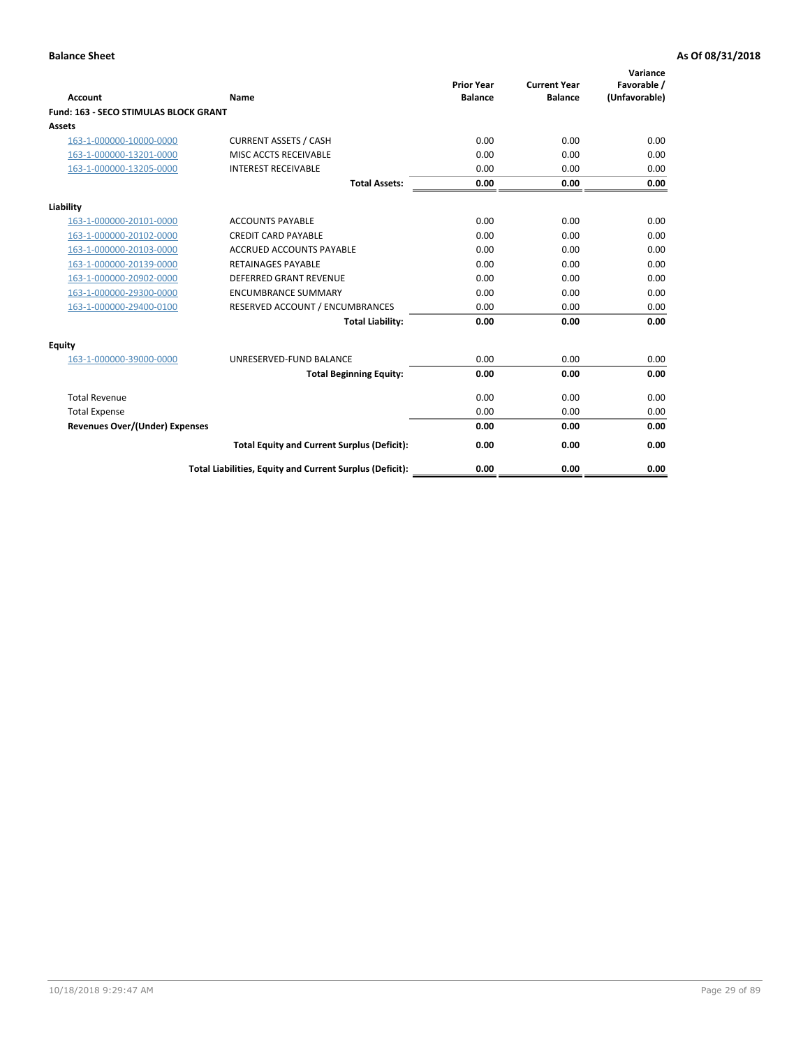**Balance Sheet** **As Of 08/31/2018**

| Account | Name | Prior Year Balance | Current Year Balance | Variance Favorable / (Unfavorable) |
|---|---|---|---|---|
| **Fund: 163 - SECO STIMULAS BLOCK GRANT** | | | | |
| **Assets** | | | | |
| 163-1-000000-10000-0000 | CURRENT ASSETS / CASH | 0.00 | 0.00 | 0.00 |
| 163-1-000000-13201-0000 | MISC ACCTS RECEIVABLE | 0.00 | 0.00 | 0.00 |
| 163-1-000000-13205-0000 | INTEREST RECEIVABLE | 0.00 | 0.00 | 0.00 |
| | **Total Assets:** | **0.00** | **0.00** | **0.00** |
| **Liability** | | | | |
| 163-1-000000-20101-0000 | ACCOUNTS PAYABLE | 0.00 | 0.00 | 0.00 |
| 163-1-000000-20102-0000 | CREDIT CARD PAYABLE | 0.00 | 0.00 | 0.00 |
| 163-1-000000-20103-0000 | ACCRUED ACCOUNTS PAYABLE | 0.00 | 0.00 | 0.00 |
| 163-1-000000-20139-0000 | RETAINAGES PAYABLE | 0.00 | 0.00 | 0.00 |
| 163-1-000000-20902-0000 | DEFERRED GRANT REVENUE | 0.00 | 0.00 | 0.00 |
| 163-1-000000-29300-0000 | ENCUMBRANCE SUMMARY | 0.00 | 0.00 | 0.00 |
| 163-1-000000-29400-0100 | RESERVED ACCOUNT / ENCUMBRANCES | 0.00 | 0.00 | 0.00 |
| | **Total Liability:** | **0.00** | **0.00** | **0.00** |
| **Equity** | | | | |
| 163-1-000000-39000-0000 | UNRESERVED-FUND BALANCE | 0.00 | 0.00 | 0.00 |
| | **Total Beginning Equity:** | **0.00** | **0.00** | **0.00** |
| Total Revenue | | 0.00 | 0.00 | 0.00 |
| Total Expense | | 0.00 | 0.00 | 0.00 |
| **Revenues Over/(Under) Expenses** | | **0.00** | **0.00** | **0.00** |
| | **Total Equity and Current Surplus (Deficit):** | **0.00** | **0.00** | **0.00** |
| | **Total Liabilities, Equity and Current Surplus (Deficit):** | **0.00** | **0.00** | **0.00** |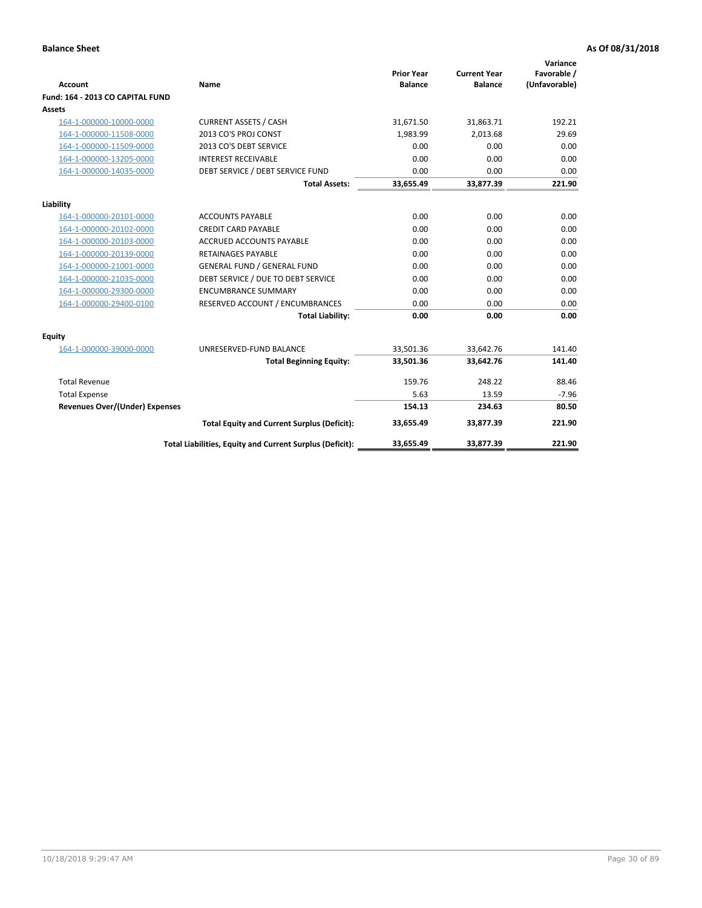**Balance Sheet** **As Of 08/31/2018**

| Account | Name | Prior Year Balance | Current Year Balance | Variance Favorable / (Unfavorable) |
|---|---|---|---|---|
| **Fund: 164 - 2013 CO CAPITAL FUND** | | | | |
| **Assets** | | | | |
| 164-1-000000-10000-0000 | CURRENT ASSETS / CASH | 31,671.50 | 31,863.71 | 192.21 |
| 164-1-000000-11508-0000 | 2013 CO'S PROJ CONST | 1,983.99 | 2,013.68 | 29.69 |
| 164-1-000000-11509-0000 | 2013 CO'S DEBT SERVICE | 0.00 | 0.00 | 0.00 |
| 164-1-000000-13205-0000 | INTEREST RECEIVABLE | 0.00 | 0.00 | 0.00 |
| 164-1-000000-14035-0000 | DEBT SERVICE / DEBT SERVICE FUND | 0.00 | 0.00 | 0.00 |
| | **Total Assets:** | **33,655.49** | **33,877.39** | **221.90** |
| **Liability** | | | | |
| 164-1-000000-20101-0000 | ACCOUNTS PAYABLE | 0.00 | 0.00 | 0.00 |
| 164-1-000000-20102-0000 | CREDIT CARD PAYABLE | 0.00 | 0.00 | 0.00 |
| 164-1-000000-20103-0000 | ACCRUED ACCOUNTS PAYABLE | 0.00 | 0.00 | 0.00 |
| 164-1-000000-20139-0000 | RETAINAGES PAYABLE | 0.00 | 0.00 | 0.00 |
| 164-1-000000-21001-0000 | GENERAL FUND / GENERAL FUND | 0.00 | 0.00 | 0.00 |
| 164-1-000000-21035-0000 | DEBT SERVICE / DUE TO DEBT SERVICE | 0.00 | 0.00 | 0.00 |
| 164-1-000000-29300-0000 | ENCUMBRANCE SUMMARY | 0.00 | 0.00 | 0.00 |
| 164-1-000000-29400-0100 | RESERVED ACCOUNT / ENCUMBRANCES | 0.00 | 0.00 | 0.00 |
| | **Total Liability:** | **0.00** | **0.00** | **0.00** |
| **Equity** | | | | |
| 164-1-000000-39000-0000 | UNRESERVED-FUND BALANCE | 33,501.36 | 33,642.76 | 141.40 |
| | **Total Beginning Equity:** | **33,501.36** | **33,642.76** | **141.40** |
| Total Revenue | | 159.76 | 248.22 | 88.46 |
| Total Expense | | 5.63 | 13.59 | -7.96 |
| **Revenues Over/(Under) Expenses** | | **154.13** | **234.63** | **80.50** |
| | **Total Equity and Current Surplus (Deficit):** | **33,655.49** | **33,877.39** | **221.90** |
| | **Total Liabilities, Equity and Current Surplus (Deficit):** | **33,655.49** | **33,877.39** | **221.90** |

10/18/2018 9:29:47 AM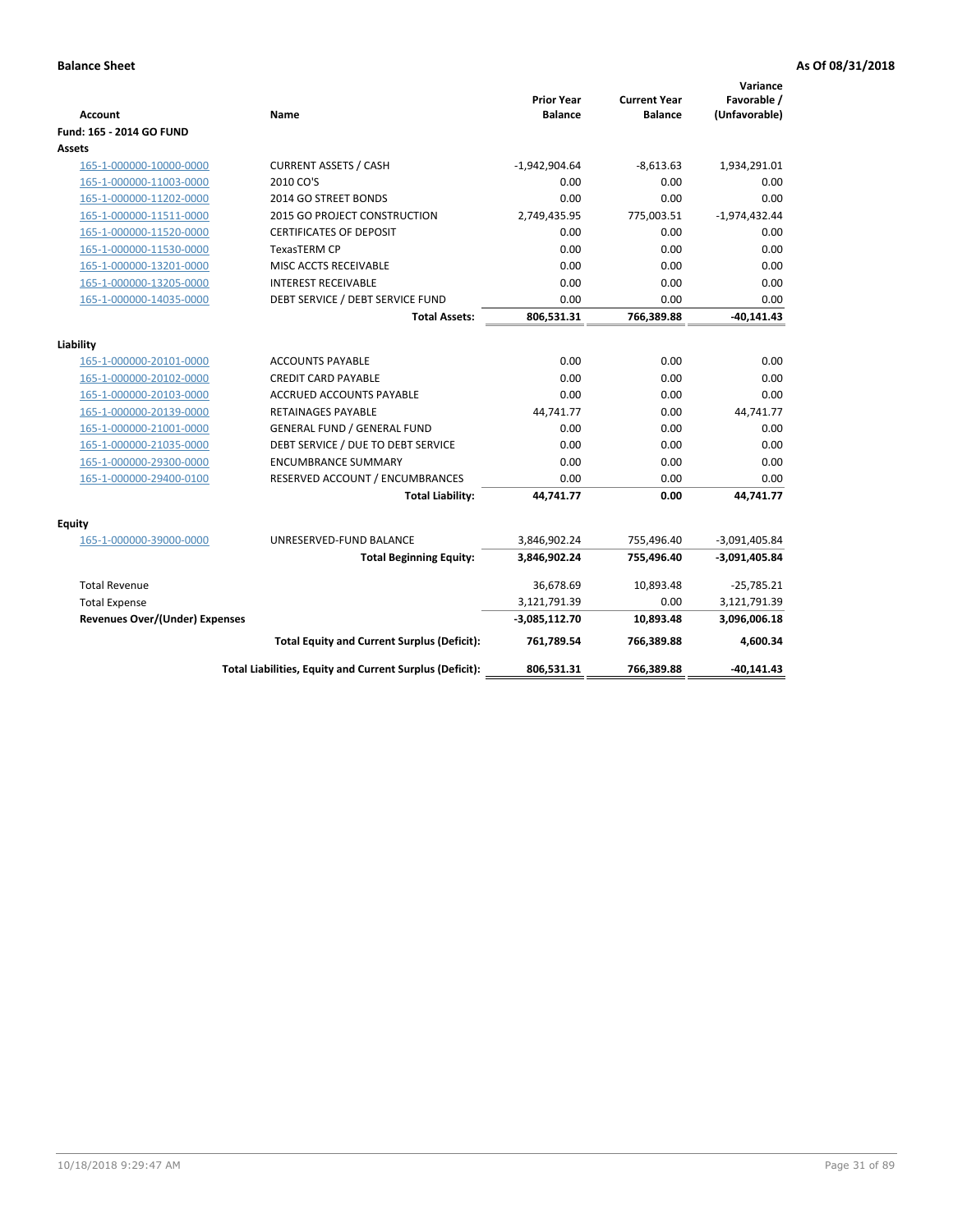**Balance Sheet** **As Of 08/31/2018**

| Account | Name | Prior Year Balance | Current Year Balance | Variance Favorable / (Unfavorable) |
|---|---|---|---|---|
| **Fund: 165 - 2014 GO FUND** | | | | |
| **Assets** | | | | |
| 165-1-000000-10000-0000 | CURRENT ASSETS / CASH | -1,942,904.64 | -8,613.63 | 1,934,291.01 |
| 165-1-000000-11003-0000 | 2010 CO'S | 0.00 | 0.00 | 0.00 |
| 165-1-000000-11202-0000 | 2014 GO STREET BONDS | 0.00 | 0.00 | 0.00 |
| 165-1-000000-11511-0000 | 2015 GO PROJECT CONSTRUCTION | 2,749,435.95 | 775,003.51 | -1,974,432.44 |
| 165-1-000000-11520-0000 | CERTIFICATES OF DEPOSIT | 0.00 | 0.00 | 0.00 |
| 165-1-000000-11530-0000 | TexasTERM CP | 0.00 | 0.00 | 0.00 |
| 165-1-000000-13201-0000 | MISC ACCTS RECEIVABLE | 0.00 | 0.00 | 0.00 |
| 165-1-000000-13205-0000 | INTEREST RECEIVABLE | 0.00 | 0.00 | 0.00 |
| 165-1-000000-14035-0000 | DEBT SERVICE / DEBT SERVICE FUND | 0.00 | 0.00 | 0.00 |
| | **Total Assets:** | **806,531.31** | **766,389.88** | **-40,141.43** |
| **Liability** | | | | |
| 165-1-000000-20101-0000 | ACCOUNTS PAYABLE | 0.00 | 0.00 | 0.00 |
| 165-1-000000-20102-0000 | CREDIT CARD PAYABLE | 0.00 | 0.00 | 0.00 |
| 165-1-000000-20103-0000 | ACCRUED ACCOUNTS PAYABLE | 0.00 | 0.00 | 0.00 |
| 165-1-000000-20139-0000 | RETAINAGES PAYABLE | 44,741.77 | 0.00 | 44,741.77 |
| 165-1-000000-21001-0000 | GENERAL FUND / GENERAL FUND | 0.00 | 0.00 | 0.00 |
| 165-1-000000-21035-0000 | DEBT SERVICE / DUE TO DEBT SERVICE | 0.00 | 0.00 | 0.00 |
| 165-1-000000-29300-0000 | ENCUMBRANCE SUMMARY | 0.00 | 0.00 | 0.00 |
| 165-1-000000-29400-0100 | RESERVED ACCOUNT / ENCUMBRANCES | 0.00 | 0.00 | 0.00 |
| | **Total Liability:** | **44,741.77** | **0.00** | **44,741.77** |
| **Equity** | | | | |
| 165-1-000000-39000-0000 | UNRESERVED-FUND BALANCE | 3,846,902.24 | 755,496.40 | -3,091,405.84 |
| | **Total Beginning Equity:** | **3,846,902.24** | **755,496.40** | **-3,091,405.84** |
| Total Revenue | | 36,678.69 | 10,893.48 | -25,785.21 |
| Total Expense | | 3,121,791.39 | 0.00 | 3,121,791.39 |
| **Revenues Over/(Under) Expenses** | | **-3,085,112.70** | **10,893.48** | **3,096,006.18** |
| | **Total Equity and Current Surplus (Deficit):** | **761,789.54** | **766,389.88** | **4,600.34** |
| | **Total Liabilities, Equity and Current Surplus (Deficit):** | **806,531.31** | **766,389.88** | **-40,141.43** |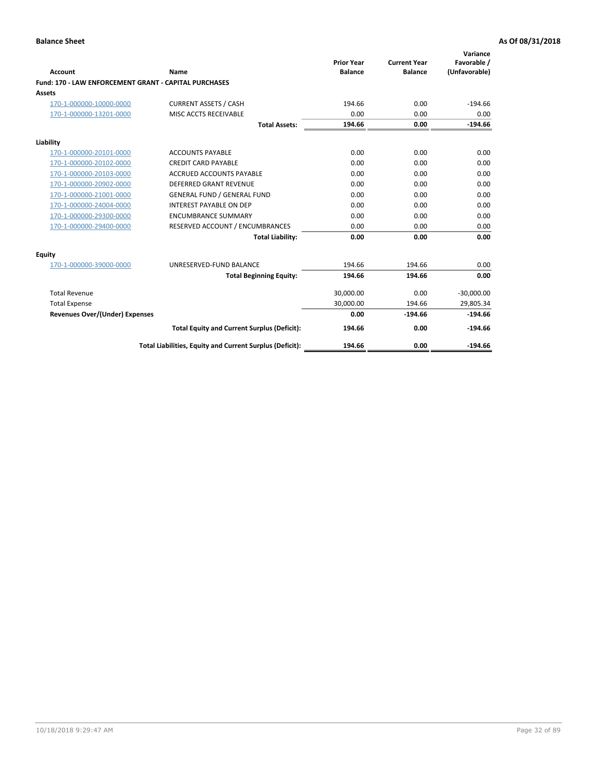**Balance Sheet** **As Of 08/31/2018**

| Account | Name | Prior Year Balance | Current Year Balance | Variance Favorable / (Unfavorable) |
|---|---|---|---|---|
| **Fund: 170 - LAW ENFORCEMENT GRANT - CAPITAL PURCHASES** | | | | |
| **Assets** | | | | |
| 170-1-000000-10000-0000 | CURRENT ASSETS / CASH | 194.66 | 0.00 | -194.66 |
| 170-1-000000-13201-0000 | MISC ACCTS RECEIVABLE | 0.00 | 0.00 | 0.00 |
| | **Total Assets:** | **194.66** | **0.00** | **-194.66** |
| **Liability** | | | | |
| 170-1-000000-20101-0000 | ACCOUNTS PAYABLE | 0.00 | 0.00 | 0.00 |
| 170-1-000000-20102-0000 | CREDIT CARD PAYABLE | 0.00 | 0.00 | 0.00 |
| 170-1-000000-20103-0000 | ACCRUED ACCOUNTS PAYABLE | 0.00 | 0.00 | 0.00 |
| 170-1-000000-20902-0000 | DEFERRED GRANT REVENUE | 0.00 | 0.00 | 0.00 |
| 170-1-000000-21001-0000 | GENERAL FUND / GENERAL FUND | 0.00 | 0.00 | 0.00 |
| 170-1-000000-24004-0000 | INTEREST PAYABLE ON DEP | 0.00 | 0.00 | 0.00 |
| 170-1-000000-29300-0000 | ENCUMBRANCE SUMMARY | 0.00 | 0.00 | 0.00 |
| 170-1-000000-29400-0000 | RESERVED ACCOUNT / ENCUMBRANCES | 0.00 | 0.00 | 0.00 |
| | **Total Liability:** | **0.00** | **0.00** | **0.00** |
| **Equity** | | | | |
| 170-1-000000-39000-0000 | UNRESERVED-FUND BALANCE | 194.66 | 194.66 | 0.00 |
| | **Total Beginning Equity:** | **194.66** | **194.66** | **0.00** |
| Total Revenue | | 30,000.00 | 0.00 | -30,000.00 |
| Total Expense | | 30,000.00 | 194.66 | 29,805.34 |
| **Revenues Over/(Under) Expenses** | | **0.00** | **-194.66** | **-194.66** |
| | **Total Equity and Current Surplus (Deficit):** | **194.66** | **0.00** | **-194.66** |
| | **Total Liabilities, Equity and Current Surplus (Deficit):** | **194.66** | **0.00** | **-194.66** |

10/18/2018 9:29:47 AM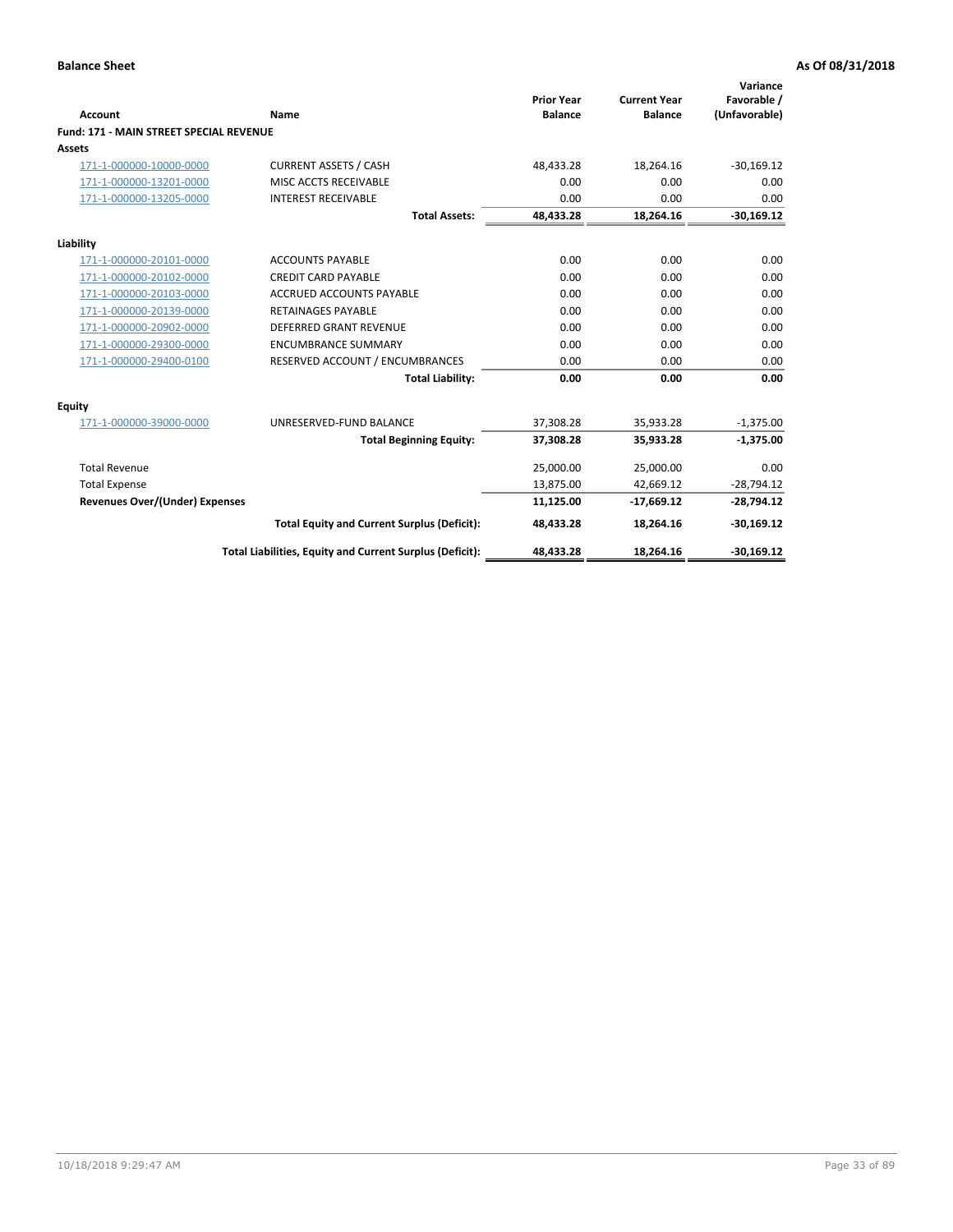**Balance Sheet** **As Of 08/31/2018**

| Account | Name | Prior Year Balance | Current Year Balance | Variance Favorable / (Unfavorable) |
|---|---|---|---|---|
| **Fund: 171 - MAIN STREET SPECIAL REVENUE** | | | | |
| **Assets** | | | | |
| 171-1-000000-10000-0000 | CURRENT ASSETS / CASH | 48,433.28 | 18,264.16 | -30,169.12 |
| 171-1-000000-13201-0000 | MISC ACCTS RECEIVABLE | 0.00 | 0.00 | 0.00 |
| 171-1-000000-13205-0000 | INTEREST RECEIVABLE | 0.00 | 0.00 | 0.00 |
| | **Total Assets:** | **48,433.28** | **18,264.16** | **-30,169.12** |
| **Liability** | | | | |
| 171-1-000000-20101-0000 | ACCOUNTS PAYABLE | 0.00 | 0.00 | 0.00 |
| 171-1-000000-20102-0000 | CREDIT CARD PAYABLE | 0.00 | 0.00 | 0.00 |
| 171-1-000000-20103-0000 | ACCRUED ACCOUNTS PAYABLE | 0.00 | 0.00 | 0.00 |
| 171-1-000000-20139-0000 | RETAINAGES PAYABLE | 0.00 | 0.00 | 0.00 |
| 171-1-000000-20902-0000 | DEFERRED GRANT REVENUE | 0.00 | 0.00 | 0.00 |
| 171-1-000000-29300-0000 | ENCUMBRANCE SUMMARY | 0.00 | 0.00 | 0.00 |
| 171-1-000000-29400-0100 | RESERVED ACCOUNT / ENCUMBRANCES | 0.00 | 0.00 | 0.00 |
| | **Total Liability:** | **0.00** | **0.00** | **0.00** |
| **Equity** | | | | |
| 171-1-000000-39000-0000 | UNRESERVED-FUND BALANCE | 37,308.28 | 35,933.28 | -1,375.00 |
| | **Total Beginning Equity:** | **37,308.28** | **35,933.28** | **-1,375.00** |
| Total Revenue | | 25,000.00 | 25,000.00 | 0.00 |
| Total Expense | | 13,875.00 | 42,669.12 | -28,794.12 |
| **Revenues Over/(Under) Expenses** | | **11,125.00** | **-17,669.12** | **-28,794.12** |
| | **Total Equity and Current Surplus (Deficit):** | **48,433.28** | **18,264.16** | **-30,169.12** |
| | **Total Liabilities, Equity and Current Surplus (Deficit):** | **48,433.28** | **18,264.16** | **-30,169.12** |

10/18/2018 9:29:47 AM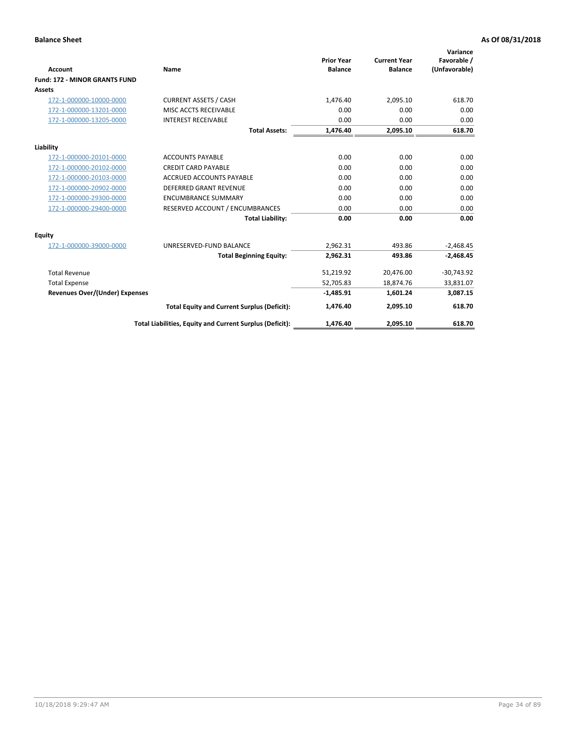**Balance Sheet** **As Of 08/31/2018**

| Account | Name | Prior Year Balance | Current Year Balance | Variance Favorable / (Unfavorable) |
|---|---|---|---|---|
| **Fund: 172 - MINOR GRANTS FUND** | | | | |
| **Assets** | | | | |
| 172-1-000000-10000-0000 | CURRENT ASSETS / CASH | 1,476.40 | 2,095.10 | 618.70 |
| 172-1-000000-13201-0000 | MISC ACCTS RECEIVABLE | 0.00 | 0.00 | 0.00 |
| 172-1-000000-13205-0000 | INTEREST RECEIVABLE | 0.00 | 0.00 | 0.00 |
| | **Total Assets:** | **1,476.40** | **2,095.10** | **618.70** |
| **Liability** | | | | |
| 172-1-000000-20101-0000 | ACCOUNTS PAYABLE | 0.00 | 0.00 | 0.00 |
| 172-1-000000-20102-0000 | CREDIT CARD PAYABLE | 0.00 | 0.00 | 0.00 |
| 172-1-000000-20103-0000 | ACCRUED ACCOUNTS PAYABLE | 0.00 | 0.00 | 0.00 |
| 172-1-000000-20902-0000 | DEFERRED GRANT REVENUE | 0.00 | 0.00 | 0.00 |
| 172-1-000000-29300-0000 | ENCUMBRANCE SUMMARY | 0.00 | 0.00 | 0.00 |
| 172-1-000000-29400-0000 | RESERVED ACCOUNT / ENCUMBRANCES | 0.00 | 0.00 | 0.00 |
| | **Total Liability:** | **0.00** | **0.00** | **0.00** |
| **Equity** | | | | |
| 172-1-000000-39000-0000 | UNRESERVED-FUND BALANCE | 2,962.31 | 493.86 | -2,468.45 |
| | **Total Beginning Equity:** | **2,962.31** | **493.86** | **-2,468.45** |
| Total Revenue | | 51,219.92 | 20,476.00 | -30,743.92 |
| Total Expense | | 52,705.83 | 18,874.76 | 33,831.07 |
| **Revenues Over/(Under) Expenses** | | **-1,485.91** | **1,601.24** | **3,087.15** |
| | **Total Equity and Current Surplus (Deficit):** | **1,476.40** | **2,095.10** | **618.70** |
| | **Total Liabilities, Equity and Current Surplus (Deficit):** | **1,476.40** | **2,095.10** | **618.70** |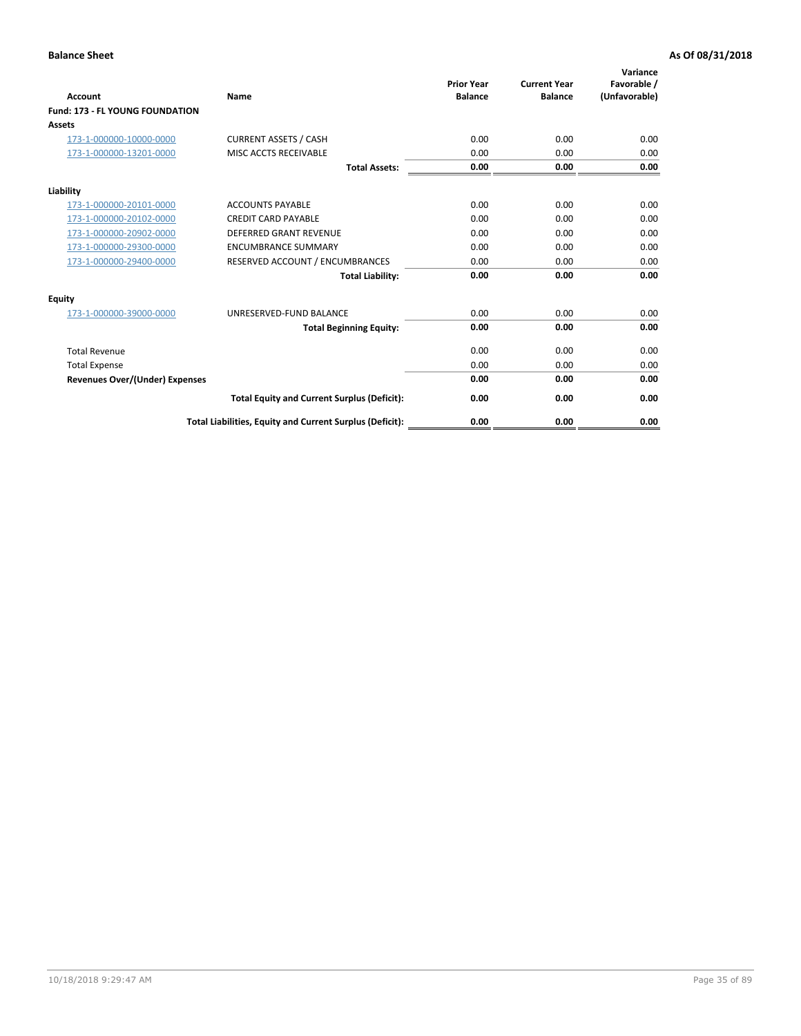**Balance Sheet** **As Of 08/31/2018**

| Account | Name | Prior Year Balance | Current Year Balance | Variance Favorable / (Unfavorable) |
|---|---|---|---|---|
| **Fund: 173 - FL YOUNG FOUNDATION** | | | | |
| **Assets** | | | | |
| 173-1-000000-10000-0000 | CURRENT ASSETS / CASH | 0.00 | 0.00 | 0.00 |
| 173-1-000000-13201-0000 | MISC ACCTS RECEIVABLE | 0.00 | 0.00 | 0.00 |
| | **Total Assets:** | **0.00** | **0.00** | **0.00** |
| **Liability** | | | | |
| 173-1-000000-20101-0000 | ACCOUNTS PAYABLE | 0.00 | 0.00 | 0.00 |
| 173-1-000000-20102-0000 | CREDIT CARD PAYABLE | 0.00 | 0.00 | 0.00 |
| 173-1-000000-20902-0000 | DEFERRED GRANT REVENUE | 0.00 | 0.00 | 0.00 |
| 173-1-000000-29300-0000 | ENCUMBRANCE SUMMARY | 0.00 | 0.00 | 0.00 |
| 173-1-000000-29400-0000 | RESERVED ACCOUNT / ENCUMBRANCES | 0.00 | 0.00 | 0.00 |
| | **Total Liability:** | **0.00** | **0.00** | **0.00** |
| **Equity** | | | | |
| 173-1-000000-39000-0000 | UNRESERVED-FUND BALANCE | 0.00 | 0.00 | 0.00 |
| | **Total Beginning Equity:** | **0.00** | **0.00** | **0.00** |
| Total Revenue | | 0.00 | 0.00 | 0.00 |
| Total Expense | | 0.00 | 0.00 | 0.00 |
| **Revenues Over/(Under) Expenses** | | **0.00** | **0.00** | **0.00** |
| | **Total Equity and Current Surplus (Deficit):** | **0.00** | **0.00** | **0.00** |
| | **Total Liabilities, Equity and Current Surplus (Deficit):** | **0.00** | **0.00** | **0.00** |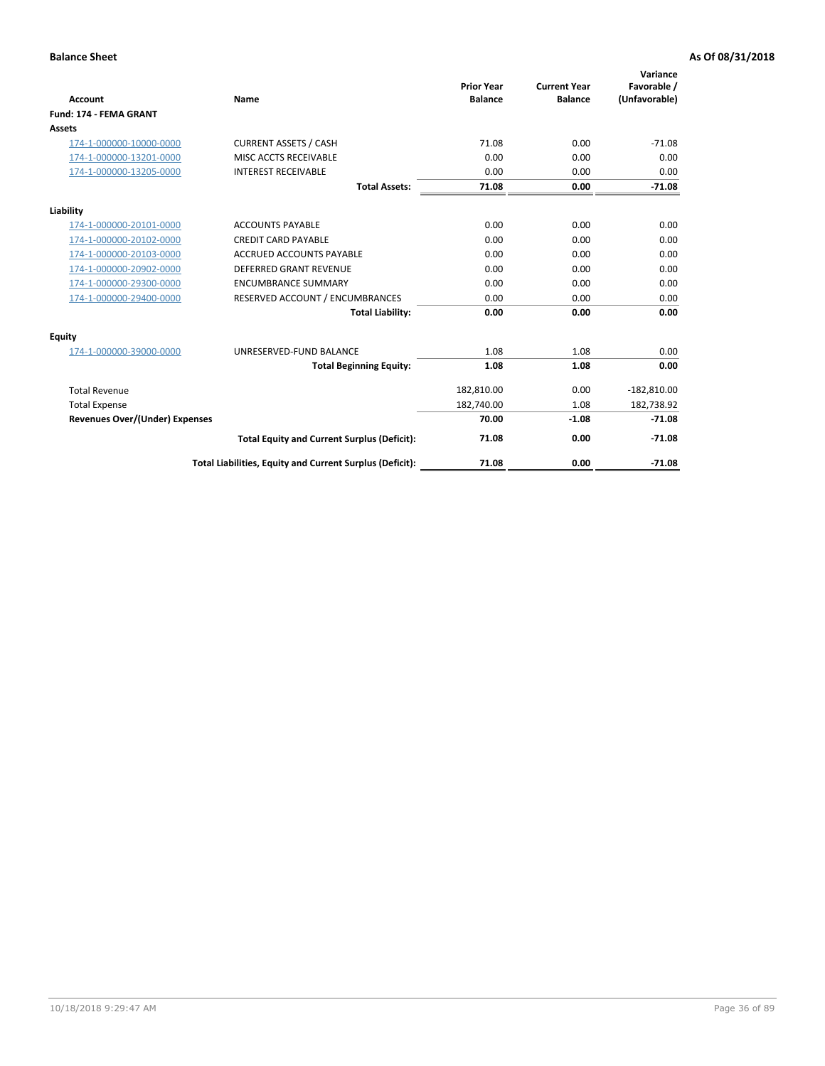**Balance Sheet** | **As Of 08/31/2018**

| Account | Name | Prior Year Balance | Current Year Balance | Variance Favorable / (Unfavorable) |
|---|---|---|---|---|
| **Fund: 174 - FEMA GRANT** | | | | |
| **Assets** | | | | |
| 174-1-000000-10000-0000 | CURRENT ASSETS / CASH | 71.08 | 0.00 | -71.08 |
| 174-1-000000-13201-0000 | MISC ACCTS RECEIVABLE | 0.00 | 0.00 | 0.00 |
| 174-1-000000-13205-0000 | INTEREST RECEIVABLE | 0.00 | 0.00 | 0.00 |
| | **Total Assets:** | **71.08** | **0.00** | **-71.08** |
| **Liability** | | | | |
| 174-1-000000-20101-0000 | ACCOUNTS PAYABLE | 0.00 | 0.00 | 0.00 |
| 174-1-000000-20102-0000 | CREDIT CARD PAYABLE | 0.00 | 0.00 | 0.00 |
| 174-1-000000-20103-0000 | ACCRUED ACCOUNTS PAYABLE | 0.00 | 0.00 | 0.00 |
| 174-1-000000-20902-0000 | DEFERRED GRANT REVENUE | 0.00 | 0.00 | 0.00 |
| 174-1-000000-29300-0000 | ENCUMBRANCE SUMMARY | 0.00 | 0.00 | 0.00 |
| 174-1-000000-29400-0000 | RESERVED ACCOUNT / ENCUMBRANCES | 0.00 | 0.00 | 0.00 |
| | **Total Liability:** | **0.00** | **0.00** | **0.00** |
| **Equity** | | | | |
| 174-1-000000-39000-0000 | UNRESERVED-FUND BALANCE | 1.08 | 1.08 | 0.00 |
| | **Total Beginning Equity:** | **1.08** | **1.08** | **0.00** |
| Total Revenue | | 182,810.00 | 0.00 | -182,810.00 |
| Total Expense | | 182,740.00 | 1.08 | 182,738.92 |
| **Revenues Over/(Under) Expenses** | | **70.00** | **-1.08** | **-71.08** |
| | **Total Equity and Current Surplus (Deficit):** | **71.08** | **0.00** | **-71.08** |
| | **Total Liabilities, Equity and Current Surplus (Deficit):** | **71.08** | **0.00** | **-71.08** |

10/18/2018 9:29:47 AM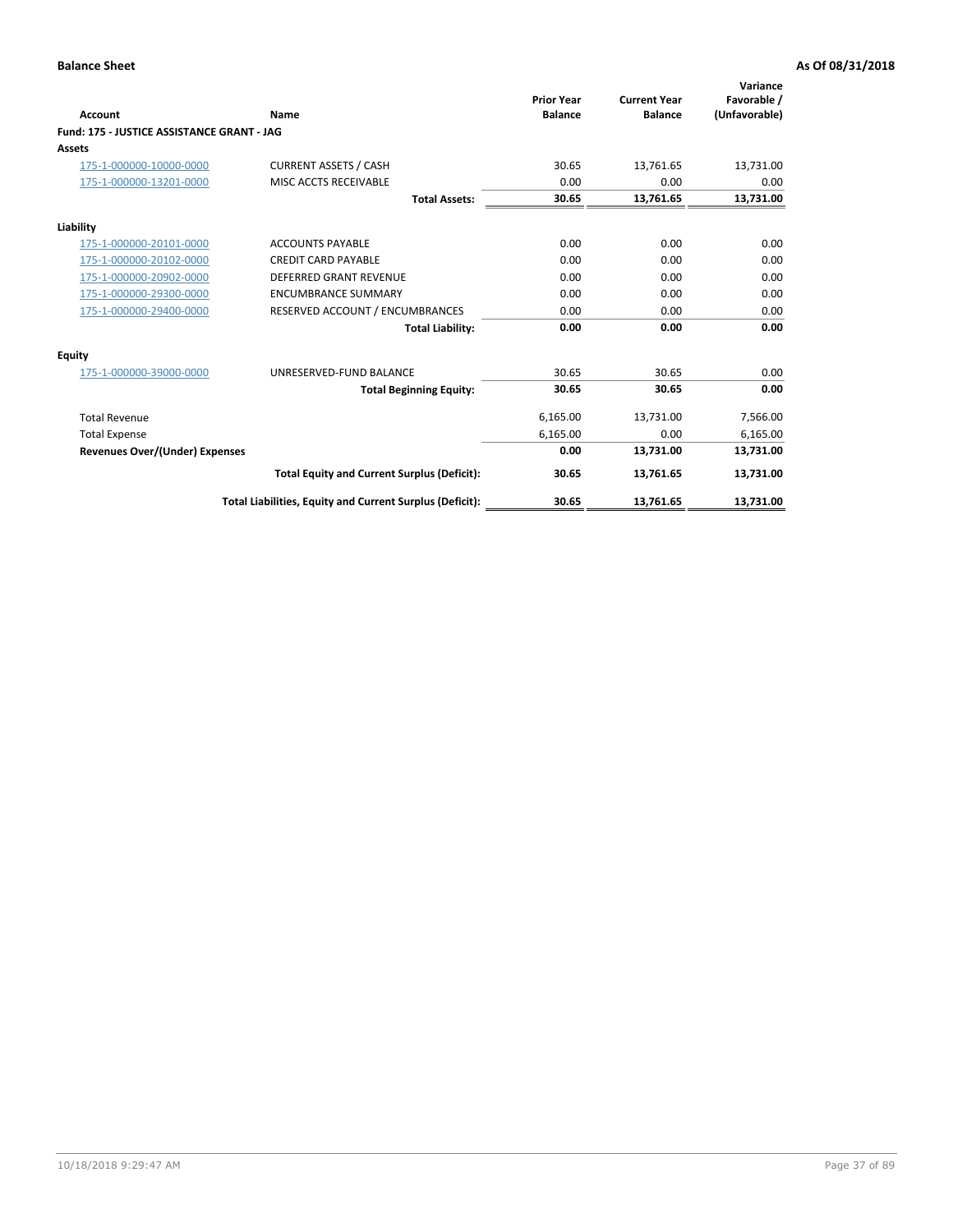**Balance Sheet** **As Of 08/31/2018**

| Account | Name | Prior Year Balance | Current Year Balance | Variance Favorable / (Unfavorable) |
|---|---|---|---|---|
| **Fund: 175 - JUSTICE ASSISTANCE GRANT - JAG** | | | | |
| **Assets** | | | | |
| 175-1-000000-10000-0000 | CURRENT ASSETS / CASH | 30.65 | 13,761.65 | 13,731.00 |
| 175-1-000000-13201-0000 | MISC ACCTS RECEIVABLE | 0.00 | 0.00 | 0.00 |
| | **Total Assets:** | **30.65** | **13,761.65** | **13,731.00** |
| **Liability** | | | | |
| 175-1-000000-20101-0000 | ACCOUNTS PAYABLE | 0.00 | 0.00 | 0.00 |
| 175-1-000000-20102-0000 | CREDIT CARD PAYABLE | 0.00 | 0.00 | 0.00 |
| 175-1-000000-20902-0000 | DEFERRED GRANT REVENUE | 0.00 | 0.00 | 0.00 |
| 175-1-000000-29300-0000 | ENCUMBRANCE SUMMARY | 0.00 | 0.00 | 0.00 |
| 175-1-000000-29400-0000 | RESERVED ACCOUNT / ENCUMBRANCES | 0.00 | 0.00 | 0.00 |
| | **Total Liability:** | **0.00** | **0.00** | **0.00** |
| **Equity** | | | | |
| 175-1-000000-39000-0000 | UNRESERVED-FUND BALANCE | 30.65 | 30.65 | 0.00 |
| | **Total Beginning Equity:** | **30.65** | **30.65** | **0.00** |
| Total Revenue | | 6,165.00 | 13,731.00 | 7,566.00 |
| Total Expense | | 6,165.00 | 0.00 | 6,165.00 |
| **Revenues Over/(Under) Expenses** | | **0.00** | **13,731.00** | **13,731.00** |
| | **Total Equity and Current Surplus (Deficit):** | **30.65** | **13,761.65** | **13,731.00** |
| | **Total Liabilities, Equity and Current Surplus (Deficit):** | **30.65** | **13,761.65** | **13,731.00** |

10/18/2018 9:29:47 AM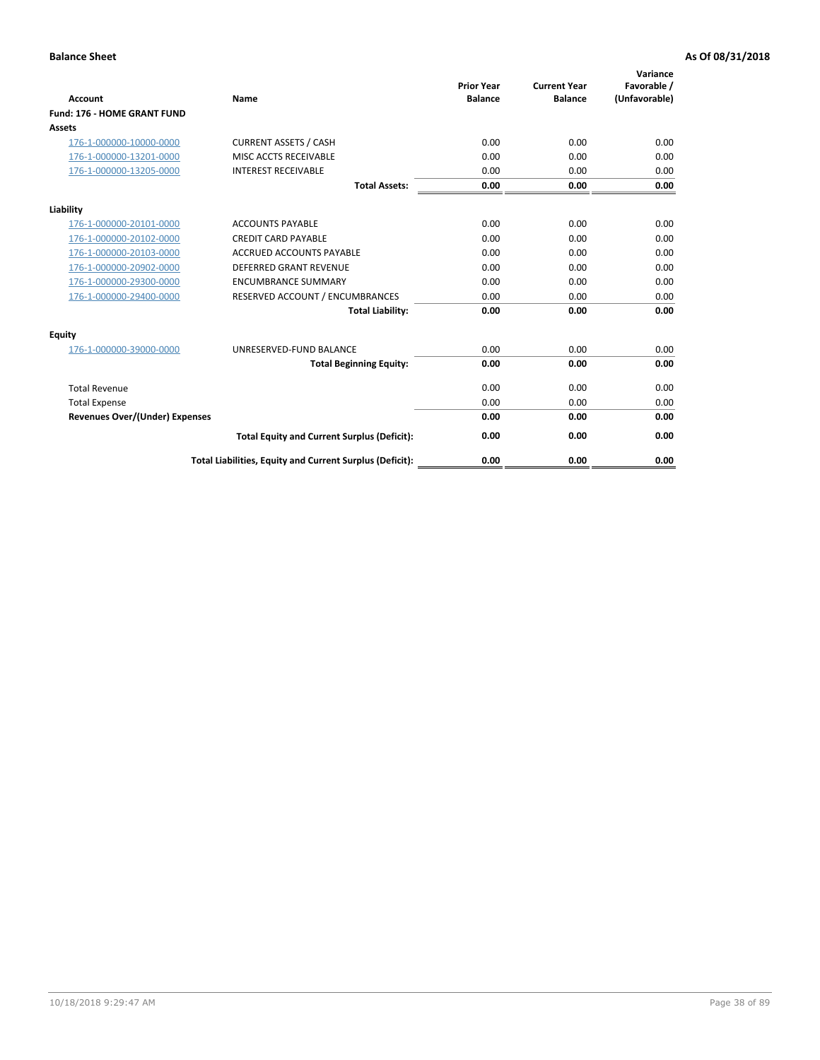**Balance Sheet** **As Of 08/31/2018**

| Account | Name | Prior Year Balance | Current Year Balance | Variance Favorable / (Unfavorable) |
|---|---|---|---|---|
| **Fund: 176 - HOME GRANT FUND** | | | | |
| **Assets** | | | | |
| 176-1-000000-10000-0000 | CURRENT ASSETS / CASH | 0.00 | 0.00 | 0.00 |
| 176-1-000000-13201-0000 | MISC ACCTS RECEIVABLE | 0.00 | 0.00 | 0.00 |
| 176-1-000000-13205-0000 | INTEREST RECEIVABLE | 0.00 | 0.00 | 0.00 |
| | **Total Assets:** | **0.00** | **0.00** | **0.00** |
| **Liability** | | | | |
| 176-1-000000-20101-0000 | ACCOUNTS PAYABLE | 0.00 | 0.00 | 0.00 |
| 176-1-000000-20102-0000 | CREDIT CARD PAYABLE | 0.00 | 0.00 | 0.00 |
| 176-1-000000-20103-0000 | ACCRUED ACCOUNTS PAYABLE | 0.00 | 0.00 | 0.00 |
| 176-1-000000-20902-0000 | DEFERRED GRANT REVENUE | 0.00 | 0.00 | 0.00 |
| 176-1-000000-29300-0000 | ENCUMBRANCE SUMMARY | 0.00 | 0.00 | 0.00 |
| 176-1-000000-29400-0000 | RESERVED ACCOUNT / ENCUMBRANCES | 0.00 | 0.00 | 0.00 |
| | **Total Liability:** | **0.00** | **0.00** | **0.00** |
| **Equity** | | | | |
| 176-1-000000-39000-0000 | UNRESERVED-FUND BALANCE | 0.00 | 0.00 | 0.00 |
| | **Total Beginning Equity:** | **0.00** | **0.00** | **0.00** |
| Total Revenue | | 0.00 | 0.00 | 0.00 |
| Total Expense | | 0.00 | 0.00 | 0.00 |
| **Revenues Over/(Under) Expenses** | | **0.00** | **0.00** | **0.00** |
| | **Total Equity and Current Surplus (Deficit):** | **0.00** | **0.00** | **0.00** |
| | **Total Liabilities, Equity and Current Surplus (Deficit):** | **0.00** | **0.00** | **0.00** |

10/18/2018 9:29:47 AM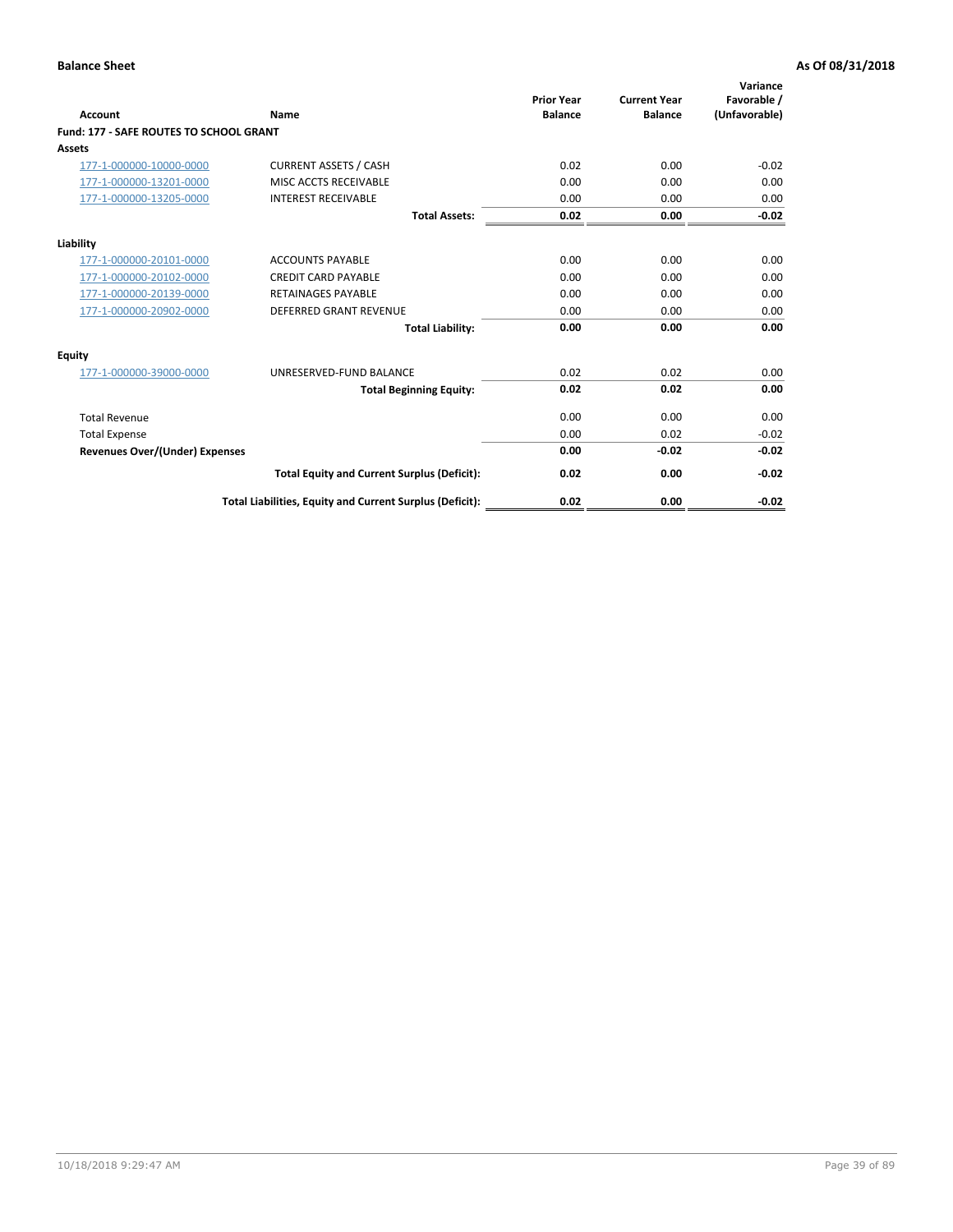**Balance Sheet** **As Of 08/31/2018**

| Account | Name | Prior Year Balance | Current Year Balance | Variance Favorable / (Unfavorable) |
|---|---|---|---|---|
| **Fund: 177 - SAFE ROUTES TO SCHOOL GRANT** | | | | |
| **Assets** | | | | |
| 177-1-000000-10000-0000 | CURRENT ASSETS / CASH | 0.02 | 0.00 | -0.02 |
| 177-1-000000-13201-0000 | MISC ACCTS RECEIVABLE | 0.00 | 0.00 | 0.00 |
| 177-1-000000-13205-0000 | INTEREST RECEIVABLE | 0.00 | 0.00 | 0.00 |
| | **Total Assets:** | **0.02** | **0.00** | **-0.02** |
| **Liability** | | | | |
| 177-1-000000-20101-0000 | ACCOUNTS PAYABLE | 0.00 | 0.00 | 0.00 |
| 177-1-000000-20102-0000 | CREDIT CARD PAYABLE | 0.00 | 0.00 | 0.00 |
| 177-1-000000-20139-0000 | RETAINAGES PAYABLE | 0.00 | 0.00 | 0.00 |
| 177-1-000000-20902-0000 | DEFERRED GRANT REVENUE | 0.00 | 0.00 | 0.00 |
| | **Total Liability:** | **0.00** | **0.00** | **0.00** |
| **Equity** | | | | |
| 177-1-000000-39000-0000 | UNRESERVED-FUND BALANCE | 0.02 | 0.02 | 0.00 |
| | **Total Beginning Equity:** | **0.02** | **0.02** | **0.00** |
| Total Revenue | | 0.00 | 0.00 | 0.00 |
| Total Expense | | 0.00 | 0.02 | -0.02 |
| **Revenues Over/(Under) Expenses** | | **0.00** | **-0.02** | **-0.02** |
| | **Total Equity and Current Surplus (Deficit):** | **0.02** | **0.00** | **-0.02** |
| | **Total Liabilities, Equity and Current Surplus (Deficit):** | **0.02** | **0.00** | **-0.02** |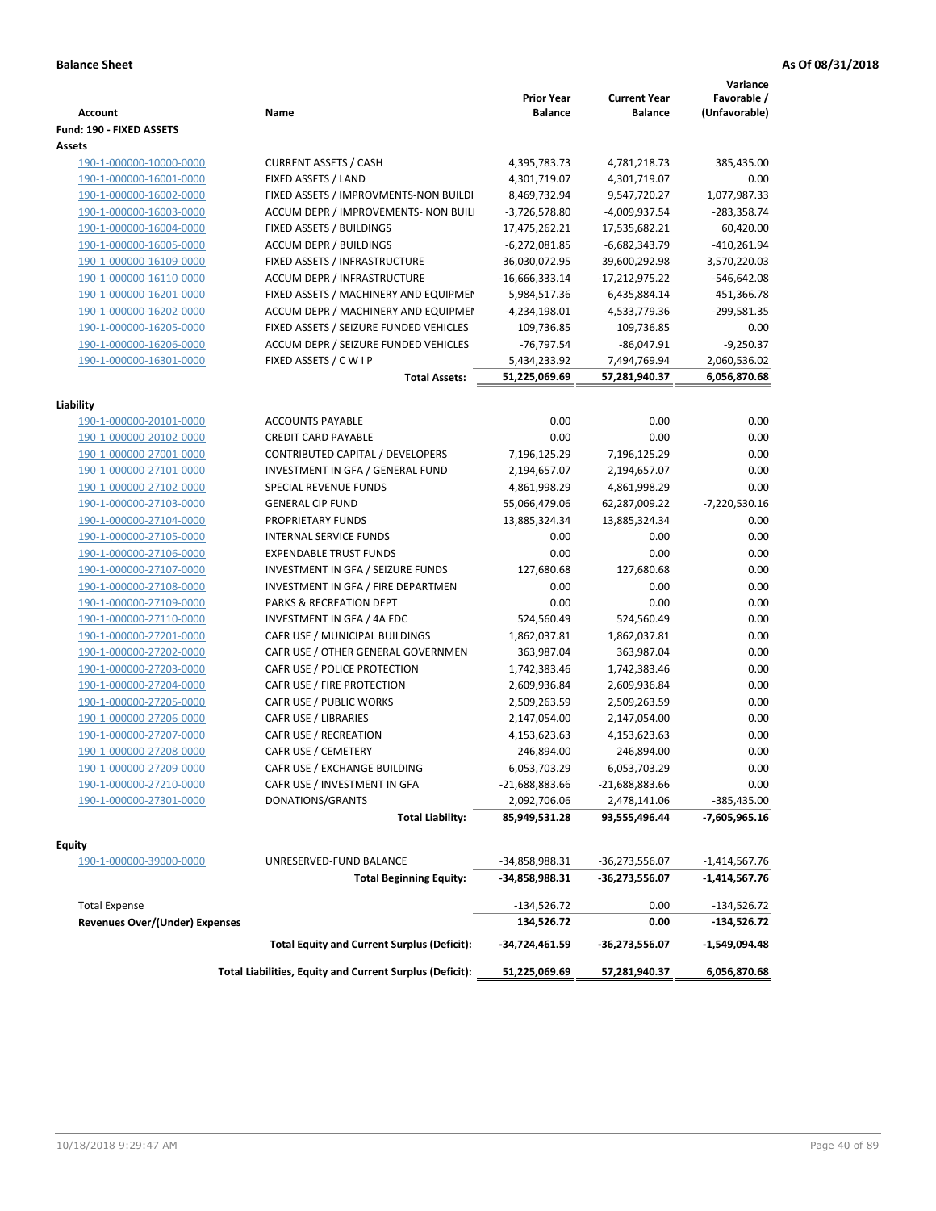**Balance Sheet** **As Of 08/31/2018**

| Account | Name | Prior Year Balance | Current Year Balance | Variance Favorable / (Unfavorable) |
|---|---|---|---|---|
| **Fund: 190 - FIXED ASSETS** | | | | |
| **Assets** | | | | |
| 190-1-000000-10000-0000 | CURRENT ASSETS / CASH | 4,395,783.73 | 4,781,218.73 | 385,435.00 |
| 190-1-000000-16001-0000 | FIXED ASSETS / LAND | 4,301,719.07 | 4,301,719.07 | 0.00 |
| 190-1-000000-16002-0000 | FIXED ASSETS / IMPROVMENTS-NON BUILDI | 8,469,732.94 | 9,547,720.27 | 1,077,987.33 |
| 190-1-000000-16003-0000 | ACCUM DEPR / IMPROVEMENTS- NON BUIL | -3,726,578.80 | -4,009,937.54 | -283,358.74 |
| 190-1-000000-16004-0000 | FIXED ASSETS / BUILDINGS | 17,475,262.21 | 17,535,682.21 | 60,420.00 |
| 190-1-000000-16005-0000 | ACCUM DEPR / BUILDINGS | -6,272,081.85 | -6,682,343.79 | -410,261.94 |
| 190-1-000000-16109-0000 | FIXED ASSETS / INFRASTRUCTURE | 36,030,072.95 | 39,600,292.98 | 3,570,220.03 |
| 190-1-000000-16110-0000 | ACCUM DEPR / INFRASTRUCTURE | -16,666,333.14 | -17,212,975.22 | -546,642.08 |
| 190-1-000000-16201-0000 | FIXED ASSETS / MACHINERY AND EQUIPMEN | 5,984,517.36 | 6,435,884.14 | 451,366.78 |
| 190-1-000000-16202-0000 | ACCUM DEPR / MACHINERY AND EQUIPMEI | -4,234,198.01 | -4,533,779.36 | -299,581.35 |
| 190-1-000000-16205-0000 | FIXED ASSETS / SEIZURE FUNDED VEHICLES | 109,736.85 | 109,736.85 | 0.00 |
| 190-1-000000-16206-0000 | ACCUM DEPR / SEIZURE FUNDED VEHICLES | -76,797.54 | -86,047.91 | -9,250.37 |
| 190-1-000000-16301-0000 | FIXED ASSETS / C W I P | 5,434,233.92 | 7,494,769.94 | 2,060,536.02 |
| | **Total Assets:** | **51,225,069.69** | **57,281,940.37** | **6,056,870.68** |
| **Liability** | | | | |
| 190-1-000000-20101-0000 | ACCOUNTS PAYABLE | 0.00 | 0.00 | 0.00 |
| 190-1-000000-20102-0000 | CREDIT CARD PAYABLE | 0.00 | 0.00 | 0.00 |
| 190-1-000000-27001-0000 | CONTRIBUTED CAPITAL / DEVELOPERS | 7,196,125.29 | 7,196,125.29 | 0.00 |
| 190-1-000000-27101-0000 | INVESTMENT IN GFA / GENERAL FUND | 2,194,657.07 | 2,194,657.07 | 0.00 |
| 190-1-000000-27102-0000 | SPECIAL REVENUE FUNDS | 4,861,998.29 | 4,861,998.29 | 0.00 |
| 190-1-000000-27103-0000 | GENERAL CIP FUND | 55,066,479.06 | 62,287,009.22 | -7,220,530.16 |
| 190-1-000000-27104-0000 | PROPRIETARY FUNDS | 13,885,324.34 | 13,885,324.34 | 0.00 |
| 190-1-000000-27105-0000 | INTERNAL SERVICE FUNDS | 0.00 | 0.00 | 0.00 |
| 190-1-000000-27106-0000 | EXPENDABLE TRUST FUNDS | 0.00 | 0.00 | 0.00 |
| 190-1-000000-27107-0000 | INVESTMENT IN GFA / SEIZURE FUNDS | 127,680.68 | 127,680.68 | 0.00 |
| 190-1-000000-27108-0000 | INVESTMENT IN GFA / FIRE DEPARTMEN | 0.00 | 0.00 | 0.00 |
| 190-1-000000-27109-0000 | PARKS & RECREATION DEPT | 0.00 | 0.00 | 0.00 |
| 190-1-000000-27110-0000 | INVESTMENT IN GFA / 4A EDC | 524,560.49 | 524,560.49 | 0.00 |
| 190-1-000000-27201-0000 | CAFR USE / MUNICIPAL BUILDINGS | 1,862,037.81 | 1,862,037.81 | 0.00 |
| 190-1-000000-27202-0000 | CAFR USE / OTHER GENERAL GOVERNMEN | 363,987.04 | 363,987.04 | 0.00 |
| 190-1-000000-27203-0000 | CAFR USE / POLICE PROTECTION | 1,742,383.46 | 1,742,383.46 | 0.00 |
| 190-1-000000-27204-0000 | CAFR USE / FIRE PROTECTION | 2,609,936.84 | 2,609,936.84 | 0.00 |
| 190-1-000000-27205-0000 | CAFR USE / PUBLIC WORKS | 2,509,263.59 | 2,509,263.59 | 0.00 |
| 190-1-000000-27206-0000 | CAFR USE / LIBRARIES | 2,147,054.00 | 2,147,054.00 | 0.00 |
| 190-1-000000-27207-0000 | CAFR USE / RECREATION | 4,153,623.63 | 4,153,623.63 | 0.00 |
| 190-1-000000-27208-0000 | CAFR USE / CEMETERY | 246,894.00 | 246,894.00 | 0.00 |
| 190-1-000000-27209-0000 | CAFR USE / EXCHANGE BUILDING | 6,053,703.29 | 6,053,703.29 | 0.00 |
| 190-1-000000-27210-0000 | CAFR USE / INVESTMENT IN GFA | -21,688,883.66 | -21,688,883.66 | 0.00 |
| 190-1-000000-27301-0000 | DONATIONS/GRANTS | 2,092,706.06 | 2,478,141.06 | -385,435.00 |
| | **Total Liability:** | **85,949,531.28** | **93,555,496.44** | **-7,605,965.16** |
| **Equity** | | | | |
| 190-1-000000-39000-0000 | UNRESERVED-FUND BALANCE | -34,858,988.31 | -36,273,556.07 | -1,414,567.76 |
| | **Total Beginning Equity:** | **-34,858,988.31** | **-36,273,556.07** | **-1,414,567.76** |
| Total Expense | | -134,526.72 | 0.00 | -134,526.72 |
| **Revenues Over/(Under) Expenses** | | **134,526.72** | **0.00** | **-134,526.72** |
| | **Total Equity and Current Surplus (Deficit):** | **-34,724,461.59** | **-36,273,556.07** | **-1,549,094.48** |
| | **Total Liabilities, Equity and Current Surplus (Deficit):** | **51,225,069.69** | **57,281,940.37** | **6,056,870.68** |

10/18/2018 9:29:47 AM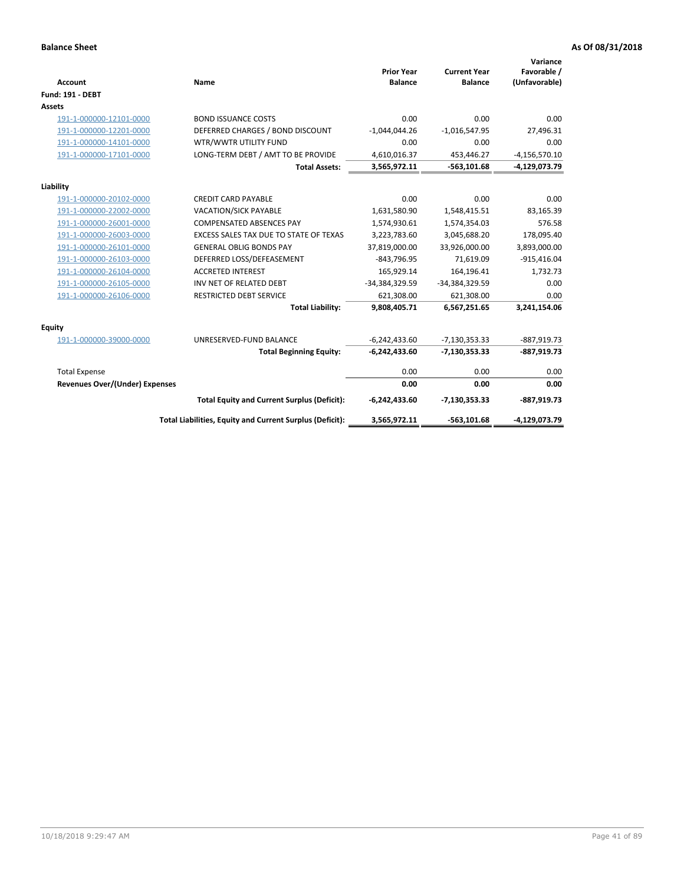**Balance Sheet** **As Of 08/31/2018**

| Account | Name | Prior Year Balance | Current Year Balance | Variance Favorable / (Unfavorable) |
|---|---|---|---|---|
| **Fund: 191 - DEBT** | | | | |
| **Assets** | | | | |
| 191-1-000000-12101-0000 | BOND ISSUANCE COSTS | 0.00 | 0.00 | 0.00 |
| 191-1-000000-12201-0000 | DEFERRED CHARGES / BOND DISCOUNT | -1,044,044.26 | -1,016,547.95 | 27,496.31 |
| 191-1-000000-14101-0000 | WTR/WWTR UTILITY FUND | 0.00 | 0.00 | 0.00 |
| 191-1-000000-17101-0000 | LONG-TERM DEBT / AMT TO BE PROVIDE | 4,610,016.37 | 453,446.27 | -4,156,570.10 |
| | **Total Assets:** | **3,565,972.11** | **-563,101.68** | **-4,129,073.79** |
| **Liability** | | | | |
| 191-1-000000-20102-0000 | CREDIT CARD PAYABLE | 0.00 | 0.00 | 0.00 |
| 191-1-000000-22002-0000 | VACATION/SICK PAYABLE | 1,631,580.90 | 1,548,415.51 | 83,165.39 |
| 191-1-000000-26001-0000 | COMPENSATED ABSENCES PAY | 1,574,930.61 | 1,574,354.03 | 576.58 |
| 191-1-000000-26003-0000 | EXCESS SALES TAX DUE TO STATE OF TEXAS | 3,223,783.60 | 3,045,688.20 | 178,095.40 |
| 191-1-000000-26101-0000 | GENERAL OBLIG BONDS PAY | 37,819,000.00 | 33,926,000.00 | 3,893,000.00 |
| 191-1-000000-26103-0000 | DEFERRED LOSS/DEFEASEMENT | -843,796.95 | 71,619.09 | -915,416.04 |
| 191-1-000000-26104-0000 | ACCRETED INTEREST | 165,929.14 | 164,196.41 | 1,732.73 |
| 191-1-000000-26105-0000 | INV NET OF RELATED DEBT | -34,384,329.59 | -34,384,329.59 | 0.00 |
| 191-1-000000-26106-0000 | RESTRICTED DEBT SERVICE | 621,308.00 | 621,308.00 | 0.00 |
| | **Total Liability:** | **9,808,405.71** | **6,567,251.65** | **3,241,154.06** |
| **Equity** | | | | |
| 191-1-000000-39000-0000 | UNRESERVED-FUND BALANCE | -6,242,433.60 | -7,130,353.33 | -887,919.73 |
| | **Total Beginning Equity:** | **-6,242,433.60** | **-7,130,353.33** | **-887,919.73** |
| Total Expense | | 0.00 | 0.00 | 0.00 |
| **Revenues Over/(Under) Expenses** | | **0.00** | **0.00** | **0.00** |
| | **Total Equity and Current Surplus (Deficit):** | **-6,242,433.60** | **-7,130,353.33** | **-887,919.73** |
| | **Total Liabilities, Equity and Current Surplus (Deficit):** | **3,565,972.11** | **-563,101.68** | **-4,129,073.79** |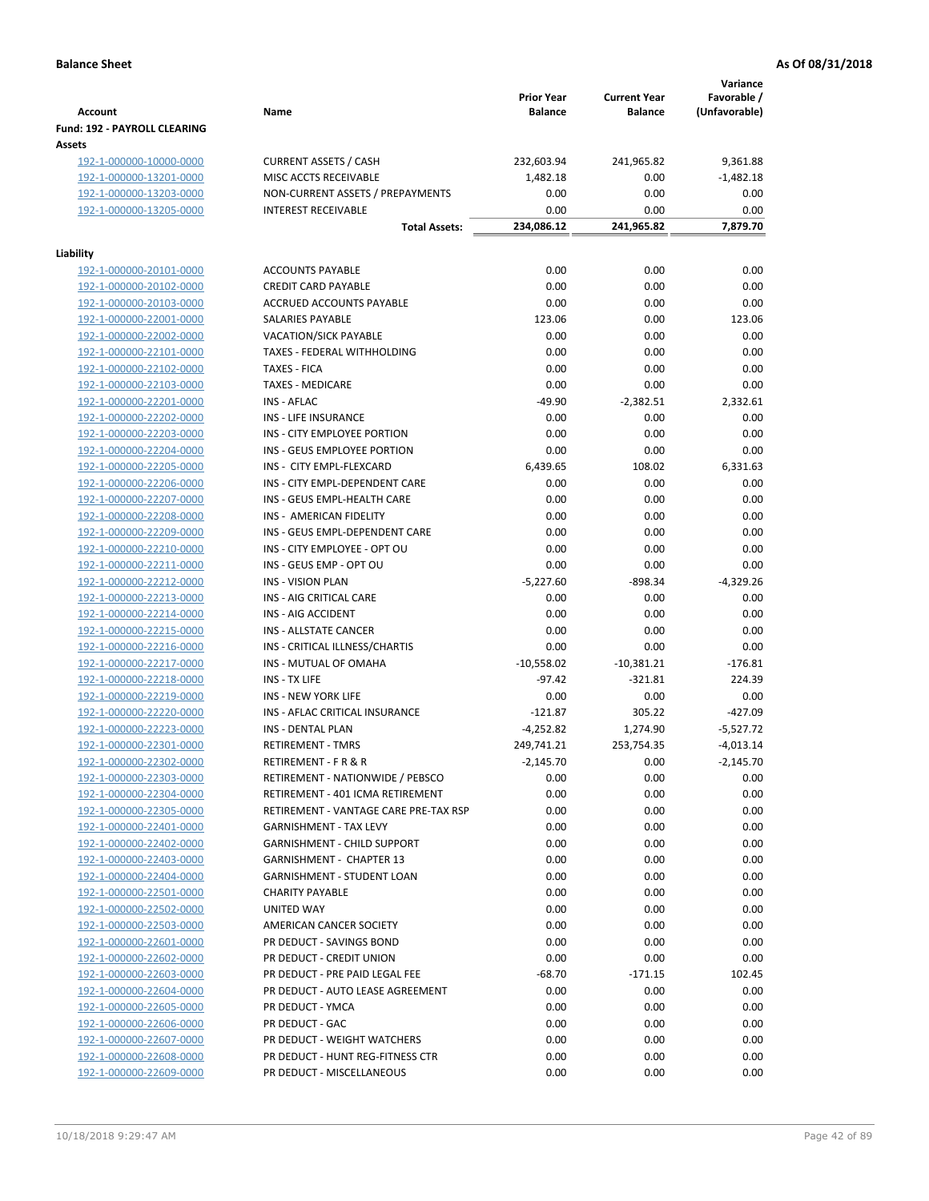**Balance Sheet** | **As Of 08/31/2018**

| Account | Name | Prior Year Balance | Current Year Balance | Variance Favorable / (Unfavorable) |
|---|---|---|---|---|
| **Fund: 192 - PAYROLL CLEARING** | | | | |
| **Assets** | | | | |
| 192-1-000000-10000-0000 | CURRENT ASSETS / CASH | 232,603.94 | 241,965.82 | 9,361.88 |
| 192-1-000000-13201-0000 | MISC ACCTS RECEIVABLE | 1,482.18 | 0.00 | -1,482.18 |
| 192-1-000000-13203-0000 | NON-CURRENT ASSETS / PREPAYMENTS | 0.00 | 0.00 | 0.00 |
| 192-1-000000-13205-0000 | INTEREST RECEIVABLE | 0.00 | 0.00 | 0.00 |
| | **Total Assets:** | **234,086.12** | **241,965.82** | **7,879.70** |
| **Liability** | | | | |
| 192-1-000000-20101-0000 | ACCOUNTS PAYABLE | 0.00 | 0.00 | 0.00 |
| 192-1-000000-20102-0000 | CREDIT CARD PAYABLE | 0.00 | 0.00 | 0.00 |
| 192-1-000000-20103-0000 | ACCRUED ACCOUNTS PAYABLE | 0.00 | 0.00 | 0.00 |
| 192-1-000000-22001-0000 | SALARIES PAYABLE | 123.06 | 0.00 | 123.06 |
| 192-1-000000-22002-0000 | VACATION/SICK PAYABLE | 0.00 | 0.00 | 0.00 |
| 192-1-000000-22101-0000 | TAXES - FEDERAL WITHHOLDING | 0.00 | 0.00 | 0.00 |
| 192-1-000000-22102-0000 | TAXES - FICA | 0.00 | 0.00 | 0.00 |
| 192-1-000000-22103-0000 | TAXES - MEDICARE | 0.00 | 0.00 | 0.00 |
| 192-1-000000-22201-0000 | INS - AFLAC | -49.90 | -2,382.51 | 2,332.61 |
| 192-1-000000-22202-0000 | INS - LIFE INSURANCE | 0.00 | 0.00 | 0.00 |
| 192-1-000000-22203-0000 | INS - CITY EMPLOYEE PORTION | 0.00 | 0.00 | 0.00 |
| 192-1-000000-22204-0000 | INS - GEUS EMPLOYEE PORTION | 0.00 | 0.00 | 0.00 |
| 192-1-000000-22205-0000 | INS - CITY EMPL-FLEXCARD | 6,439.65 | 108.02 | 6,331.63 |
| 192-1-000000-22206-0000 | INS - CITY EMPL-DEPENDENT CARE | 0.00 | 0.00 | 0.00 |
| 192-1-000000-22207-0000 | INS - GEUS EMPL-HEALTH CARE | 0.00 | 0.00 | 0.00 |
| 192-1-000000-22208-0000 | INS - AMERICAN FIDELITY | 0.00 | 0.00 | 0.00 |
| 192-1-000000-22209-0000 | INS - GEUS EMPL-DEPENDENT CARE | 0.00 | 0.00 | 0.00 |
| 192-1-000000-22210-0000 | INS - CITY EMPLOYEE - OPT OU | 0.00 | 0.00 | 0.00 |
| 192-1-000000-22211-0000 | INS - GEUS EMP - OPT OU | 0.00 | 0.00 | 0.00 |
| 192-1-000000-22212-0000 | INS - VISION PLAN | -5,227.60 | -898.34 | -4,329.26 |
| 192-1-000000-22213-0000 | INS - AIG CRITICAL CARE | 0.00 | 0.00 | 0.00 |
| 192-1-000000-22214-0000 | INS - AIG ACCIDENT | 0.00 | 0.00 | 0.00 |
| 192-1-000000-22215-0000 | INS - ALLSTATE CANCER | 0.00 | 0.00 | 0.00 |
| 192-1-000000-22216-0000 | INS - CRITICAL ILLNESS/CHARTIS | 0.00 | 0.00 | 0.00 |
| 192-1-000000-22217-0000 | INS - MUTUAL OF OMAHA | -10,558.02 | -10,381.21 | -176.81 |
| 192-1-000000-22218-0000 | INS - TX LIFE | -97.42 | -321.81 | 224.39 |
| 192-1-000000-22219-0000 | INS - NEW YORK LIFE | 0.00 | 0.00 | 0.00 |
| 192-1-000000-22220-0000 | INS - AFLAC CRITICAL INSURANCE | -121.87 | 305.22 | -427.09 |
| 192-1-000000-22223-0000 | INS - DENTAL PLAN | -4,252.82 | 1,274.90 | -5,527.72 |
| 192-1-000000-22301-0000 | RETIREMENT - TMRS | 249,741.21 | 253,754.35 | -4,013.14 |
| 192-1-000000-22302-0000 | RETIREMENT - F R & R | -2,145.70 | 0.00 | -2,145.70 |
| 192-1-000000-22303-0000 | RETIREMENT - NATIONWIDE / PEBSCO | 0.00 | 0.00 | 0.00 |
| 192-1-000000-22304-0000 | RETIREMENT - 401 ICMA RETIREMENT | 0.00 | 0.00 | 0.00 |
| 192-1-000000-22305-0000 | RETIREMENT - VANTAGE CARE PRE-TAX RSP | 0.00 | 0.00 | 0.00 |
| 192-1-000000-22401-0000 | GARNISHMENT - TAX LEVY | 0.00 | 0.00 | 0.00 |
| 192-1-000000-22402-0000 | GARNISHMENT - CHILD SUPPORT | 0.00 | 0.00 | 0.00 |
| 192-1-000000-22403-0000 | GARNISHMENT - CHAPTER 13 | 0.00 | 0.00 | 0.00 |
| 192-1-000000-22404-0000 | GARNISHMENT - STUDENT LOAN | 0.00 | 0.00 | 0.00 |
| 192-1-000000-22501-0000 | CHARITY PAYABLE | 0.00 | 0.00 | 0.00 |
| 192-1-000000-22502-0000 | UNITED WAY | 0.00 | 0.00 | 0.00 |
| 192-1-000000-22503-0000 | AMERICAN CANCER SOCIETY | 0.00 | 0.00 | 0.00 |
| 192-1-000000-22601-0000 | PR DEDUCT - SAVINGS BOND | 0.00 | 0.00 | 0.00 |
| 192-1-000000-22602-0000 | PR DEDUCT - CREDIT UNION | 0.00 | 0.00 | 0.00 |
| 192-1-000000-22603-0000 | PR DEDUCT - PRE PAID LEGAL FEE | -68.70 | -171.15 | 102.45 |
| 192-1-000000-22604-0000 | PR DEDUCT - AUTO LEASE AGREEMENT | 0.00 | 0.00 | 0.00 |
| 192-1-000000-22605-0000 | PR DEDUCT - YMCA | 0.00 | 0.00 | 0.00 |
| 192-1-000000-22606-0000 | PR DEDUCT - GAC | 0.00 | 0.00 | 0.00 |
| 192-1-000000-22607-0000 | PR DEDUCT - WEIGHT WATCHERS | 0.00 | 0.00 | 0.00 |
| 192-1-000000-22608-0000 | PR DEDUCT - HUNT REG-FITNESS CTR | 0.00 | 0.00 | 0.00 |
| 192-1-000000-22609-0000 | PR DEDUCT - MISCELLANEOUS | 0.00 | 0.00 | 0.00 |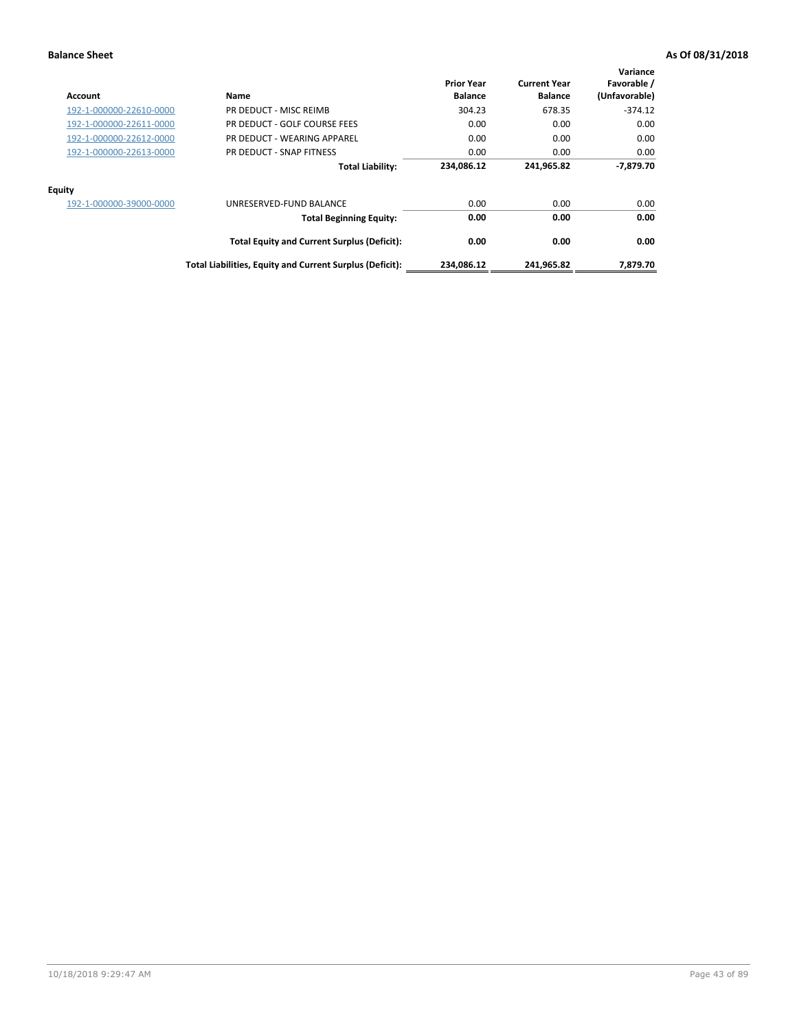| Account | Name | Prior Year Balance | Current Year Balance | Variance Favorable / (Unfavorable) |
|---|---|---|---|---|
| 192-1-000000-22610-0000 | PR DEDUCT - MISC REIMB | 304.23 | 678.35 | -374.12 |
| 192-1-000000-22611-0000 | PR DEDUCT - GOLF COURSE FEES | 0.00 | 0.00 | 0.00 |
| 192-1-000000-22612-0000 | PR DEDUCT - WEARING APPAREL | 0.00 | 0.00 | 0.00 |
| 192-1-000000-22613-0000 | PR DEDUCT - SNAP FITNESS | 0.00 | 0.00 | 0.00 |
| | **Total Liability:** | **234,086.12** | **241,965.82** | **-7,879.70** |
| **Equity** | | | | |
| 192-1-000000-39000-0000 | UNRESERVED-FUND BALANCE | 0.00 | 0.00 | 0.00 |
| | **Total Beginning Equity:** | **0.00** | **0.00** | **0.00** |
| | **Total Equity and Current Surplus (Deficit):** | **0.00** | **0.00** | **0.00** |
| | **Total Liabilities, Equity and Current Surplus (Deficit):** | **234,086.12** | **241,965.82** | **7,879.70** |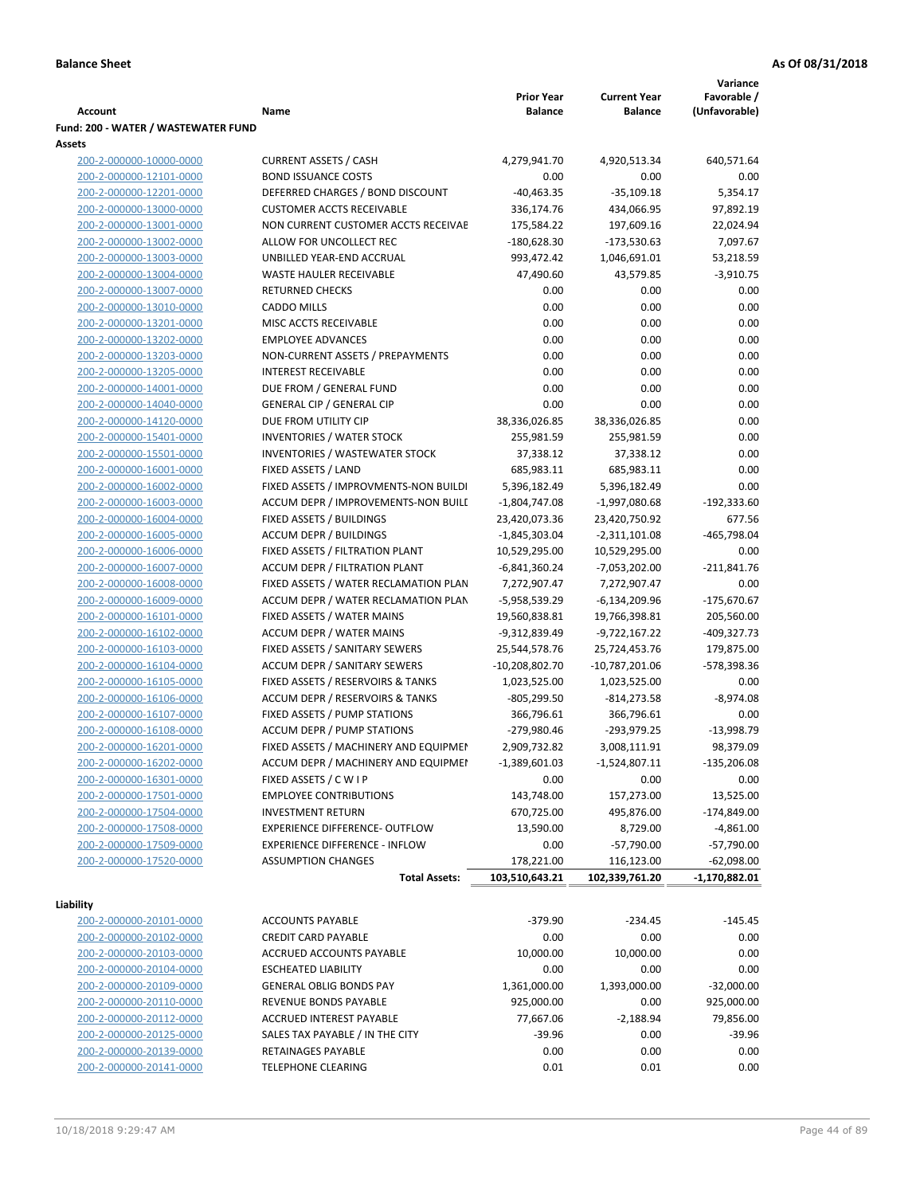**Balance Sheet** **As Of 08/31/2018**

| Account | Name | Prior Year Balance | Current Year Balance | Variance Favorable / (Unfavorable) |
|---|---|---|---|---|
| **Fund: 200 - WATER / WASTEWATER FUND** | | | | |
| **Assets** | | | | |
| 200-2-000000-10000-0000 | CURRENT ASSETS / CASH | 4,279,941.70 | 4,920,513.34 | 640,571.64 |
| 200-2-000000-12101-0000 | BOND ISSUANCE COSTS | 0.00 | 0.00 | 0.00 |
| 200-2-000000-12201-0000 | DEFERRED CHARGES / BOND DISCOUNT | -40,463.35 | -35,109.18 | 5,354.17 |
| 200-2-000000-13000-0000 | CUSTOMER ACCTS RECEIVABLE | 336,174.76 | 434,066.95 | 97,892.19 |
| 200-2-000000-13001-0000 | NON CURRENT CUSTOMER ACCTS RECEIVAE | 175,584.22 | 197,609.16 | 22,024.94 |
| 200-2-000000-13002-0000 | ALLOW FOR UNCOLLECT REC | -180,628.30 | -173,530.63 | 7,097.67 |
| 200-2-000000-13003-0000 | UNBILLED YEAR-END ACCRUAL | 993,472.42 | 1,046,691.01 | 53,218.59 |
| 200-2-000000-13004-0000 | WASTE HAULER RECEIVABLE | 47,490.60 | 43,579.85 | -3,910.75 |
| 200-2-000000-13007-0000 | RETURNED CHECKS | 0.00 | 0.00 | 0.00 |
| 200-2-000000-13010-0000 | CADDO MILLS | 0.00 | 0.00 | 0.00 |
| 200-2-000000-13201-0000 | MISC ACCTS RECEIVABLE | 0.00 | 0.00 | 0.00 |
| 200-2-000000-13202-0000 | EMPLOYEE ADVANCES | 0.00 | 0.00 | 0.00 |
| 200-2-000000-13203-0000 | NON-CURRENT ASSETS / PREPAYMENTS | 0.00 | 0.00 | 0.00 |
| 200-2-000000-13205-0000 | INTEREST RECEIVABLE | 0.00 | 0.00 | 0.00 |
| 200-2-000000-14001-0000 | DUE FROM / GENERAL FUND | 0.00 | 0.00 | 0.00 |
| 200-2-000000-14040-0000 | GENERAL CIP / GENERAL CIP | 0.00 | 0.00 | 0.00 |
| 200-2-000000-14120-0000 | DUE FROM UTILITY CIP | 38,336,026.85 | 38,336,026.85 | 0.00 |
| 200-2-000000-15401-0000 | INVENTORIES / WATER STOCK | 255,981.59 | 255,981.59 | 0.00 |
| 200-2-000000-15501-0000 | INVENTORIES / WASTEWATER STOCK | 37,338.12 | 37,338.12 | 0.00 |
| 200-2-000000-16001-0000 | FIXED ASSETS / LAND | 685,983.11 | 685,983.11 | 0.00 |
| 200-2-000000-16002-0000 | FIXED ASSETS / IMPROVMENTS-NON BUILDI | 5,396,182.49 | 5,396,182.49 | 0.00 |
| 200-2-000000-16003-0000 | ACCUM DEPR / IMPROVEMENTS-NON BUILI | -1,804,747.08 | -1,997,080.68 | -192,333.60 |
| 200-2-000000-16004-0000 | FIXED ASSETS / BUILDINGS | 23,420,073.36 | 23,420,750.92 | 677.56 |
| 200-2-000000-16005-0000 | ACCUM DEPR / BUILDINGS | -1,845,303.04 | -2,311,101.08 | -465,798.04 |
| 200-2-000000-16006-0000 | FIXED ASSETS / FILTRATION PLANT | 10,529,295.00 | 10,529,295.00 | 0.00 |
| 200-2-000000-16007-0000 | ACCUM DEPR / FILTRATION PLANT | -6,841,360.24 | -7,053,202.00 | -211,841.76 |
| 200-2-000000-16008-0000 | FIXED ASSETS / WATER RECLAMATION PLAN | 7,272,907.47 | 7,272,907.47 | 0.00 |
| 200-2-000000-16009-0000 | ACCUM DEPR / WATER RECLAMATION PLAN | -5,958,539.29 | -6,134,209.96 | -175,670.67 |
| 200-2-000000-16101-0000 | FIXED ASSETS / WATER MAINS | 19,560,838.81 | 19,766,398.81 | 205,560.00 |
| 200-2-000000-16102-0000 | ACCUM DEPR / WATER MAINS | -9,312,839.49 | -9,722,167.22 | -409,327.73 |
| 200-2-000000-16103-0000 | FIXED ASSETS / SANITARY SEWERS | 25,544,578.76 | 25,724,453.76 | 179,875.00 |
| 200-2-000000-16104-0000 | ACCUM DEPR / SANITARY SEWERS | -10,208,802.70 | -10,787,201.06 | -578,398.36 |
| 200-2-000000-16105-0000 | FIXED ASSETS / RESERVOIRS & TANKS | 1,023,525.00 | 1,023,525.00 | 0.00 |
| 200-2-000000-16106-0000 | ACCUM DEPR / RESERVOIRS & TANKS | -805,299.50 | -814,273.58 | -8,974.08 |
| 200-2-000000-16107-0000 | FIXED ASSETS / PUMP STATIONS | 366,796.61 | 366,796.61 | 0.00 |
| 200-2-000000-16108-0000 | ACCUM DEPR / PUMP STATIONS | -279,980.46 | -293,979.25 | -13,998.79 |
| 200-2-000000-16201-0000 | FIXED ASSETS / MACHINERY AND EQUIPMEI | 2,909,732.82 | 3,008,111.91 | 98,379.09 |
| 200-2-000000-16202-0000 | ACCUM DEPR / MACHINERY AND EQUIPMEI | -1,389,601.03 | -1,524,807.11 | -135,206.08 |
| 200-2-000000-16301-0000 | FIXED ASSETS / C W I P | 0.00 | 0.00 | 0.00 |
| 200-2-000000-17501-0000 | EMPLOYEE CONTRIBUTIONS | 143,748.00 | 157,273.00 | 13,525.00 |
| 200-2-000000-17504-0000 | INVESTMENT RETURN | 670,725.00 | 495,876.00 | -174,849.00 |
| 200-2-000000-17508-0000 | EXPERIENCE DIFFERENCE- OUTFLOW | 13,590.00 | 8,729.00 | -4,861.00 |
| 200-2-000000-17509-0000 | EXPERIENCE DIFFERENCE - INFLOW | 0.00 | -57,790.00 | -57,790.00 |
| 200-2-000000-17520-0000 | ASSUMPTION CHANGES | 178,221.00 | 116,123.00 | -62,098.00 |
| | **Total Assets:** | **103,510,643.21** | **102,339,761.20** | **-1,170,882.01** |
| **Liability** | | | | |
| 200-2-000000-20101-0000 | ACCOUNTS PAYABLE | -379.90 | -234.45 | -145.45 |
| 200-2-000000-20102-0000 | CREDIT CARD PAYABLE | 0.00 | 0.00 | 0.00 |
| 200-2-000000-20103-0000 | ACCRUED ACCOUNTS PAYABLE | 10,000.00 | 10,000.00 | 0.00 |
| 200-2-000000-20104-0000 | ESCHEATED LIABILITY | 0.00 | 0.00 | 0.00 |
| 200-2-000000-20109-0000 | GENERAL OBLIG BONDS PAY | 1,361,000.00 | 1,393,000.00 | -32,000.00 |
| 200-2-000000-20110-0000 | REVENUE BONDS PAYABLE | 925,000.00 | 0.00 | 925,000.00 |
| 200-2-000000-20112-0000 | ACCRUED INTEREST PAYABLE | 77,667.06 | -2,188.94 | 79,856.00 |
| 200-2-000000-20125-0000 | SALES TAX PAYABLE / IN THE CITY | -39.96 | 0.00 | -39.96 |
| 200-2-000000-20139-0000 | RETAINAGES PAYABLE | 0.00 | 0.00 | 0.00 |
| 200-2-000000-20141-0000 | TELEPHONE CLEARING | 0.01 | 0.01 | 0.00 |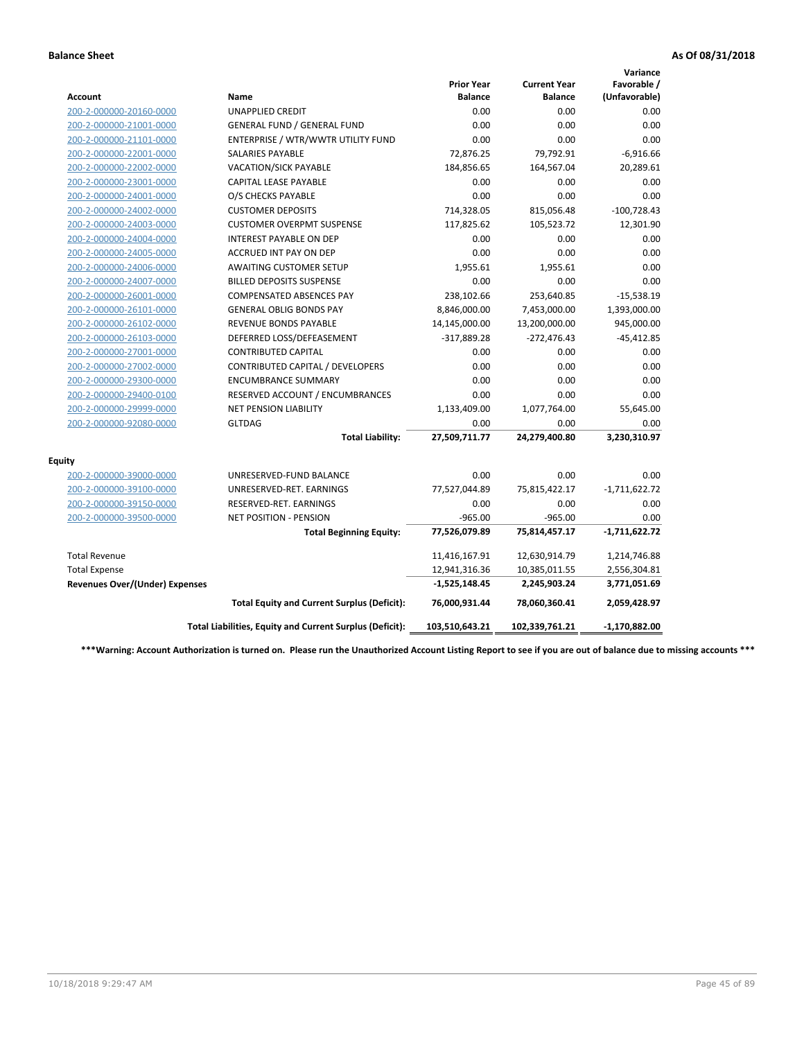**Balance Sheet** **As Of 08/31/2018**

| Account | Name | Prior Year Balance | Current Year Balance | Variance Favorable / (Unfavorable) |
|---|---|---|---|---|
| 200-2-000000-20160-0000 | UNAPPLIED CREDIT | 0.00 | 0.00 | 0.00 |
| 200-2-000000-21001-0000 | GENERAL FUND / GENERAL FUND | 0.00 | 0.00 | 0.00 |
| 200-2-000000-21101-0000 | ENTERPRISE / WTR/WWTR UTILITY FUND | 0.00 | 0.00 | 0.00 |
| 200-2-000000-22001-0000 | SALARIES PAYABLE | 72,876.25 | 79,792.91 | -6,916.66 |
| 200-2-000000-22002-0000 | VACATION/SICK PAYABLE | 184,856.65 | 164,567.04 | 20,289.61 |
| 200-2-000000-23001-0000 | CAPITAL LEASE PAYABLE | 0.00 | 0.00 | 0.00 |
| 200-2-000000-24001-0000 | O/S CHECKS PAYABLE | 0.00 | 0.00 | 0.00 |
| 200-2-000000-24002-0000 | CUSTOMER DEPOSITS | 714,328.05 | 815,056.48 | -100,728.43 |
| 200-2-000000-24003-0000 | CUSTOMER OVERPMT SUSPENSE | 117,825.62 | 105,523.72 | 12,301.90 |
| 200-2-000000-24004-0000 | INTEREST PAYABLE ON DEP | 0.00 | 0.00 | 0.00 |
| 200-2-000000-24005-0000 | ACCRUED INT PAY ON DEP | 0.00 | 0.00 | 0.00 |
| 200-2-000000-24006-0000 | AWAITING CUSTOMER SETUP | 1,955.61 | 1,955.61 | 0.00 |
| 200-2-000000-24007-0000 | BILLED DEPOSITS SUSPENSE | 0.00 | 0.00 | 0.00 |
| 200-2-000000-26001-0000 | COMPENSATED ABSENCES PAY | 238,102.66 | 253,640.85 | -15,538.19 |
| 200-2-000000-26101-0000 | GENERAL OBLIG BONDS PAY | 8,846,000.00 | 7,453,000.00 | 1,393,000.00 |
| 200-2-000000-26102-0000 | REVENUE BONDS PAYABLE | 14,145,000.00 | 13,200,000.00 | 945,000.00 |
| 200-2-000000-26103-0000 | DEFERRED LOSS/DEFEASEMENT | -317,889.28 | -272,476.43 | -45,412.85 |
| 200-2-000000-27001-0000 | CONTRIBUTED CAPITAL | 0.00 | 0.00 | 0.00 |
| 200-2-000000-27002-0000 | CONTRIBUTED CAPITAL / DEVELOPERS | 0.00 | 0.00 | 0.00 |
| 200-2-000000-29300-0000 | ENCUMBRANCE SUMMARY | 0.00 | 0.00 | 0.00 |
| 200-2-000000-29400-0100 | RESERVED ACCOUNT / ENCUMBRANCES | 0.00 | 0.00 | 0.00 |
| 200-2-000000-29999-0000 | NET PENSION LIABILITY | 1,133,409.00 | 1,077,764.00 | 55,645.00 |
| 200-2-000000-92080-0000 | GLTDAG | 0.00 | 0.00 | 0.00 |
| | **Total Liability:** | **27,509,711.77** | **24,279,400.80** | **3,230,310.97** |
| **Equity** | | | | |
| 200-2-000000-39000-0000 | UNRESERVED-FUND BALANCE | 0.00 | 0.00 | 0.00 |
| 200-2-000000-39100-0000 | UNRESERVED-RET. EARNINGS | 77,527,044.89 | 75,815,422.17 | -1,711,622.72 |
| 200-2-000000-39150-0000 | RESERVED-RET. EARNINGS | 0.00 | 0.00 | 0.00 |
| 200-2-000000-39500-0000 | NET POSITION - PENSION | -965.00 | -965.00 | 0.00 |
| | **Total Beginning Equity:** | **77,526,079.89** | **75,814,457.17** | **-1,711,622.72** |
| Total Revenue | | 11,416,167.91 | 12,630,914.79 | 1,214,746.88 |
| Total Expense | | 12,941,316.36 | 10,385,011.55 | 2,556,304.81 |
| **Revenues Over/(Under) Expenses** | | **-1,525,148.45** | **2,245,903.24** | **3,771,051.69** |
| | **Total Equity and Current Surplus (Deficit):** | **76,000,931.44** | **78,060,360.41** | **2,059,428.97** |
| | **Total Liabilities, Equity and Current Surplus (Deficit):** | **103,510,643.21** | **102,339,761.21** | **-1,170,882.00** |

**\*\*\*Warning: Account Authorization is turned on. Please run the Unauthorized Account Listing Report to see if you are out of balance due to missing accounts \*\*\***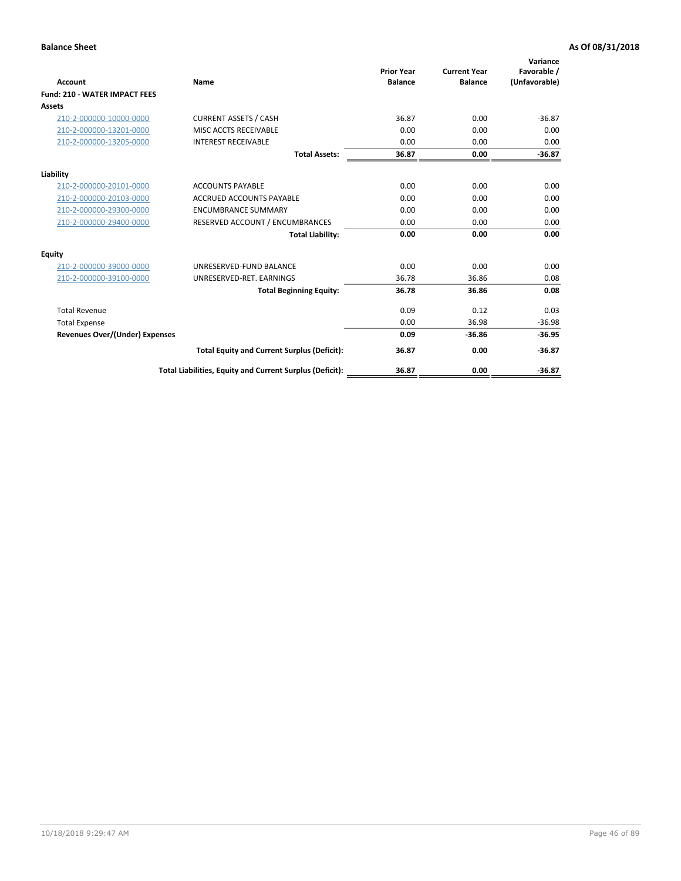**Balance Sheet** **As Of 08/31/2018**

| Account | Name | Prior Year Balance | Current Year Balance | Variance Favorable / (Unfavorable) |
|---|---|---|---|---|
| **Fund: 210 - WATER IMPACT FEES** | | | | |
| **Assets** | | | | |
| 210-2-000000-10000-0000 | CURRENT ASSETS / CASH | 36.87 | 0.00 | -36.87 |
| 210-2-000000-13201-0000 | MISC ACCTS RECEIVABLE | 0.00 | 0.00 | 0.00 |
| 210-2-000000-13205-0000 | INTEREST RECEIVABLE | 0.00 | 0.00 | 0.00 |
| | **Total Assets:** | **36.87** | **0.00** | **-36.87** |
| **Liability** | | | | |
| 210-2-000000-20101-0000 | ACCOUNTS PAYABLE | 0.00 | 0.00 | 0.00 |
| 210-2-000000-20103-0000 | ACCRUED ACCOUNTS PAYABLE | 0.00 | 0.00 | 0.00 |
| 210-2-000000-29300-0000 | ENCUMBRANCE SUMMARY | 0.00 | 0.00 | 0.00 |
| 210-2-000000-29400-0000 | RESERVED ACCOUNT / ENCUMBRANCES | 0.00 | 0.00 | 0.00 |
| | **Total Liability:** | **0.00** | **0.00** | **0.00** |
| **Equity** | | | | |
| 210-2-000000-39000-0000 | UNRESERVED-FUND BALANCE | 0.00 | 0.00 | 0.00 |
| 210-2-000000-39100-0000 | UNRESERVED-RET. EARNINGS | 36.78 | 36.86 | 0.08 |
| | **Total Beginning Equity:** | **36.78** | **36.86** | **0.08** |
| Total Revenue | | 0.09 | 0.12 | 0.03 |
| Total Expense | | 0.00 | 36.98 | -36.98 |
| **Revenues Over/(Under) Expenses** | | **0.09** | **-36.86** | **-36.95** |
| | **Total Equity and Current Surplus (Deficit):** | **36.87** | **0.00** | **-36.87** |
| | **Total Liabilities, Equity and Current Surplus (Deficit):** | **36.87** | **0.00** | **-36.87** |

10/18/2018 9:29:47 AM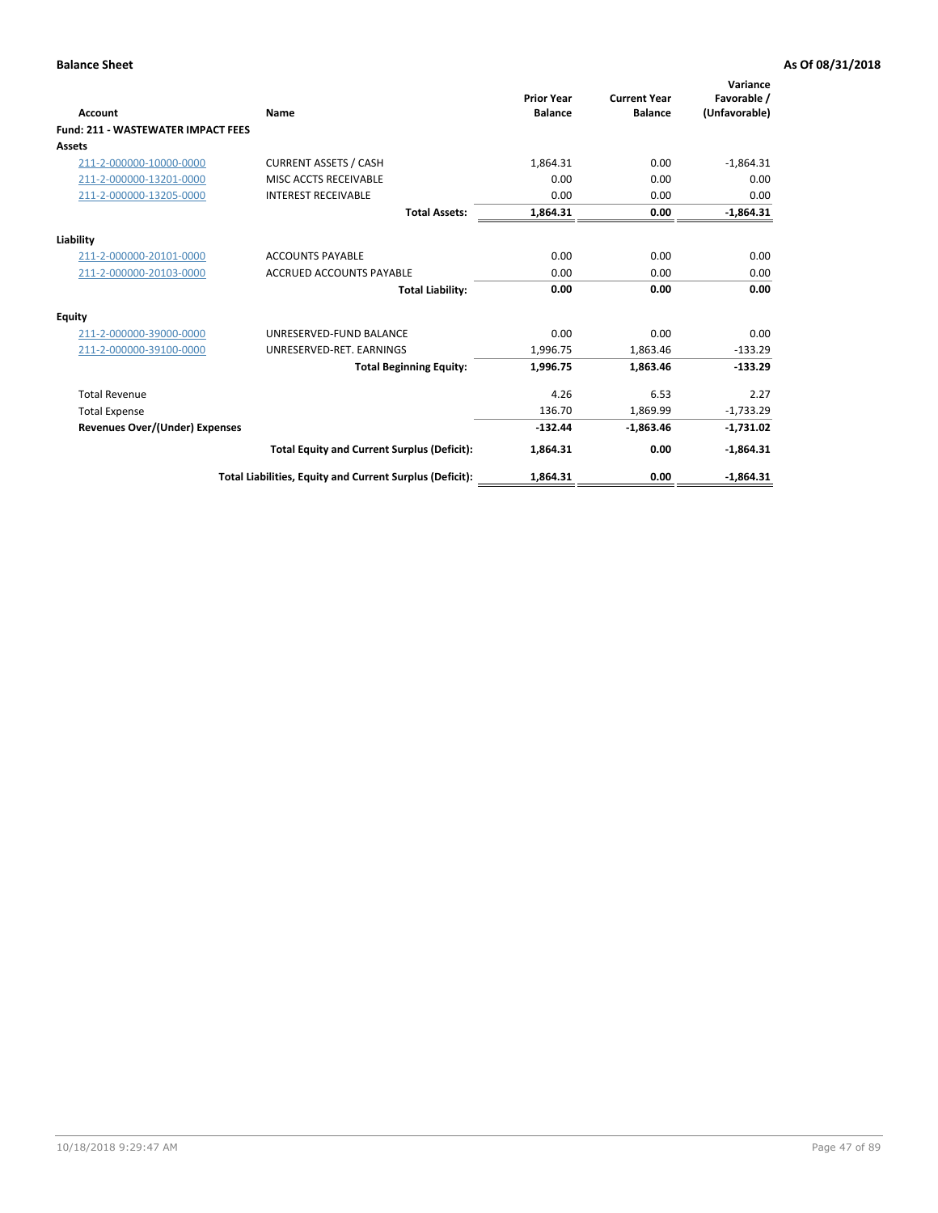**Balance Sheet** **As Of 08/31/2018**

| Account | Name | Prior Year Balance | Current Year Balance | Variance Favorable / (Unfavorable) |
|---|---|---|---|---|
| **Fund: 211 - WASTEWATER IMPACT FEES** | | | | |
| **Assets** | | | | |
| 211-2-000000-10000-0000 | CURRENT ASSETS / CASH | 1,864.31 | 0.00 | -1,864.31 |
| 211-2-000000-13201-0000 | MISC ACCTS RECEIVABLE | 0.00 | 0.00 | 0.00 |
| 211-2-000000-13205-0000 | INTEREST RECEIVABLE | 0.00 | 0.00 | 0.00 |
| | **Total Assets:** | **1,864.31** | **0.00** | **-1,864.31** |
| **Liability** | | | | |
| 211-2-000000-20101-0000 | ACCOUNTS PAYABLE | 0.00 | 0.00 | 0.00 |
| 211-2-000000-20103-0000 | ACCRUED ACCOUNTS PAYABLE | 0.00 | 0.00 | 0.00 |
| | **Total Liability:** | **0.00** | **0.00** | **0.00** |
| **Equity** | | | | |
| 211-2-000000-39000-0000 | UNRESERVED-FUND BALANCE | 0.00 | 0.00 | 0.00 |
| 211-2-000000-39100-0000 | UNRESERVED-RET. EARNINGS | 1,996.75 | 1,863.46 | -133.29 |
| | **Total Beginning Equity:** | **1,996.75** | **1,863.46** | **-133.29** |
| Total Revenue | | 4.26 | 6.53 | 2.27 |
| Total Expense | | 136.70 | 1,869.99 | -1,733.29 |
| **Revenues Over/(Under) Expenses** | | **-132.44** | **-1,863.46** | **-1,731.02** |
| | **Total Equity and Current Surplus (Deficit):** | **1,864.31** | **0.00** | **-1,864.31** |
| | **Total Liabilities, Equity and Current Surplus (Deficit):** | **1,864.31** | **0.00** | **-1,864.31** |

10/18/2018 9:29:47 AM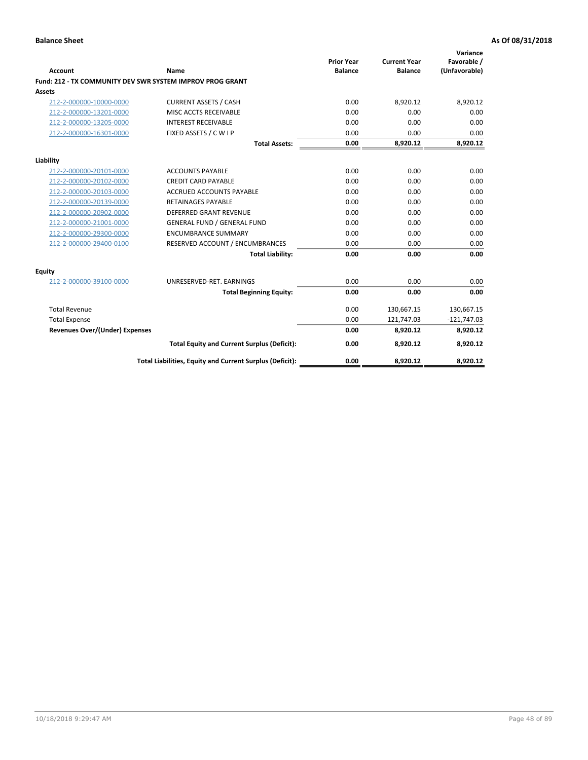**Balance Sheet** **As Of 08/31/2018**

| Account | Name | Prior Year Balance | Current Year Balance | Variance Favorable / (Unfavorable) |
|---|---|---|---|---|
| **Fund: 212 - TX COMMUNITY DEV SWR SYSTEM IMPROV PROG GRANT** | | | | |
| **Assets** | | | | |
| 212-2-000000-10000-0000 | CURRENT ASSETS / CASH | 0.00 | 8,920.12 | 8,920.12 |
| 212-2-000000-13201-0000 | MISC ACCTS RECEIVABLE | 0.00 | 0.00 | 0.00 |
| 212-2-000000-13205-0000 | INTEREST RECEIVABLE | 0.00 | 0.00 | 0.00 |
| 212-2-000000-16301-0000 | FIXED ASSETS / C W I P | 0.00 | 0.00 | 0.00 |
| | **Total Assets:** | **0.00** | **8,920.12** | **8,920.12** |
| **Liability** | | | | |
| 212-2-000000-20101-0000 | ACCOUNTS PAYABLE | 0.00 | 0.00 | 0.00 |
| 212-2-000000-20102-0000 | CREDIT CARD PAYABLE | 0.00 | 0.00 | 0.00 |
| 212-2-000000-20103-0000 | ACCRUED ACCOUNTS PAYABLE | 0.00 | 0.00 | 0.00 |
| 212-2-000000-20139-0000 | RETAINAGES PAYABLE | 0.00 | 0.00 | 0.00 |
| 212-2-000000-20902-0000 | DEFERRED GRANT REVENUE | 0.00 | 0.00 | 0.00 |
| 212-2-000000-21001-0000 | GENERAL FUND / GENERAL FUND | 0.00 | 0.00 | 0.00 |
| 212-2-000000-29300-0000 | ENCUMBRANCE SUMMARY | 0.00 | 0.00 | 0.00 |
| 212-2-000000-29400-0100 | RESERVED ACCOUNT / ENCUMBRANCES | 0.00 | 0.00 | 0.00 |
| | **Total Liability:** | **0.00** | **0.00** | **0.00** |
| **Equity** | | | | |
| 212-2-000000-39100-0000 | UNRESERVED-RET. EARNINGS | 0.00 | 0.00 | 0.00 |
| | **Total Beginning Equity:** | **0.00** | **0.00** | **0.00** |
| Total Revenue | | 0.00 | 130,667.15 | 130,667.15 |
| Total Expense | | 0.00 | 121,747.03 | -121,747.03 |
| **Revenues Over/(Under) Expenses** | | **0.00** | **8,920.12** | **8,920.12** |
| | **Total Equity and Current Surplus (Deficit):** | **0.00** | **8,920.12** | **8,920.12** |
| | **Total Liabilities, Equity and Current Surplus (Deficit):** | **0.00** | **8,920.12** | **8,920.12** |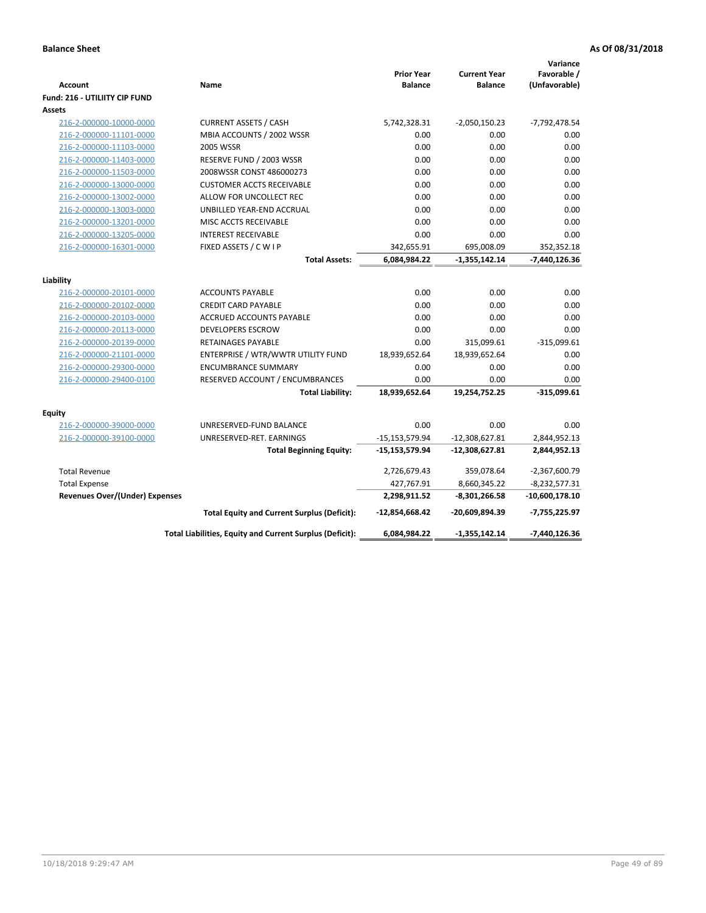**Balance Sheet** **As Of 08/31/2018**

| Account | Name | Prior Year Balance | Current Year Balance | Variance Favorable / (Unfavorable) |
|---|---|---|---|---|
| **Fund: 216 - UTILIITY CIP FUND** | | | | |
| **Assets** | | | | |
| 216-2-000000-10000-0000 | CURRENT ASSETS / CASH | 5,742,328.31 | -2,050,150.23 | -7,792,478.54 |
| 216-2-000000-11101-0000 | MBIA ACCOUNTS / 2002 WSSR | 0.00 | 0.00 | 0.00 |
| 216-2-000000-11103-0000 | 2005 WSSR | 0.00 | 0.00 | 0.00 |
| 216-2-000000-11403-0000 | RESERVE FUND / 2003 WSSR | 0.00 | 0.00 | 0.00 |
| 216-2-000000-11503-0000 | 2008WSSR CONST 486000273 | 0.00 | 0.00 | 0.00 |
| 216-2-000000-13000-0000 | CUSTOMER ACCTS RECEIVABLE | 0.00 | 0.00 | 0.00 |
| 216-2-000000-13002-0000 | ALLOW FOR UNCOLLECT REC | 0.00 | 0.00 | 0.00 |
| 216-2-000000-13003-0000 | UNBILLED YEAR-END ACCRUAL | 0.00 | 0.00 | 0.00 |
| 216-2-000000-13201-0000 | MISC ACCTS RECEIVABLE | 0.00 | 0.00 | 0.00 |
| 216-2-000000-13205-0000 | INTEREST RECEIVABLE | 0.00 | 0.00 | 0.00 |
| 216-2-000000-16301-0000 | FIXED ASSETS / C W I P | 342,655.91 | 695,008.09 | 352,352.18 |
| | **Total Assets:** | **6,084,984.22** | **-1,355,142.14** | **-7,440,126.36** |
| **Liability** | | | | |
| 216-2-000000-20101-0000 | ACCOUNTS PAYABLE | 0.00 | 0.00 | 0.00 |
| 216-2-000000-20102-0000 | CREDIT CARD PAYABLE | 0.00 | 0.00 | 0.00 |
| 216-2-000000-20103-0000 | ACCRUED ACCOUNTS PAYABLE | 0.00 | 0.00 | 0.00 |
| 216-2-000000-20113-0000 | DEVELOPERS ESCROW | 0.00 | 0.00 | 0.00 |
| 216-2-000000-20139-0000 | RETAINAGES PAYABLE | 0.00 | 315,099.61 | -315,099.61 |
| 216-2-000000-21101-0000 | ENTERPRISE / WTR/WWTR UTILITY FUND | 18,939,652.64 | 18,939,652.64 | 0.00 |
| 216-2-000000-29300-0000 | ENCUMBRANCE SUMMARY | 0.00 | 0.00 | 0.00 |
| 216-2-000000-29400-0100 | RESERVED ACCOUNT / ENCUMBRANCES | 0.00 | 0.00 | 0.00 |
| | **Total Liability:** | **18,939,652.64** | **19,254,752.25** | **-315,099.61** |
| **Equity** | | | | |
| 216-2-000000-39000-0000 | UNRESERVED-FUND BALANCE | 0.00 | 0.00 | 0.00 |
| 216-2-000000-39100-0000 | UNRESERVED-RET. EARNINGS | -15,153,579.94 | -12,308,627.81 | 2,844,952.13 |
| | **Total Beginning Equity:** | **-15,153,579.94** | **-12,308,627.81** | **2,844,952.13** |
| Total Revenue | | 2,726,679.43 | 359,078.64 | -2,367,600.79 |
| Total Expense | | 427,767.91 | 8,660,345.22 | -8,232,577.31 |
| **Revenues Over/(Under) Expenses** | | **2,298,911.52** | **-8,301,266.58** | **-10,600,178.10** |
| | **Total Equity and Current Surplus (Deficit):** | **-12,854,668.42** | **-20,609,894.39** | **-7,755,225.97** |
| | **Total Liabilities, Equity and Current Surplus (Deficit):** | **6,084,984.22** | **-1,355,142.14** | **-7,440,126.36** |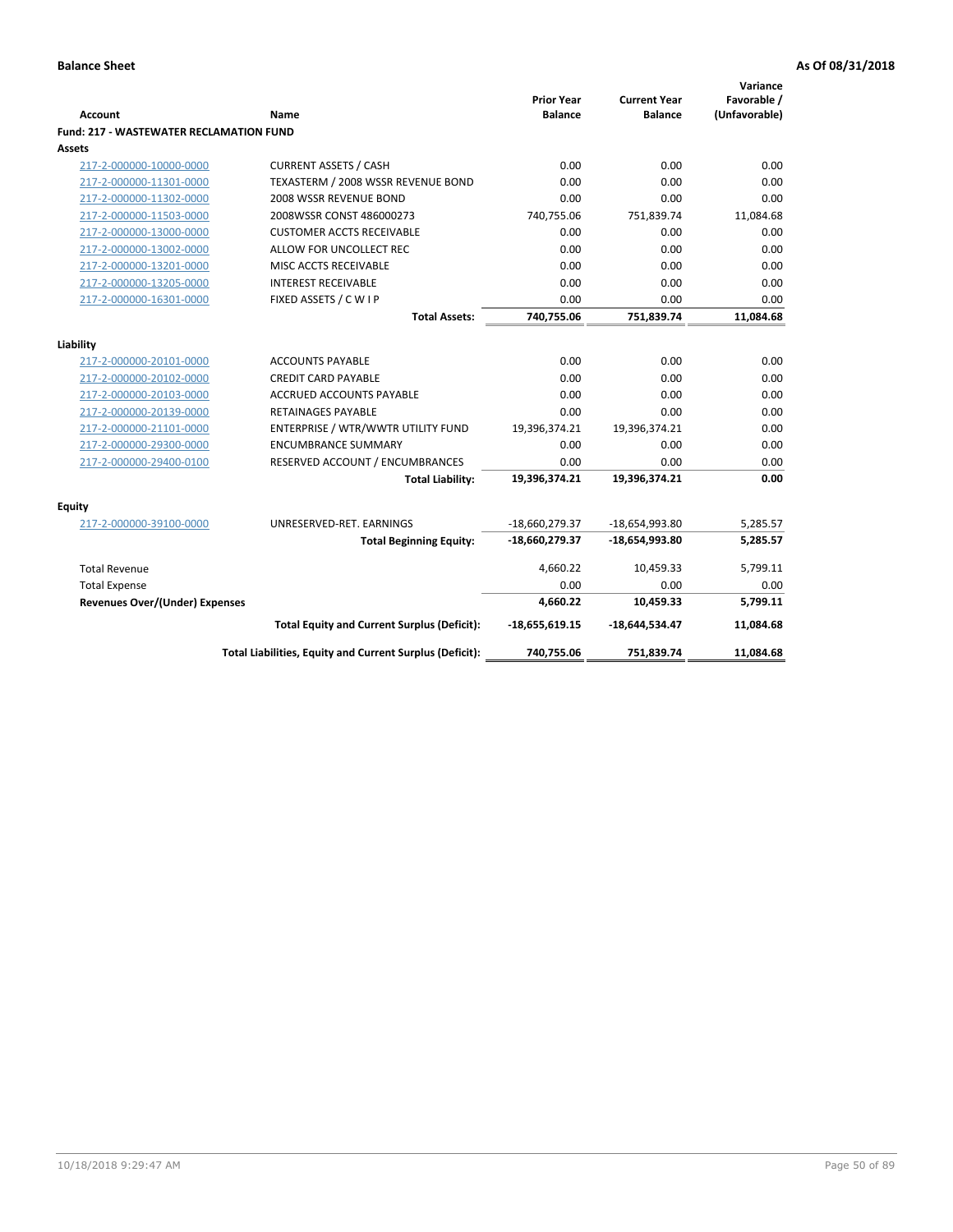**Balance Sheet** **As Of 08/31/2018**

| Account | Name | Prior Year Balance | Current Year Balance | Variance Favorable / (Unfavorable) |
|---|---|---|---|---|
| **Fund: 217 - WASTEWATER RECLAMATION FUND** | | | | |
| **Assets** | | | | |
| 217-2-000000-10000-0000 | CURRENT ASSETS / CASH | 0.00 | 0.00 | 0.00 |
| 217-2-000000-11301-0000 | TEXASTERM / 2008 WSSR REVENUE BOND | 0.00 | 0.00 | 0.00 |
| 217-2-000000-11302-0000 | 2008 WSSR REVENUE BOND | 0.00 | 0.00 | 0.00 |
| 217-2-000000-11503-0000 | 2008WSSR CONST 486000273 | 740,755.06 | 751,839.74 | 11,084.68 |
| 217-2-000000-13000-0000 | CUSTOMER ACCTS RECEIVABLE | 0.00 | 0.00 | 0.00 |
| 217-2-000000-13002-0000 | ALLOW FOR UNCOLLECT REC | 0.00 | 0.00 | 0.00 |
| 217-2-000000-13201-0000 | MISC ACCTS RECEIVABLE | 0.00 | 0.00 | 0.00 |
| 217-2-000000-13205-0000 | INTEREST RECEIVABLE | 0.00 | 0.00 | 0.00 |
| 217-2-000000-16301-0000 | FIXED ASSETS / C W I P | 0.00 | 0.00 | 0.00 |
| | **Total Assets:** | **740,755.06** | **751,839.74** | **11,084.68** |
| **Liability** | | | | |
| 217-2-000000-20101-0000 | ACCOUNTS PAYABLE | 0.00 | 0.00 | 0.00 |
| 217-2-000000-20102-0000 | CREDIT CARD PAYABLE | 0.00 | 0.00 | 0.00 |
| 217-2-000000-20103-0000 | ACCRUED ACCOUNTS PAYABLE | 0.00 | 0.00 | 0.00 |
| 217-2-000000-20139-0000 | RETAINAGES PAYABLE | 0.00 | 0.00 | 0.00 |
| 217-2-000000-21101-0000 | ENTERPRISE / WTR/WWTR UTILITY FUND | 19,396,374.21 | 19,396,374.21 | 0.00 |
| 217-2-000000-29300-0000 | ENCUMBRANCE SUMMARY | 0.00 | 0.00 | 0.00 |
| 217-2-000000-29400-0100 | RESERVED ACCOUNT / ENCUMBRANCES | 0.00 | 0.00 | 0.00 |
| | **Total Liability:** | **19,396,374.21** | **19,396,374.21** | **0.00** |
| **Equity** | | | | |
| 217-2-000000-39100-0000 | UNRESERVED-RET. EARNINGS | -18,660,279.37 | -18,654,993.80 | 5,285.57 |
| | **Total Beginning Equity:** | **-18,660,279.37** | **-18,654,993.80** | **5,285.57** |
| Total Revenue | | 4,660.22 | 10,459.33 | 5,799.11 |
| Total Expense | | 0.00 | 0.00 | 0.00 |
| **Revenues Over/(Under) Expenses** | | **4,660.22** | **10,459.33** | **5,799.11** |
| | **Total Equity and Current Surplus (Deficit):** | **-18,655,619.15** | **-18,644,534.47** | **11,084.68** |
| | **Total Liabilities, Equity and Current Surplus (Deficit):** | **740,755.06** | **751,839.74** | **11,084.68** |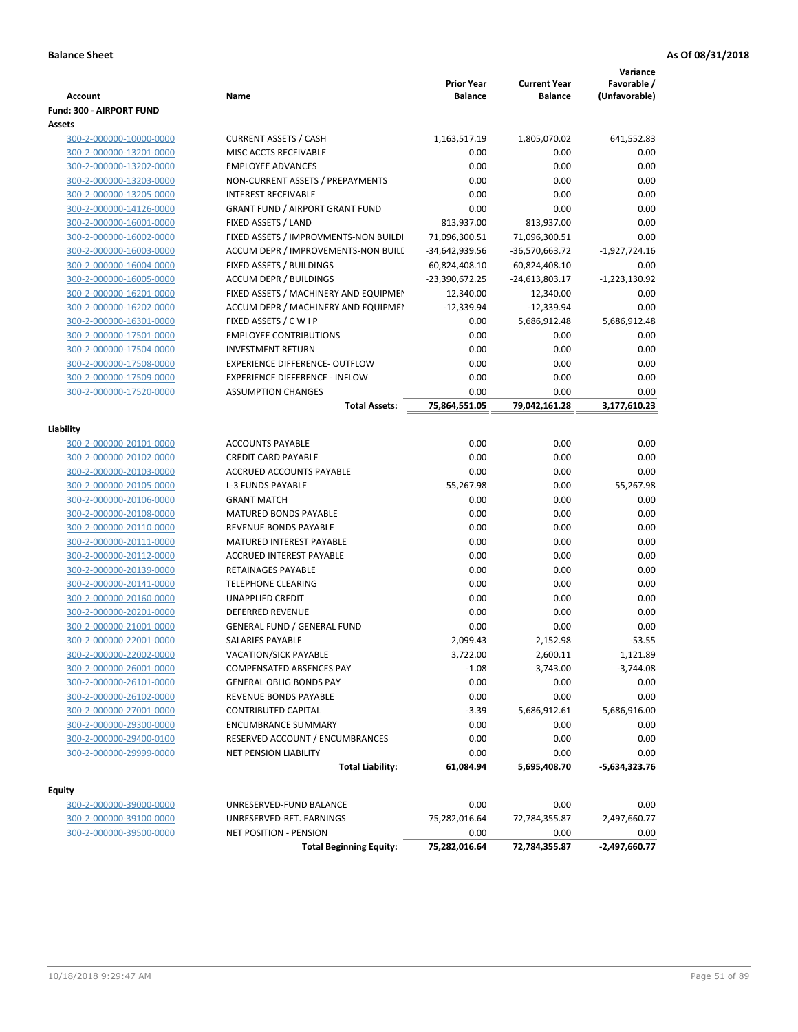**Balance Sheet** **As Of 08/31/2018**

| Account | Name | Prior Year Balance | Current Year Balance | Variance Favorable / (Unfavorable) |
|---|---|---|---|---|
| **Fund: 300 - AIRPORT FUND** | | | | |
| **Assets** | | | | |
| 300-2-000000-10000-0000 | CURRENT ASSETS / CASH | 1,163,517.19 | 1,805,070.02 | 641,552.83 |
| 300-2-000000-13201-0000 | MISC ACCTS RECEIVABLE | 0.00 | 0.00 | 0.00 |
| 300-2-000000-13202-0000 | EMPLOYEE ADVANCES | 0.00 | 0.00 | 0.00 |
| 300-2-000000-13203-0000 | NON-CURRENT ASSETS / PREPAYMENTS | 0.00 | 0.00 | 0.00 |
| 300-2-000000-13205-0000 | INTEREST RECEIVABLE | 0.00 | 0.00 | 0.00 |
| 300-2-000000-14126-0000 | GRANT FUND / AIRPORT GRANT FUND | 0.00 | 0.00 | 0.00 |
| 300-2-000000-16001-0000 | FIXED ASSETS / LAND | 813,937.00 | 813,937.00 | 0.00 |
| 300-2-000000-16002-0000 | FIXED ASSETS / IMPROVMENTS-NON BUILDI | 71,096,300.51 | 71,096,300.51 | 0.00 |
| 300-2-000000-16003-0000 | ACCUM DEPR / IMPROVEMENTS-NON BUILI | -34,642,939.56 | -36,570,663.72 | -1,927,724.16 |
| 300-2-000000-16004-0000 | FIXED ASSETS / BUILDINGS | 60,824,408.10 | 60,824,408.10 | 0.00 |
| 300-2-000000-16005-0000 | ACCUM DEPR / BUILDINGS | -23,390,672.25 | -24,613,803.17 | -1,223,130.92 |
| 300-2-000000-16201-0000 | FIXED ASSETS / MACHINERY AND EQUIPMEI | 12,340.00 | 12,340.00 | 0.00 |
| 300-2-000000-16202-0000 | ACCUM DEPR / MACHINERY AND EQUIPMEI | -12,339.94 | -12,339.94 | 0.00 |
| 300-2-000000-16301-0000 | FIXED ASSETS / C W I P | 0.00 | 5,686,912.48 | 5,686,912.48 |
| 300-2-000000-17501-0000 | EMPLOYEE CONTRIBUTIONS | 0.00 | 0.00 | 0.00 |
| 300-2-000000-17504-0000 | INVESTMENT RETURN | 0.00 | 0.00 | 0.00 |
| 300-2-000000-17508-0000 | EXPERIENCE DIFFERENCE- OUTFLOW | 0.00 | 0.00 | 0.00 |
| 300-2-000000-17509-0000 | EXPERIENCE DIFFERENCE - INFLOW | 0.00 | 0.00 | 0.00 |
| 300-2-000000-17520-0000 | ASSUMPTION CHANGES | 0.00 | 0.00 | 0.00 |
| | **Total Assets:** | **75,864,551.05** | **79,042,161.28** | **3,177,610.23** |
| **Liability** | | | | |
| 300-2-000000-20101-0000 | ACCOUNTS PAYABLE | 0.00 | 0.00 | 0.00 |
| 300-2-000000-20102-0000 | CREDIT CARD PAYABLE | 0.00 | 0.00 | 0.00 |
| 300-2-000000-20103-0000 | ACCRUED ACCOUNTS PAYABLE | 0.00 | 0.00 | 0.00 |
| 300-2-000000-20105-0000 | L-3 FUNDS PAYABLE | 55,267.98 | 0.00 | 55,267.98 |
| 300-2-000000-20106-0000 | GRANT MATCH | 0.00 | 0.00 | 0.00 |
| 300-2-000000-20108-0000 | MATURED BONDS PAYABLE | 0.00 | 0.00 | 0.00 |
| 300-2-000000-20110-0000 | REVENUE BONDS PAYABLE | 0.00 | 0.00 | 0.00 |
| 300-2-000000-20111-0000 | MATURED INTEREST PAYABLE | 0.00 | 0.00 | 0.00 |
| 300-2-000000-20112-0000 | ACCRUED INTEREST PAYABLE | 0.00 | 0.00 | 0.00 |
| 300-2-000000-20139-0000 | RETAINAGES PAYABLE | 0.00 | 0.00 | 0.00 |
| 300-2-000000-20141-0000 | TELEPHONE CLEARING | 0.00 | 0.00 | 0.00 |
| 300-2-000000-20160-0000 | UNAPPLIED CREDIT | 0.00 | 0.00 | 0.00 |
| 300-2-000000-20201-0000 | DEFERRED REVENUE | 0.00 | 0.00 | 0.00 |
| 300-2-000000-21001-0000 | GENERAL FUND / GENERAL FUND | 0.00 | 0.00 | 0.00 |
| 300-2-000000-22001-0000 | SALARIES PAYABLE | 2,099.43 | 2,152.98 | -53.55 |
| 300-2-000000-22002-0000 | VACATION/SICK PAYABLE | 3,722.00 | 2,600.11 | 1,121.89 |
| 300-2-000000-26001-0000 | COMPENSATED ABSENCES PAY | -1.08 | 3,743.00 | -3,744.08 |
| 300-2-000000-26101-0000 | GENERAL OBLIG BONDS PAY | 0.00 | 0.00 | 0.00 |
| 300-2-000000-26102-0000 | REVENUE BONDS PAYABLE | 0.00 | 0.00 | 0.00 |
| 300-2-000000-27001-0000 | CONTRIBUTED CAPITAL | -3.39 | 5,686,912.61 | -5,686,916.00 |
| 300-2-000000-29300-0000 | ENCUMBRANCE SUMMARY | 0.00 | 0.00 | 0.00 |
| 300-2-000000-29400-0100 | RESERVED ACCOUNT / ENCUMBRANCES | 0.00 | 0.00 | 0.00 |
| 300-2-000000-29999-0000 | NET PENSION LIABILITY | 0.00 | 0.00 | 0.00 |
| | **Total Liability:** | **61,084.94** | **5,695,408.70** | **-5,634,323.76** |
| **Equity** | | | | |
| 300-2-000000-39000-0000 | UNRESERVED-FUND BALANCE | 0.00 | 0.00 | 0.00 |
| 300-2-000000-39100-0000 | UNRESERVED-RET. EARNINGS | 75,282,016.64 | 72,784,355.87 | -2,497,660.77 |
| 300-2-000000-39500-0000 | NET POSITION - PENSION | 0.00 | 0.00 | 0.00 |
| | **Total Beginning Equity:** | **75,282,016.64** | **72,784,355.87** | **-2,497,660.77** |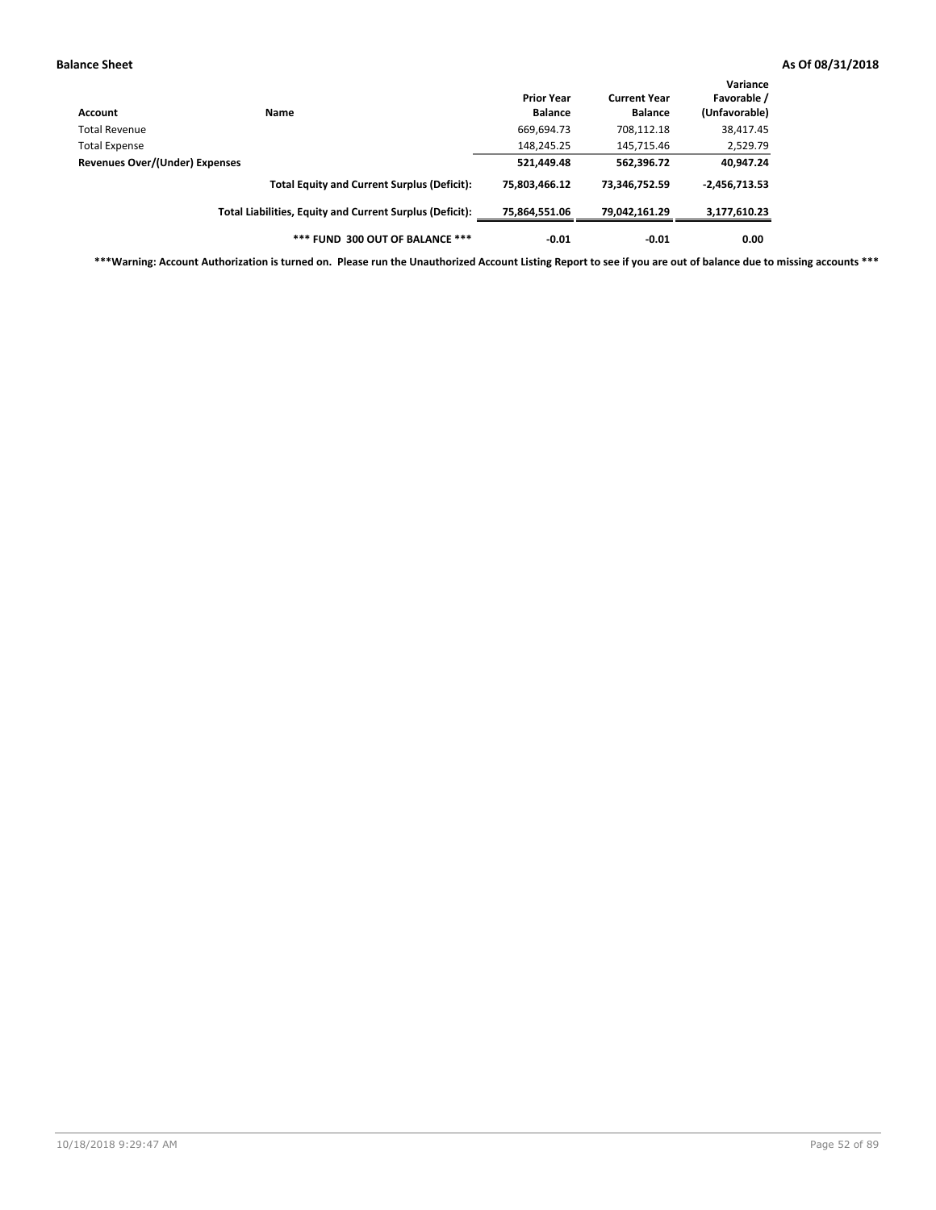| Account | Name | Prior Year Balance | Current Year Balance | Variance Favorable / (Unfavorable) |
|---|---|---|---|---|
| Total Revenue | | 669,694.73 | 708,112.18 | 38,417.45 |
| Total Expense | | 148,245.25 | 145,715.46 | 2,529.79 |
| **Revenues Over/(Under) Expenses** | | **521,449.48** | **562,396.72** | **40,947.24** |
| | **Total Equity and Current Surplus (Deficit):** | **75,803,466.12** | **73,346,752.59** | **-2,456,713.53** |
| | **Total Liabilities, Equity and Current Surplus (Deficit):** | **75,864,551.06** | **79,042,161.29** | **3,177,610.23** |
| | **\*\*\* FUND 300 OUT OF BALANCE \*\*\*** | **-0.01** | **-0.01** | **0.00** |

**\*\*\*Warning: Account Authorization is turned on. Please run the Unauthorized Account Listing Report to see if you are out of balance due to missing accounts \*\*\***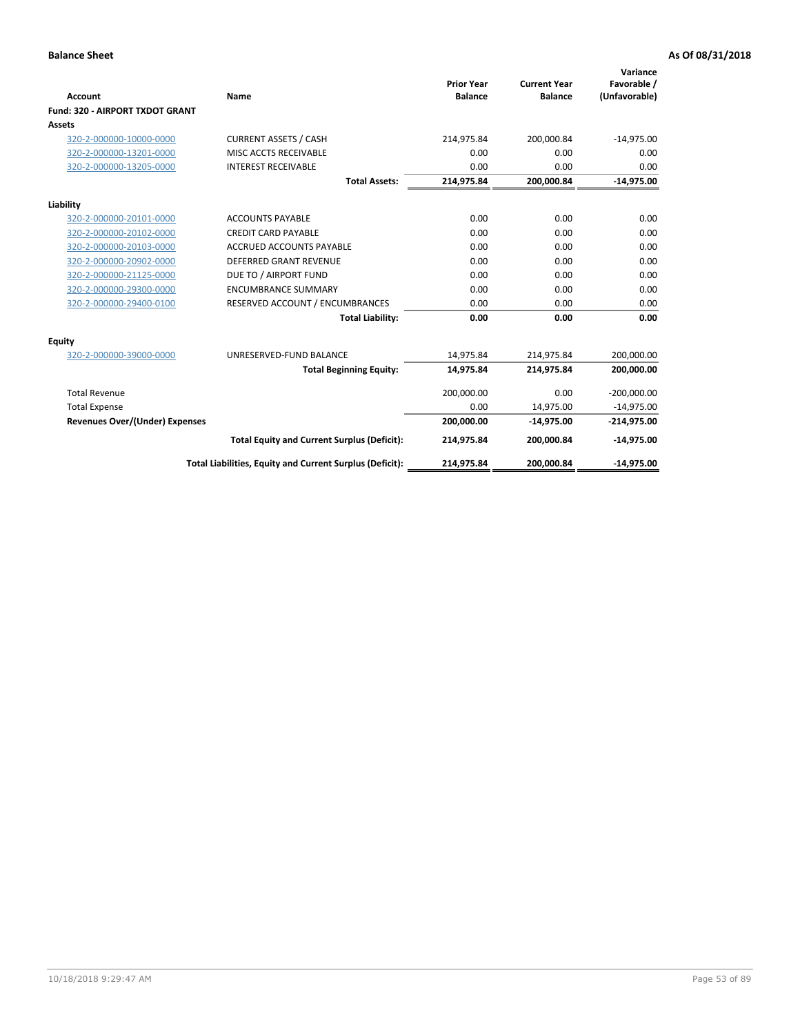**Balance Sheet** | **As Of 08/31/2018**

| Account | Name | Prior Year Balance | Current Year Balance | Variance Favorable / (Unfavorable) |
|---|---|---|---|---|
| **Fund: 320 - AIRPORT TXDOT GRANT** | | | | |
| **Assets** | | | | |
| 320-2-000000-10000-0000 | CURRENT ASSETS / CASH | 214,975.84 | 200,000.84 | -14,975.00 |
| 320-2-000000-13201-0000 | MISC ACCTS RECEIVABLE | 0.00 | 0.00 | 0.00 |
| 320-2-000000-13205-0000 | INTEREST RECEIVABLE | 0.00 | 0.00 | 0.00 |
| | **Total Assets:** | **214,975.84** | **200,000.84** | **-14,975.00** |
| **Liability** | | | | |
| 320-2-000000-20101-0000 | ACCOUNTS PAYABLE | 0.00 | 0.00 | 0.00 |
| 320-2-000000-20102-0000 | CREDIT CARD PAYABLE | 0.00 | 0.00 | 0.00 |
| 320-2-000000-20103-0000 | ACCRUED ACCOUNTS PAYABLE | 0.00 | 0.00 | 0.00 |
| 320-2-000000-20902-0000 | DEFERRED GRANT REVENUE | 0.00 | 0.00 | 0.00 |
| 320-2-000000-21125-0000 | DUE TO / AIRPORT FUND | 0.00 | 0.00 | 0.00 |
| 320-2-000000-29300-0000 | ENCUMBRANCE SUMMARY | 0.00 | 0.00 | 0.00 |
| 320-2-000000-29400-0100 | RESERVED ACCOUNT / ENCUMBRANCES | 0.00 | 0.00 | 0.00 |
| | **Total Liability:** | **0.00** | **0.00** | **0.00** |
| **Equity** | | | | |
| 320-2-000000-39000-0000 | UNRESERVED-FUND BALANCE | 14,975.84 | 214,975.84 | 200,000.00 |
| | **Total Beginning Equity:** | **14,975.84** | **214,975.84** | **200,000.00** |
| Total Revenue | | 200,000.00 | 0.00 | -200,000.00 |
| Total Expense | | 0.00 | 14,975.00 | -14,975.00 |
| **Revenues Over/(Under) Expenses** | | **200,000.00** | **-14,975.00** | **-214,975.00** |
| | **Total Equity and Current Surplus (Deficit):** | **214,975.84** | **200,000.84** | **-14,975.00** |
| | **Total Liabilities, Equity and Current Surplus (Deficit):** | **214,975.84** | **200,000.84** | **-14,975.00** |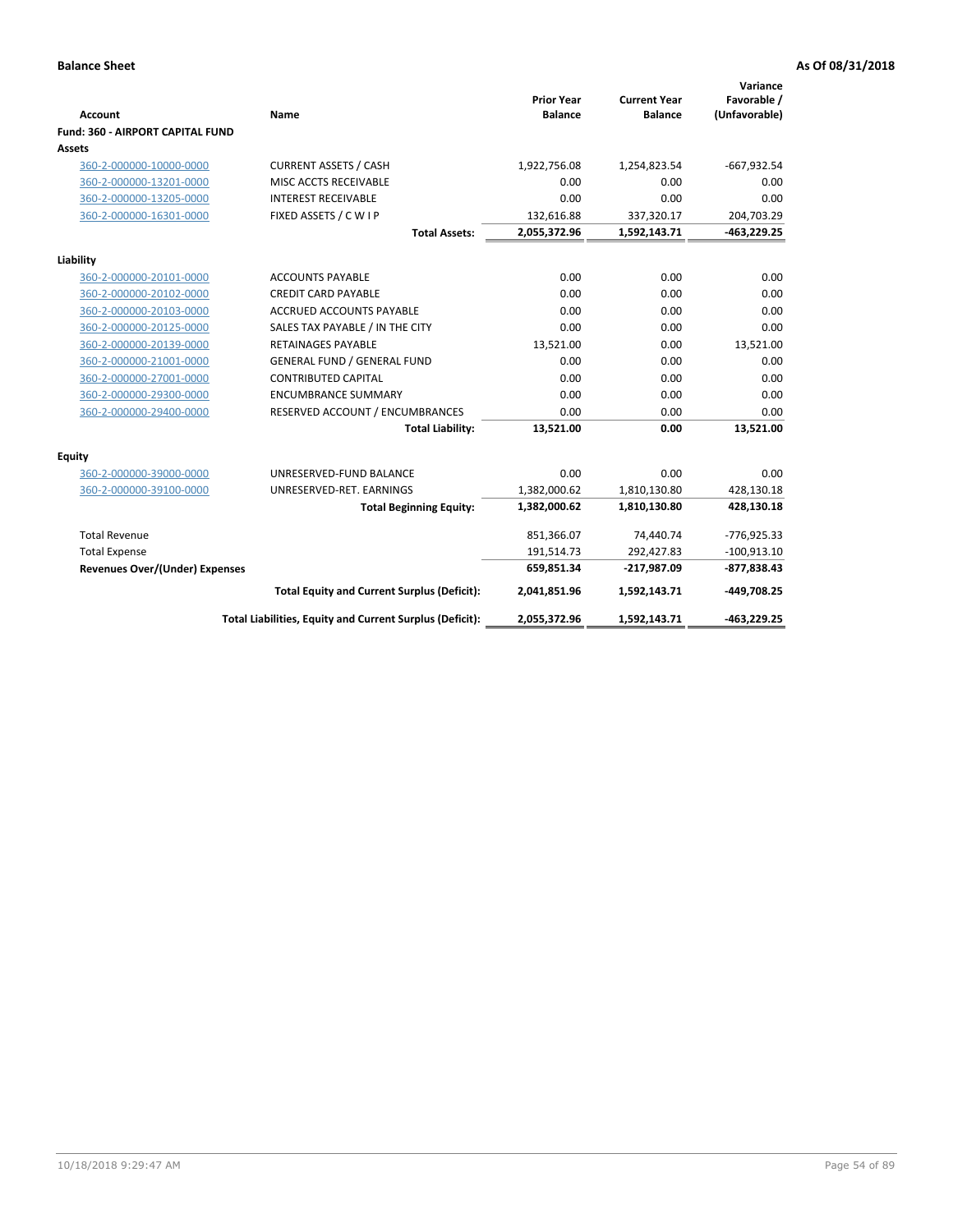**Balance Sheet** **As Of 08/31/2018**

| Account | Name | Prior Year Balance | Current Year Balance | Variance Favorable / (Unfavorable) |
|---|---|---|---|---|
| **Fund: 360 - AIRPORT CAPITAL FUND** | | | | |
| **Assets** | | | | |
| 360-2-000000-10000-0000 | CURRENT ASSETS / CASH | 1,922,756.08 | 1,254,823.54 | -667,932.54 |
| 360-2-000000-13201-0000 | MISC ACCTS RECEIVABLE | 0.00 | 0.00 | 0.00 |
| 360-2-000000-13205-0000 | INTEREST RECEIVABLE | 0.00 | 0.00 | 0.00 |
| 360-2-000000-16301-0000 | FIXED ASSETS / C W I P | 132,616.88 | 337,320.17 | 204,703.29 |
| | **Total Assets:** | **2,055,372.96** | **1,592,143.71** | **-463,229.25** |
| **Liability** | | | | |
| 360-2-000000-20101-0000 | ACCOUNTS PAYABLE | 0.00 | 0.00 | 0.00 |
| 360-2-000000-20102-0000 | CREDIT CARD PAYABLE | 0.00 | 0.00 | 0.00 |
| 360-2-000000-20103-0000 | ACCRUED ACCOUNTS PAYABLE | 0.00 | 0.00 | 0.00 |
| 360-2-000000-20125-0000 | SALES TAX PAYABLE / IN THE CITY | 0.00 | 0.00 | 0.00 |
| 360-2-000000-20139-0000 | RETAINAGES PAYABLE | 13,521.00 | 0.00 | 13,521.00 |
| 360-2-000000-21001-0000 | GENERAL FUND / GENERAL FUND | 0.00 | 0.00 | 0.00 |
| 360-2-000000-27001-0000 | CONTRIBUTED CAPITAL | 0.00 | 0.00 | 0.00 |
| 360-2-000000-29300-0000 | ENCUMBRANCE SUMMARY | 0.00 | 0.00 | 0.00 |
| 360-2-000000-29400-0000 | RESERVED ACCOUNT / ENCUMBRANCES | 0.00 | 0.00 | 0.00 |
| | **Total Liability:** | **13,521.00** | **0.00** | **13,521.00** |
| **Equity** | | | | |
| 360-2-000000-39000-0000 | UNRESERVED-FUND BALANCE | 0.00 | 0.00 | 0.00 |
| 360-2-000000-39100-0000 | UNRESERVED-RET. EARNINGS | 1,382,000.62 | 1,810,130.80 | 428,130.18 |
| | **Total Beginning Equity:** | **1,382,000.62** | **1,810,130.80** | **428,130.18** |
| Total Revenue | | 851,366.07 | 74,440.74 | -776,925.33 |
| Total Expense | | 191,514.73 | 292,427.83 | -100,913.10 |
| **Revenues Over/(Under) Expenses** | | **659,851.34** | **-217,987.09** | **-877,838.43** |
| | **Total Equity and Current Surplus (Deficit):** | **2,041,851.96** | **1,592,143.71** | **-449,708.25** |
| | **Total Liabilities, Equity and Current Surplus (Deficit):** | **2,055,372.96** | **1,592,143.71** | **-463,229.25** |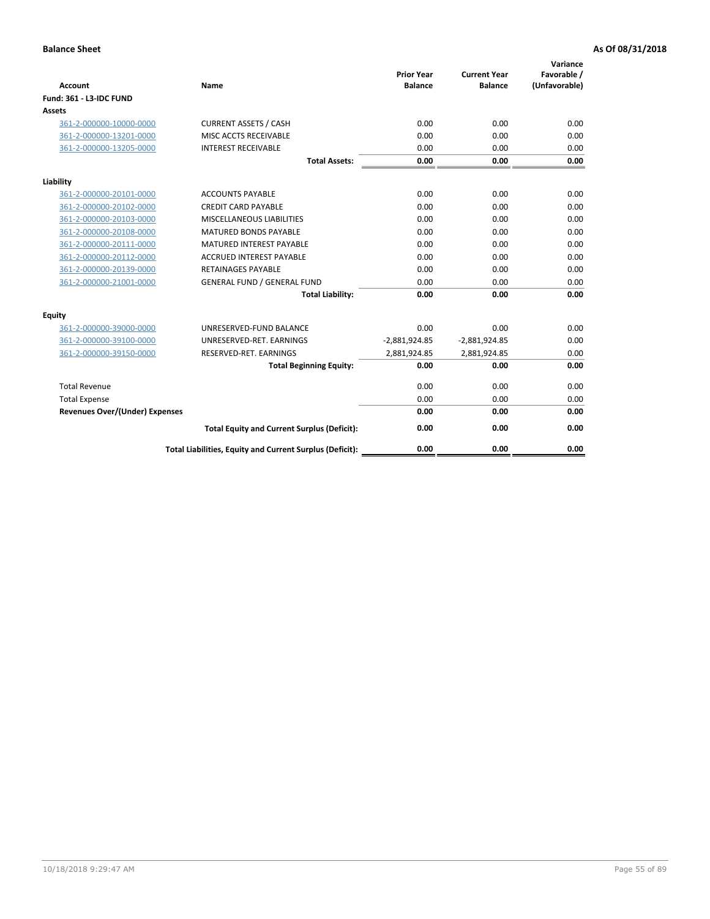**Balance Sheet** **As Of 08/31/2018**

| Account | Name | Prior Year Balance | Current Year Balance | Variance Favorable / (Unfavorable) |
|---|---|---|---|---|
| **Fund: 361 - L3-IDC FUND** | | | | |
| **Assets** | | | | |
| 361-2-000000-10000-0000 | CURRENT ASSETS / CASH | 0.00 | 0.00 | 0.00 |
| 361-2-000000-13201-0000 | MISC ACCTS RECEIVABLE | 0.00 | 0.00 | 0.00 |
| 361-2-000000-13205-0000 | INTEREST RECEIVABLE | 0.00 | 0.00 | 0.00 |
| | **Total Assets:** | **0.00** | **0.00** | **0.00** |
| **Liability** | | | | |
| 361-2-000000-20101-0000 | ACCOUNTS PAYABLE | 0.00 | 0.00 | 0.00 |
| 361-2-000000-20102-0000 | CREDIT CARD PAYABLE | 0.00 | 0.00 | 0.00 |
| 361-2-000000-20103-0000 | MISCELLANEOUS LIABILITIES | 0.00 | 0.00 | 0.00 |
| 361-2-000000-20108-0000 | MATURED BONDS PAYABLE | 0.00 | 0.00 | 0.00 |
| 361-2-000000-20111-0000 | MATURED INTEREST PAYABLE | 0.00 | 0.00 | 0.00 |
| 361-2-000000-20112-0000 | ACCRUED INTEREST PAYABLE | 0.00 | 0.00 | 0.00 |
| 361-2-000000-20139-0000 | RETAINAGES PAYABLE | 0.00 | 0.00 | 0.00 |
| 361-2-000000-21001-0000 | GENERAL FUND / GENERAL FUND | 0.00 | 0.00 | 0.00 |
| | **Total Liability:** | **0.00** | **0.00** | **0.00** |
| **Equity** | | | | |
| 361-2-000000-39000-0000 | UNRESERVED-FUND BALANCE | 0.00 | 0.00 | 0.00 |
| 361-2-000000-39100-0000 | UNRESERVED-RET. EARNINGS | -2,881,924.85 | -2,881,924.85 | 0.00 |
| 361-2-000000-39150-0000 | RESERVED-RET. EARNINGS | 2,881,924.85 | 2,881,924.85 | 0.00 |
| | **Total Beginning Equity:** | **0.00** | **0.00** | **0.00** |
| Total Revenue | | 0.00 | 0.00 | 0.00 |
| Total Expense | | 0.00 | 0.00 | 0.00 |
| **Revenues Over/(Under) Expenses** | | **0.00** | **0.00** | **0.00** |
| | **Total Equity and Current Surplus (Deficit):** | **0.00** | **0.00** | **0.00** |
| | **Total Liabilities, Equity and Current Surplus (Deficit):** | **0.00** | **0.00** | **0.00** |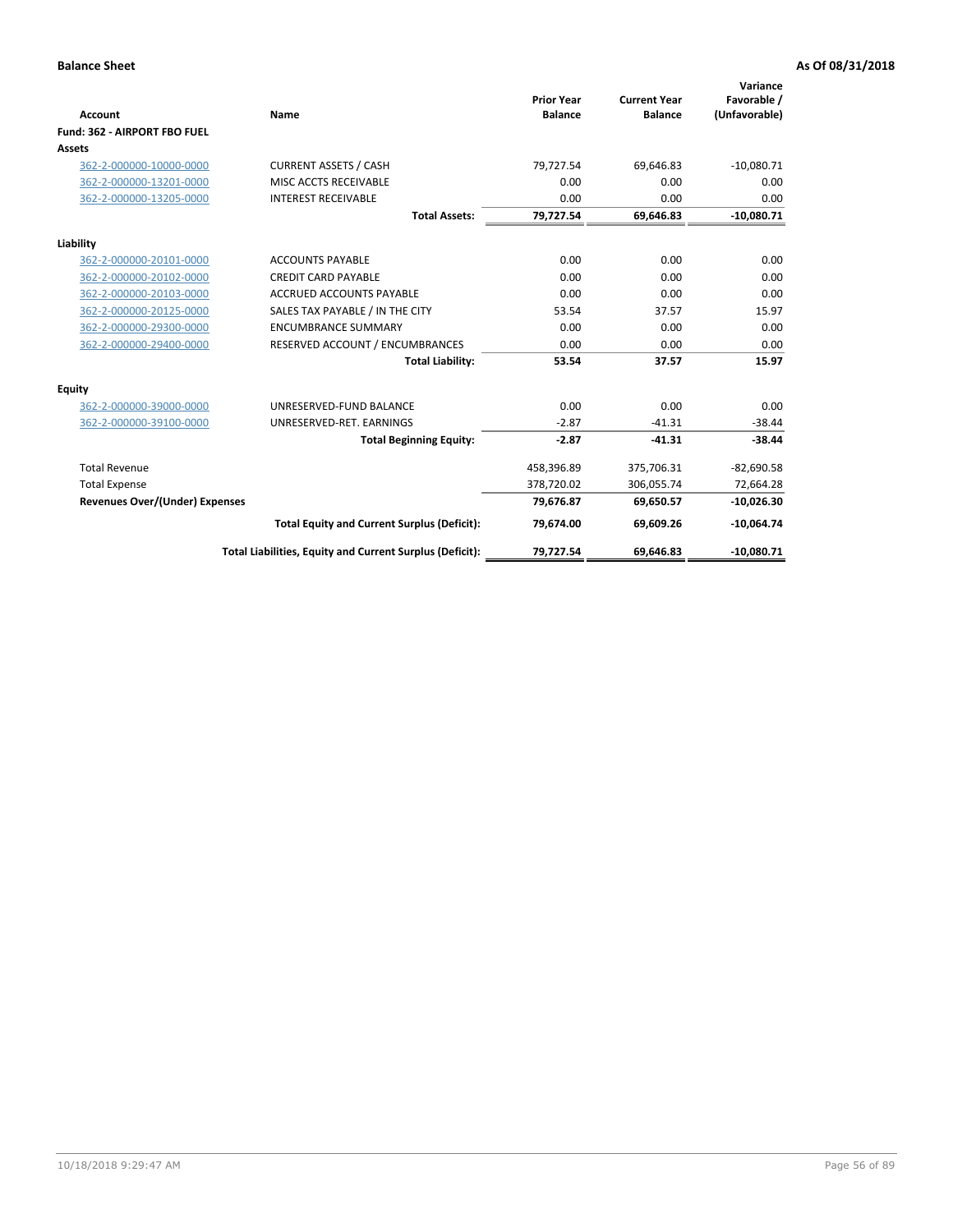**Balance Sheet** **As Of 08/31/2018**

| Account | Name | Prior Year Balance | Current Year Balance | Variance Favorable / (Unfavorable) |
|---|---|---|---|---|
| **Fund: 362 - AIRPORT FBO FUEL** | | | | |
| **Assets** | | | | |
| 362-2-000000-10000-0000 | CURRENT ASSETS / CASH | 79,727.54 | 69,646.83 | -10,080.71 |
| 362-2-000000-13201-0000 | MISC ACCTS RECEIVABLE | 0.00 | 0.00 | 0.00 |
| 362-2-000000-13205-0000 | INTEREST RECEIVABLE | 0.00 | 0.00 | 0.00 |
| | **Total Assets:** | **79,727.54** | **69,646.83** | **-10,080.71** |
| **Liability** | | | | |
| 362-2-000000-20101-0000 | ACCOUNTS PAYABLE | 0.00 | 0.00 | 0.00 |
| 362-2-000000-20102-0000 | CREDIT CARD PAYABLE | 0.00 | 0.00 | 0.00 |
| 362-2-000000-20103-0000 | ACCRUED ACCOUNTS PAYABLE | 0.00 | 0.00 | 0.00 |
| 362-2-000000-20125-0000 | SALES TAX PAYABLE / IN THE CITY | 53.54 | 37.57 | 15.97 |
| 362-2-000000-29300-0000 | ENCUMBRANCE SUMMARY | 0.00 | 0.00 | 0.00 |
| 362-2-000000-29400-0000 | RESERVED ACCOUNT / ENCUMBRANCES | 0.00 | 0.00 | 0.00 |
| | **Total Liability:** | **53.54** | **37.57** | **15.97** |
| **Equity** | | | | |
| 362-2-000000-39000-0000 | UNRESERVED-FUND BALANCE | 0.00 | 0.00 | 0.00 |
| 362-2-000000-39100-0000 | UNRESERVED-RET. EARNINGS | -2.87 | -41.31 | -38.44 |
| | **Total Beginning Equity:** | **-2.87** | **-41.31** | **-38.44** |
| Total Revenue | | 458,396.89 | 375,706.31 | -82,690.58 |
| Total Expense | | 378,720.02 | 306,055.74 | 72,664.28 |
| **Revenues Over/(Under) Expenses** | | **79,676.87** | **69,650.57** | **-10,026.30** |
| | **Total Equity and Current Surplus (Deficit):** | **79,674.00** | **69,609.26** | **-10,064.74** |
| | **Total Liabilities, Equity and Current Surplus (Deficit):** | **79,727.54** | **69,646.83** | **-10,080.71** |

10/18/2018 9:29:47 AM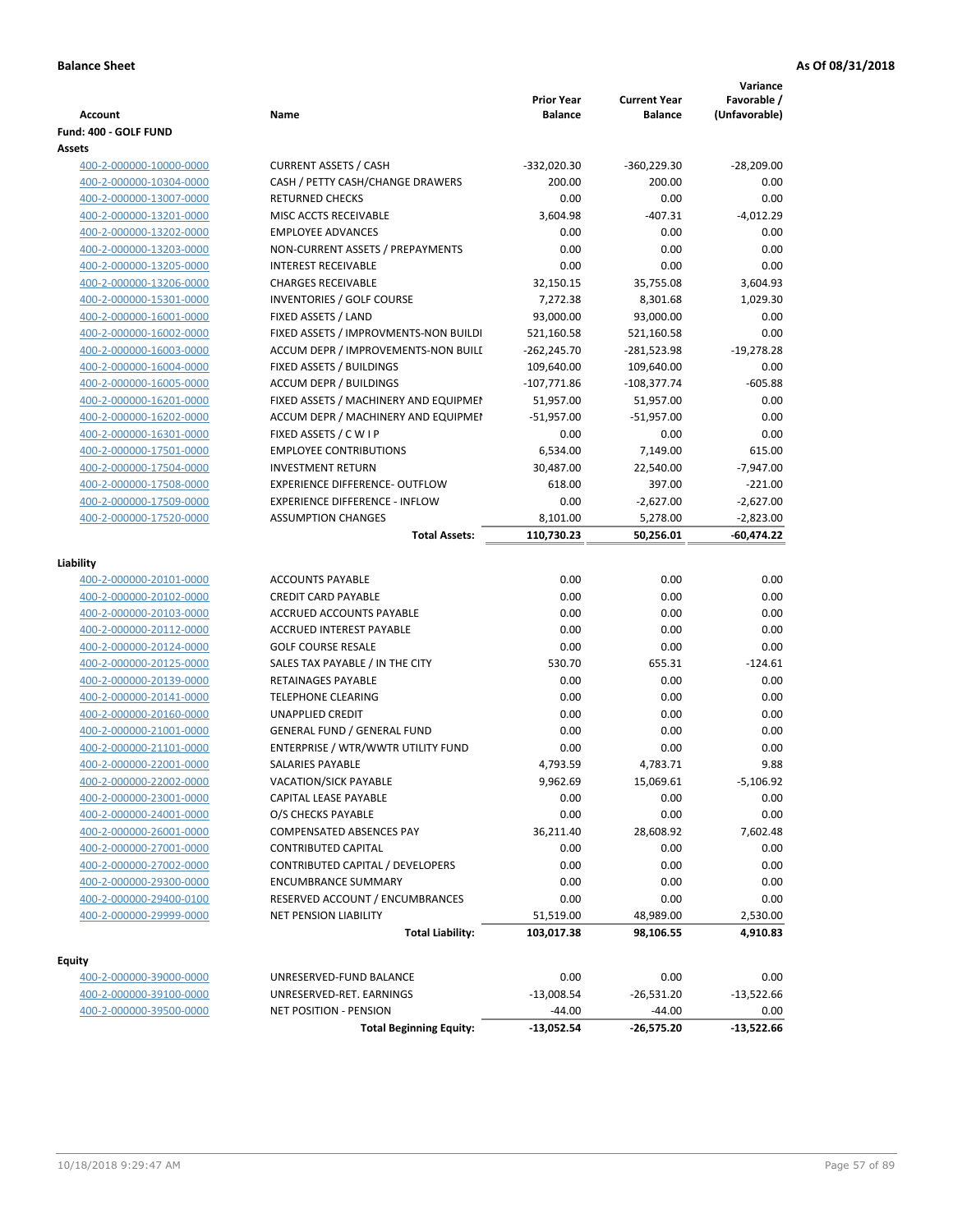**Balance Sheet** **As Of 08/31/2018**

| Account | Name | Prior Year Balance | Current Year Balance | Variance Favorable / (Unfavorable) |
|---|---|---|---|---|
| **Fund: 400 - GOLF FUND** | | | | |
| **Assets** | | | | |
| 400-2-000000-10000-0000 | CURRENT ASSETS / CASH | -332,020.30 | -360,229.30 | -28,209.00 |
| 400-2-000000-10304-0000 | CASH / PETTY CASH/CHANGE DRAWERS | 200.00 | 200.00 | 0.00 |
| 400-2-000000-13007-0000 | RETURNED CHECKS | 0.00 | 0.00 | 0.00 |
| 400-2-000000-13201-0000 | MISC ACCTS RECEIVABLE | 3,604.98 | -407.31 | -4,012.29 |
| 400-2-000000-13202-0000 | EMPLOYEE ADVANCES | 0.00 | 0.00 | 0.00 |
| 400-2-000000-13203-0000 | NON-CURRENT ASSETS / PREPAYMENTS | 0.00 | 0.00 | 0.00 |
| 400-2-000000-13205-0000 | INTEREST RECEIVABLE | 0.00 | 0.00 | 0.00 |
| 400-2-000000-13206-0000 | CHARGES RECEIVABLE | 32,150.15 | 35,755.08 | 3,604.93 |
| 400-2-000000-15301-0000 | INVENTORIES / GOLF COURSE | 7,272.38 | 8,301.68 | 1,029.30 |
| 400-2-000000-16001-0000 | FIXED ASSETS / LAND | 93,000.00 | 93,000.00 | 0.00 |
| 400-2-000000-16002-0000 | FIXED ASSETS / IMPROVMENTS-NON BUILDI | 521,160.58 | 521,160.58 | 0.00 |
| 400-2-000000-16003-0000 | ACCUM DEPR / IMPROVEMENTS-NON BUILD | -262,245.70 | -281,523.98 | -19,278.28 |
| 400-2-000000-16004-0000 | FIXED ASSETS / BUILDINGS | 109,640.00 | 109,640.00 | 0.00 |
| 400-2-000000-16005-0000 | ACCUM DEPR / BUILDINGS | -107,771.86 | -108,377.74 | -605.88 |
| 400-2-000000-16201-0000 | FIXED ASSETS / MACHINERY AND EQUIPMEN | 51,957.00 | 51,957.00 | 0.00 |
| 400-2-000000-16202-0000 | ACCUM DEPR / MACHINERY AND EQUIPMEI | -51,957.00 | -51,957.00 | 0.00 |
| 400-2-000000-16301-0000 | FIXED ASSETS / C W I P | 0.00 | 0.00 | 0.00 |
| 400-2-000000-17501-0000 | EMPLOYEE CONTRIBUTIONS | 6,534.00 | 7,149.00 | 615.00 |
| 400-2-000000-17504-0000 | INVESTMENT RETURN | 30,487.00 | 22,540.00 | -7,947.00 |
| 400-2-000000-17508-0000 | EXPERIENCE DIFFERENCE- OUTFLOW | 618.00 | 397.00 | -221.00 |
| 400-2-000000-17509-0000 | EXPERIENCE DIFFERENCE - INFLOW | 0.00 | -2,627.00 | -2,627.00 |
| 400-2-000000-17520-0000 | ASSUMPTION CHANGES | 8,101.00 | 5,278.00 | -2,823.00 |
| | **Total Assets:** | **110,730.23** | **50,256.01** | **-60,474.22** |
| **Liability** | | | | |
| 400-2-000000-20101-0000 | ACCOUNTS PAYABLE | 0.00 | 0.00 | 0.00 |
| 400-2-000000-20102-0000 | CREDIT CARD PAYABLE | 0.00 | 0.00 | 0.00 |
| 400-2-000000-20103-0000 | ACCRUED ACCOUNTS PAYABLE | 0.00 | 0.00 | 0.00 |
| 400-2-000000-20112-0000 | ACCRUED INTEREST PAYABLE | 0.00 | 0.00 | 0.00 |
| 400-2-000000-20124-0000 | GOLF COURSE RESALE | 0.00 | 0.00 | 0.00 |
| 400-2-000000-20125-0000 | SALES TAX PAYABLE / IN THE CITY | 530.70 | 655.31 | -124.61 |
| 400-2-000000-20139-0000 | RETAINAGES PAYABLE | 0.00 | 0.00 | 0.00 |
| 400-2-000000-20141-0000 | TELEPHONE CLEARING | 0.00 | 0.00 | 0.00 |
| 400-2-000000-20160-0000 | UNAPPLIED CREDIT | 0.00 | 0.00 | 0.00 |
| 400-2-000000-21001-0000 | GENERAL FUND / GENERAL FUND | 0.00 | 0.00 | 0.00 |
| 400-2-000000-21101-0000 | ENTERPRISE / WTR/WWTR UTILITY FUND | 0.00 | 0.00 | 0.00 |
| 400-2-000000-22001-0000 | SALARIES PAYABLE | 4,793.59 | 4,783.71 | 9.88 |
| 400-2-000000-22002-0000 | VACATION/SICK PAYABLE | 9,962.69 | 15,069.61 | -5,106.92 |
| 400-2-000000-23001-0000 | CAPITAL LEASE PAYABLE | 0.00 | 0.00 | 0.00 |
| 400-2-000000-24001-0000 | O/S CHECKS PAYABLE | 0.00 | 0.00 | 0.00 |
| 400-2-000000-26001-0000 | COMPENSATED ABSENCES PAY | 36,211.40 | 28,608.92 | 7,602.48 |
| 400-2-000000-27001-0000 | CONTRIBUTED CAPITAL | 0.00 | 0.00 | 0.00 |
| 400-2-000000-27002-0000 | CONTRIBUTED CAPITAL / DEVELOPERS | 0.00 | 0.00 | 0.00 |
| 400-2-000000-29300-0000 | ENCUMBRANCE SUMMARY | 0.00 | 0.00 | 0.00 |
| 400-2-000000-29400-0100 | RESERVED ACCOUNT / ENCUMBRANCES | 0.00 | 0.00 | 0.00 |
| 400-2-000000-29999-0000 | NET PENSION LIABILITY | 51,519.00 | 48,989.00 | 2,530.00 |
| | **Total Liability:** | **103,017.38** | **98,106.55** | **4,910.83** |
| **Equity** | | | | |
| 400-2-000000-39000-0000 | UNRESERVED-FUND BALANCE | 0.00 | 0.00 | 0.00 |
| 400-2-000000-39100-0000 | UNRESERVED-RET. EARNINGS | -13,008.54 | -26,531.20 | -13,522.66 |
| 400-2-000000-39500-0000 | NET POSITION - PENSION | -44.00 | -44.00 | 0.00 |
| | **Total Beginning Equity:** | **-13,052.54** | **-26,575.20** | **-13,522.66** |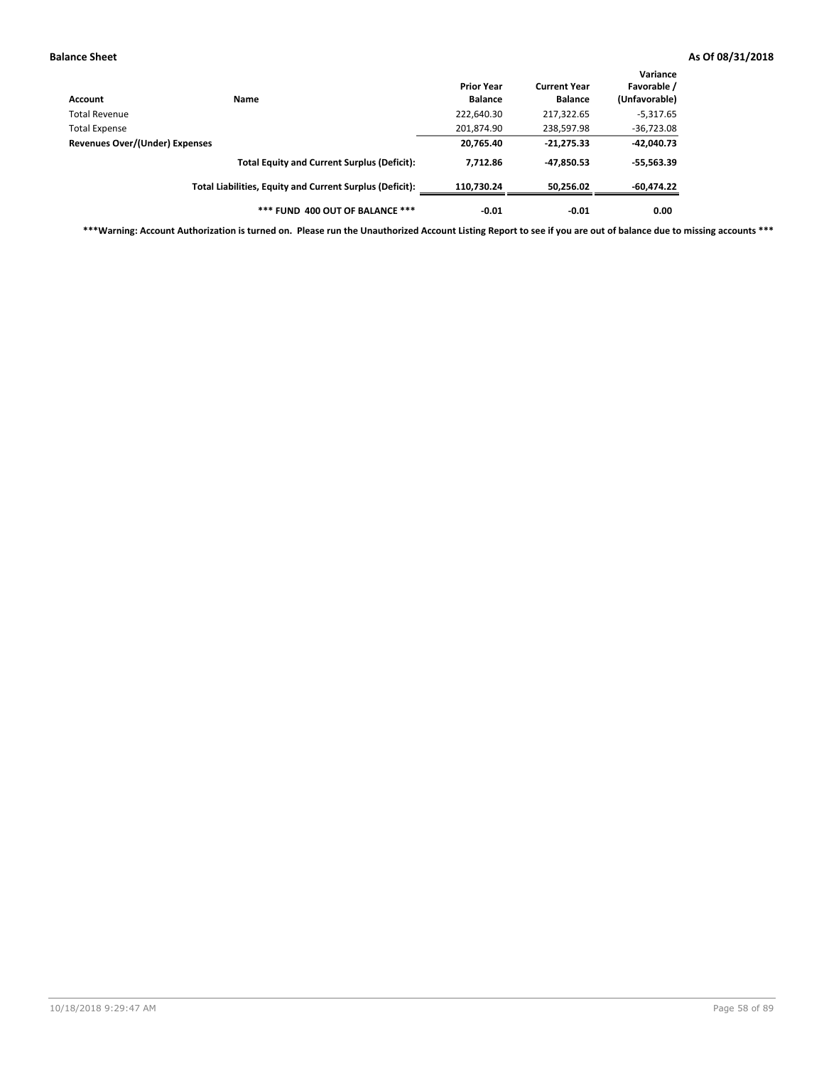| Account | Name | Prior Year Balance | Current Year Balance | Variance Favorable / (Unfavorable) |
|---|---|---|---|---|
| Total Revenue | | 222,640.30 | 217,322.65 | -5,317.65 |
| Total Expense | | 201,874.90 | 238,597.98 | -36,723.08 |
| **Revenues Over/(Under) Expenses** | | **20,765.40** | **-21,275.33** | **-42,040.73** |
| | **Total Equity and Current Surplus (Deficit):** | **7,712.86** | **-47,850.53** | **-55,563.39** |
| | **Total Liabilities, Equity and Current Surplus (Deficit):** | **110,730.24** | **50,256.02** | **-60,474.22** |
| | **\*\*\* FUND 400 OUT OF BALANCE \*\*\*** | **-0.01** | **-0.01** | **0.00** |

**\*\*\*Warning: Account Authorization is turned on. Please run the Unauthorized Account Listing Report to see if you are out of balance due to missing accounts \*\*\***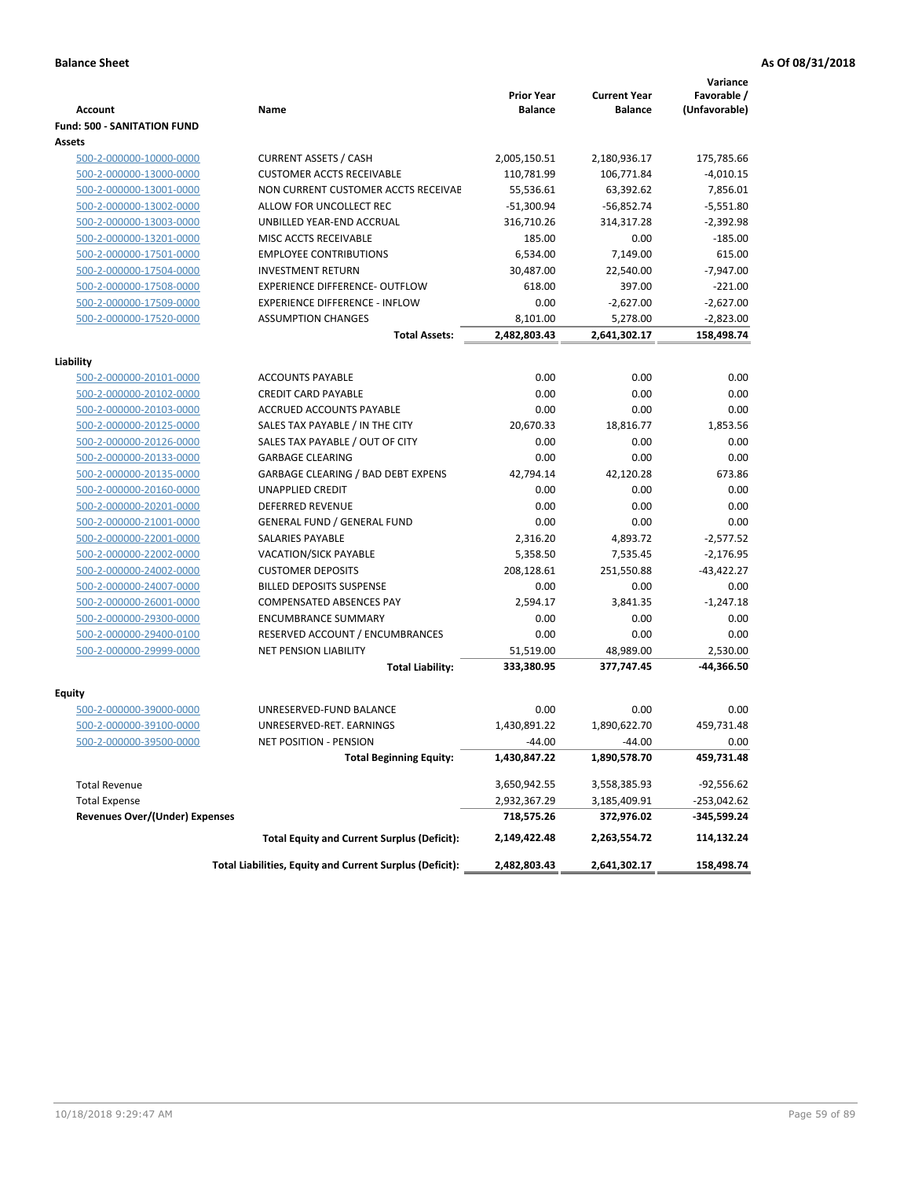**Balance Sheet** **As Of 08/31/2018**

| Account | Name | Prior Year Balance | Current Year Balance | Variance Favorable / (Unfavorable) |
|---|---|---|---|---|
| **Fund: 500 - SANITATION FUND** | | | | |
| **Assets** | | | | |
| 500-2-000000-10000-0000 | CURRENT ASSETS / CASH | 2,005,150.51 | 2,180,936.17 | 175,785.66 |
| 500-2-000000-13000-0000 | CUSTOMER ACCTS RECEIVABLE | 110,781.99 | 106,771.84 | -4,010.15 |
| 500-2-000000-13001-0000 | NON CURRENT CUSTOMER ACCTS RECEIVAE | 55,536.61 | 63,392.62 | 7,856.01 |
| 500-2-000000-13002-0000 | ALLOW FOR UNCOLLECT REC | -51,300.94 | -56,852.74 | -5,551.80 |
| 500-2-000000-13003-0000 | UNBILLED YEAR-END ACCRUAL | 316,710.26 | 314,317.28 | -2,392.98 |
| 500-2-000000-13201-0000 | MISC ACCTS RECEIVABLE | 185.00 | 0.00 | -185.00 |
| 500-2-000000-17501-0000 | EMPLOYEE CONTRIBUTIONS | 6,534.00 | 7,149.00 | 615.00 |
| 500-2-000000-17504-0000 | INVESTMENT RETURN | 30,487.00 | 22,540.00 | -7,947.00 |
| 500-2-000000-17508-0000 | EXPERIENCE DIFFERENCE- OUTFLOW | 618.00 | 397.00 | -221.00 |
| 500-2-000000-17509-0000 | EXPERIENCE DIFFERENCE - INFLOW | 0.00 | -2,627.00 | -2,627.00 |
| 500-2-000000-17520-0000 | ASSUMPTION CHANGES | 8,101.00 | 5,278.00 | -2,823.00 |
| | **Total Assets:** | **2,482,803.43** | **2,641,302.17** | **158,498.74** |
| **Liability** | | | | |
| 500-2-000000-20101-0000 | ACCOUNTS PAYABLE | 0.00 | 0.00 | 0.00 |
| 500-2-000000-20102-0000 | CREDIT CARD PAYABLE | 0.00 | 0.00 | 0.00 |
| 500-2-000000-20103-0000 | ACCRUED ACCOUNTS PAYABLE | 0.00 | 0.00 | 0.00 |
| 500-2-000000-20125-0000 | SALES TAX PAYABLE / IN THE CITY | 20,670.33 | 18,816.77 | 1,853.56 |
| 500-2-000000-20126-0000 | SALES TAX PAYABLE / OUT OF CITY | 0.00 | 0.00 | 0.00 |
| 500-2-000000-20133-0000 | GARBAGE CLEARING | 0.00 | 0.00 | 0.00 |
| 500-2-000000-20135-0000 | GARBAGE CLEARING / BAD DEBT EXPENS | 42,794.14 | 42,120.28 | 673.86 |
| 500-2-000000-20160-0000 | UNAPPLIED CREDIT | 0.00 | 0.00 | 0.00 |
| 500-2-000000-20201-0000 | DEFERRED REVENUE | 0.00 | 0.00 | 0.00 |
| 500-2-000000-21001-0000 | GENERAL FUND / GENERAL FUND | 0.00 | 0.00 | 0.00 |
| 500-2-000000-22001-0000 | SALARIES PAYABLE | 2,316.20 | 4,893.72 | -2,577.52 |
| 500-2-000000-22002-0000 | VACATION/SICK PAYABLE | 5,358.50 | 7,535.45 | -2,176.95 |
| 500-2-000000-24002-0000 | CUSTOMER DEPOSITS | 208,128.61 | 251,550.88 | -43,422.27 |
| 500-2-000000-24007-0000 | BILLED DEPOSITS SUSPENSE | 0.00 | 0.00 | 0.00 |
| 500-2-000000-26001-0000 | COMPENSATED ABSENCES PAY | 2,594.17 | 3,841.35 | -1,247.18 |
| 500-2-000000-29300-0000 | ENCUMBRANCE SUMMARY | 0.00 | 0.00 | 0.00 |
| 500-2-000000-29400-0100 | RESERVED ACCOUNT / ENCUMBRANCES | 0.00 | 0.00 | 0.00 |
| 500-2-000000-29999-0000 | NET PENSION LIABILITY | 51,519.00 | 48,989.00 | 2,530.00 |
| | **Total Liability:** | **333,380.95** | **377,747.45** | **-44,366.50** |
| **Equity** | | | | |
| 500-2-000000-39000-0000 | UNRESERVED-FUND BALANCE | 0.00 | 0.00 | 0.00 |
| 500-2-000000-39100-0000 | UNRESERVED-RET. EARNINGS | 1,430,891.22 | 1,890,622.70 | 459,731.48 |
| 500-2-000000-39500-0000 | NET POSITION - PENSION | -44.00 | -44.00 | 0.00 |
| | **Total Beginning Equity:** | **1,430,847.22** | **1,890,578.70** | **459,731.48** |
| Total Revenue | | 3,650,942.55 | 3,558,385.93 | -92,556.62 |
| Total Expense | | 2,932,367.29 | 3,185,409.91 | -253,042.62 |
| **Revenues Over/(Under) Expenses** | | **718,575.26** | **372,976.02** | **-345,599.24** |
| | **Total Equity and Current Surplus (Deficit):** | **2,149,422.48** | **2,263,554.72** | **114,132.24** |
| | **Total Liabilities, Equity and Current Surplus (Deficit):** | **2,482,803.43** | **2,641,302.17** | **158,498.74** |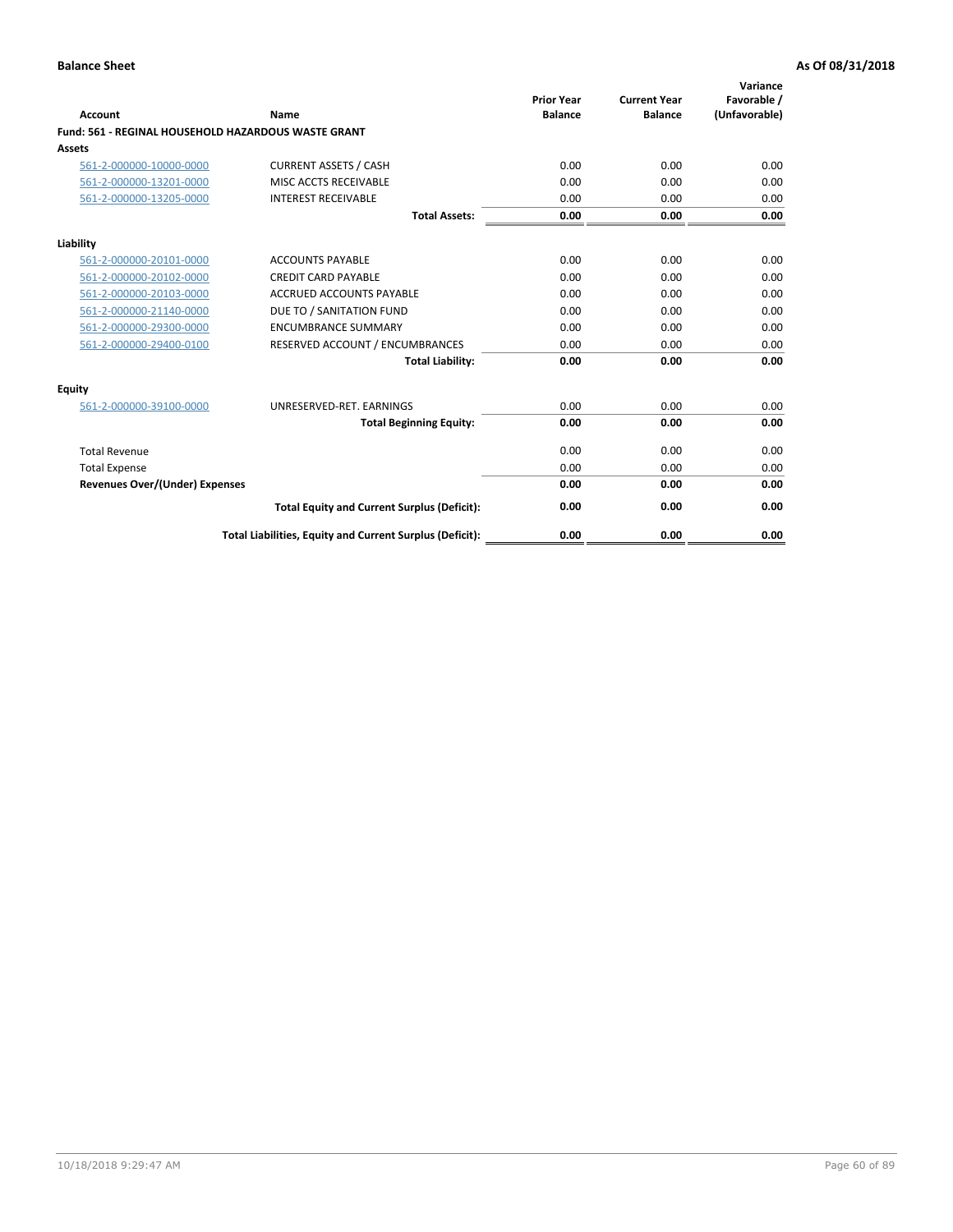**Balance Sheet** **As Of 08/31/2018**

| Account | Name | Prior Year Balance | Current Year Balance | Variance Favorable / (Unfavorable) |
|---|---|---|---|---|
| **Fund: 561 - REGINAL HOUSEHOLD HAZARDOUS WASTE GRANT** | | | | |
| **Assets** | | | | |
| 561-2-000000-10000-0000 | CURRENT ASSETS / CASH | 0.00 | 0.00 | 0.00 |
| 561-2-000000-13201-0000 | MISC ACCTS RECEIVABLE | 0.00 | 0.00 | 0.00 |
| 561-2-000000-13205-0000 | INTEREST RECEIVABLE | 0.00 | 0.00 | 0.00 |
| | **Total Assets:** | **0.00** | **0.00** | **0.00** |
| **Liability** | | | | |
| 561-2-000000-20101-0000 | ACCOUNTS PAYABLE | 0.00 | 0.00 | 0.00 |
| 561-2-000000-20102-0000 | CREDIT CARD PAYABLE | 0.00 | 0.00 | 0.00 |
| 561-2-000000-20103-0000 | ACCRUED ACCOUNTS PAYABLE | 0.00 | 0.00 | 0.00 |
| 561-2-000000-21140-0000 | DUE TO / SANITATION FUND | 0.00 | 0.00 | 0.00 |
| 561-2-000000-29300-0000 | ENCUMBRANCE SUMMARY | 0.00 | 0.00 | 0.00 |
| 561-2-000000-29400-0100 | RESERVED ACCOUNT / ENCUMBRANCES | 0.00 | 0.00 | 0.00 |
| | **Total Liability:** | **0.00** | **0.00** | **0.00** |
| **Equity** | | | | |
| 561-2-000000-39100-0000 | UNRESERVED-RET. EARNINGS | 0.00 | 0.00 | 0.00 |
| | **Total Beginning Equity:** | **0.00** | **0.00** | **0.00** |
| Total Revenue | | 0.00 | 0.00 | 0.00 |
| Total Expense | | 0.00 | 0.00 | 0.00 |
| **Revenues Over/(Under) Expenses** | | **0.00** | **0.00** | **0.00** |
| | **Total Equity and Current Surplus (Deficit):** | **0.00** | **0.00** | **0.00** |
| | **Total Liabilities, Equity and Current Surplus (Deficit):** | **0.00** | **0.00** | **0.00** |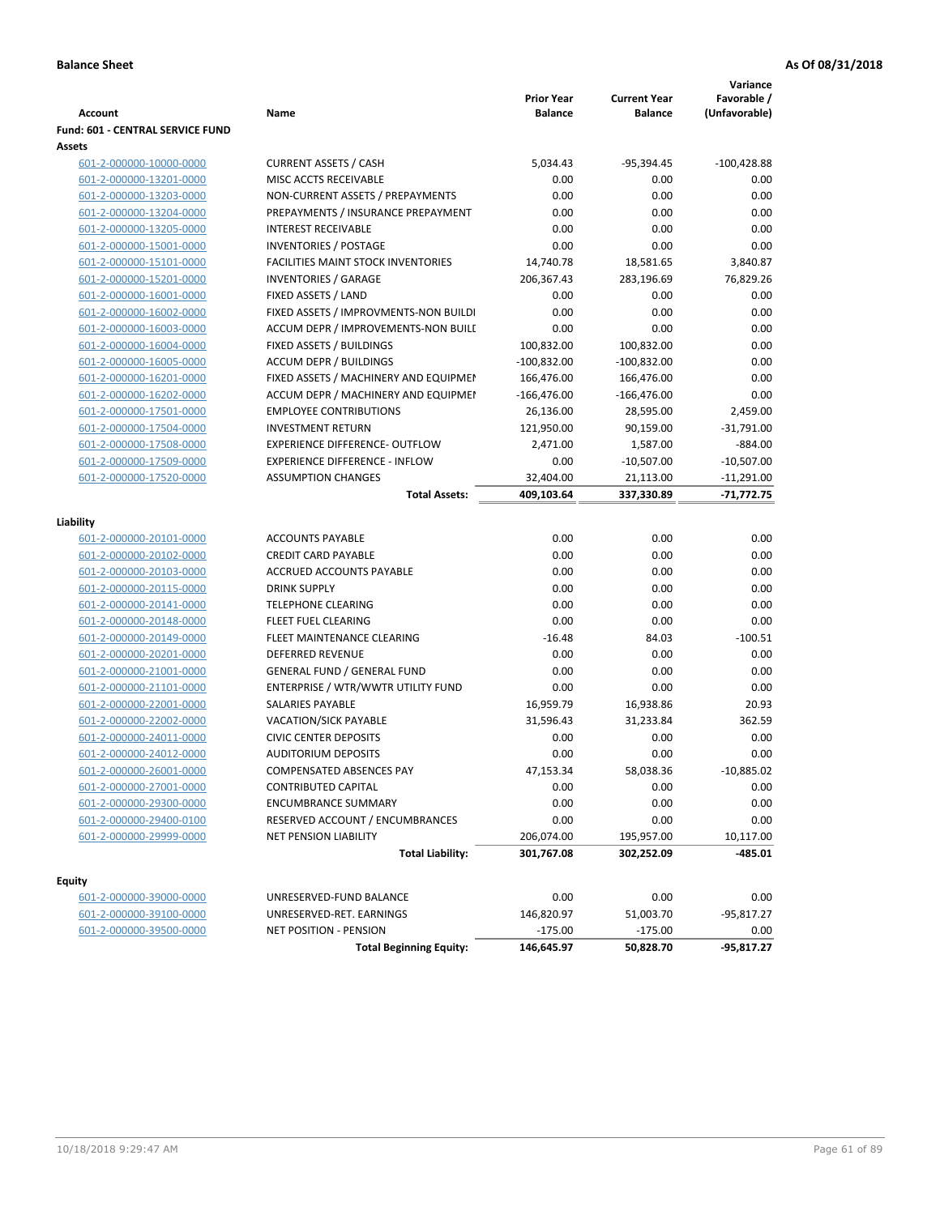**Balance Sheet** | **As Of 08/31/2018**

| Account | Name | Prior Year Balance | Current Year Balance | Variance Favorable / (Unfavorable) |
|---|---|---|---|---|
| **Fund: 601 - CENTRAL SERVICE FUND** | | | | |
| **Assets** | | | | |
| 601-2-000000-10000-0000 | CURRENT ASSETS / CASH | 5,034.43 | -95,394.45 | -100,428.88 |
| 601-2-000000-13201-0000 | MISC ACCTS RECEIVABLE | 0.00 | 0.00 | 0.00 |
| 601-2-000000-13203-0000 | NON-CURRENT ASSETS / PREPAYMENTS | 0.00 | 0.00 | 0.00 |
| 601-2-000000-13204-0000 | PREPAYMENTS / INSURANCE PREPAYMENT | 0.00 | 0.00 | 0.00 |
| 601-2-000000-13205-0000 | INTEREST RECEIVABLE | 0.00 | 0.00 | 0.00 |
| 601-2-000000-15001-0000 | INVENTORIES / POSTAGE | 0.00 | 0.00 | 0.00 |
| 601-2-000000-15101-0000 | FACILITIES MAINT STOCK INVENTORIES | 14,740.78 | 18,581.65 | 3,840.87 |
| 601-2-000000-15201-0000 | INVENTORIES / GARAGE | 206,367.43 | 283,196.69 | 76,829.26 |
| 601-2-000000-16001-0000 | FIXED ASSETS / LAND | 0.00 | 0.00 | 0.00 |
| 601-2-000000-16002-0000 | FIXED ASSETS / IMPROVMENTS-NON BUILDI | 0.00 | 0.00 | 0.00 |
| 601-2-000000-16003-0000 | ACCUM DEPR / IMPROVEMENTS-NON BUILI | 0.00 | 0.00 | 0.00 |
| 601-2-000000-16004-0000 | FIXED ASSETS / BUILDINGS | 100,832.00 | 100,832.00 | 0.00 |
| 601-2-000000-16005-0000 | ACCUM DEPR / BUILDINGS | -100,832.00 | -100,832.00 | 0.00 |
| 601-2-000000-16201-0000 | FIXED ASSETS / MACHINERY AND EQUIPMEI | 166,476.00 | 166,476.00 | 0.00 |
| 601-2-000000-16202-0000 | ACCUM DEPR / MACHINERY AND EQUIPMEI | -166,476.00 | -166,476.00 | 0.00 |
| 601-2-000000-17501-0000 | EMPLOYEE CONTRIBUTIONS | 26,136.00 | 28,595.00 | 2,459.00 |
| 601-2-000000-17504-0000 | INVESTMENT RETURN | 121,950.00 | 90,159.00 | -31,791.00 |
| 601-2-000000-17508-0000 | EXPERIENCE DIFFERENCE- OUTFLOW | 2,471.00 | 1,587.00 | -884.00 |
| 601-2-000000-17509-0000 | EXPERIENCE DIFFERENCE - INFLOW | 0.00 | -10,507.00 | -10,507.00 |
| 601-2-000000-17520-0000 | ASSUMPTION CHANGES | 32,404.00 | 21,113.00 | -11,291.00 |
| | **Total Assets:** | **409,103.64** | **337,330.89** | **-71,772.75** |
| **Liability** | | | | |
| 601-2-000000-20101-0000 | ACCOUNTS PAYABLE | 0.00 | 0.00 | 0.00 |
| 601-2-000000-20102-0000 | CREDIT CARD PAYABLE | 0.00 | 0.00 | 0.00 |
| 601-2-000000-20103-0000 | ACCRUED ACCOUNTS PAYABLE | 0.00 | 0.00 | 0.00 |
| 601-2-000000-20115-0000 | DRINK SUPPLY | 0.00 | 0.00 | 0.00 |
| 601-2-000000-20141-0000 | TELEPHONE CLEARING | 0.00 | 0.00 | 0.00 |
| 601-2-000000-20148-0000 | FLEET FUEL CLEARING | 0.00 | 0.00 | 0.00 |
| 601-2-000000-20149-0000 | FLEET MAINTENANCE CLEARING | -16.48 | 84.03 | -100.51 |
| 601-2-000000-20201-0000 | DEFERRED REVENUE | 0.00 | 0.00 | 0.00 |
| 601-2-000000-21001-0000 | GENERAL FUND / GENERAL FUND | 0.00 | 0.00 | 0.00 |
| 601-2-000000-21101-0000 | ENTERPRISE / WTR/WWTR UTILITY FUND | 0.00 | 0.00 | 0.00 |
| 601-2-000000-22001-0000 | SALARIES PAYABLE | 16,959.79 | 16,938.86 | 20.93 |
| 601-2-000000-22002-0000 | VACATION/SICK PAYABLE | 31,596.43 | 31,233.84 | 362.59 |
| 601-2-000000-24011-0000 | CIVIC CENTER DEPOSITS | 0.00 | 0.00 | 0.00 |
| 601-2-000000-24012-0000 | AUDITORIUM DEPOSITS | 0.00 | 0.00 | 0.00 |
| 601-2-000000-26001-0000 | COMPENSATED ABSENCES PAY | 47,153.34 | 58,038.36 | -10,885.02 |
| 601-2-000000-27001-0000 | CONTRIBUTED CAPITAL | 0.00 | 0.00 | 0.00 |
| 601-2-000000-29300-0000 | ENCUMBRANCE SUMMARY | 0.00 | 0.00 | 0.00 |
| 601-2-000000-29400-0100 | RESERVED ACCOUNT / ENCUMBRANCES | 0.00 | 0.00 | 0.00 |
| 601-2-000000-29999-0000 | NET PENSION LIABILITY | 206,074.00 | 195,957.00 | 10,117.00 |
| | **Total Liability:** | **301,767.08** | **302,252.09** | **-485.01** |
| **Equity** | | | | |
| 601-2-000000-39000-0000 | UNRESERVED-FUND BALANCE | 0.00 | 0.00 | 0.00 |
| 601-2-000000-39100-0000 | UNRESERVED-RET. EARNINGS | 146,820.97 | 51,003.70 | -95,817.27 |
| 601-2-000000-39500-0000 | NET POSITION - PENSION | -175.00 | -175.00 | 0.00 |
| | **Total Beginning Equity:** | **146,645.97** | **50,828.70** | **-95,817.27** |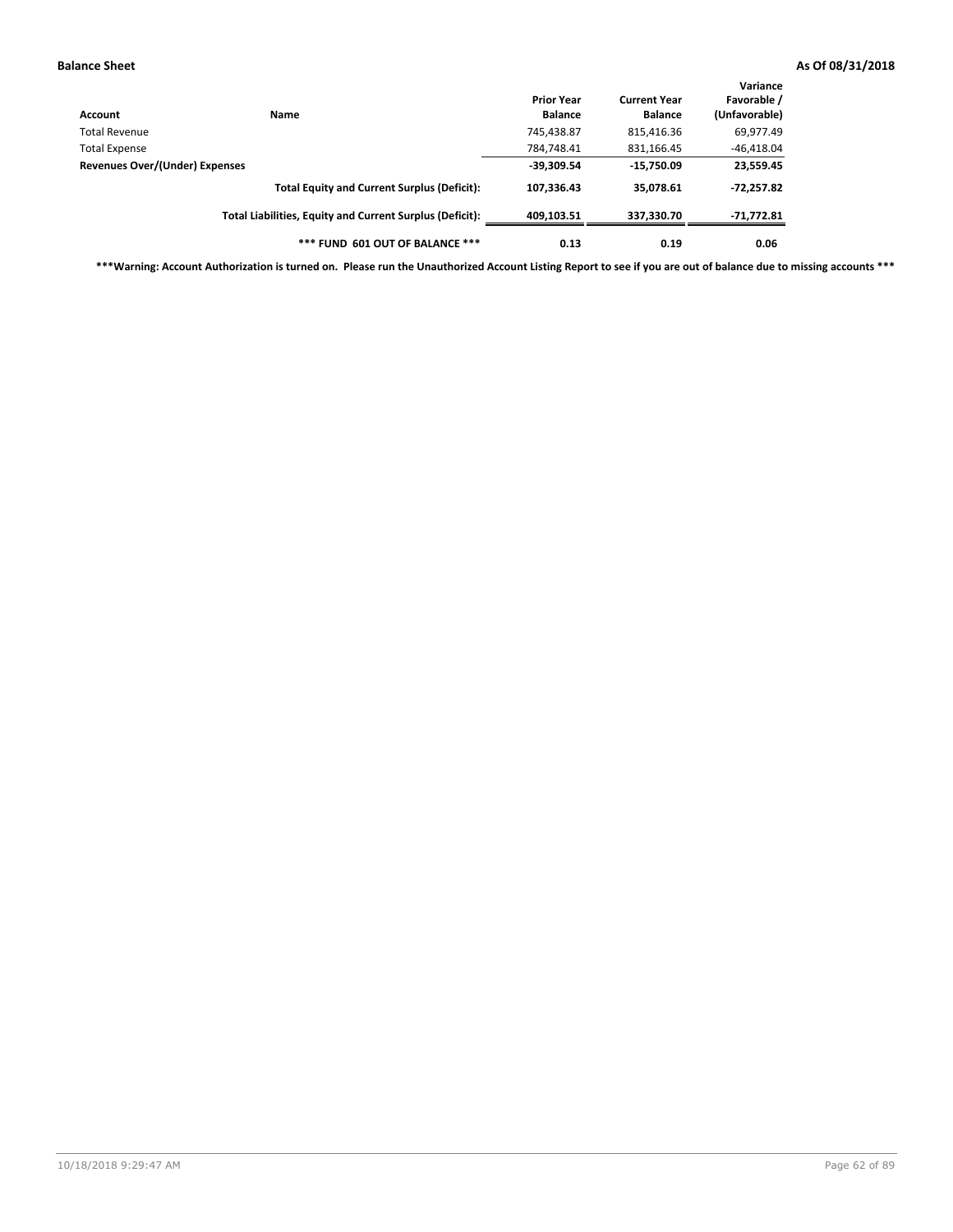**Balance Sheet** **As Of 08/31/2018**

| Account | Name | Prior Year Balance | Current Year Balance | Variance Favorable / (Unfavorable) |
|---|---|---|---|---|
| Total Revenue | | 745,438.87 | 815,416.36 | 69,977.49 |
| Total Expense | | 784,748.41 | 831,166.45 | -46,418.04 |
| **Revenues Over/(Under) Expenses** | | **-39,309.54** | **-15,750.09** | **23,559.45** |
| | **Total Equity and Current Surplus (Deficit):** | **107,336.43** | **35,078.61** | **-72,257.82** |
| | **Total Liabilities, Equity and Current Surplus (Deficit):** | **409,103.51** | **337,330.70** | **-71,772.81** |
| | **\*\*\* FUND 601 OUT OF BALANCE \*\*\*** | **0.13** | **0.19** | **0.06** |

**\*\*\*Warning: Account Authorization is turned on. Please run the Unauthorized Account Listing Report to see if you are out of balance due to missing accounts \*\*\***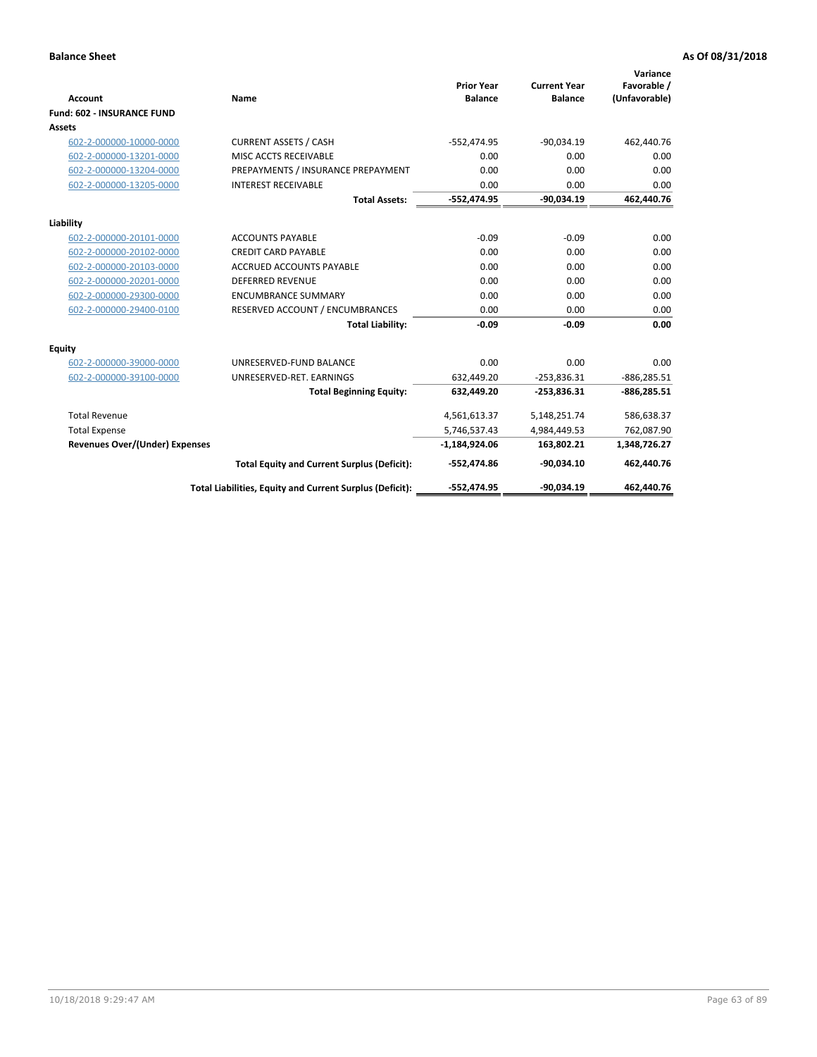**Balance Sheet** **As Of 08/31/2018**

| Account | Name | Prior Year Balance | Current Year Balance | Variance Favorable / (Unfavorable) |
|---|---|---|---|---|
| **Fund: 602 - INSURANCE FUND** | | | | |
| **Assets** | | | | |
| 602-2-000000-10000-0000 | CURRENT ASSETS / CASH | -552,474.95 | -90,034.19 | 462,440.76 |
| 602-2-000000-13201-0000 | MISC ACCTS RECEIVABLE | 0.00 | 0.00 | 0.00 |
| 602-2-000000-13204-0000 | PREPAYMENTS / INSURANCE PREPAYMENT | 0.00 | 0.00 | 0.00 |
| 602-2-000000-13205-0000 | INTEREST RECEIVABLE | 0.00 | 0.00 | 0.00 |
| | **Total Assets:** | **-552,474.95** | **-90,034.19** | **462,440.76** |
| **Liability** | | | | |
| 602-2-000000-20101-0000 | ACCOUNTS PAYABLE | -0.09 | -0.09 | 0.00 |
| 602-2-000000-20102-0000 | CREDIT CARD PAYABLE | 0.00 | 0.00 | 0.00 |
| 602-2-000000-20103-0000 | ACCRUED ACCOUNTS PAYABLE | 0.00 | 0.00 | 0.00 |
| 602-2-000000-20201-0000 | DEFERRED REVENUE | 0.00 | 0.00 | 0.00 |
| 602-2-000000-29300-0000 | ENCUMBRANCE SUMMARY | 0.00 | 0.00 | 0.00 |
| 602-2-000000-29400-0100 | RESERVED ACCOUNT / ENCUMBRANCES | 0.00 | 0.00 | 0.00 |
| | **Total Liability:** | **-0.09** | **-0.09** | **0.00** |
| **Equity** | | | | |
| 602-2-000000-39000-0000 | UNRESERVED-FUND BALANCE | 0.00 | 0.00 | 0.00 |
| 602-2-000000-39100-0000 | UNRESERVED-RET. EARNINGS | 632,449.20 | -253,836.31 | -886,285.51 |
| | **Total Beginning Equity:** | **632,449.20** | **-253,836.31** | **-886,285.51** |
| Total Revenue | | 4,561,613.37 | 5,148,251.74 | 586,638.37 |
| Total Expense | | 5,746,537.43 | 4,984,449.53 | 762,087.90 |
| **Revenues Over/(Under) Expenses** | | **-1,184,924.06** | **163,802.21** | **1,348,726.27** |
| | **Total Equity and Current Surplus (Deficit):** | **-552,474.86** | **-90,034.10** | **462,440.76** |
| | **Total Liabilities, Equity and Current Surplus (Deficit):** | **-552,474.95** | **-90,034.19** | **462,440.76** |

10/18/2018 9:29:47 AM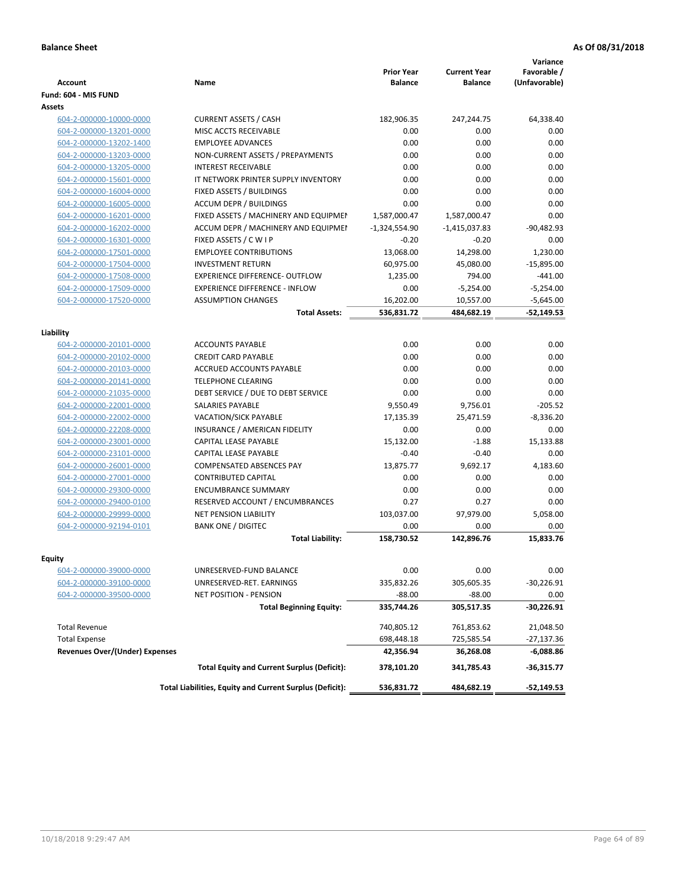**Balance Sheet** **As Of 08/31/2018**

| Account | Name | Prior Year Balance | Current Year Balance | Variance Favorable / (Unfavorable) |
|---|---|---|---|---|
| **Fund: 604 - MIS FUND** | | | | |
| **Assets** | | | | |
| 604-2-000000-10000-0000 | CURRENT ASSETS / CASH | 182,906.35 | 247,244.75 | 64,338.40 |
| 604-2-000000-13201-0000 | MISC ACCTS RECEIVABLE | 0.00 | 0.00 | 0.00 |
| 604-2-000000-13202-1400 | EMPLOYEE ADVANCES | 0.00 | 0.00 | 0.00 |
| 604-2-000000-13203-0000 | NON-CURRENT ASSETS / PREPAYMENTS | 0.00 | 0.00 | 0.00 |
| 604-2-000000-13205-0000 | INTEREST RECEIVABLE | 0.00 | 0.00 | 0.00 |
| 604-2-000000-15601-0000 | IT NETWORK PRINTER SUPPLY INVENTORY | 0.00 | 0.00 | 0.00 |
| 604-2-000000-16004-0000 | FIXED ASSETS / BUILDINGS | 0.00 | 0.00 | 0.00 |
| 604-2-000000-16005-0000 | ACCUM DEPR / BUILDINGS | 0.00 | 0.00 | 0.00 |
| 604-2-000000-16201-0000 | FIXED ASSETS / MACHINERY AND EQUIPMENT | 1,587,000.47 | 1,587,000.47 | 0.00 |
| 604-2-000000-16202-0000 | ACCUM DEPR / MACHINERY AND EQUIPMENT | -1,324,554.90 | -1,415,037.83 | -90,482.93 |
| 604-2-000000-16301-0000 | FIXED ASSETS / C W I P | -0.20 | -0.20 | 0.00 |
| 604-2-000000-17501-0000 | EMPLOYEE CONTRIBUTIONS | 13,068.00 | 14,298.00 | 1,230.00 |
| 604-2-000000-17504-0000 | INVESTMENT RETURN | 60,975.00 | 45,080.00 | -15,895.00 |
| 604-2-000000-17508-0000 | EXPERIENCE DIFFERENCE- OUTFLOW | 1,235.00 | 794.00 | -441.00 |
| 604-2-000000-17509-0000 | EXPERIENCE DIFFERENCE - INFLOW | 0.00 | -5,254.00 | -5,254.00 |
| 604-2-000000-17520-0000 | ASSUMPTION CHANGES | 16,202.00 | 10,557.00 | -5,645.00 |
| | **Total Assets:** | **536,831.72** | **484,682.19** | **-52,149.53** |
| **Liability** | | | | |
| 604-2-000000-20101-0000 | ACCOUNTS PAYABLE | 0.00 | 0.00 | 0.00 |
| 604-2-000000-20102-0000 | CREDIT CARD PAYABLE | 0.00 | 0.00 | 0.00 |
| 604-2-000000-20103-0000 | ACCRUED ACCOUNTS PAYABLE | 0.00 | 0.00 | 0.00 |
| 604-2-000000-20141-0000 | TELEPHONE CLEARING | 0.00 | 0.00 | 0.00 |
| 604-2-000000-21035-0000 | DEBT SERVICE / DUE TO DEBT SERVICE | 0.00 | 0.00 | 0.00 |
| 604-2-000000-22001-0000 | SALARIES PAYABLE | 9,550.49 | 9,756.01 | -205.52 |
| 604-2-000000-22002-0000 | VACATION/SICK PAYABLE | 17,135.39 | 25,471.59 | -8,336.20 |
| 604-2-000000-22208-0000 | INSURANCE / AMERICAN FIDELITY | 0.00 | 0.00 | 0.00 |
| 604-2-000000-23001-0000 | CAPITAL LEASE PAYABLE | 15,132.00 | -1.88 | 15,133.88 |
| 604-2-000000-23101-0000 | CAPITAL LEASE PAYABLE | -0.40 | -0.40 | 0.00 |
| 604-2-000000-26001-0000 | COMPENSATED ABSENCES PAY | 13,875.77 | 9,692.17 | 4,183.60 |
| 604-2-000000-27001-0000 | CONTRIBUTED CAPITAL | 0.00 | 0.00 | 0.00 |
| 604-2-000000-29300-0000 | ENCUMBRANCE SUMMARY | 0.00 | 0.00 | 0.00 |
| 604-2-000000-29400-0100 | RESERVED ACCOUNT / ENCUMBRANCES | 0.27 | 0.27 | 0.00 |
| 604-2-000000-29999-0000 | NET PENSION LIABILITY | 103,037.00 | 97,979.00 | 5,058.00 |
| 604-2-000000-92194-0101 | BANK ONE / DIGITEC | 0.00 | 0.00 | 0.00 |
| | **Total Liability:** | **158,730.52** | **142,896.76** | **15,833.76** |
| **Equity** | | | | |
| 604-2-000000-39000-0000 | UNRESERVED-FUND BALANCE | 0.00 | 0.00 | 0.00 |
| 604-2-000000-39100-0000 | UNRESERVED-RET. EARNINGS | 335,832.26 | 305,605.35 | -30,226.91 |
| 604-2-000000-39500-0000 | NET POSITION - PENSION | -88.00 | -88.00 | 0.00 |
| | **Total Beginning Equity:** | **335,744.26** | **305,517.35** | **-30,226.91** |
| Total Revenue | | 740,805.12 | 761,853.62 | 21,048.50 |
| Total Expense | | 698,448.18 | 725,585.54 | -27,137.36 |
| **Revenues Over/(Under) Expenses** | | **42,356.94** | **36,268.08** | **-6,088.86** |
| | **Total Equity and Current Surplus (Deficit):** | **378,101.20** | **341,785.43** | **-36,315.77** |
| | **Total Liabilities, Equity and Current Surplus (Deficit):** | **536,831.72** | **484,682.19** | **-52,149.53** |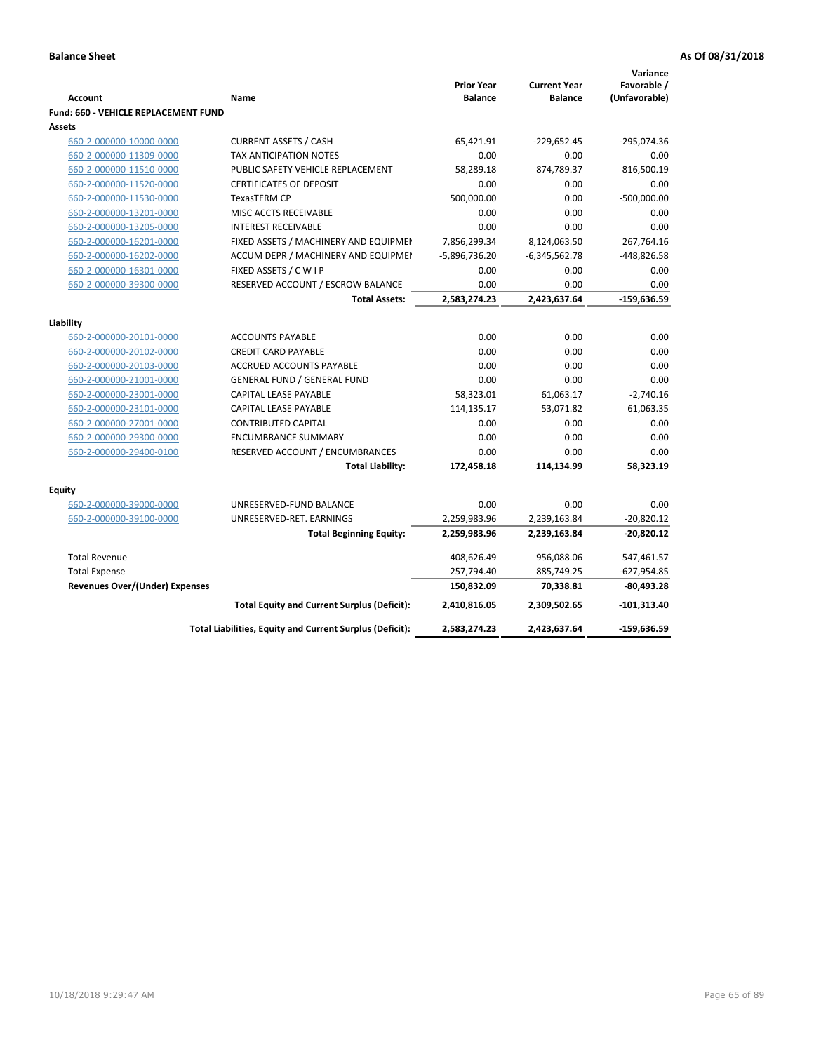**Balance Sheet** **As Of 08/31/2018**

| Account | Name | Prior Year Balance | Current Year Balance | Variance Favorable / (Unfavorable) |
|---|---|---|---|---|
| **Fund: 660 - VEHICLE REPLACEMENT FUND** | | | | |
| **Assets** | | | | |
| 660-2-000000-10000-0000 | CURRENT ASSETS / CASH | 65,421.91 | -229,652.45 | -295,074.36 |
| 660-2-000000-11309-0000 | TAX ANTICIPATION NOTES | 0.00 | 0.00 | 0.00 |
| 660-2-000000-11510-0000 | PUBLIC SAFETY VEHICLE REPLACEMENT | 58,289.18 | 874,789.37 | 816,500.19 |
| 660-2-000000-11520-0000 | CERTIFICATES OF DEPOSIT | 0.00 | 0.00 | 0.00 |
| 660-2-000000-11530-0000 | TexasTERM CP | 500,000.00 | 0.00 | -500,000.00 |
| 660-2-000000-13201-0000 | MISC ACCTS RECEIVABLE | 0.00 | 0.00 | 0.00 |
| 660-2-000000-13205-0000 | INTEREST RECEIVABLE | 0.00 | 0.00 | 0.00 |
| 660-2-000000-16201-0000 | FIXED ASSETS / MACHINERY AND EQUIPMENT | 7,856,299.34 | 8,124,063.50 | 267,764.16 |
| 660-2-000000-16202-0000 | ACCUM DEPR / MACHINERY AND EQUIPMENT | -5,896,736.20 | -6,345,562.78 | -448,826.58 |
| 660-2-000000-16301-0000 | FIXED ASSETS / C W I P | 0.00 | 0.00 | 0.00 |
| 660-2-000000-39300-0000 | RESERVED ACCOUNT / ESCROW BALANCE | 0.00 | 0.00 | 0.00 |
| | **Total Assets:** | **2,583,274.23** | **2,423,637.64** | **-159,636.59** |
| **Liability** | | | | |
| 660-2-000000-20101-0000 | ACCOUNTS PAYABLE | 0.00 | 0.00 | 0.00 |
| 660-2-000000-20102-0000 | CREDIT CARD PAYABLE | 0.00 | 0.00 | 0.00 |
| 660-2-000000-20103-0000 | ACCRUED ACCOUNTS PAYABLE | 0.00 | 0.00 | 0.00 |
| 660-2-000000-21001-0000 | GENERAL FUND / GENERAL FUND | 0.00 | 0.00 | 0.00 |
| 660-2-000000-23001-0000 | CAPITAL LEASE PAYABLE | 58,323.01 | 61,063.17 | -2,740.16 |
| 660-2-000000-23101-0000 | CAPITAL LEASE PAYABLE | 114,135.17 | 53,071.82 | 61,063.35 |
| 660-2-000000-27001-0000 | CONTRIBUTED CAPITAL | 0.00 | 0.00 | 0.00 |
| 660-2-000000-29300-0000 | ENCUMBRANCE SUMMARY | 0.00 | 0.00 | 0.00 |
| 660-2-000000-29400-0100 | RESERVED ACCOUNT / ENCUMBRANCES | 0.00 | 0.00 | 0.00 |
| | **Total Liability:** | **172,458.18** | **114,134.99** | **58,323.19** |
| **Equity** | | | | |
| 660-2-000000-39000-0000 | UNRESERVED-FUND BALANCE | 0.00 | 0.00 | 0.00 |
| 660-2-000000-39100-0000 | UNRESERVED-RET. EARNINGS | 2,259,983.96 | 2,239,163.84 | -20,820.12 |
| | **Total Beginning Equity:** | **2,259,983.96** | **2,239,163.84** | **-20,820.12** |
| Total Revenue | | 408,626.49 | 956,088.06 | 547,461.57 |
| Total Expense | | 257,794.40 | 885,749.25 | -627,954.85 |
| **Revenues Over/(Under) Expenses** | | **150,832.09** | **70,338.81** | **-80,493.28** |
| | **Total Equity and Current Surplus (Deficit):** | **2,410,816.05** | **2,309,502.65** | **-101,313.40** |
| | **Total Liabilities, Equity and Current Surplus (Deficit):** | **2,583,274.23** | **2,423,637.64** | **-159,636.59** |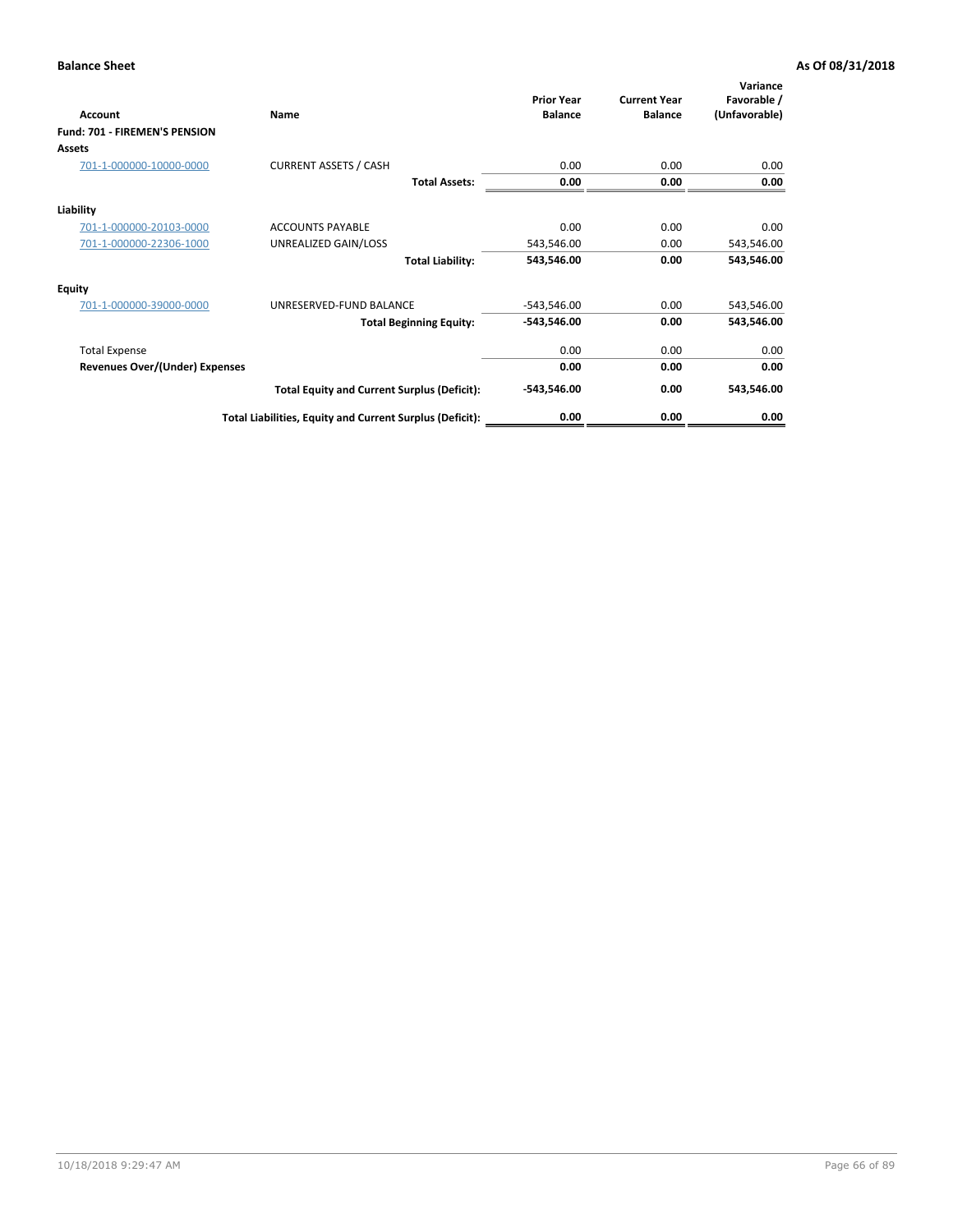**Balance Sheet** **As Of 08/31/2018**

| Account | Name | Prior Year Balance | Current Year Balance | Variance Favorable / (Unfavorable) |
|---|---|---|---|---|
| **Fund: 701 - FIREMEN'S PENSION** | | | | |
| **Assets** | | | | |
| 701-1-000000-10000-0000 | CURRENT ASSETS / CASH | 0.00 | 0.00 | 0.00 |
| | **Total Assets:** | **0.00** | **0.00** | **0.00** |
| **Liability** | | | | |
| 701-1-000000-20103-0000 | ACCOUNTS PAYABLE | 0.00 | 0.00 | 0.00 |
| 701-1-000000-22306-1000 | UNREALIZED GAIN/LOSS | 543,546.00 | 0.00 | 543,546.00 |
| | **Total Liability:** | **543,546.00** | **0.00** | **543,546.00** |
| **Equity** | | | | |
| 701-1-000000-39000-0000 | UNRESERVED-FUND BALANCE | -543,546.00 | 0.00 | 543,546.00 |
| | **Total Beginning Equity:** | **-543,546.00** | **0.00** | **543,546.00** |
| Total Expense | | 0.00 | 0.00 | 0.00 |
| **Revenues Over/(Under) Expenses** | | **0.00** | **0.00** | **0.00** |
| | **Total Equity and Current Surplus (Deficit):** | **-543,546.00** | **0.00** | **543,546.00** |
| | **Total Liabilities, Equity and Current Surplus (Deficit):** | **0.00** | **0.00** | **0.00** |

10/18/2018 9:29:47 AM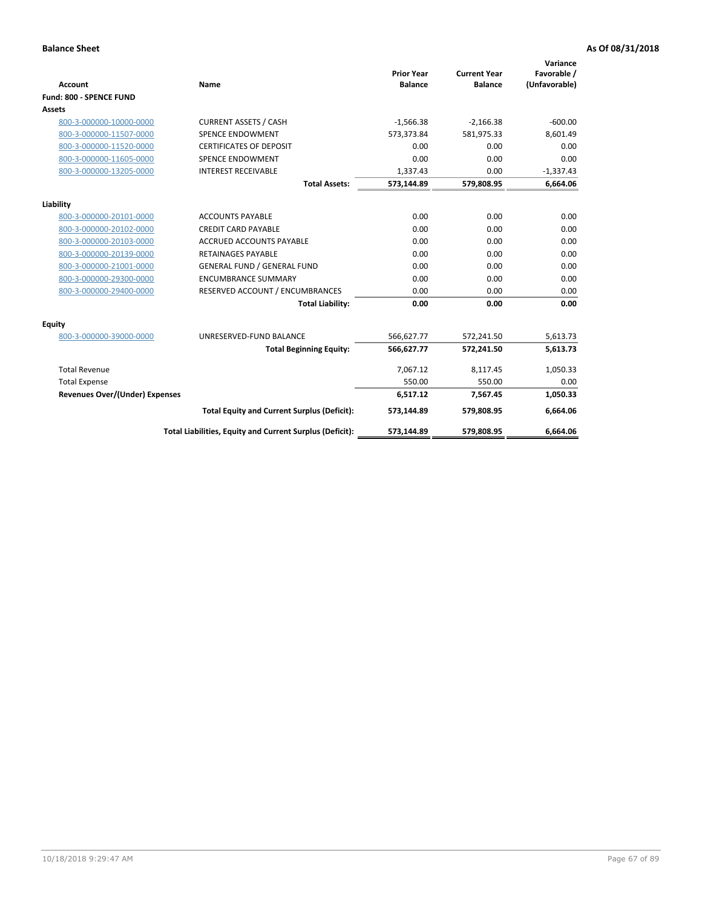**Balance Sheet** | **As Of 08/31/2018**

| Account | Name | Prior Year Balance | Current Year Balance | Variance Favorable / (Unfavorable) |
|---|---|---|---|---|
| **Fund: 800 - SPENCE FUND** | | | | |
| **Assets** | | | | |
| 800-3-000000-10000-0000 | CURRENT ASSETS / CASH | -1,566.38 | -2,166.38 | -600.00 |
| 800-3-000000-11507-0000 | SPENCE ENDOWMENT | 573,373.84 | 581,975.33 | 8,601.49 |
| 800-3-000000-11520-0000 | CERTIFICATES OF DEPOSIT | 0.00 | 0.00 | 0.00 |
| 800-3-000000-11605-0000 | SPENCE ENDOWMENT | 0.00 | 0.00 | 0.00 |
| 800-3-000000-13205-0000 | INTEREST RECEIVABLE | 1,337.43 | 0.00 | -1,337.43 |
| | **Total Assets:** | **573,144.89** | **579,808.95** | **6,664.06** |
| **Liability** | | | | |
| 800-3-000000-20101-0000 | ACCOUNTS PAYABLE | 0.00 | 0.00 | 0.00 |
| 800-3-000000-20102-0000 | CREDIT CARD PAYABLE | 0.00 | 0.00 | 0.00 |
| 800-3-000000-20103-0000 | ACCRUED ACCOUNTS PAYABLE | 0.00 | 0.00 | 0.00 |
| 800-3-000000-20139-0000 | RETAINAGES PAYABLE | 0.00 | 0.00 | 0.00 |
| 800-3-000000-21001-0000 | GENERAL FUND / GENERAL FUND | 0.00 | 0.00 | 0.00 |
| 800-3-000000-29300-0000 | ENCUMBRANCE SUMMARY | 0.00 | 0.00 | 0.00 |
| 800-3-000000-29400-0000 | RESERVED ACCOUNT / ENCUMBRANCES | 0.00 | 0.00 | 0.00 |
| | **Total Liability:** | **0.00** | **0.00** | **0.00** |
| **Equity** | | | | |
| 800-3-000000-39000-0000 | UNRESERVED-FUND BALANCE | 566,627.77 | 572,241.50 | 5,613.73 |
| | **Total Beginning Equity:** | **566,627.77** | **572,241.50** | **5,613.73** |
| Total Revenue | | 7,067.12 | 8,117.45 | 1,050.33 |
| Total Expense | | 550.00 | 550.00 | 0.00 |
| **Revenues Over/(Under) Expenses** | | **6,517.12** | **7,567.45** | **1,050.33** |
| | **Total Equity and Current Surplus (Deficit):** | **573,144.89** | **579,808.95** | **6,664.06** |
| | **Total Liabilities, Equity and Current Surplus (Deficit):** | **573,144.89** | **579,808.95** | **6,664.06** |

10/18/2018 9:29:47 AM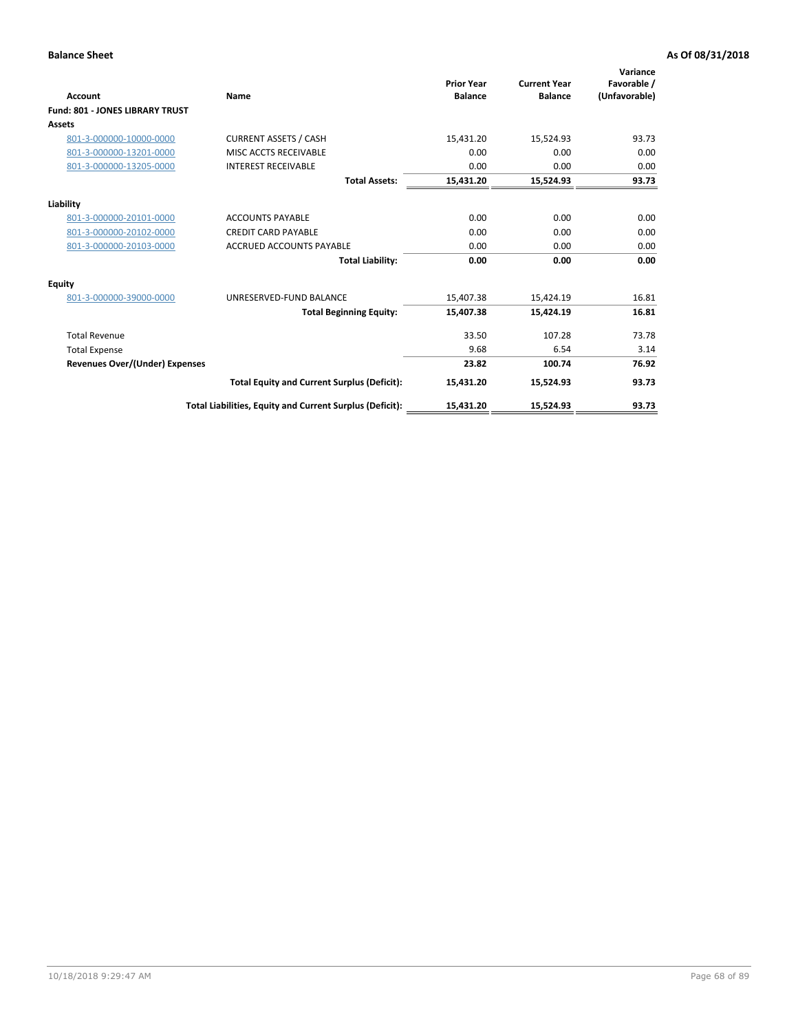**Balance Sheet** **As Of 08/31/2018**

| Account | Name | Prior Year Balance | Current Year Balance | Variance Favorable / (Unfavorable) |
|---|---|---|---|---|
| **Fund: 801 - JONES LIBRARY TRUST** | | | | |
| **Assets** | | | | |
| 801-3-000000-10000-0000 | CURRENT ASSETS / CASH | 15,431.20 | 15,524.93 | 93.73 |
| 801-3-000000-13201-0000 | MISC ACCTS RECEIVABLE | 0.00 | 0.00 | 0.00 |
| 801-3-000000-13205-0000 | INTEREST RECEIVABLE | 0.00 | 0.00 | 0.00 |
| | **Total Assets:** | **15,431.20** | **15,524.93** | **93.73** |
| **Liability** | | | | |
| 801-3-000000-20101-0000 | ACCOUNTS PAYABLE | 0.00 | 0.00 | 0.00 |
| 801-3-000000-20102-0000 | CREDIT CARD PAYABLE | 0.00 | 0.00 | 0.00 |
| 801-3-000000-20103-0000 | ACCRUED ACCOUNTS PAYABLE | 0.00 | 0.00 | 0.00 |
| | **Total Liability:** | **0.00** | **0.00** | **0.00** |
| **Equity** | | | | |
| 801-3-000000-39000-0000 | UNRESERVED-FUND BALANCE | 15,407.38 | 15,424.19 | 16.81 |
| | **Total Beginning Equity:** | **15,407.38** | **15,424.19** | **16.81** |
| Total Revenue | | 33.50 | 107.28 | 73.78 |
| Total Expense | | 9.68 | 6.54 | 3.14 |
| **Revenues Over/(Under) Expenses** | | **23.82** | **100.74** | **76.92** |
| | **Total Equity and Current Surplus (Deficit):** | **15,431.20** | **15,524.93** | **93.73** |
| | **Total Liabilities, Equity and Current Surplus (Deficit):** | **15,431.20** | **15,524.93** | **93.73** |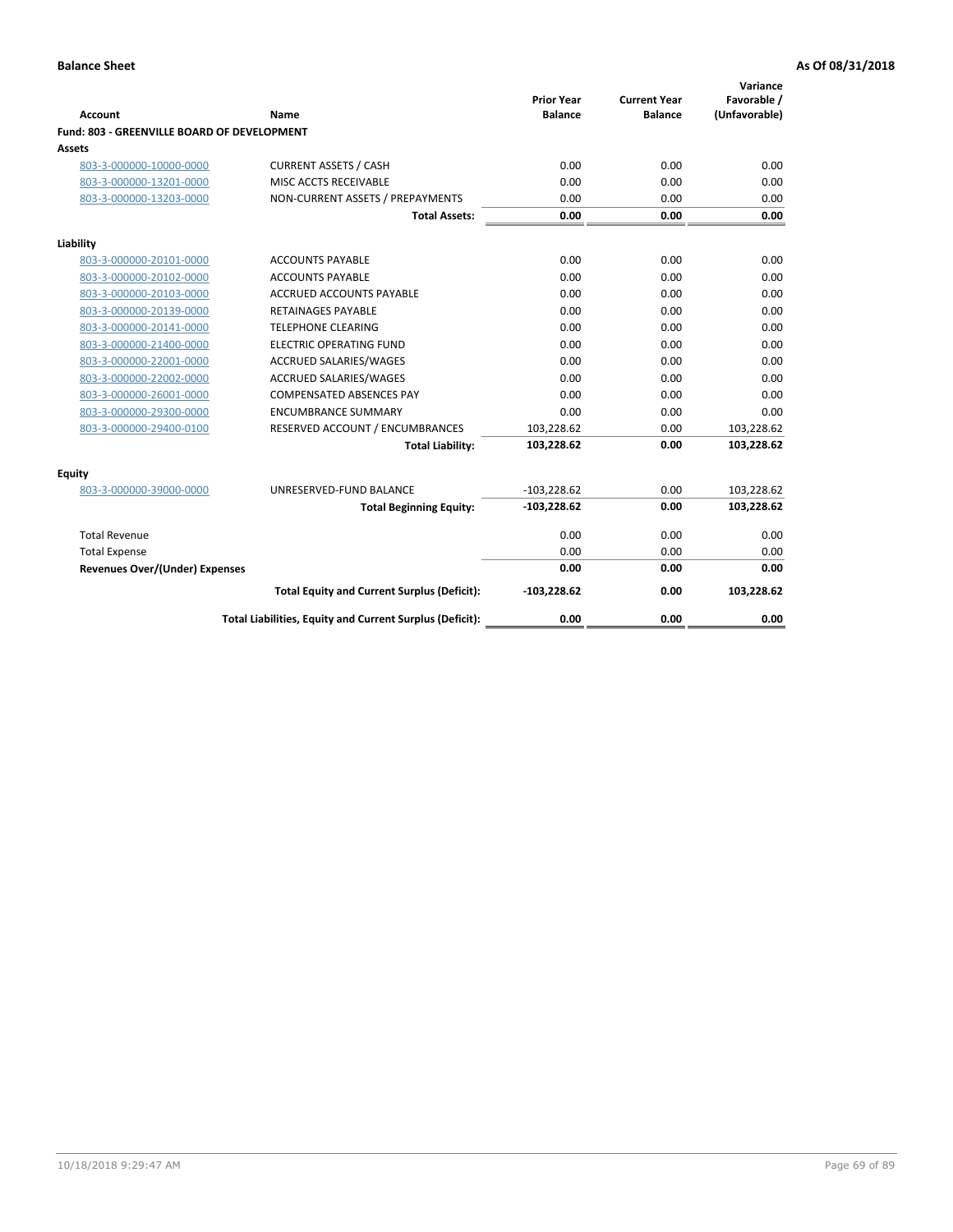**Balance Sheet** **As Of 08/31/2018**

| Account | Name | Prior Year Balance | Current Year Balance | Variance Favorable / (Unfavorable) |
|---|---|---|---|---|
| **Fund: 803 - GREENVILLE BOARD OF DEVELOPMENT** | | | | |
| **Assets** | | | | |
| 803-3-000000-10000-0000 | CURRENT ASSETS / CASH | 0.00 | 0.00 | 0.00 |
| 803-3-000000-13201-0000 | MISC ACCTS RECEIVABLE | 0.00 | 0.00 | 0.00 |
| 803-3-000000-13203-0000 | NON-CURRENT ASSETS / PREPAYMENTS | 0.00 | 0.00 | 0.00 |
| | **Total Assets:** | **0.00** | **0.00** | **0.00** |
| **Liability** | | | | |
| 803-3-000000-20101-0000 | ACCOUNTS PAYABLE | 0.00 | 0.00 | 0.00 |
| 803-3-000000-20102-0000 | ACCOUNTS PAYABLE | 0.00 | 0.00 | 0.00 |
| 803-3-000000-20103-0000 | ACCRUED ACCOUNTS PAYABLE | 0.00 | 0.00 | 0.00 |
| 803-3-000000-20139-0000 | RETAINAGES PAYABLE | 0.00 | 0.00 | 0.00 |
| 803-3-000000-20141-0000 | TELEPHONE CLEARING | 0.00 | 0.00 | 0.00 |
| 803-3-000000-21400-0000 | ELECTRIC OPERATING FUND | 0.00 | 0.00 | 0.00 |
| 803-3-000000-22001-0000 | ACCRUED SALARIES/WAGES | 0.00 | 0.00 | 0.00 |
| 803-3-000000-22002-0000 | ACCRUED SALARIES/WAGES | 0.00 | 0.00 | 0.00 |
| 803-3-000000-26001-0000 | COMPENSATED ABSENCES PAY | 0.00 | 0.00 | 0.00 |
| 803-3-000000-29300-0000 | ENCUMBRANCE SUMMARY | 0.00 | 0.00 | 0.00 |
| 803-3-000000-29400-0100 | RESERVED ACCOUNT / ENCUMBRANCES | 103,228.62 | 0.00 | 103,228.62 |
| | **Total Liability:** | **103,228.62** | **0.00** | **103,228.62** |
| **Equity** | | | | |
| 803-3-000000-39000-0000 | UNRESERVED-FUND BALANCE | -103,228.62 | 0.00 | 103,228.62 |
| | **Total Beginning Equity:** | **-103,228.62** | **0.00** | **103,228.62** |
| Total Revenue | | 0.00 | 0.00 | 0.00 |
| Total Expense | | 0.00 | 0.00 | 0.00 |
| **Revenues Over/(Under) Expenses** | | **0.00** | **0.00** | **0.00** |
| | **Total Equity and Current Surplus (Deficit):** | **-103,228.62** | **0.00** | **103,228.62** |
| | **Total Liabilities, Equity and Current Surplus (Deficit):** | **0.00** | **0.00** | **0.00** |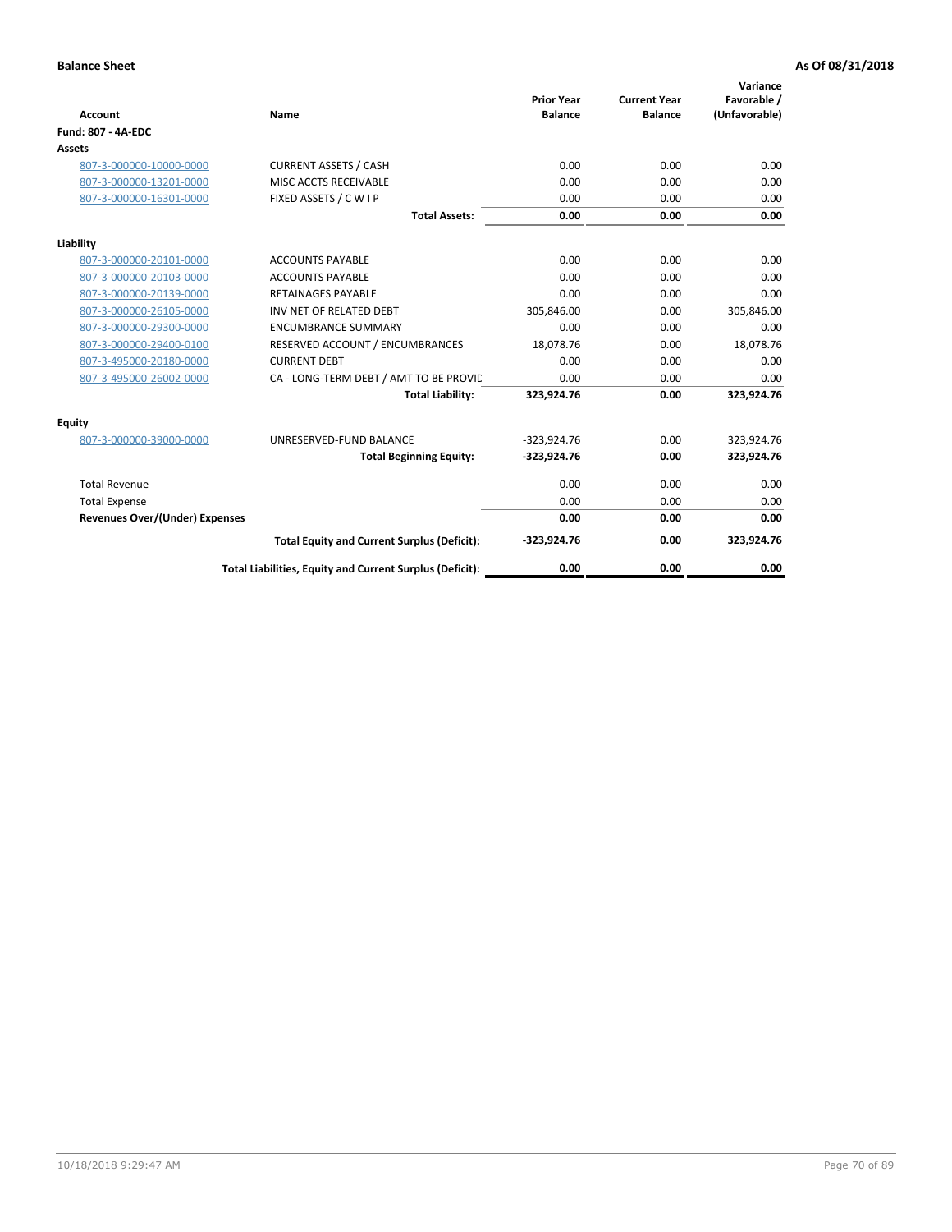**Balance Sheet** **As Of 08/31/2018**

| Account | Name | Prior Year Balance | Current Year Balance | Variance Favorable / (Unfavorable) |
|---|---|---|---|---|
| **Fund: 807 - 4A-EDC** | | | | |
| **Assets** | | | | |
| 807-3-000000-10000-0000 | CURRENT ASSETS / CASH | 0.00 | 0.00 | 0.00 |
| 807-3-000000-13201-0000 | MISC ACCTS RECEIVABLE | 0.00 | 0.00 | 0.00 |
| 807-3-000000-16301-0000 | FIXED ASSETS / C W I P | 0.00 | 0.00 | 0.00 |
| | **Total Assets:** | **0.00** | **0.00** | **0.00** |
| **Liability** | | | | |
| 807-3-000000-20101-0000 | ACCOUNTS PAYABLE | 0.00 | 0.00 | 0.00 |
| 807-3-000000-20103-0000 | ACCOUNTS PAYABLE | 0.00 | 0.00 | 0.00 |
| 807-3-000000-20139-0000 | RETAINAGES PAYABLE | 0.00 | 0.00 | 0.00 |
| 807-3-000000-26105-0000 | INV NET OF RELATED DEBT | 305,846.00 | 0.00 | 305,846.00 |
| 807-3-000000-29300-0000 | ENCUMBRANCE SUMMARY | 0.00 | 0.00 | 0.00 |
| 807-3-000000-29400-0100 | RESERVED ACCOUNT / ENCUMBRANCES | 18,078.76 | 0.00 | 18,078.76 |
| 807-3-495000-20180-0000 | CURRENT DEBT | 0.00 | 0.00 | 0.00 |
| 807-3-495000-26002-0000 | CA - LONG-TERM DEBT / AMT TO BE PROVIE | 0.00 | 0.00 | 0.00 |
| | **Total Liability:** | **323,924.76** | **0.00** | **323,924.76** |
| **Equity** | | | | |
| 807-3-000000-39000-0000 | UNRESERVED-FUND BALANCE | -323,924.76 | 0.00 | 323,924.76 |
| | **Total Beginning Equity:** | **-323,924.76** | **0.00** | **323,924.76** |
| Total Revenue | | 0.00 | 0.00 | 0.00 |
| Total Expense | | 0.00 | 0.00 | 0.00 |
| **Revenues Over/(Under) Expenses** | | **0.00** | **0.00** | **0.00** |
| | **Total Equity and Current Surplus (Deficit):** | **-323,924.76** | **0.00** | **323,924.76** |
| | **Total Liabilities, Equity and Current Surplus (Deficit):** | **0.00** | **0.00** | **0.00** |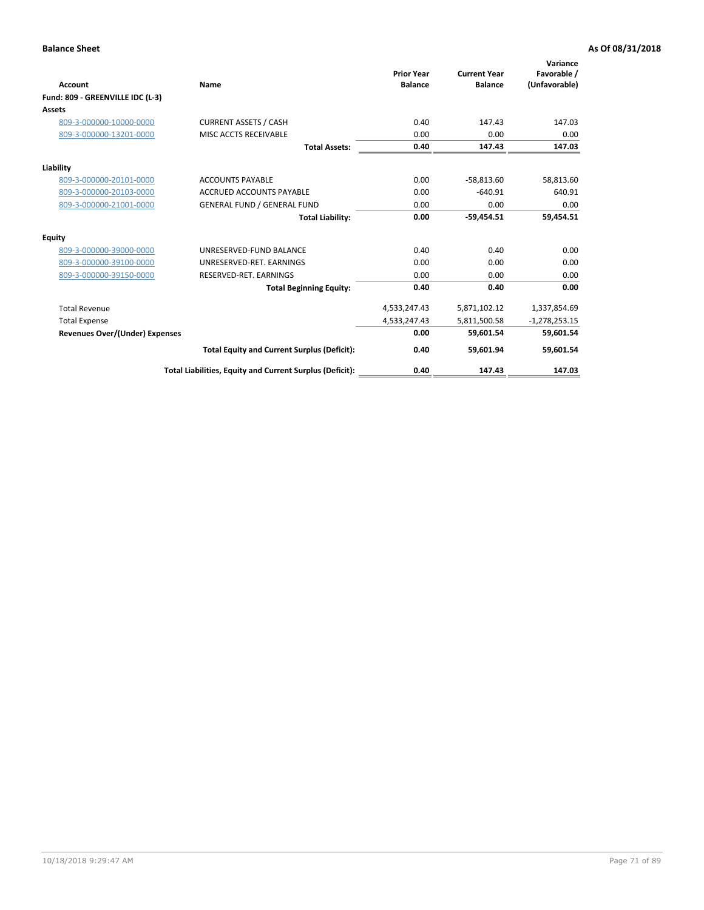**Balance Sheet** **As Of 08/31/2018**

| Account | Name | Prior Year Balance | Current Year Balance | Variance Favorable / (Unfavorable) |
|---|---|---|---|---|
| **Fund: 809 - GREENVILLE IDC (L-3)** | | | | |
| **Assets** | | | | |
| 809-3-000000-10000-0000 | CURRENT ASSETS / CASH | 0.40 | 147.43 | 147.03 |
| 809-3-000000-13201-0000 | MISC ACCTS RECEIVABLE | 0.00 | 0.00 | 0.00 |
| | **Total Assets:** | **0.40** | **147.43** | **147.03** |
| **Liability** | | | | |
| 809-3-000000-20101-0000 | ACCOUNTS PAYABLE | 0.00 | -58,813.60 | 58,813.60 |
| 809-3-000000-20103-0000 | ACCRUED ACCOUNTS PAYABLE | 0.00 | -640.91 | 640.91 |
| 809-3-000000-21001-0000 | GENERAL FUND / GENERAL FUND | 0.00 | 0.00 | 0.00 |
| | **Total Liability:** | **0.00** | **-59,454.51** | **59,454.51** |
| **Equity** | | | | |
| 809-3-000000-39000-0000 | UNRESERVED-FUND BALANCE | 0.40 | 0.40 | 0.00 |
| 809-3-000000-39100-0000 | UNRESERVED-RET. EARNINGS | 0.00 | 0.00 | 0.00 |
| 809-3-000000-39150-0000 | RESERVED-RET. EARNINGS | 0.00 | 0.00 | 0.00 |
| | **Total Beginning Equity:** | **0.40** | **0.40** | **0.00** |
| Total Revenue | | 4,533,247.43 | 5,871,102.12 | 1,337,854.69 |
| Total Expense | | 4,533,247.43 | 5,811,500.58 | -1,278,253.15 |
| **Revenues Over/(Under) Expenses** | | **0.00** | **59,601.54** | **59,601.54** |
| | **Total Equity and Current Surplus (Deficit):** | **0.40** | **59,601.94** | **59,601.54** |
| | **Total Liabilities, Equity and Current Surplus (Deficit):** | **0.40** | **147.43** | **147.03** |

10/18/2018 9:29:47 AM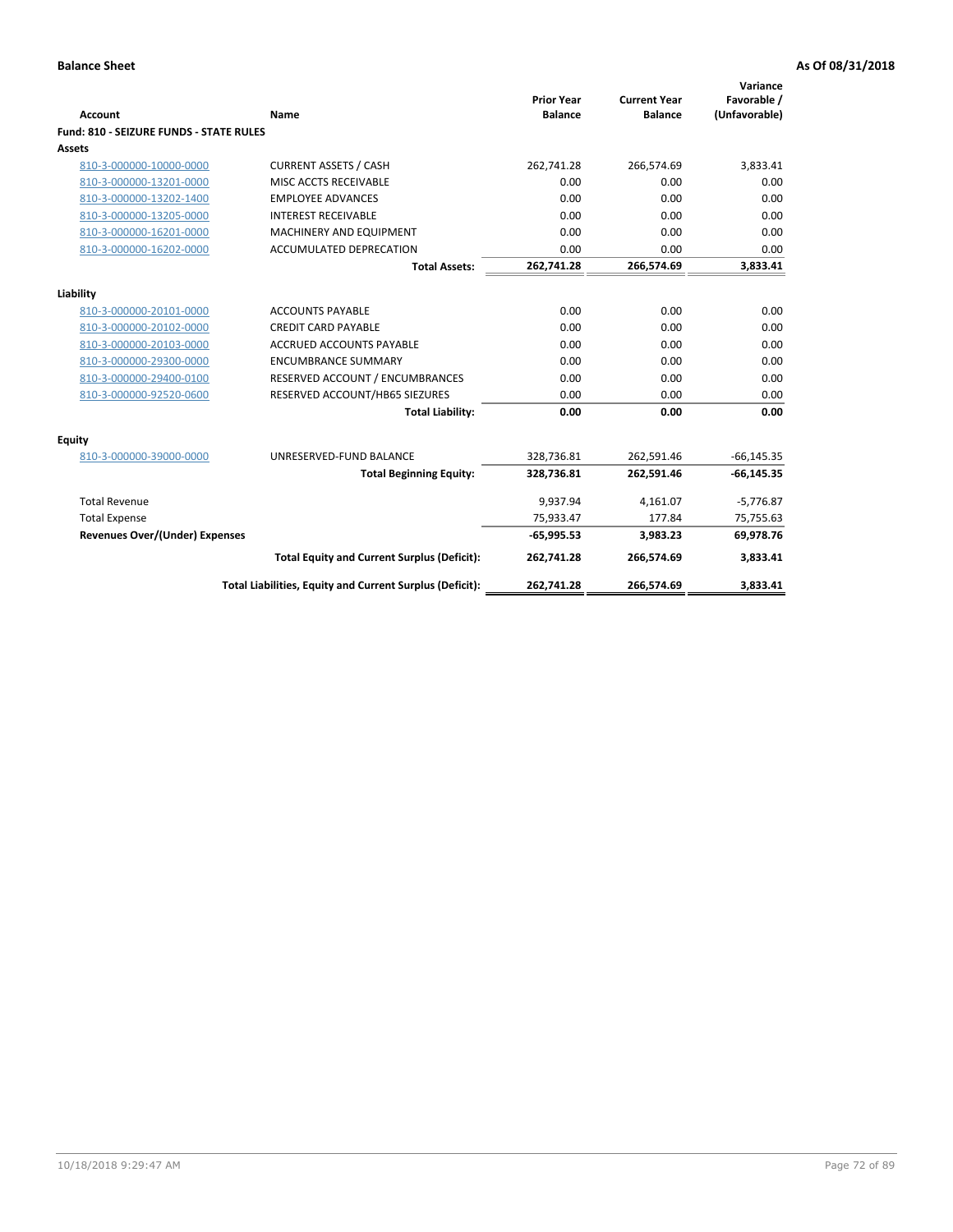**Balance Sheet** **As Of 08/31/2018**

| Account | Name | Prior Year Balance | Current Year Balance | Variance Favorable / (Unfavorable) |
|---|---|---|---|---|
| **Fund: 810 - SEIZURE FUNDS - STATE RULES** | | | | |
| **Assets** | | | | |
| 810-3-000000-10000-0000 | CURRENT ASSETS / CASH | 262,741.28 | 266,574.69 | 3,833.41 |
| 810-3-000000-13201-0000 | MISC ACCTS RECEIVABLE | 0.00 | 0.00 | 0.00 |
| 810-3-000000-13202-1400 | EMPLOYEE ADVANCES | 0.00 | 0.00 | 0.00 |
| 810-3-000000-13205-0000 | INTEREST RECEIVABLE | 0.00 | 0.00 | 0.00 |
| 810-3-000000-16201-0000 | MACHINERY AND EQUIPMENT | 0.00 | 0.00 | 0.00 |
| 810-3-000000-16202-0000 | ACCUMULATED DEPRECATION | 0.00 | 0.00 | 0.00 |
| | **Total Assets:** | **262,741.28** | **266,574.69** | **3,833.41** |
| **Liability** | | | | |
| 810-3-000000-20101-0000 | ACCOUNTS PAYABLE | 0.00 | 0.00 | 0.00 |
| 810-3-000000-20102-0000 | CREDIT CARD PAYABLE | 0.00 | 0.00 | 0.00 |
| 810-3-000000-20103-0000 | ACCRUED ACCOUNTS PAYABLE | 0.00 | 0.00 | 0.00 |
| 810-3-000000-29300-0000 | ENCUMBRANCE SUMMARY | 0.00 | 0.00 | 0.00 |
| 810-3-000000-29400-0100 | RESERVED ACCOUNT / ENCUMBRANCES | 0.00 | 0.00 | 0.00 |
| 810-3-000000-92520-0600 | RESERVED ACCOUNT/HB65 SIEZURES | 0.00 | 0.00 | 0.00 |
| | **Total Liability:** | **0.00** | **0.00** | **0.00** |
| **Equity** | | | | |
| 810-3-000000-39000-0000 | UNRESERVED-FUND BALANCE | 328,736.81 | 262,591.46 | -66,145.35 |
| | **Total Beginning Equity:** | **328,736.81** | **262,591.46** | **-66,145.35** |
| Total Revenue | | 9,937.94 | 4,161.07 | -5,776.87 |
| Total Expense | | 75,933.47 | 177.84 | 75,755.63 |
| **Revenues Over/(Under) Expenses** | | **-65,995.53** | **3,983.23** | **69,978.76** |
| | **Total Equity and Current Surplus (Deficit):** | **262,741.28** | **266,574.69** | **3,833.41** |
| | **Total Liabilities, Equity and Current Surplus (Deficit):** | **262,741.28** | **266,574.69** | **3,833.41** |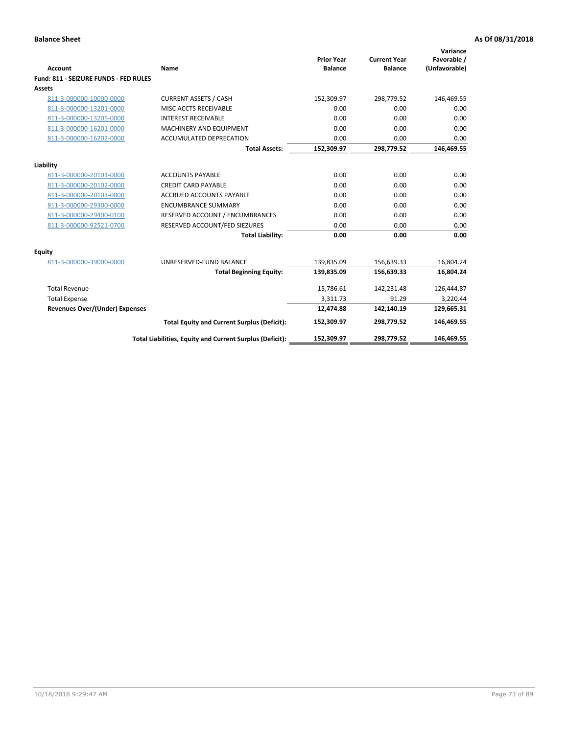**Balance Sheet** **As Of 08/31/2018**

| Account | Name | Prior Year Balance | Current Year Balance | Variance Favorable / (Unfavorable) |
|---|---|---|---|---|
| **Fund: 811 - SEIZURE FUNDS - FED RULES** | | | | |
| **Assets** | | | | |
| 811-3-000000-10000-0000 | CURRENT ASSETS / CASH | 152,309.97 | 298,779.52 | 146,469.55 |
| 811-3-000000-13201-0000 | MISC ACCTS RECEIVABLE | 0.00 | 0.00 | 0.00 |
| 811-3-000000-13205-0000 | INTEREST RECEIVABLE | 0.00 | 0.00 | 0.00 |
| 811-3-000000-16201-0000 | MACHINERY AND EQUIPMENT | 0.00 | 0.00 | 0.00 |
| 811-3-000000-16202-0000 | ACCUMULATED DEPRECATION | 0.00 | 0.00 | 0.00 |
| | **Total Assets:** | **152,309.97** | **298,779.52** | **146,469.55** |
| **Liability** | | | | |
| 811-3-000000-20101-0000 | ACCOUNTS PAYABLE | 0.00 | 0.00 | 0.00 |
| 811-3-000000-20102-0000 | CREDIT CARD PAYABLE | 0.00 | 0.00 | 0.00 |
| 811-3-000000-20103-0000 | ACCRUED ACCOUNTS PAYABLE | 0.00 | 0.00 | 0.00 |
| 811-3-000000-29300-0000 | ENCUMBRANCE SUMMARY | 0.00 | 0.00 | 0.00 |
| 811-3-000000-29400-0100 | RESERVED ACCOUNT / ENCUMBRANCES | 0.00 | 0.00 | 0.00 |
| 811-3-000000-92521-0700 | RESERVED ACCOUNT/FED SIEZURES | 0.00 | 0.00 | 0.00 |
| | **Total Liability:** | **0.00** | **0.00** | **0.00** |
| **Equity** | | | | |
| 811-3-000000-39000-0000 | UNRESERVED-FUND BALANCE | 139,835.09 | 156,639.33 | 16,804.24 |
| | **Total Beginning Equity:** | **139,835.09** | **156,639.33** | **16,804.24** |
| Total Revenue | | 15,786.61 | 142,231.48 | 126,444.87 |
| Total Expense | | 3,311.73 | 91.29 | 3,220.44 |
| **Revenues Over/(Under) Expenses** | | **12,474.88** | **142,140.19** | **129,665.31** |
| | **Total Equity and Current Surplus (Deficit):** | **152,309.97** | **298,779.52** | **146,469.55** |
| | **Total Liabilities, Equity and Current Surplus (Deficit):** | **152,309.97** | **298,779.52** | **146,469.55** |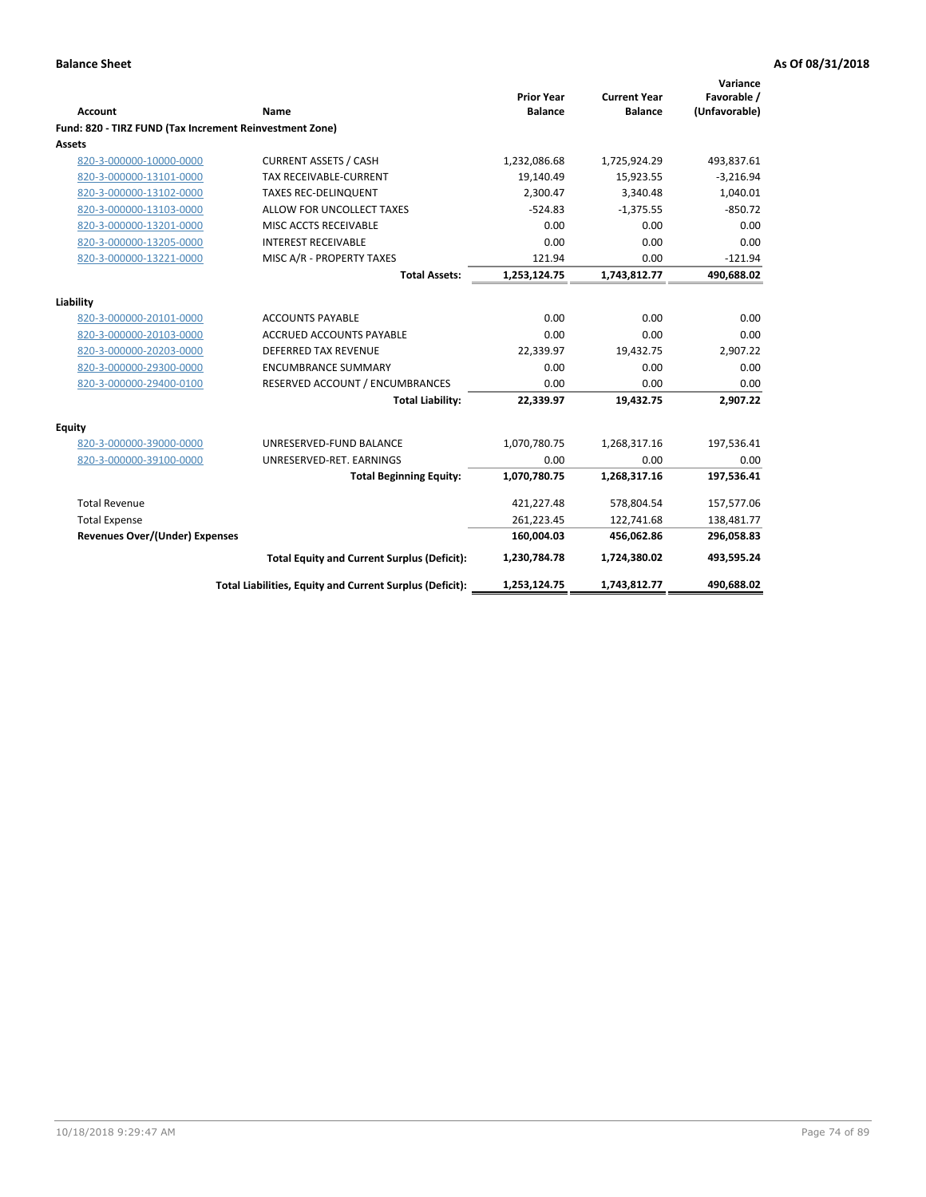**Balance Sheet** **As Of 08/31/2018**

| Account | Name | Prior Year Balance | Current Year Balance | Variance Favorable / (Unfavorable) |
|---|---|---|---|---|
| **Fund: 820 - TIRZ FUND (Tax Increment Reinvestment Zone)** | | | | |
| **Assets** | | | | |
| 820-3-000000-10000-0000 | CURRENT ASSETS / CASH | 1,232,086.68 | 1,725,924.29 | 493,837.61 |
| 820-3-000000-13101-0000 | TAX RECEIVABLE-CURRENT | 19,140.49 | 15,923.55 | -3,216.94 |
| 820-3-000000-13102-0000 | TAXES REC-DELINQUENT | 2,300.47 | 3,340.48 | 1,040.01 |
| 820-3-000000-13103-0000 | ALLOW FOR UNCOLLECT TAXES | -524.83 | -1,375.55 | -850.72 |
| 820-3-000000-13201-0000 | MISC ACCTS RECEIVABLE | 0.00 | 0.00 | 0.00 |
| 820-3-000000-13205-0000 | INTEREST RECEIVABLE | 0.00 | 0.00 | 0.00 |
| 820-3-000000-13221-0000 | MISC A/R - PROPERTY TAXES | 121.94 | 0.00 | -121.94 |
| | **Total Assets:** | **1,253,124.75** | **1,743,812.77** | **490,688.02** |
| **Liability** | | | | |
| 820-3-000000-20101-0000 | ACCOUNTS PAYABLE | 0.00 | 0.00 | 0.00 |
| 820-3-000000-20103-0000 | ACCRUED ACCOUNTS PAYABLE | 0.00 | 0.00 | 0.00 |
| 820-3-000000-20203-0000 | DEFERRED TAX REVENUE | 22,339.97 | 19,432.75 | 2,907.22 |
| 820-3-000000-29300-0000 | ENCUMBRANCE SUMMARY | 0.00 | 0.00 | 0.00 |
| 820-3-000000-29400-0100 | RESERVED ACCOUNT / ENCUMBRANCES | 0.00 | 0.00 | 0.00 |
| | **Total Liability:** | **22,339.97** | **19,432.75** | **2,907.22** |
| **Equity** | | | | |
| 820-3-000000-39000-0000 | UNRESERVED-FUND BALANCE | 1,070,780.75 | 1,268,317.16 | 197,536.41 |
| 820-3-000000-39100-0000 | UNRESERVED-RET. EARNINGS | 0.00 | 0.00 | 0.00 |
| | **Total Beginning Equity:** | **1,070,780.75** | **1,268,317.16** | **197,536.41** |
| Total Revenue | | 421,227.48 | 578,804.54 | 157,577.06 |
| Total Expense | | 261,223.45 | 122,741.68 | 138,481.77 |
| **Revenues Over/(Under) Expenses** | | **160,004.03** | **456,062.86** | **296,058.83** |
| | **Total Equity and Current Surplus (Deficit):** | **1,230,784.78** | **1,724,380.02** | **493,595.24** |
| | **Total Liabilities, Equity and Current Surplus (Deficit):** | **1,253,124.75** | **1,743,812.77** | **490,688.02** |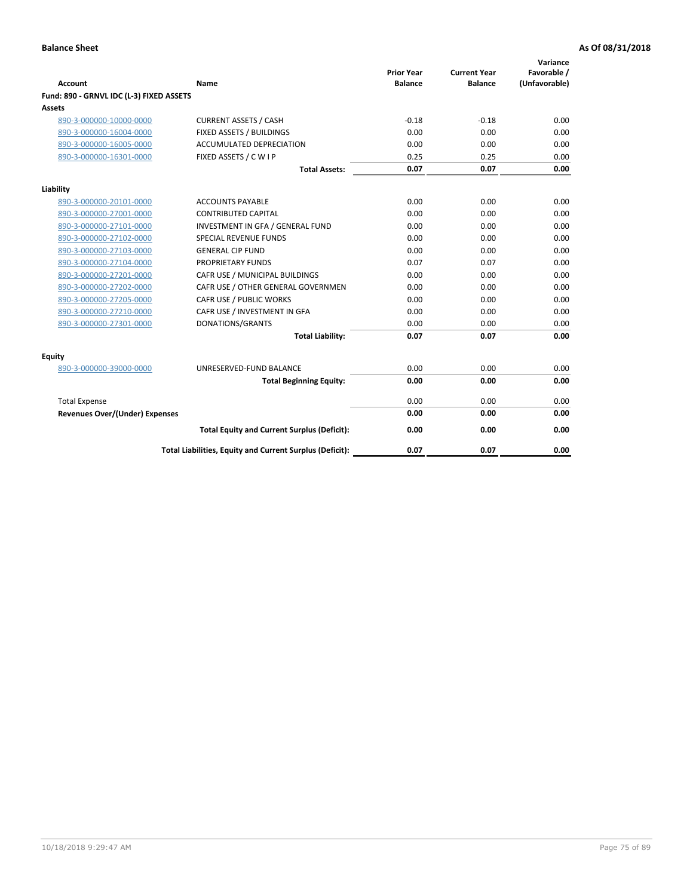**Balance Sheet** **As Of 08/31/2018**

| Account | Name | Prior Year Balance | Current Year Balance | Variance Favorable / (Unfavorable) |
|---|---|---|---|---|
| **Fund: 890 - GRNVL IDC (L-3) FIXED ASSETS** | | | | |
| **Assets** | | | | |
| 890-3-000000-10000-0000 | CURRENT ASSETS / CASH | -0.18 | -0.18 | 0.00 |
| 890-3-000000-16004-0000 | FIXED ASSETS / BUILDINGS | 0.00 | 0.00 | 0.00 |
| 890-3-000000-16005-0000 | ACCUMULATED DEPRECIATION | 0.00 | 0.00 | 0.00 |
| 890-3-000000-16301-0000 | FIXED ASSETS / C W I P | 0.25 | 0.25 | 0.00 |
| | **Total Assets:** | **0.07** | **0.07** | **0.00** |
| **Liability** | | | | |
| 890-3-000000-20101-0000 | ACCOUNTS PAYABLE | 0.00 | 0.00 | 0.00 |
| 890-3-000000-27001-0000 | CONTRIBUTED CAPITAL | 0.00 | 0.00 | 0.00 |
| 890-3-000000-27101-0000 | INVESTMENT IN GFA / GENERAL FUND | 0.00 | 0.00 | 0.00 |
| 890-3-000000-27102-0000 | SPECIAL REVENUE FUNDS | 0.00 | 0.00 | 0.00 |
| 890-3-000000-27103-0000 | GENERAL CIP FUND | 0.00 | 0.00 | 0.00 |
| 890-3-000000-27104-0000 | PROPRIETARY FUNDS | 0.07 | 0.07 | 0.00 |
| 890-3-000000-27201-0000 | CAFR USE / MUNICIPAL BUILDINGS | 0.00 | 0.00 | 0.00 |
| 890-3-000000-27202-0000 | CAFR USE / OTHER GENERAL GOVERNMEN | 0.00 | 0.00 | 0.00 |
| 890-3-000000-27205-0000 | CAFR USE / PUBLIC WORKS | 0.00 | 0.00 | 0.00 |
| 890-3-000000-27210-0000 | CAFR USE / INVESTMENT IN GFA | 0.00 | 0.00 | 0.00 |
| 890-3-000000-27301-0000 | DONATIONS/GRANTS | 0.00 | 0.00 | 0.00 |
| | **Total Liability:** | **0.07** | **0.07** | **0.00** |
| **Equity** | | | | |
| 890-3-000000-39000-0000 | UNRESERVED-FUND BALANCE | 0.00 | 0.00 | 0.00 |
| | **Total Beginning Equity:** | **0.00** | **0.00** | **0.00** |
| Total Expense | | 0.00 | 0.00 | 0.00 |
| **Revenues Over/(Under) Expenses** | | **0.00** | **0.00** | **0.00** |
| | **Total Equity and Current Surplus (Deficit):** | **0.00** | **0.00** | **0.00** |
| | **Total Liabilities, Equity and Current Surplus (Deficit):** | **0.07** | **0.07** | **0.00** |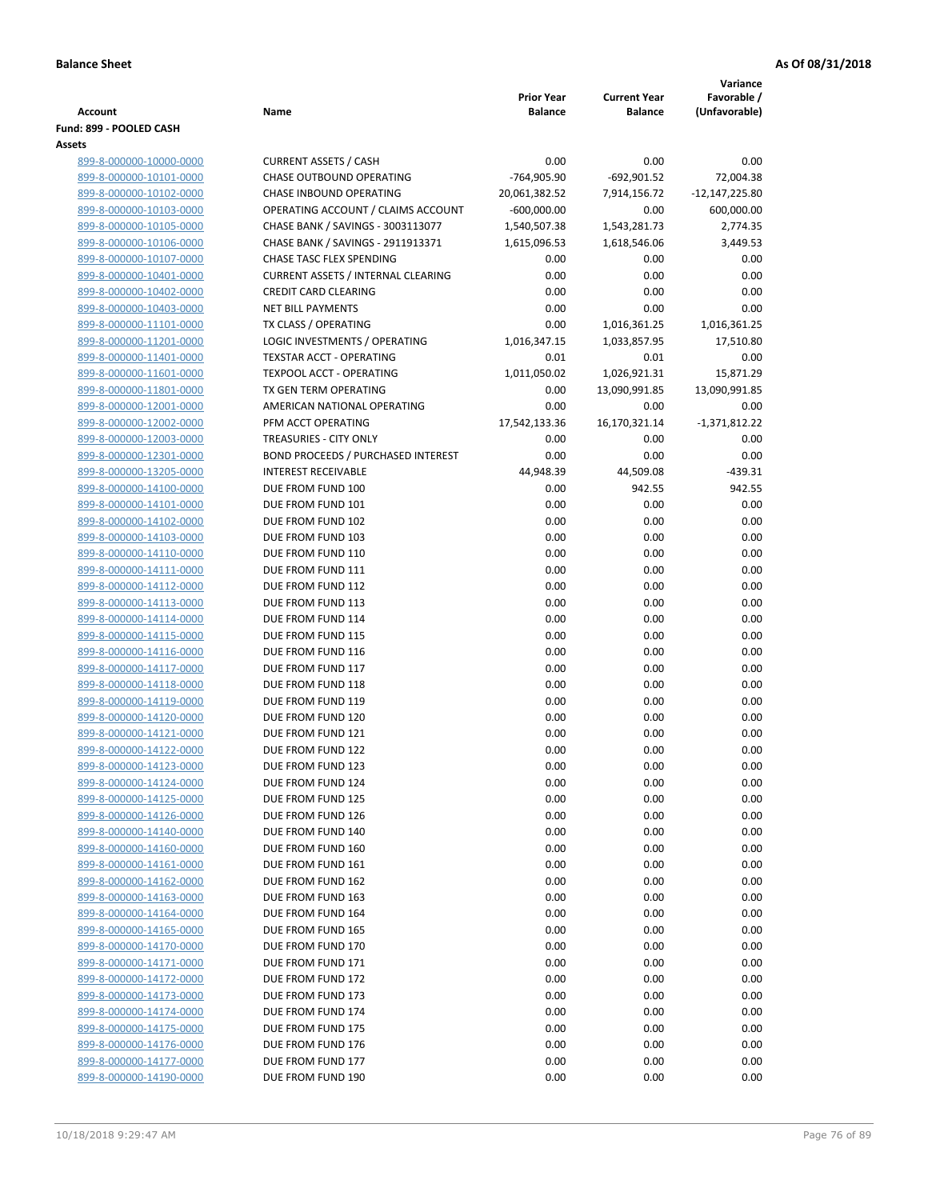**Balance Sheet** **As Of 08/31/2018**

| Account | Name | Prior Year Balance | Current Year Balance | Variance Favorable / (Unfavorable) |
|---|---|---|---|---|
| **Fund: 899 - POOLED CASH** | | | | |
| **Assets** | | | | |
| 899-8-000000-10000-0000 | CURRENT ASSETS / CASH | 0.00 | 0.00 | 0.00 |
| 899-8-000000-10101-0000 | CHASE OUTBOUND OPERATING | -764,905.90 | -692,901.52 | 72,004.38 |
| 899-8-000000-10102-0000 | CHASE INBOUND OPERATING | 20,061,382.52 | 7,914,156.72 | -12,147,225.80 |
| 899-8-000000-10103-0000 | OPERATING ACCOUNT / CLAIMS ACCOUNT | -600,000.00 | 0.00 | 600,000.00 |
| 899-8-000000-10105-0000 | CHASE BANK / SAVINGS - 3003113077 | 1,540,507.38 | 1,543,281.73 | 2,774.35 |
| 899-8-000000-10106-0000 | CHASE BANK / SAVINGS - 2911913371 | 1,615,096.53 | 1,618,546.06 | 3,449.53 |
| 899-8-000000-10107-0000 | CHASE TASC FLEX SPENDING | 0.00 | 0.00 | 0.00 |
| 899-8-000000-10401-0000 | CURRENT ASSETS / INTERNAL CLEARING | 0.00 | 0.00 | 0.00 |
| 899-8-000000-10402-0000 | CREDIT CARD CLEARING | 0.00 | 0.00 | 0.00 |
| 899-8-000000-10403-0000 | NET BILL PAYMENTS | 0.00 | 0.00 | 0.00 |
| 899-8-000000-11101-0000 | TX CLASS / OPERATING | 0.00 | 1,016,361.25 | 1,016,361.25 |
| 899-8-000000-11201-0000 | LOGIC INVESTMENTS / OPERATING | 1,016,347.15 | 1,033,857.95 | 17,510.80 |
| 899-8-000000-11401-0000 | TEXSTAR ACCT - OPERATING | 0.01 | 0.01 | 0.00 |
| 899-8-000000-11601-0000 | TEXPOOL ACCT - OPERATING | 1,011,050.02 | 1,026,921.31 | 15,871.29 |
| 899-8-000000-11801-0000 | TX GEN TERM OPERATING | 0.00 | 13,090,991.85 | 13,090,991.85 |
| 899-8-000000-12001-0000 | AMERICAN NATIONAL OPERATING | 0.00 | 0.00 | 0.00 |
| 899-8-000000-12002-0000 | PFM ACCT OPERATING | 17,542,133.36 | 16,170,321.14 | -1,371,812.22 |
| 899-8-000000-12003-0000 | TREASURIES - CITY ONLY | 0.00 | 0.00 | 0.00 |
| 899-8-000000-12301-0000 | BOND PROCEEDS / PURCHASED INTEREST | 0.00 | 0.00 | 0.00 |
| 899-8-000000-13205-0000 | INTEREST RECEIVABLE | 44,948.39 | 44,509.08 | -439.31 |
| 899-8-000000-14100-0000 | DUE FROM FUND 100 | 0.00 | 942.55 | 942.55 |
| 899-8-000000-14101-0000 | DUE FROM FUND 101 | 0.00 | 0.00 | 0.00 |
| 899-8-000000-14102-0000 | DUE FROM FUND 102 | 0.00 | 0.00 | 0.00 |
| 899-8-000000-14103-0000 | DUE FROM FUND 103 | 0.00 | 0.00 | 0.00 |
| 899-8-000000-14110-0000 | DUE FROM FUND 110 | 0.00 | 0.00 | 0.00 |
| 899-8-000000-14111-0000 | DUE FROM FUND 111 | 0.00 | 0.00 | 0.00 |
| 899-8-000000-14112-0000 | DUE FROM FUND 112 | 0.00 | 0.00 | 0.00 |
| 899-8-000000-14113-0000 | DUE FROM FUND 113 | 0.00 | 0.00 | 0.00 |
| 899-8-000000-14114-0000 | DUE FROM FUND 114 | 0.00 | 0.00 | 0.00 |
| 899-8-000000-14115-0000 | DUE FROM FUND 115 | 0.00 | 0.00 | 0.00 |
| 899-8-000000-14116-0000 | DUE FROM FUND 116 | 0.00 | 0.00 | 0.00 |
| 899-8-000000-14117-0000 | DUE FROM FUND 117 | 0.00 | 0.00 | 0.00 |
| 899-8-000000-14118-0000 | DUE FROM FUND 118 | 0.00 | 0.00 | 0.00 |
| 899-8-000000-14119-0000 | DUE FROM FUND 119 | 0.00 | 0.00 | 0.00 |
| 899-8-000000-14120-0000 | DUE FROM FUND 120 | 0.00 | 0.00 | 0.00 |
| 899-8-000000-14121-0000 | DUE FROM FUND 121 | 0.00 | 0.00 | 0.00 |
| 899-8-000000-14122-0000 | DUE FROM FUND 122 | 0.00 | 0.00 | 0.00 |
| 899-8-000000-14123-0000 | DUE FROM FUND 123 | 0.00 | 0.00 | 0.00 |
| 899-8-000000-14124-0000 | DUE FROM FUND 124 | 0.00 | 0.00 | 0.00 |
| 899-8-000000-14125-0000 | DUE FROM FUND 125 | 0.00 | 0.00 | 0.00 |
| 899-8-000000-14126-0000 | DUE FROM FUND 126 | 0.00 | 0.00 | 0.00 |
| 899-8-000000-14140-0000 | DUE FROM FUND 140 | 0.00 | 0.00 | 0.00 |
| 899-8-000000-14160-0000 | DUE FROM FUND 160 | 0.00 | 0.00 | 0.00 |
| 899-8-000000-14161-0000 | DUE FROM FUND 161 | 0.00 | 0.00 | 0.00 |
| 899-8-000000-14162-0000 | DUE FROM FUND 162 | 0.00 | 0.00 | 0.00 |
| 899-8-000000-14163-0000 | DUE FROM FUND 163 | 0.00 | 0.00 | 0.00 |
| 899-8-000000-14164-0000 | DUE FROM FUND 164 | 0.00 | 0.00 | 0.00 |
| 899-8-000000-14165-0000 | DUE FROM FUND 165 | 0.00 | 0.00 | 0.00 |
| 899-8-000000-14170-0000 | DUE FROM FUND 170 | 0.00 | 0.00 | 0.00 |
| 899-8-000000-14171-0000 | DUE FROM FUND 171 | 0.00 | 0.00 | 0.00 |
| 899-8-000000-14172-0000 | DUE FROM FUND 172 | 0.00 | 0.00 | 0.00 |
| 899-8-000000-14173-0000 | DUE FROM FUND 173 | 0.00 | 0.00 | 0.00 |
| 899-8-000000-14174-0000 | DUE FROM FUND 174 | 0.00 | 0.00 | 0.00 |
| 899-8-000000-14175-0000 | DUE FROM FUND 175 | 0.00 | 0.00 | 0.00 |
| 899-8-000000-14176-0000 | DUE FROM FUND 176 | 0.00 | 0.00 | 0.00 |
| 899-8-000000-14177-0000 | DUE FROM FUND 177 | 0.00 | 0.00 | 0.00 |
| 899-8-000000-14190-0000 | DUE FROM FUND 190 | 0.00 | 0.00 | 0.00 |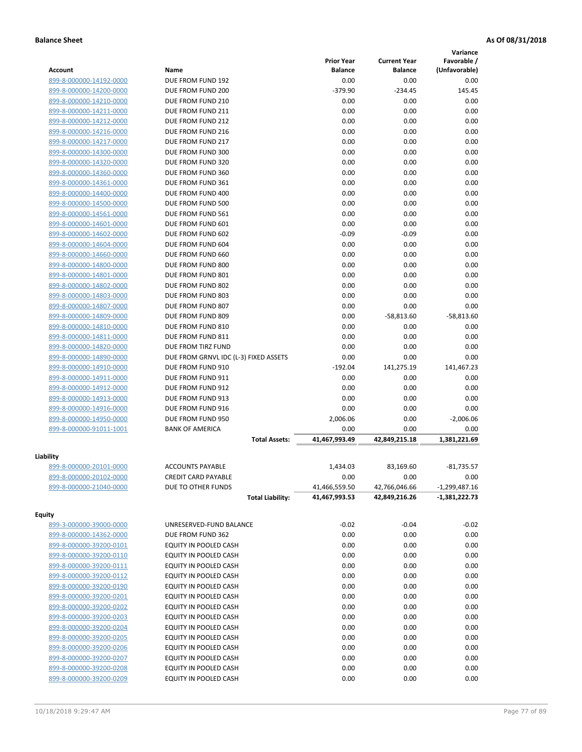**Balance Sheet** **As Of 08/31/2018**

| Account | Name | Prior Year Balance | Current Year Balance | Variance Favorable / (Unfavorable) |
|---|---|---|---|---|
| 899-8-000000-14192-0000 | DUE FROM FUND 192 | 0.00 | 0.00 | 0.00 |
| 899-8-000000-14200-0000 | DUE FROM FUND 200 | -379.90 | -234.45 | 145.45 |
| 899-8-000000-14210-0000 | DUE FROM FUND 210 | 0.00 | 0.00 | 0.00 |
| 899-8-000000-14211-0000 | DUE FROM FUND 211 | 0.00 | 0.00 | 0.00 |
| 899-8-000000-14212-0000 | DUE FROM FUND 212 | 0.00 | 0.00 | 0.00 |
| 899-8-000000-14216-0000 | DUE FROM FUND 216 | 0.00 | 0.00 | 0.00 |
| 899-8-000000-14217-0000 | DUE FROM FUND 217 | 0.00 | 0.00 | 0.00 |
| 899-8-000000-14300-0000 | DUE FROM FUND 300 | 0.00 | 0.00 | 0.00 |
| 899-8-000000-14320-0000 | DUE FROM FUND 320 | 0.00 | 0.00 | 0.00 |
| 899-8-000000-14360-0000 | DUE FROM FUND 360 | 0.00 | 0.00 | 0.00 |
| 899-8-000000-14361-0000 | DUE FROM FUND 361 | 0.00 | 0.00 | 0.00 |
| 899-8-000000-14400-0000 | DUE FROM FUND 400 | 0.00 | 0.00 | 0.00 |
| 899-8-000000-14500-0000 | DUE FROM FUND 500 | 0.00 | 0.00 | 0.00 |
| 899-8-000000-14561-0000 | DUE FROM FUND 561 | 0.00 | 0.00 | 0.00 |
| 899-8-000000-14601-0000 | DUE FROM FUND 601 | 0.00 | 0.00 | 0.00 |
| 899-8-000000-14602-0000 | DUE FROM FUND 602 | -0.09 | -0.09 | 0.00 |
| 899-8-000000-14604-0000 | DUE FROM FUND 604 | 0.00 | 0.00 | 0.00 |
| 899-8-000000-14660-0000 | DUE FROM FUND 660 | 0.00 | 0.00 | 0.00 |
| 899-8-000000-14800-0000 | DUE FROM FUND 800 | 0.00 | 0.00 | 0.00 |
| 899-8-000000-14801-0000 | DUE FROM FUND 801 | 0.00 | 0.00 | 0.00 |
| 899-8-000000-14802-0000 | DUE FROM FUND 802 | 0.00 | 0.00 | 0.00 |
| 899-8-000000-14803-0000 | DUE FROM FUND 803 | 0.00 | 0.00 | 0.00 |
| 899-8-000000-14807-0000 | DUE FROM FUND 807 | 0.00 | 0.00 | 0.00 |
| 899-8-000000-14809-0000 | DUE FROM FUND 809 | 0.00 | -58,813.60 | -58,813.60 |
| 899-8-000000-14810-0000 | DUE FROM FUND 810 | 0.00 | 0.00 | 0.00 |
| 899-8-000000-14811-0000 | DUE FROM FUND 811 | 0.00 | 0.00 | 0.00 |
| 899-8-000000-14820-0000 | DUE FROM TIRZ FUND | 0.00 | 0.00 | 0.00 |
| 899-8-000000-14890-0000 | DUE FROM GRNVL IDC (L-3) FIXED ASSETS | 0.00 | 0.00 | 0.00 |
| 899-8-000000-14910-0000 | DUE FROM FUND 910 | -192.04 | 141,275.19 | 141,467.23 |
| 899-8-000000-14911-0000 | DUE FROM FUND 911 | 0.00 | 0.00 | 0.00 |
| 899-8-000000-14912-0000 | DUE FROM FUND 912 | 0.00 | 0.00 | 0.00 |
| 899-8-000000-14913-0000 | DUE FROM FUND 913 | 0.00 | 0.00 | 0.00 |
| 899-8-000000-14916-0000 | DUE FROM FUND 916 | 0.00 | 0.00 | 0.00 |
| 899-8-000000-14950-0000 | DUE FROM FUND 950 | 2,006.06 | 0.00 | -2,006.06 |
| 899-8-000000-91011-1001 | BANK OF AMERICA | 0.00 | 0.00 | 0.00 |
| | **Total Assets:** | **41,467,993.49** | **42,849,215.18** | **1,381,221.69** |

**Liability**

| Account | Name | Prior Year Balance | Current Year Balance | Variance Favorable / (Unfavorable) |
|---|---|---|---|---|
| 899-8-000000-20101-0000 | ACCOUNTS PAYABLE | 1,434.03 | 83,169.60 | -81,735.57 |
| 899-8-000000-20102-0000 | CREDIT CARD PAYABLE | 0.00 | 0.00 | 0.00 |
| 899-8-000000-21040-0000 | DUE TO OTHER FUNDS | 41,466,559.50 | 42,766,046.66 | -1,299,487.16 |
| | **Total Liability:** | **41,467,993.53** | **42,849,216.26** | **-1,381,222.73** |

**Equity**

| Account | Name | Prior Year Balance | Current Year Balance | Variance Favorable / (Unfavorable) |
|---|---|---|---|---|
| 899-3-000000-39000-0000 | UNRESERVED-FUND BALANCE | -0.02 | -0.04 | -0.02 |
| 899-8-000000-14362-0000 | DUE FROM FUND 362 | 0.00 | 0.00 | 0.00 |
| 899-8-000000-39200-0101 | EQUITY IN POOLED CASH | 0.00 | 0.00 | 0.00 |
| 899-8-000000-39200-0110 | EQUITY IN POOLED CASH | 0.00 | 0.00 | 0.00 |
| 899-8-000000-39200-0111 | EQUITY IN POOLED CASH | 0.00 | 0.00 | 0.00 |
| 899-8-000000-39200-0112 | EQUITY IN POOLED CASH | 0.00 | 0.00 | 0.00 |
| 899-8-000000-39200-0190 | EQUITY IN POOLED CASH | 0.00 | 0.00 | 0.00 |
| 899-8-000000-39200-0201 | EQUITY IN POOLED CASH | 0.00 | 0.00 | 0.00 |
| 899-8-000000-39200-0202 | EQUITY IN POOLED CASH | 0.00 | 0.00 | 0.00 |
| 899-8-000000-39200-0203 | EQUITY IN POOLED CASH | 0.00 | 0.00 | 0.00 |
| 899-8-000000-39200-0204 | EQUITY IN POOLED CASH | 0.00 | 0.00 | 0.00 |
| 899-8-000000-39200-0205 | EQUITY IN POOLED CASH | 0.00 | 0.00 | 0.00 |
| 899-8-000000-39200-0206 | EQUITY IN POOLED CASH | 0.00 | 0.00 | 0.00 |
| 899-8-000000-39200-0207 | EQUITY IN POOLED CASH | 0.00 | 0.00 | 0.00 |
| 899-8-000000-39200-0208 | EQUITY IN POOLED CASH | 0.00 | 0.00 | 0.00 |
| 899-8-000000-39200-0209 | EQUITY IN POOLED CASH | 0.00 | 0.00 | 0.00 |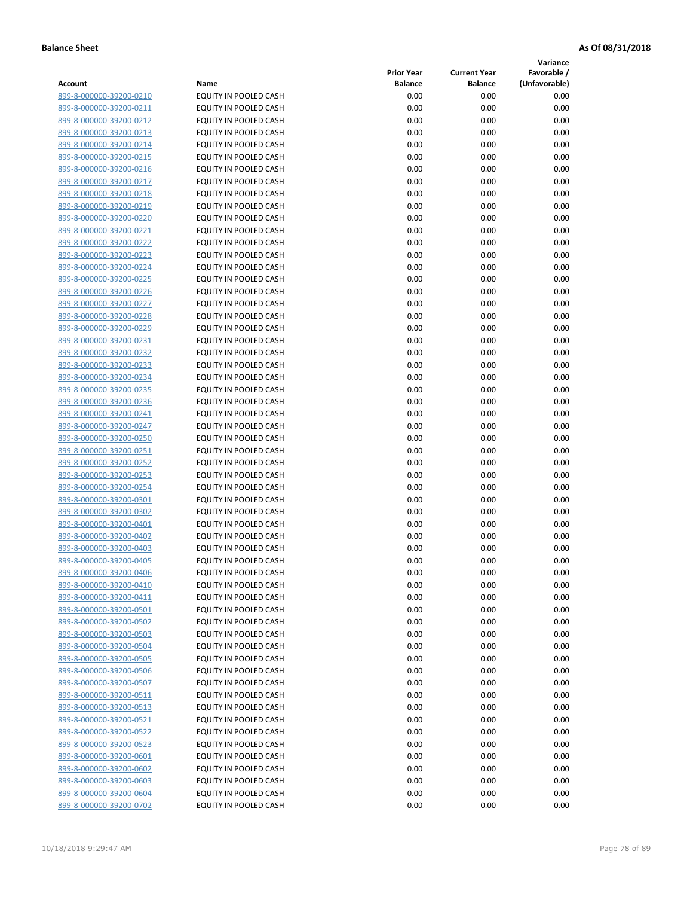**Balance Sheet** **As Of 08/31/2018**

| Account | Name | Prior Year Balance | Current Year Balance | Variance Favorable / (Unfavorable) |
|---|---|---|---|---|
| 899-8-000000-39200-0210 | EQUITY IN POOLED CASH | 0.00 | 0.00 | 0.00 |
| 899-8-000000-39200-0211 | EQUITY IN POOLED CASH | 0.00 | 0.00 | 0.00 |
| 899-8-000000-39200-0212 | EQUITY IN POOLED CASH | 0.00 | 0.00 | 0.00 |
| 899-8-000000-39200-0213 | EQUITY IN POOLED CASH | 0.00 | 0.00 | 0.00 |
| 899-8-000000-39200-0214 | EQUITY IN POOLED CASH | 0.00 | 0.00 | 0.00 |
| 899-8-000000-39200-0215 | EQUITY IN POOLED CASH | 0.00 | 0.00 | 0.00 |
| 899-8-000000-39200-0216 | EQUITY IN POOLED CASH | 0.00 | 0.00 | 0.00 |
| 899-8-000000-39200-0217 | EQUITY IN POOLED CASH | 0.00 | 0.00 | 0.00 |
| 899-8-000000-39200-0218 | EQUITY IN POOLED CASH | 0.00 | 0.00 | 0.00 |
| 899-8-000000-39200-0219 | EQUITY IN POOLED CASH | 0.00 | 0.00 | 0.00 |
| 899-8-000000-39200-0220 | EQUITY IN POOLED CASH | 0.00 | 0.00 | 0.00 |
| 899-8-000000-39200-0221 | EQUITY IN POOLED CASH | 0.00 | 0.00 | 0.00 |
| 899-8-000000-39200-0222 | EQUITY IN POOLED CASH | 0.00 | 0.00 | 0.00 |
| 899-8-000000-39200-0223 | EQUITY IN POOLED CASH | 0.00 | 0.00 | 0.00 |
| 899-8-000000-39200-0224 | EQUITY IN POOLED CASH | 0.00 | 0.00 | 0.00 |
| 899-8-000000-39200-0225 | EQUITY IN POOLED CASH | 0.00 | 0.00 | 0.00 |
| 899-8-000000-39200-0226 | EQUITY IN POOLED CASH | 0.00 | 0.00 | 0.00 |
| 899-8-000000-39200-0227 | EQUITY IN POOLED CASH | 0.00 | 0.00 | 0.00 |
| 899-8-000000-39200-0228 | EQUITY IN POOLED CASH | 0.00 | 0.00 | 0.00 |
| 899-8-000000-39200-0229 | EQUITY IN POOLED CASH | 0.00 | 0.00 | 0.00 |
| 899-8-000000-39200-0231 | EQUITY IN POOLED CASH | 0.00 | 0.00 | 0.00 |
| 899-8-000000-39200-0232 | EQUITY IN POOLED CASH | 0.00 | 0.00 | 0.00 |
| 899-8-000000-39200-0233 | EQUITY IN POOLED CASH | 0.00 | 0.00 | 0.00 |
| 899-8-000000-39200-0234 | EQUITY IN POOLED CASH | 0.00 | 0.00 | 0.00 |
| 899-8-000000-39200-0235 | EQUITY IN POOLED CASH | 0.00 | 0.00 | 0.00 |
| 899-8-000000-39200-0236 | EQUITY IN POOLED CASH | 0.00 | 0.00 | 0.00 |
| 899-8-000000-39200-0241 | EQUITY IN POOLED CASH | 0.00 | 0.00 | 0.00 |
| 899-8-000000-39200-0247 | EQUITY IN POOLED CASH | 0.00 | 0.00 | 0.00 |
| 899-8-000000-39200-0250 | EQUITY IN POOLED CASH | 0.00 | 0.00 | 0.00 |
| 899-8-000000-39200-0251 | EQUITY IN POOLED CASH | 0.00 | 0.00 | 0.00 |
| 899-8-000000-39200-0252 | EQUITY IN POOLED CASH | 0.00 | 0.00 | 0.00 |
| 899-8-000000-39200-0253 | EQUITY IN POOLED CASH | 0.00 | 0.00 | 0.00 |
| 899-8-000000-39200-0254 | EQUITY IN POOLED CASH | 0.00 | 0.00 | 0.00 |
| 899-8-000000-39200-0301 | EQUITY IN POOLED CASH | 0.00 | 0.00 | 0.00 |
| 899-8-000000-39200-0302 | EQUITY IN POOLED CASH | 0.00 | 0.00 | 0.00 |
| 899-8-000000-39200-0401 | EQUITY IN POOLED CASH | 0.00 | 0.00 | 0.00 |
| 899-8-000000-39200-0402 | EQUITY IN POOLED CASH | 0.00 | 0.00 | 0.00 |
| 899-8-000000-39200-0403 | EQUITY IN POOLED CASH | 0.00 | 0.00 | 0.00 |
| 899-8-000000-39200-0405 | EQUITY IN POOLED CASH | 0.00 | 0.00 | 0.00 |
| 899-8-000000-39200-0406 | EQUITY IN POOLED CASH | 0.00 | 0.00 | 0.00 |
| 899-8-000000-39200-0410 | EQUITY IN POOLED CASH | 0.00 | 0.00 | 0.00 |
| 899-8-000000-39200-0411 | EQUITY IN POOLED CASH | 0.00 | 0.00 | 0.00 |
| 899-8-000000-39200-0501 | EQUITY IN POOLED CASH | 0.00 | 0.00 | 0.00 |
| 899-8-000000-39200-0502 | EQUITY IN POOLED CASH | 0.00 | 0.00 | 0.00 |
| 899-8-000000-39200-0503 | EQUITY IN POOLED CASH | 0.00 | 0.00 | 0.00 |
| 899-8-000000-39200-0504 | EQUITY IN POOLED CASH | 0.00 | 0.00 | 0.00 |
| 899-8-000000-39200-0505 | EQUITY IN POOLED CASH | 0.00 | 0.00 | 0.00 |
| 899-8-000000-39200-0506 | EQUITY IN POOLED CASH | 0.00 | 0.00 | 0.00 |
| 899-8-000000-39200-0507 | EQUITY IN POOLED CASH | 0.00 | 0.00 | 0.00 |
| 899-8-000000-39200-0511 | EQUITY IN POOLED CASH | 0.00 | 0.00 | 0.00 |
| 899-8-000000-39200-0513 | EQUITY IN POOLED CASH | 0.00 | 0.00 | 0.00 |
| 899-8-000000-39200-0521 | EQUITY IN POOLED CASH | 0.00 | 0.00 | 0.00 |
| 899-8-000000-39200-0522 | EQUITY IN POOLED CASH | 0.00 | 0.00 | 0.00 |
| 899-8-000000-39200-0523 | EQUITY IN POOLED CASH | 0.00 | 0.00 | 0.00 |
| 899-8-000000-39200-0601 | EQUITY IN POOLED CASH | 0.00 | 0.00 | 0.00 |
| 899-8-000000-39200-0602 | EQUITY IN POOLED CASH | 0.00 | 0.00 | 0.00 |
| 899-8-000000-39200-0603 | EQUITY IN POOLED CASH | 0.00 | 0.00 | 0.00 |
| 899-8-000000-39200-0604 | EQUITY IN POOLED CASH | 0.00 | 0.00 | 0.00 |
| 899-8-000000-39200-0702 | EQUITY IN POOLED CASH | 0.00 | 0.00 | 0.00 |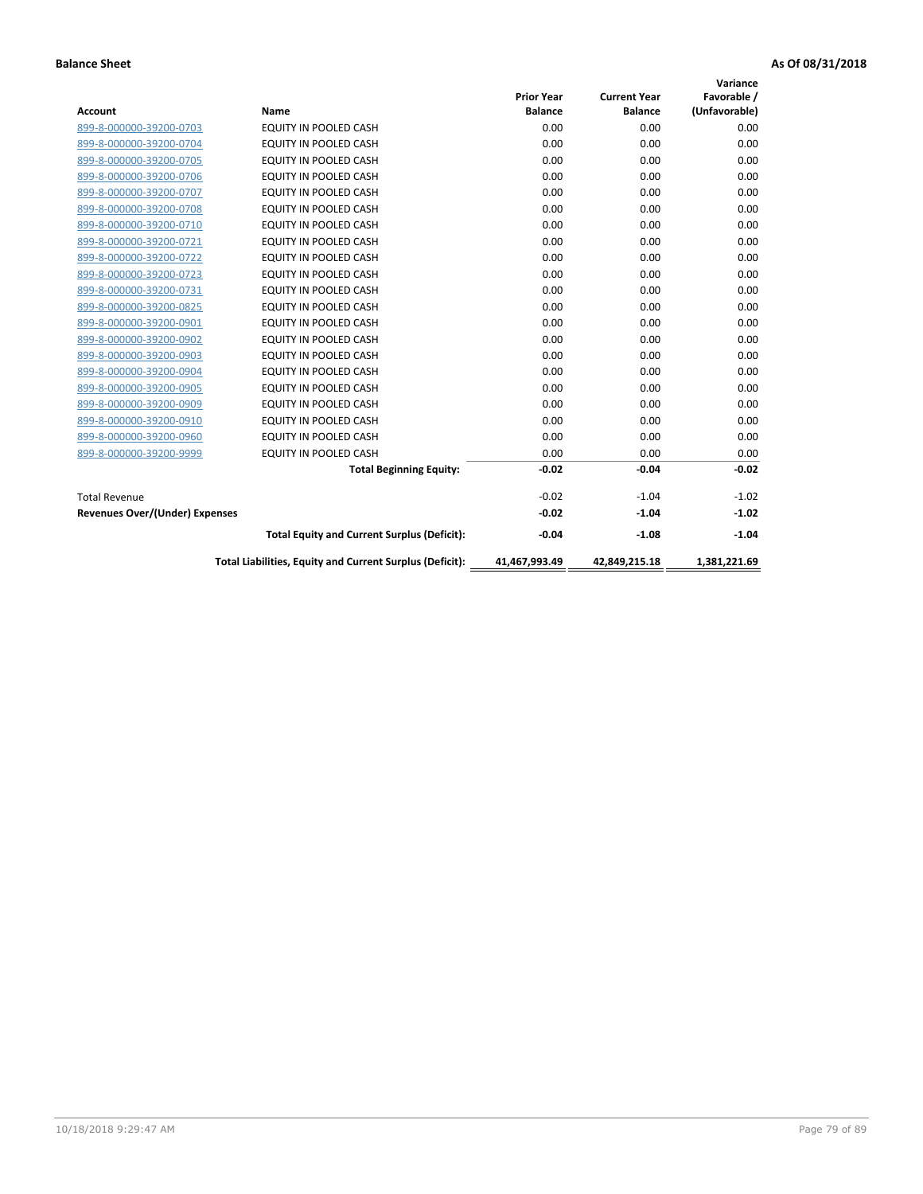**Balance Sheet** **As Of 08/31/2018**

| Account | Name | Prior Year Balance | Current Year Balance | Variance Favorable / (Unfavorable) |
|---|---|---|---|---|
| 899-8-000000-39200-0703 | EQUITY IN POOLED CASH | 0.00 | 0.00 | 0.00 |
| 899-8-000000-39200-0704 | EQUITY IN POOLED CASH | 0.00 | 0.00 | 0.00 |
| 899-8-000000-39200-0705 | EQUITY IN POOLED CASH | 0.00 | 0.00 | 0.00 |
| 899-8-000000-39200-0706 | EQUITY IN POOLED CASH | 0.00 | 0.00 | 0.00 |
| 899-8-000000-39200-0707 | EQUITY IN POOLED CASH | 0.00 | 0.00 | 0.00 |
| 899-8-000000-39200-0708 | EQUITY IN POOLED CASH | 0.00 | 0.00 | 0.00 |
| 899-8-000000-39200-0710 | EQUITY IN POOLED CASH | 0.00 | 0.00 | 0.00 |
| 899-8-000000-39200-0721 | EQUITY IN POOLED CASH | 0.00 | 0.00 | 0.00 |
| 899-8-000000-39200-0722 | EQUITY IN POOLED CASH | 0.00 | 0.00 | 0.00 |
| 899-8-000000-39200-0723 | EQUITY IN POOLED CASH | 0.00 | 0.00 | 0.00 |
| 899-8-000000-39200-0731 | EQUITY IN POOLED CASH | 0.00 | 0.00 | 0.00 |
| 899-8-000000-39200-0825 | EQUITY IN POOLED CASH | 0.00 | 0.00 | 0.00 |
| 899-8-000000-39200-0901 | EQUITY IN POOLED CASH | 0.00 | 0.00 | 0.00 |
| 899-8-000000-39200-0902 | EQUITY IN POOLED CASH | 0.00 | 0.00 | 0.00 |
| 899-8-000000-39200-0903 | EQUITY IN POOLED CASH | 0.00 | 0.00 | 0.00 |
| 899-8-000000-39200-0904 | EQUITY IN POOLED CASH | 0.00 | 0.00 | 0.00 |
| 899-8-000000-39200-0905 | EQUITY IN POOLED CASH | 0.00 | 0.00 | 0.00 |
| 899-8-000000-39200-0909 | EQUITY IN POOLED CASH | 0.00 | 0.00 | 0.00 |
| 899-8-000000-39200-0910 | EQUITY IN POOLED CASH | 0.00 | 0.00 | 0.00 |
| 899-8-000000-39200-0960 | EQUITY IN POOLED CASH | 0.00 | 0.00 | 0.00 |
| 899-8-000000-39200-9999 | EQUITY IN POOLED CASH | 0.00 | 0.00 | 0.00 |
| | **Total Beginning Equity:** | **-0.02** | **-0.04** | **-0.02** |
| Total Revenue | | -0.02 | -1.04 | -1.02 |
| **Revenues Over/(Under) Expenses** | | **-0.02** | **-1.04** | **-1.02** |
| | **Total Equity and Current Surplus (Deficit):** | **-0.04** | **-1.08** | **-1.04** |
| | **Total Liabilities, Equity and Current Surplus (Deficit):** | **41,467,993.49** | **42,849,215.18** | **1,381,221.69** |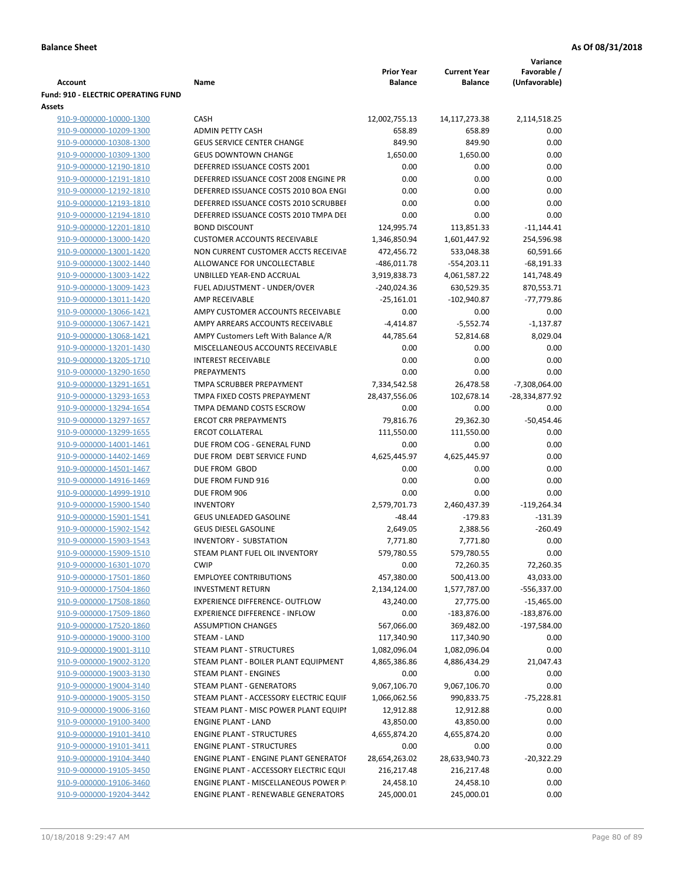**Balance Sheet** **As Of 08/31/2018**

| Account | Name | Prior Year Balance | Current Year Balance | Variance Favorable / (Unfavorable) |
|---|---|---|---|---|
| **Fund: 910 - ELECTRIC OPERATING FUND** | | | | |
| **Assets** | | | | |
| 910-9-000000-10000-1300 | CASH | 12,002,755.13 | 14,117,273.38 | 2,114,518.25 |
| 910-9-000000-10209-1300 | ADMIN PETTY CASH | 658.89 | 658.89 | 0.00 |
| 910-9-000000-10308-1300 | GEUS SERVICE CENTER CHANGE | 849.90 | 849.90 | 0.00 |
| 910-9-000000-10309-1300 | GEUS DOWNTOWN CHANGE | 1,650.00 | 1,650.00 | 0.00 |
| 910-9-000000-12190-1810 | DEFERRED ISSUANCE COSTS 2001 | 0.00 | 0.00 | 0.00 |
| 910-9-000000-12191-1810 | DEFERRED ISSUANCE COST 2008 ENGINE PR | 0.00 | 0.00 | 0.00 |
| 910-9-000000-12192-1810 | DEFERRED ISSUANCE COSTS 2010 BOA ENGI | 0.00 | 0.00 | 0.00 |
| 910-9-000000-12193-1810 | DEFERRED ISSUANCE COSTS 2010 SCRUBBEI | 0.00 | 0.00 | 0.00 |
| 910-9-000000-12194-1810 | DEFERRED ISSUANCE COSTS 2010 TMPA DEI | 0.00 | 0.00 | 0.00 |
| 910-9-000000-12201-1810 | BOND DISCOUNT | 124,995.74 | 113,851.33 | -11,144.41 |
| 910-9-000000-13000-1420 | CUSTOMER ACCOUNTS RECEIVABLE | 1,346,850.94 | 1,601,447.92 | 254,596.98 |
| 910-9-000000-13001-1420 | NON CURRENT CUSTOMER ACCTS RECEIVAE | 472,456.72 | 533,048.38 | 60,591.66 |
| 910-9-000000-13002-1440 | ALLOWANCE FOR UNCOLLECTABLE | -486,011.78 | -554,203.11 | -68,191.33 |
| 910-9-000000-13003-1422 | UNBILLED YEAR-END ACCRUAL | 3,919,838.73 | 4,061,587.22 | 141,748.49 |
| 910-9-000000-13009-1423 | FUEL ADJUSTMENT - UNDER/OVER | -240,024.36 | 630,529.35 | 870,553.71 |
| 910-9-000000-13011-1420 | AMP RECEIVABLE | -25,161.01 | -102,940.87 | -77,779.86 |
| 910-9-000000-13066-1421 | AMPY CUSTOMER ACCOUNTS RECEIVABLE | 0.00 | 0.00 | 0.00 |
| 910-9-000000-13067-1421 | AMPY ARREARS ACCOUNTS RECEIVABLE | -4,414.87 | -5,552.74 | -1,137.87 |
| 910-9-000000-13068-1421 | AMPY Customers Left With Balance A/R | 44,785.64 | 52,814.68 | 8,029.04 |
| 910-9-000000-13201-1430 | MISCELLANEOUS ACCOUNTS RECEIVABLE | 0.00 | 0.00 | 0.00 |
| 910-9-000000-13205-1710 | INTEREST RECEIVABLE | 0.00 | 0.00 | 0.00 |
| 910-9-000000-13290-1650 | PREPAYMENTS | 0.00 | 0.00 | 0.00 |
| 910-9-000000-13291-1651 | TMPA SCRUBBER PREPAYMENT | 7,334,542.58 | 26,478.58 | -7,308,064.00 |
| 910-9-000000-13293-1653 | TMPA FIXED COSTS PREPAYMENT | 28,437,556.06 | 102,678.14 | -28,334,877.92 |
| 910-9-000000-13294-1654 | TMPA DEMAND COSTS ESCROW | 0.00 | 0.00 | 0.00 |
| 910-9-000000-13297-1657 | ERCOT CRR PREPAYMENTS | 79,816.76 | 29,362.30 | -50,454.46 |
| 910-9-000000-13299-1655 | ERCOT COLLATERAL | 111,550.00 | 111,550.00 | 0.00 |
| 910-9-000000-14001-1461 | DUE FROM COG - GENERAL FUND | 0.00 | 0.00 | 0.00 |
| 910-9-000000-14402-1469 | DUE FROM DEBT SERVICE FUND | 4,625,445.97 | 4,625,445.97 | 0.00 |
| 910-9-000000-14501-1467 | DUE FROM GBOD | 0.00 | 0.00 | 0.00 |
| 910-9-000000-14916-1469 | DUE FROM FUND 916 | 0.00 | 0.00 | 0.00 |
| 910-9-000000-14999-1910 | DUE FROM 906 | 0.00 | 0.00 | 0.00 |
| 910-9-000000-15900-1540 | INVENTORY | 2,579,701.73 | 2,460,437.39 | -119,264.34 |
| 910-9-000000-15901-1541 | GEUS UNLEADED GASOLINE | -48.44 | -179.83 | -131.39 |
| 910-9-000000-15902-1542 | GEUS DIESEL GASOLINE | 2,649.05 | 2,388.56 | -260.49 |
| 910-9-000000-15903-1543 | INVENTORY - SUBSTATION | 7,771.80 | 7,771.80 | 0.00 |
| 910-9-000000-15909-1510 | STEAM PLANT FUEL OIL INVENTORY | 579,780.55 | 579,780.55 | 0.00 |
| 910-9-000000-16301-1070 | CWIP | 0.00 | 72,260.35 | 72,260.35 |
| 910-9-000000-17501-1860 | EMPLOYEE CONTRIBUTIONS | 457,380.00 | 500,413.00 | 43,033.00 |
| 910-9-000000-17504-1860 | INVESTMENT RETURN | 2,134,124.00 | 1,577,787.00 | -556,337.00 |
| 910-9-000000-17508-1860 | EXPERIENCE DIFFERENCE- OUTFLOW | 43,240.00 | 27,775.00 | -15,465.00 |
| 910-9-000000-17509-1860 | EXPERIENCE DIFFERENCE - INFLOW | 0.00 | -183,876.00 | -183,876.00 |
| 910-9-000000-17520-1860 | ASSUMPTION CHANGES | 567,066.00 | 369,482.00 | -197,584.00 |
| 910-9-000000-19000-3100 | STEAM - LAND | 117,340.90 | 117,340.90 | 0.00 |
| 910-9-000000-19001-3110 | STEAM PLANT - STRUCTURES | 1,082,096.04 | 1,082,096.04 | 0.00 |
| 910-9-000000-19002-3120 | STEAM PLANT - BOILER PLANT EQUIPMENT | 4,865,386.86 | 4,886,434.29 | 21,047.43 |
| 910-9-000000-19003-3130 | STEAM PLANT - ENGINES | 0.00 | 0.00 | 0.00 |
| 910-9-000000-19004-3140 | STEAM PLANT - GENERATORS | 9,067,106.70 | 9,067,106.70 | 0.00 |
| 910-9-000000-19005-3150 | STEAM PLANT - ACCESSORY ELECTRIC EQUIF | 1,066,062.56 | 990,833.75 | -75,228.81 |
| 910-9-000000-19006-3160 | STEAM PLANT - MISC POWER PLANT EQUIPI | 12,912.88 | 12,912.88 | 0.00 |
| 910-9-000000-19100-3400 | ENGINE PLANT - LAND | 43,850.00 | 43,850.00 | 0.00 |
| 910-9-000000-19101-3410 | ENGINE PLANT - STRUCTURES | 4,655,874.20 | 4,655,874.20 | 0.00 |
| 910-9-000000-19101-3411 | ENGINE PLANT - STRUCTURES | 0.00 | 0.00 | 0.00 |
| 910-9-000000-19104-3440 | ENGINE PLANT - ENGINE PLANT GENERATOF | 28,654,263.02 | 28,633,940.73 | -20,322.29 |
| 910-9-000000-19105-3450 | ENGINE PLANT - ACCESSORY ELECTRIC EQUI | 216,217.48 | 216,217.48 | 0.00 |
| 910-9-000000-19106-3460 | ENGINE PLANT - MISCELLANEOUS POWER P | 24,458.10 | 24,458.10 | 0.00 |
| 910-9-000000-19204-3442 | ENGINE PLANT - RENEWABLE GENERATORS | 245,000.01 | 245,000.01 | 0.00 |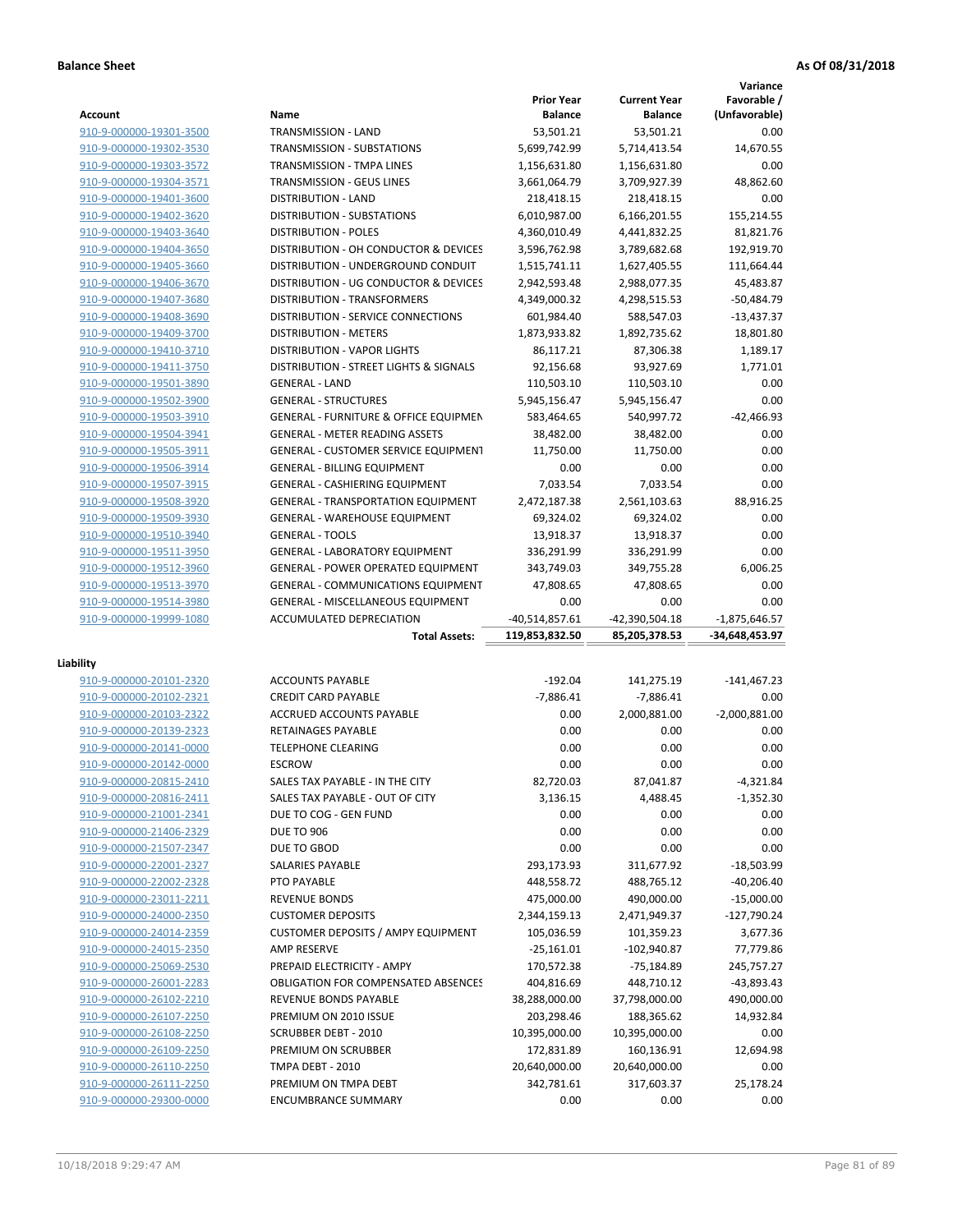**Balance Sheet** **As Of 08/31/2018**

| Account | Name | Prior Year Balance | Current Year Balance | Variance Favorable / (Unfavorable) |
|---|---|---|---|---|
| 910-9-000000-19301-3500 | TRANSMISSION - LAND | 53,501.21 | 53,501.21 | 0.00 |
| 910-9-000000-19302-3530 | TRANSMISSION - SUBSTATIONS | 5,699,742.99 | 5,714,413.54 | 14,670.55 |
| 910-9-000000-19303-3572 | TRANSMISSION - TMPA LINES | 1,156,631.80 | 1,156,631.80 | 0.00 |
| 910-9-000000-19304-3571 | TRANSMISSION - GEUS LINES | 3,661,064.79 | 3,709,927.39 | 48,862.60 |
| 910-9-000000-19401-3600 | DISTRIBUTION - LAND | 218,418.15 | 218,418.15 | 0.00 |
| 910-9-000000-19402-3620 | DISTRIBUTION - SUBSTATIONS | 6,010,987.00 | 6,166,201.55 | 155,214.55 |
| 910-9-000000-19403-3640 | DISTRIBUTION - POLES | 4,360,010.49 | 4,441,832.25 | 81,821.76 |
| 910-9-000000-19404-3650 | DISTRIBUTION - OH CONDUCTOR & DEVICES | 3,596,762.98 | 3,789,682.68 | 192,919.70 |
| 910-9-000000-19405-3660 | DISTRIBUTION - UNDERGROUND CONDUIT | 1,515,741.11 | 1,627,405.55 | 111,664.44 |
| 910-9-000000-19406-3670 | DISTRIBUTION - UG CONDUCTOR & DEVICES | 2,942,593.48 | 2,988,077.35 | 45,483.87 |
| 910-9-000000-19407-3680 | DISTRIBUTION - TRANSFORMERS | 4,349,000.32 | 4,298,515.53 | -50,484.79 |
| 910-9-000000-19408-3690 | DISTRIBUTION - SERVICE CONNECTIONS | 601,984.40 | 588,547.03 | -13,437.37 |
| 910-9-000000-19409-3700 | DISTRIBUTION - METERS | 1,873,933.82 | 1,892,735.62 | 18,801.80 |
| 910-9-000000-19410-3710 | DISTRIBUTION - VAPOR LIGHTS | 86,117.21 | 87,306.38 | 1,189.17 |
| 910-9-000000-19411-3750 | DISTRIBUTION - STREET LIGHTS & SIGNALS | 92,156.68 | 93,927.69 | 1,771.01 |
| 910-9-000000-19501-3890 | GENERAL - LAND | 110,503.10 | 110,503.10 | 0.00 |
| 910-9-000000-19502-3900 | GENERAL - STRUCTURES | 5,945,156.47 | 5,945,156.47 | 0.00 |
| 910-9-000000-19503-3910 | GENERAL - FURNITURE & OFFICE EQUIPMEN | 583,464.65 | 540,997.72 | -42,466.93 |
| 910-9-000000-19504-3941 | GENERAL - METER READING ASSETS | 38,482.00 | 38,482.00 | 0.00 |
| 910-9-000000-19505-3911 | GENERAL - CUSTOMER SERVICE EQUIPMENT | 11,750.00 | 11,750.00 | 0.00 |
| 910-9-000000-19506-3914 | GENERAL - BILLING EQUIPMENT | 0.00 | 0.00 | 0.00 |
| 910-9-000000-19507-3915 | GENERAL - CASHIERING EQUIPMENT | 7,033.54 | 7,033.54 | 0.00 |
| 910-9-000000-19508-3920 | GENERAL - TRANSPORTATION EQUIPMENT | 2,472,187.38 | 2,561,103.63 | 88,916.25 |
| 910-9-000000-19509-3930 | GENERAL - WAREHOUSE EQUIPMENT | 69,324.02 | 69,324.02 | 0.00 |
| 910-9-000000-19510-3940 | GENERAL - TOOLS | 13,918.37 | 13,918.37 | 0.00 |
| 910-9-000000-19511-3950 | GENERAL - LABORATORY EQUIPMENT | 336,291.99 | 336,291.99 | 0.00 |
| 910-9-000000-19512-3960 | GENERAL - POWER OPERATED EQUIPMENT | 343,749.03 | 349,755.28 | 6,006.25 |
| 910-9-000000-19513-3970 | GENERAL - COMMUNICATIONS EQUIPMENT | 47,808.65 | 47,808.65 | 0.00 |
| 910-9-000000-19514-3980 | GENERAL - MISCELLANEOUS EQUIPMENT | 0.00 | 0.00 | 0.00 |
| 910-9-000000-19999-1080 | ACCUMULATED DEPRECIATION | -40,514,857.61 | -42,390,504.18 | -1,875,646.57 |
| | **Total Assets:** | **119,853,832.50** | **85,205,378.53** | **-34,648,453.97** |

**Liability**

| Account | Name | Prior Year Balance | Current Year Balance | Variance Favorable / (Unfavorable) |
|---|---|---|---|---|
| 910-9-000000-20101-2320 | ACCOUNTS PAYABLE | -192.04 | 141,275.19 | -141,467.23 |
| 910-9-000000-20102-2321 | CREDIT CARD PAYABLE | -7,886.41 | -7,886.41 | 0.00 |
| 910-9-000000-20103-2322 | ACCRUED ACCOUNTS PAYABLE | 0.00 | 2,000,881.00 | -2,000,881.00 |
| 910-9-000000-20139-2323 | RETAINAGES PAYABLE | 0.00 | 0.00 | 0.00 |
| 910-9-000000-20141-0000 | TELEPHONE CLEARING | 0.00 | 0.00 | 0.00 |
| 910-9-000000-20142-0000 | ESCROW | 0.00 | 0.00 | 0.00 |
| 910-9-000000-20815-2410 | SALES TAX PAYABLE - IN THE CITY | 82,720.03 | 87,041.87 | -4,321.84 |
| 910-9-000000-20816-2411 | SALES TAX PAYABLE - OUT OF CITY | 3,136.15 | 4,488.45 | -1,352.30 |
| 910-9-000000-21001-2341 | DUE TO COG - GEN FUND | 0.00 | 0.00 | 0.00 |
| 910-9-000000-21406-2329 | DUE TO 906 | 0.00 | 0.00 | 0.00 |
| 910-9-000000-21507-2347 | DUE TO GBOD | 0.00 | 0.00 | 0.00 |
| 910-9-000000-22001-2327 | SALARIES PAYABLE | 293,173.93 | 311,677.92 | -18,503.99 |
| 910-9-000000-22002-2328 | PTO PAYABLE | 448,558.72 | 488,765.12 | -40,206.40 |
| 910-9-000000-23011-2211 | REVENUE BONDS | 475,000.00 | 490,000.00 | -15,000.00 |
| 910-9-000000-24000-2350 | CUSTOMER DEPOSITS | 2,344,159.13 | 2,471,949.37 | -127,790.24 |
| 910-9-000000-24014-2359 | CUSTOMER DEPOSITS / AMPY EQUIPMENT | 105,036.59 | 101,359.23 | 3,677.36 |
| 910-9-000000-24015-2350 | AMP RESERVE | -25,161.01 | -102,940.87 | 77,779.86 |
| 910-9-000000-25069-2530 | PREPAID ELECTRICITY - AMPY | 170,572.38 | -75,184.89 | 245,757.27 |
| 910-9-000000-26001-2283 | OBLIGATION FOR COMPENSATED ABSENCES | 404,816.69 | 448,710.12 | -43,893.43 |
| 910-9-000000-26102-2210 | REVENUE BONDS PAYABLE | 38,288,000.00 | 37,798,000.00 | 490,000.00 |
| 910-9-000000-26107-2250 | PREMIUM ON 2010 ISSUE | 203,298.46 | 188,365.62 | 14,932.84 |
| 910-9-000000-26108-2250 | SCRUBBER DEBT - 2010 | 10,395,000.00 | 10,395,000.00 | 0.00 |
| 910-9-000000-26109-2250 | PREMIUM ON SCRUBBER | 172,831.89 | 160,136.91 | 12,694.98 |
| 910-9-000000-26110-2250 | TMPA DEBT - 2010 | 20,640,000.00 | 20,640,000.00 | 0.00 |
| 910-9-000000-26111-2250 | PREMIUM ON TMPA DEBT | 342,781.61 | 317,603.37 | 25,178.24 |
| 910-9-000000-29300-0000 | ENCUMBRANCE SUMMARY | 0.00 | 0.00 | 0.00 |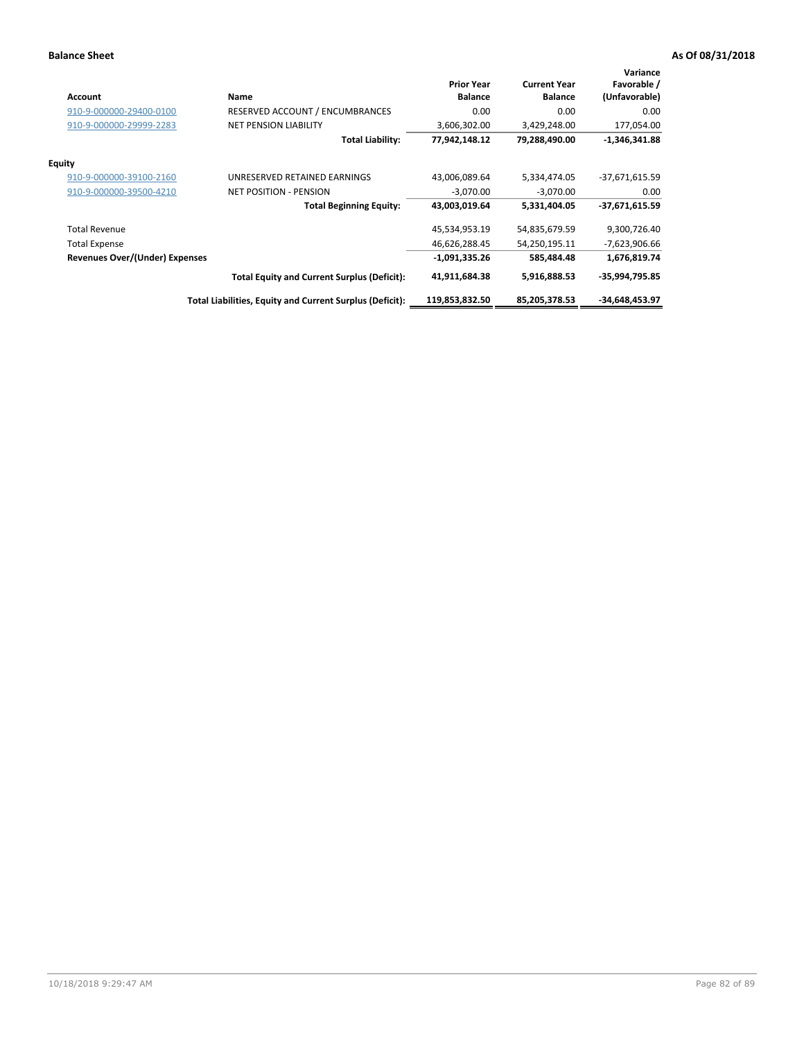## Balance Sheet

**As Of 08/31/2018**

| Account | Name | Prior Year Balance | Current Year Balance | Variance Favorable / (Unfavorable) |
|---|---|---|---|---|
| 910-9-000000-29400-0100 | RESERVED ACCOUNT / ENCUMBRANCES | 0.00 | 0.00 | 0.00 |
| 910-9-000000-29999-2283 | NET PENSION LIABILITY | 3,606,302.00 | 3,429,248.00 | 177,054.00 |
| | **Total Liability:** | **77,942,148.12** | **79,288,490.00** | **-1,346,341.88** |
| **Equity** | | | | |
| 910-9-000000-39100-2160 | UNRESERVED RETAINED EARNINGS | 43,006,089.64 | 5,334,474.05 | -37,671,615.59 |
| 910-9-000000-39500-4210 | NET POSITION - PENSION | -3,070.00 | -3,070.00 | 0.00 |
| | **Total Beginning Equity:** | **43,003,019.64** | **5,331,404.05** | **-37,671,615.59** |
| Total Revenue | | 45,534,953.19 | 54,835,679.59 | 9,300,726.40 |
| Total Expense | | 46,626,288.45 | 54,250,195.11 | -7,623,906.66 |
| **Revenues Over/(Under) Expenses** | | **-1,091,335.26** | **585,484.48** | **1,676,819.74** |
| | **Total Equity and Current Surplus (Deficit):** | **41,911,684.38** | **5,916,888.53** | **-35,994,795.85** |
| | **Total Liabilities, Equity and Current Surplus (Deficit):** | **119,853,832.50** | **85,205,378.53** | **-34,648,453.97** |

10/18/2018 9:29:47 AM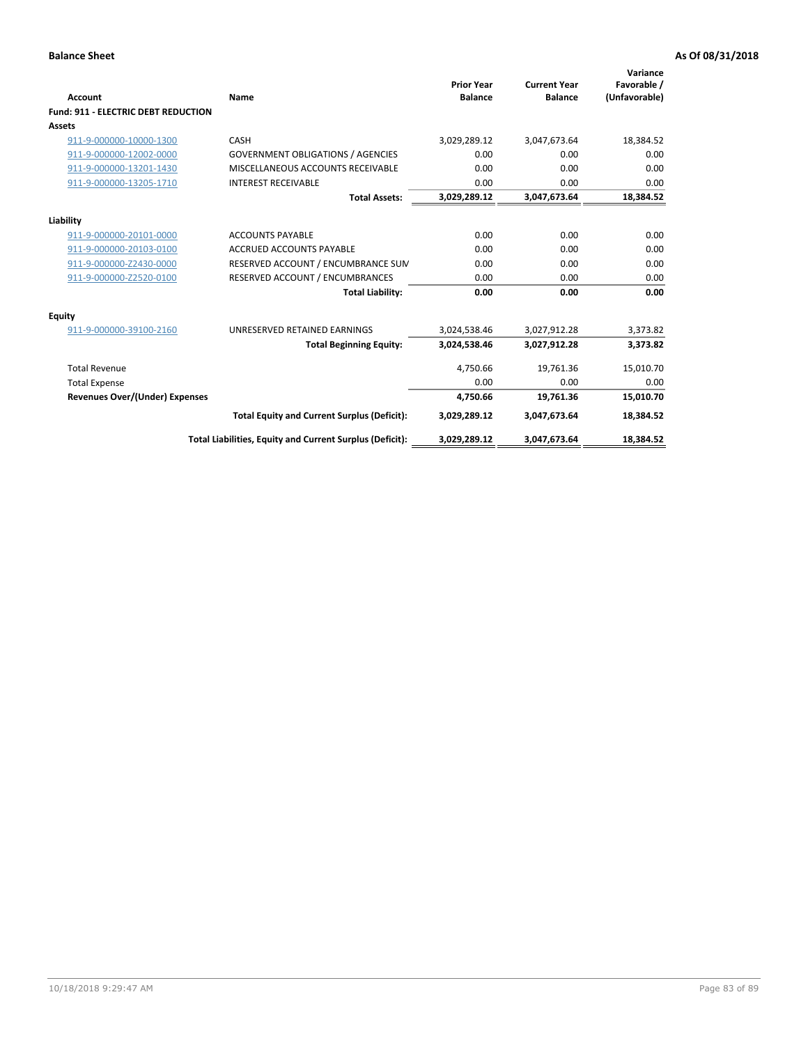**Balance Sheet** **As Of 08/31/2018**

| Account | Name | Prior Year Balance | Current Year Balance | Variance Favorable / (Unfavorable) |
|---|---|---|---|---|
| **Fund: 911 - ELECTRIC DEBT REDUCTION** | | | | |
| **Assets** | | | | |
| 911-9-000000-10000-1300 | CASH | 3,029,289.12 | 3,047,673.64 | 18,384.52 |
| 911-9-000000-12002-0000 | GOVERNMENT OBLIGATIONS / AGENCIES | 0.00 | 0.00 | 0.00 |
| 911-9-000000-13201-1430 | MISCELLANEOUS ACCOUNTS RECEIVABLE | 0.00 | 0.00 | 0.00 |
| 911-9-000000-13205-1710 | INTEREST RECEIVABLE | 0.00 | 0.00 | 0.00 |
| | **Total Assets:** | **3,029,289.12** | **3,047,673.64** | **18,384.52** |
| **Liability** | | | | |
| 911-9-000000-20101-0000 | ACCOUNTS PAYABLE | 0.00 | 0.00 | 0.00 |
| 911-9-000000-20103-0100 | ACCRUED ACCOUNTS PAYABLE | 0.00 | 0.00 | 0.00 |
| 911-9-000000-Z2430-0000 | RESERVED ACCOUNT / ENCUMBRANCE SUM | 0.00 | 0.00 | 0.00 |
| 911-9-000000-Z2520-0100 | RESERVED ACCOUNT / ENCUMBRANCES | 0.00 | 0.00 | 0.00 |
| | **Total Liability:** | **0.00** | **0.00** | **0.00** |
| **Equity** | | | | |
| 911-9-000000-39100-2160 | UNRESERVED RETAINED EARNINGS | 3,024,538.46 | 3,027,912.28 | 3,373.82 |
| | **Total Beginning Equity:** | **3,024,538.46** | **3,027,912.28** | **3,373.82** |
| Total Revenue | | 4,750.66 | 19,761.36 | 15,010.70 |
| Total Expense | | 0.00 | 0.00 | 0.00 |
| **Revenues Over/(Under) Expenses** | | **4,750.66** | **19,761.36** | **15,010.70** |
| | **Total Equity and Current Surplus (Deficit):** | **3,029,289.12** | **3,047,673.64** | **18,384.52** |
| | **Total Liabilities, Equity and Current Surplus (Deficit):** | **3,029,289.12** | **3,047,673.64** | **18,384.52** |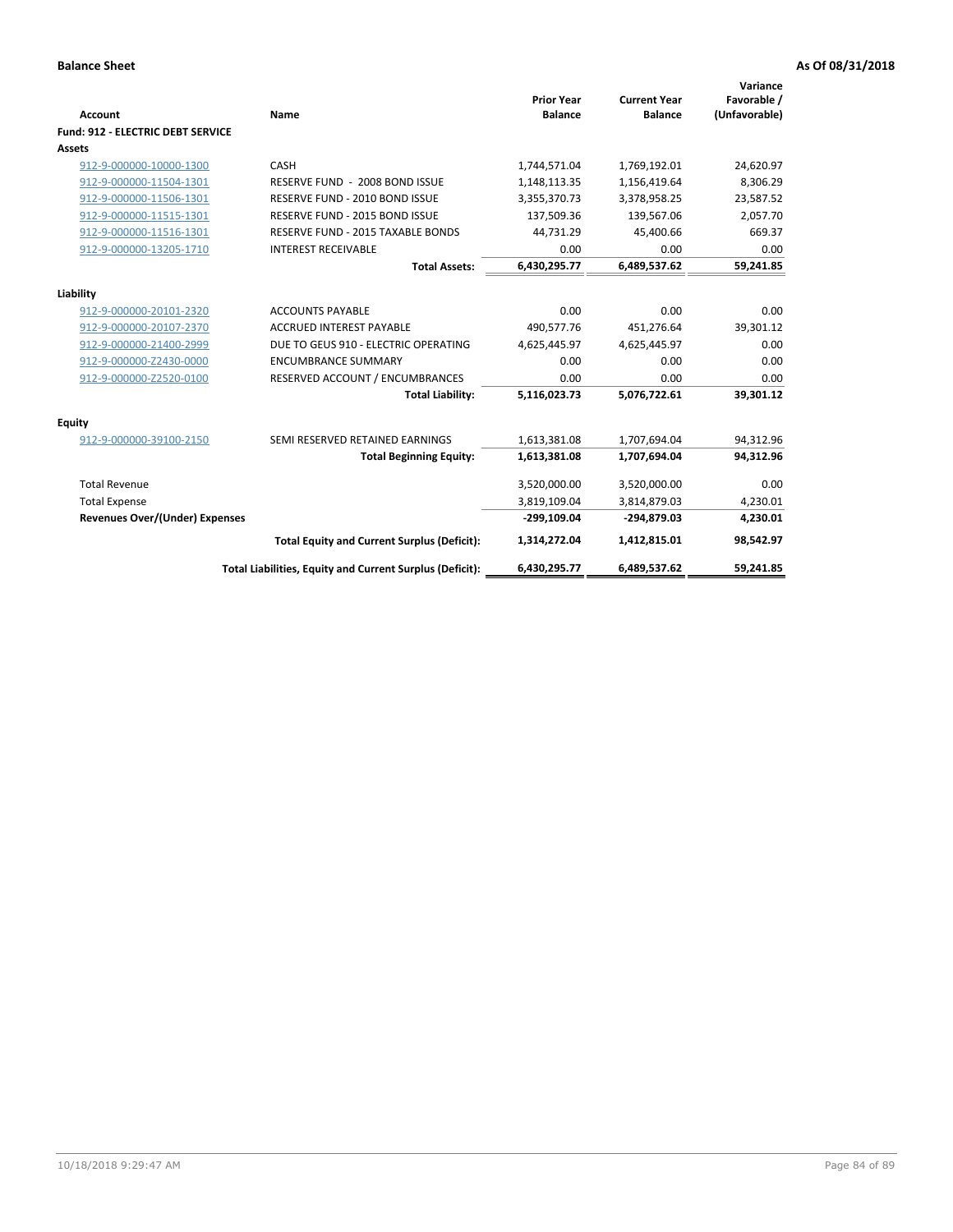**Balance Sheet** **As Of 08/31/2018**

| Account | Name | Prior Year Balance | Current Year Balance | Variance Favorable / (Unfavorable) |
|---|---|---|---|---|
| **Fund: 912 - ELECTRIC DEBT SERVICE** | | | | |
| **Assets** | | | | |
| 912-9-000000-10000-1300 | CASH | 1,744,571.04 | 1,769,192.01 | 24,620.97 |
| 912-9-000000-11504-1301 | RESERVE FUND - 2008 BOND ISSUE | 1,148,113.35 | 1,156,419.64 | 8,306.29 |
| 912-9-000000-11506-1301 | RESERVE FUND - 2010 BOND ISSUE | 3,355,370.73 | 3,378,958.25 | 23,587.52 |
| 912-9-000000-11515-1301 | RESERVE FUND - 2015 BOND ISSUE | 137,509.36 | 139,567.06 | 2,057.70 |
| 912-9-000000-11516-1301 | RESERVE FUND - 2015 TAXABLE BONDS | 44,731.29 | 45,400.66 | 669.37 |
| 912-9-000000-13205-1710 | INTEREST RECEIVABLE | 0.00 | 0.00 | 0.00 |
| | **Total Assets:** | **6,430,295.77** | **6,489,537.62** | **59,241.85** |
| **Liability** | | | | |
| 912-9-000000-20101-2320 | ACCOUNTS PAYABLE | 0.00 | 0.00 | 0.00 |
| 912-9-000000-20107-2370 | ACCRUED INTEREST PAYABLE | 490,577.76 | 451,276.64 | 39,301.12 |
| 912-9-000000-21400-2999 | DUE TO GEUS 910 - ELECTRIC OPERATING | 4,625,445.97 | 4,625,445.97 | 0.00 |
| 912-9-000000-Z2430-0000 | ENCUMBRANCE SUMMARY | 0.00 | 0.00 | 0.00 |
| 912-9-000000-Z2520-0100 | RESERVED ACCOUNT / ENCUMBRANCES | 0.00 | 0.00 | 0.00 |
| | **Total Liability:** | **5,116,023.73** | **5,076,722.61** | **39,301.12** |
| **Equity** | | | | |
| 912-9-000000-39100-2150 | SEMI RESERVED RETAINED EARNINGS | 1,613,381.08 | 1,707,694.04 | 94,312.96 |
| | **Total Beginning Equity:** | **1,613,381.08** | **1,707,694.04** | **94,312.96** |
| Total Revenue | | 3,520,000.00 | 3,520,000.00 | 0.00 |
| Total Expense | | 3,819,109.04 | 3,814,879.03 | 4,230.01 |
| **Revenues Over/(Under) Expenses** | | **-299,109.04** | **-294,879.03** | **4,230.01** |
| | **Total Equity and Current Surplus (Deficit):** | **1,314,272.04** | **1,412,815.01** | **98,542.97** |
| | **Total Liabilities, Equity and Current Surplus (Deficit):** | **6,430,295.77** | **6,489,537.62** | **59,241.85** |

10/18/2018 9:29:47 AM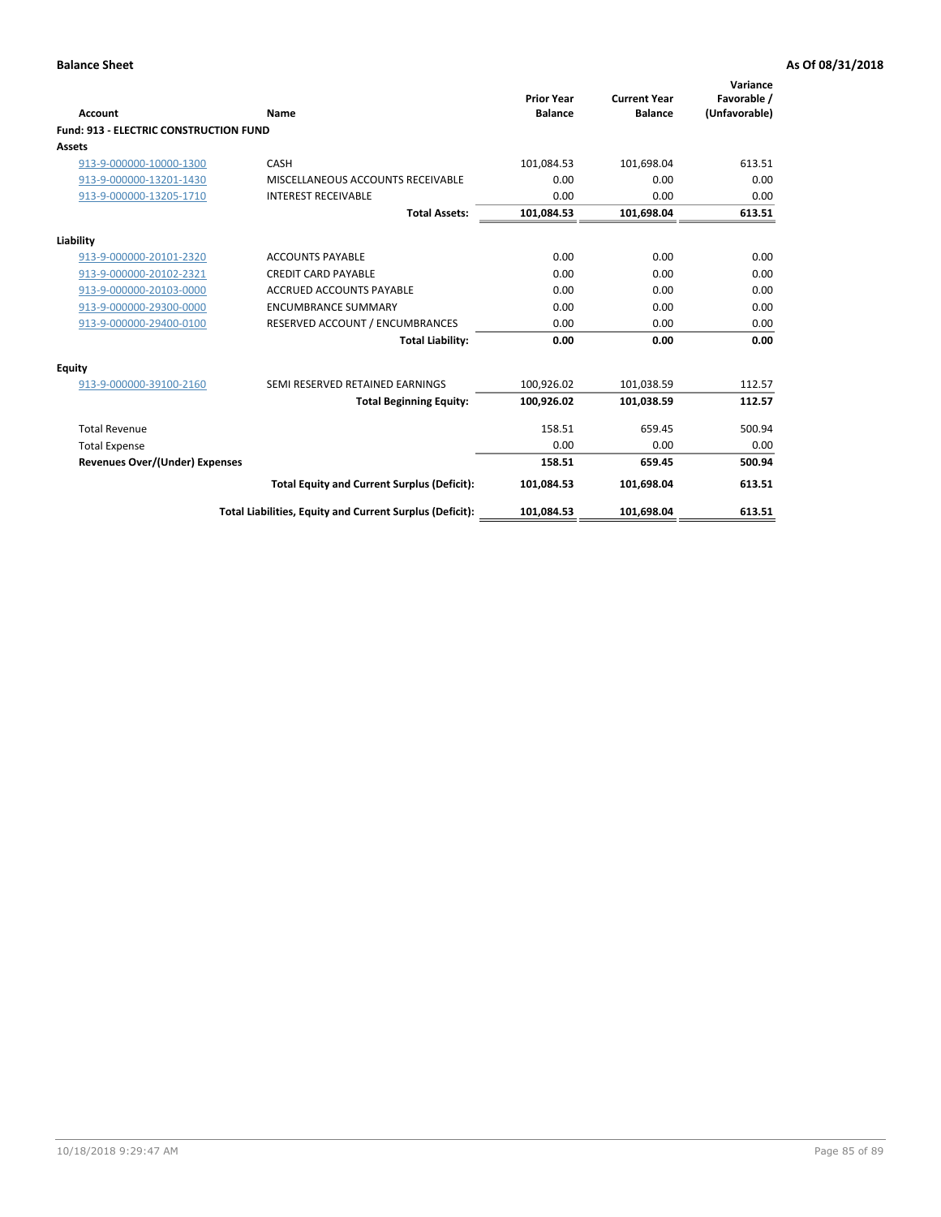**Balance Sheet** **As Of 08/31/2018**

| Account | Name | Prior Year Balance | Current Year Balance | Variance Favorable / (Unfavorable) |
|---|---|---|---|---|
| **Fund: 913 - ELECTRIC CONSTRUCTION FUND** | | | | |
| **Assets** | | | | |
| 913-9-000000-10000-1300 | CASH | 101,084.53 | 101,698.04 | 613.51 |
| 913-9-000000-13201-1430 | MISCELLANEOUS ACCOUNTS RECEIVABLE | 0.00 | 0.00 | 0.00 |
| 913-9-000000-13205-1710 | INTEREST RECEIVABLE | 0.00 | 0.00 | 0.00 |
| | **Total Assets:** | **101,084.53** | **101,698.04** | **613.51** |
| **Liability** | | | | |
| 913-9-000000-20101-2320 | ACCOUNTS PAYABLE | 0.00 | 0.00 | 0.00 |
| 913-9-000000-20102-2321 | CREDIT CARD PAYABLE | 0.00 | 0.00 | 0.00 |
| 913-9-000000-20103-0000 | ACCRUED ACCOUNTS PAYABLE | 0.00 | 0.00 | 0.00 |
| 913-9-000000-29300-0000 | ENCUMBRANCE SUMMARY | 0.00 | 0.00 | 0.00 |
| 913-9-000000-29400-0100 | RESERVED ACCOUNT / ENCUMBRANCES | 0.00 | 0.00 | 0.00 |
| | **Total Liability:** | **0.00** | **0.00** | **0.00** |
| **Equity** | | | | |
| 913-9-000000-39100-2160 | SEMI RESERVED RETAINED EARNINGS | 100,926.02 | 101,038.59 | 112.57 |
| | **Total Beginning Equity:** | **100,926.02** | **101,038.59** | **112.57** |
| Total Revenue | | 158.51 | 659.45 | 500.94 |
| Total Expense | | 0.00 | 0.00 | 0.00 |
| **Revenues Over/(Under) Expenses** | | **158.51** | **659.45** | **500.94** |
| | **Total Equity and Current Surplus (Deficit):** | **101,084.53** | **101,698.04** | **613.51** |
| | **Total Liabilities, Equity and Current Surplus (Deficit):** | **101,084.53** | **101,698.04** | **613.51** |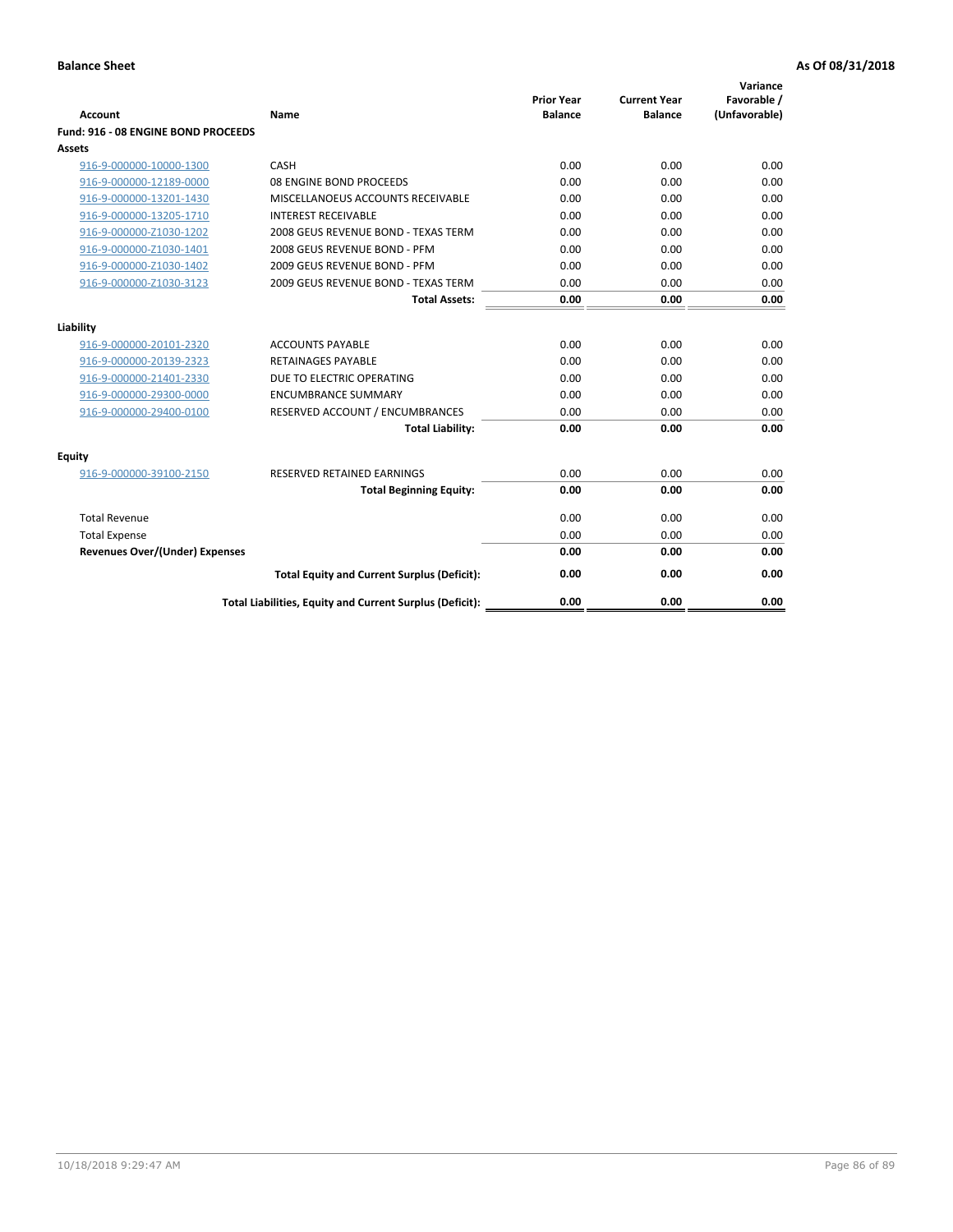**Balance Sheet** **As Of 08/31/2018**

| Account | Name | Prior Year Balance | Current Year Balance | Variance Favorable / (Unfavorable) |
|---|---|---|---|---|
| **Fund: 916 - 08 ENGINE BOND PROCEEDS** | | | | |
| **Assets** | | | | |
| 916-9-000000-10000-1300 | CASH | 0.00 | 0.00 | 0.00 |
| 916-9-000000-12189-0000 | 08 ENGINE BOND PROCEEDS | 0.00 | 0.00 | 0.00 |
| 916-9-000000-13201-1430 | MISCELLANOEUS ACCOUNTS RECEIVABLE | 0.00 | 0.00 | 0.00 |
| 916-9-000000-13205-1710 | INTEREST RECEIVABLE | 0.00 | 0.00 | 0.00 |
| 916-9-000000-Z1030-1202 | 2008 GEUS REVENUE BOND - TEXAS TERM | 0.00 | 0.00 | 0.00 |
| 916-9-000000-Z1030-1401 | 2008 GEUS REVENUE BOND - PFM | 0.00 | 0.00 | 0.00 |
| 916-9-000000-Z1030-1402 | 2009 GEUS REVENUE BOND - PFM | 0.00 | 0.00 | 0.00 |
| 916-9-000000-Z1030-3123 | 2009 GEUS REVENUE BOND - TEXAS TERM | 0.00 | 0.00 | 0.00 |
| | **Total Assets:** | **0.00** | **0.00** | **0.00** |
| **Liability** | | | | |
| 916-9-000000-20101-2320 | ACCOUNTS PAYABLE | 0.00 | 0.00 | 0.00 |
| 916-9-000000-20139-2323 | RETAINAGES PAYABLE | 0.00 | 0.00 | 0.00 |
| 916-9-000000-21401-2330 | DUE TO ELECTRIC OPERATING | 0.00 | 0.00 | 0.00 |
| 916-9-000000-29300-0000 | ENCUMBRANCE SUMMARY | 0.00 | 0.00 | 0.00 |
| 916-9-000000-29400-0100 | RESERVED ACCOUNT / ENCUMBRANCES | 0.00 | 0.00 | 0.00 |
| | **Total Liability:** | **0.00** | **0.00** | **0.00** |
| **Equity** | | | | |
| 916-9-000000-39100-2150 | RESERVED RETAINED EARNINGS | 0.00 | 0.00 | 0.00 |
| | **Total Beginning Equity:** | **0.00** | **0.00** | **0.00** |
| Total Revenue | | 0.00 | 0.00 | 0.00 |
| Total Expense | | 0.00 | 0.00 | 0.00 |
| **Revenues Over/(Under) Expenses** | | **0.00** | **0.00** | **0.00** |
| | **Total Equity and Current Surplus (Deficit):** | **0.00** | **0.00** | **0.00** |
| | **Total Liabilities, Equity and Current Surplus (Deficit):** | **0.00** | **0.00** | **0.00** |

10/18/2018 9:29:47 AM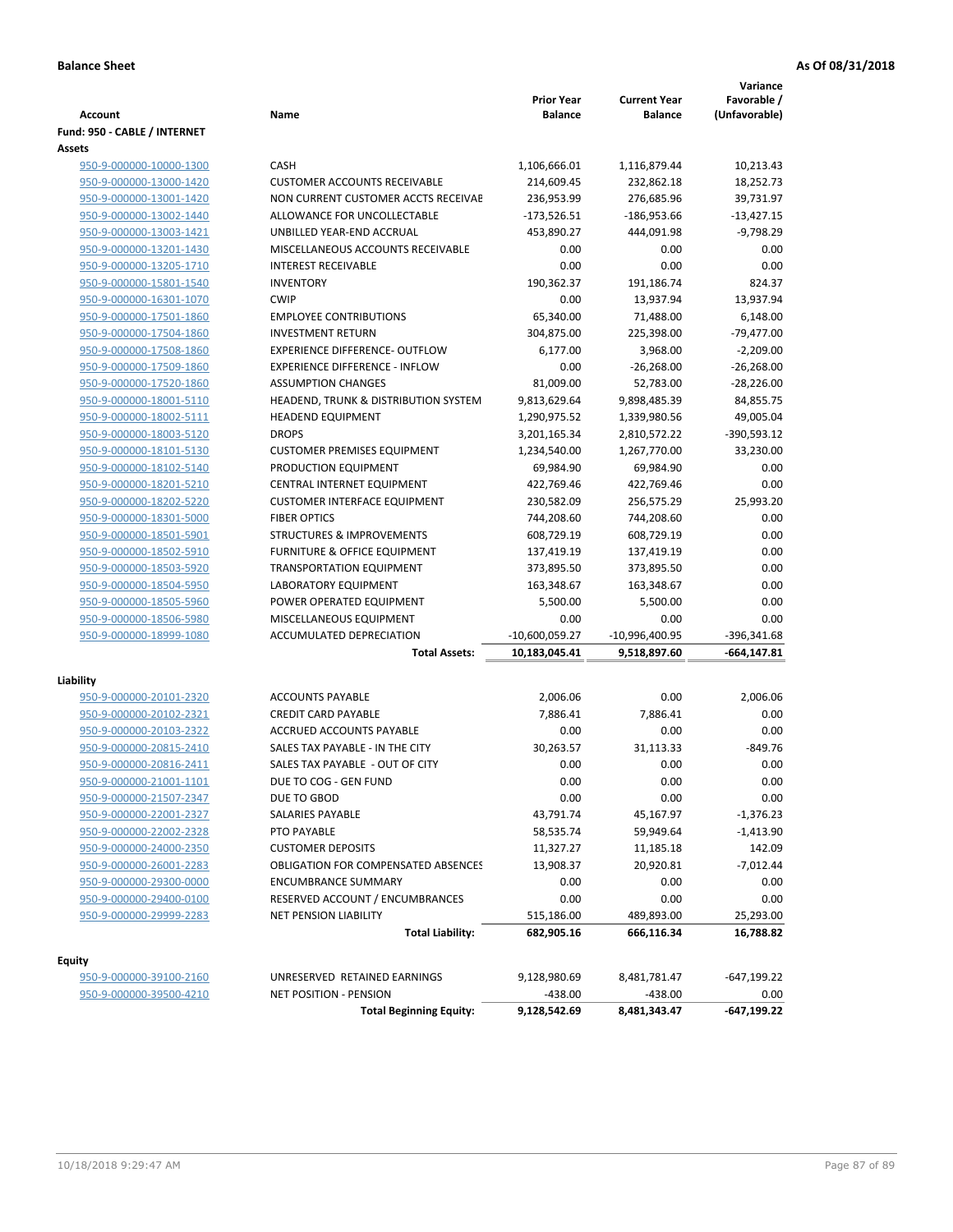**Balance Sheet** **As Of 08/31/2018**

| Account | Name | Prior Year Balance | Current Year Balance | Variance Favorable / (Unfavorable) |
|---|---|---|---|---|
| **Fund: 950 - CABLE / INTERNET** | | | | |
| **Assets** | | | | |
| 950-9-000000-10000-1300 | CASH | 1,106,666.01 | 1,116,879.44 | 10,213.43 |
| 950-9-000000-13000-1420 | CUSTOMER ACCOUNTS RECEIVABLE | 214,609.45 | 232,862.18 | 18,252.73 |
| 950-9-000000-13001-1420 | NON CURRENT CUSTOMER ACCTS RECEIVAE | 236,953.99 | 276,685.96 | 39,731.97 |
| 950-9-000000-13002-1440 | ALLOWANCE FOR UNCOLLECTABLE | -173,526.51 | -186,953.66 | -13,427.15 |
| 950-9-000000-13003-1421 | UNBILLED YEAR-END ACCRUAL | 453,890.27 | 444,091.98 | -9,798.29 |
| 950-9-000000-13201-1430 | MISCELLANEOUS ACCOUNTS RECEIVABLE | 0.00 | 0.00 | 0.00 |
| 950-9-000000-13205-1710 | INTEREST RECEIVABLE | 0.00 | 0.00 | 0.00 |
| 950-9-000000-15801-1540 | INVENTORY | 190,362.37 | 191,186.74 | 824.37 |
| 950-9-000000-16301-1070 | CWIP | 0.00 | 13,937.94 | 13,937.94 |
| 950-9-000000-17501-1860 | EMPLOYEE CONTRIBUTIONS | 65,340.00 | 71,488.00 | 6,148.00 |
| 950-9-000000-17504-1860 | INVESTMENT RETURN | 304,875.00 | 225,398.00 | -79,477.00 |
| 950-9-000000-17508-1860 | EXPERIENCE DIFFERENCE- OUTFLOW | 6,177.00 | 3,968.00 | -2,209.00 |
| 950-9-000000-17509-1860 | EXPERIENCE DIFFERENCE - INFLOW | 0.00 | -26,268.00 | -26,268.00 |
| 950-9-000000-17520-1860 | ASSUMPTION CHANGES | 81,009.00 | 52,783.00 | -28,226.00 |
| 950-9-000000-18001-5110 | HEADEND, TRUNK & DISTRIBUTION SYSTEM | 9,813,629.64 | 9,898,485.39 | 84,855.75 |
| 950-9-000000-18002-5111 | HEADEND EQUIPMENT | 1,290,975.52 | 1,339,980.56 | 49,005.04 |
| 950-9-000000-18003-5120 | DROPS | 3,201,165.34 | 2,810,572.22 | -390,593.12 |
| 950-9-000000-18101-5130 | CUSTOMER PREMISES EQUIPMENT | 1,234,540.00 | 1,267,770.00 | 33,230.00 |
| 950-9-000000-18102-5140 | PRODUCTION EQUIPMENT | 69,984.90 | 69,984.90 | 0.00 |
| 950-9-000000-18201-5210 | CENTRAL INTERNET EQUIPMENT | 422,769.46 | 422,769.46 | 0.00 |
| 950-9-000000-18202-5220 | CUSTOMER INTERFACE EQUIPMENT | 230,582.09 | 256,575.29 | 25,993.20 |
| 950-9-000000-18301-5000 | FIBER OPTICS | 744,208.60 | 744,208.60 | 0.00 |
| 950-9-000000-18501-5901 | STRUCTURES & IMPROVEMENTS | 608,729.19 | 608,729.19 | 0.00 |
| 950-9-000000-18502-5910 | FURNITURE & OFFICE EQUIPMENT | 137,419.19 | 137,419.19 | 0.00 |
| 950-9-000000-18503-5920 | TRANSPORTATION EQUIPMENT | 373,895.50 | 373,895.50 | 0.00 |
| 950-9-000000-18504-5950 | LABORATORY EQUIPMENT | 163,348.67 | 163,348.67 | 0.00 |
| 950-9-000000-18505-5960 | POWER OPERATED EQUIPMENT | 5,500.00 | 5,500.00 | 0.00 |
| 950-9-000000-18506-5980 | MISCELLANEOUS EQUIPMENT | 0.00 | 0.00 | 0.00 |
| 950-9-000000-18999-1080 | ACCUMULATED DEPRECIATION | -10,600,059.27 | -10,996,400.95 | -396,341.68 |
| | **Total Assets:** | **10,183,045.41** | **9,518,897.60** | **-664,147.81** |
| **Liability** | | | | |
| 950-9-000000-20101-2320 | ACCOUNTS PAYABLE | 2,006.06 | 0.00 | 2,006.06 |
| 950-9-000000-20102-2321 | CREDIT CARD PAYABLE | 7,886.41 | 7,886.41 | 0.00 |
| 950-9-000000-20103-2322 | ACCRUED ACCOUNTS PAYABLE | 0.00 | 0.00 | 0.00 |
| 950-9-000000-20815-2410 | SALES TAX PAYABLE - IN THE CITY | 30,263.57 | 31,113.33 | -849.76 |
| 950-9-000000-20816-2411 | SALES TAX PAYABLE - OUT OF CITY | 0.00 | 0.00 | 0.00 |
| 950-9-000000-21001-1101 | DUE TO COG - GEN FUND | 0.00 | 0.00 | 0.00 |
| 950-9-000000-21507-2347 | DUE TO GBOD | 0.00 | 0.00 | 0.00 |
| 950-9-000000-22001-2327 | SALARIES PAYABLE | 43,791.74 | 45,167.97 | -1,376.23 |
| 950-9-000000-22002-2328 | PTO PAYABLE | 58,535.74 | 59,949.64 | -1,413.90 |
| 950-9-000000-24000-2350 | CUSTOMER DEPOSITS | 11,327.27 | 11,185.18 | 142.09 |
| 950-9-000000-26001-2283 | OBLIGATION FOR COMPENSATED ABSENCES | 13,908.37 | 20,920.81 | -7,012.44 |
| 950-9-000000-29300-0000 | ENCUMBRANCE SUMMARY | 0.00 | 0.00 | 0.00 |
| 950-9-000000-29400-0100 | RESERVED ACCOUNT / ENCUMBRANCES | 0.00 | 0.00 | 0.00 |
| 950-9-000000-29999-2283 | NET PENSION LIABILITY | 515,186.00 | 489,893.00 | 25,293.00 |
| | **Total Liability:** | **682,905.16** | **666,116.34** | **16,788.82** |
| **Equity** | | | | |
| 950-9-000000-39100-2160 | UNRESERVED RETAINED EARNINGS | 9,128,980.69 | 8,481,781.47 | -647,199.22 |
| 950-9-000000-39500-4210 | NET POSITION - PENSION | -438.00 | -438.00 | 0.00 |
| | **Total Beginning Equity:** | **9,128,542.69** | **8,481,343.47** | **-647,199.22** |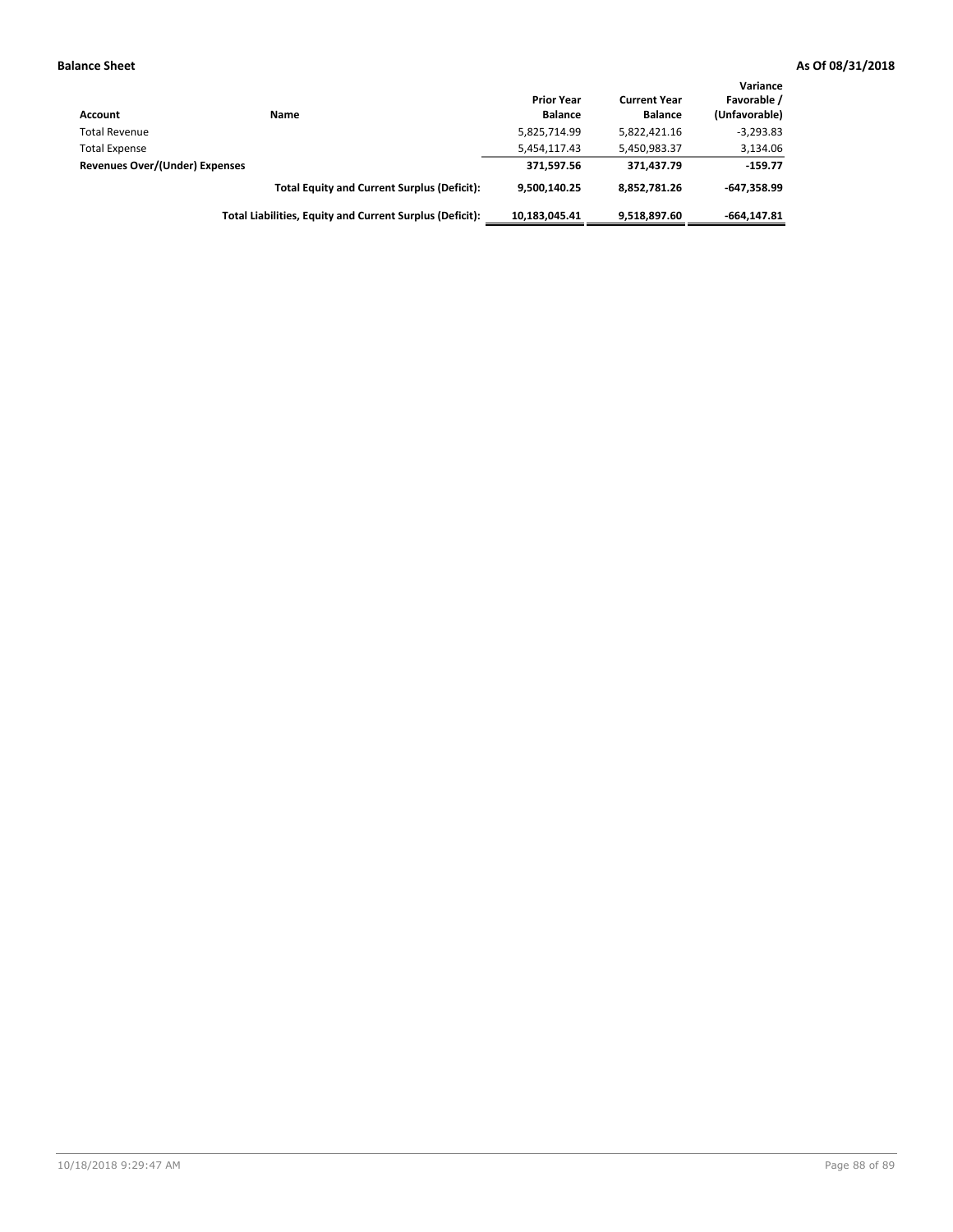| Account | Name | Prior Year Balance | Current Year Balance | Variance Favorable / (Unfavorable) |
|---|---|---|---|---|
| Total Revenue | | 5,825,714.99 | 5,822,421.16 | -3,293.83 |
| Total Expense | | 5,454,117.43 | 5,450,983.37 | 3,134.06 |
| **Revenues Over/(Under) Expenses** | | **371,597.56** | **371,437.79** | **-159.77** |
| | **Total Equity and Current Surplus (Deficit):** | **9,500,140.25** | **8,852,781.26** | **-647,358.99** |
| | **Total Liabilities, Equity and Current Surplus (Deficit):** | **10,183,045.41** | **9,518,897.60** | **-664,147.81** |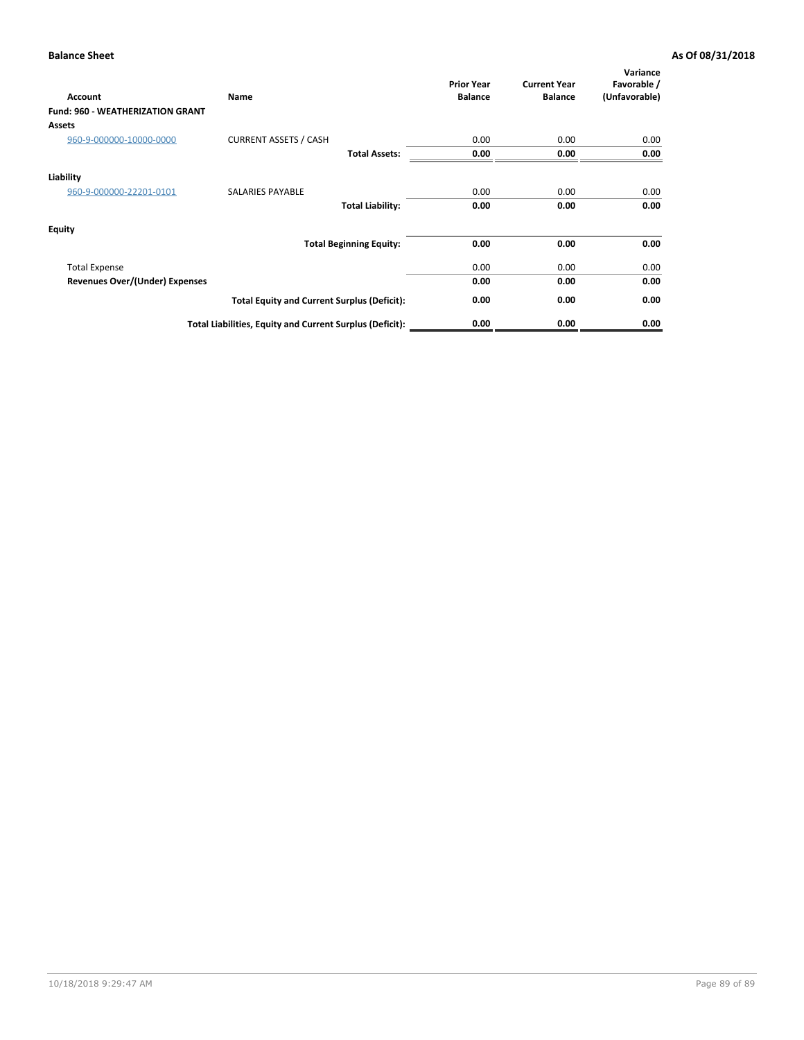**Balance Sheet** **As Of 08/31/2018**

| Account | Name | Prior Year Balance | Current Year Balance | Variance Favorable / (Unfavorable) |
|---|---|---|---|---|
| **Fund: 960 - WEATHERIZATION GRANT** | | | | |
| **Assets** | | | | |
| 960-9-000000-10000-0000 | CURRENT ASSETS / CASH | 0.00 | 0.00 | 0.00 |
| | **Total Assets:** | **0.00** | **0.00** | **0.00** |
| **Liability** | | | | |
| 960-9-000000-22201-0101 | SALARIES PAYABLE | 0.00 | 0.00 | 0.00 |
| | **Total Liability:** | **0.00** | **0.00** | **0.00** |
| **Equity** | | | | |
| | **Total Beginning Equity:** | **0.00** | **0.00** | **0.00** |
| Total Expense | | 0.00 | 0.00 | 0.00 |
| **Revenues Over/(Under) Expenses** | | **0.00** | **0.00** | **0.00** |
| | **Total Equity and Current Surplus (Deficit):** | **0.00** | **0.00** | **0.00** |
| | **Total Liabilities, Equity and Current Surplus (Deficit):** | **0.00** | **0.00** | **0.00** |

10/18/2018 9:29:47 AM